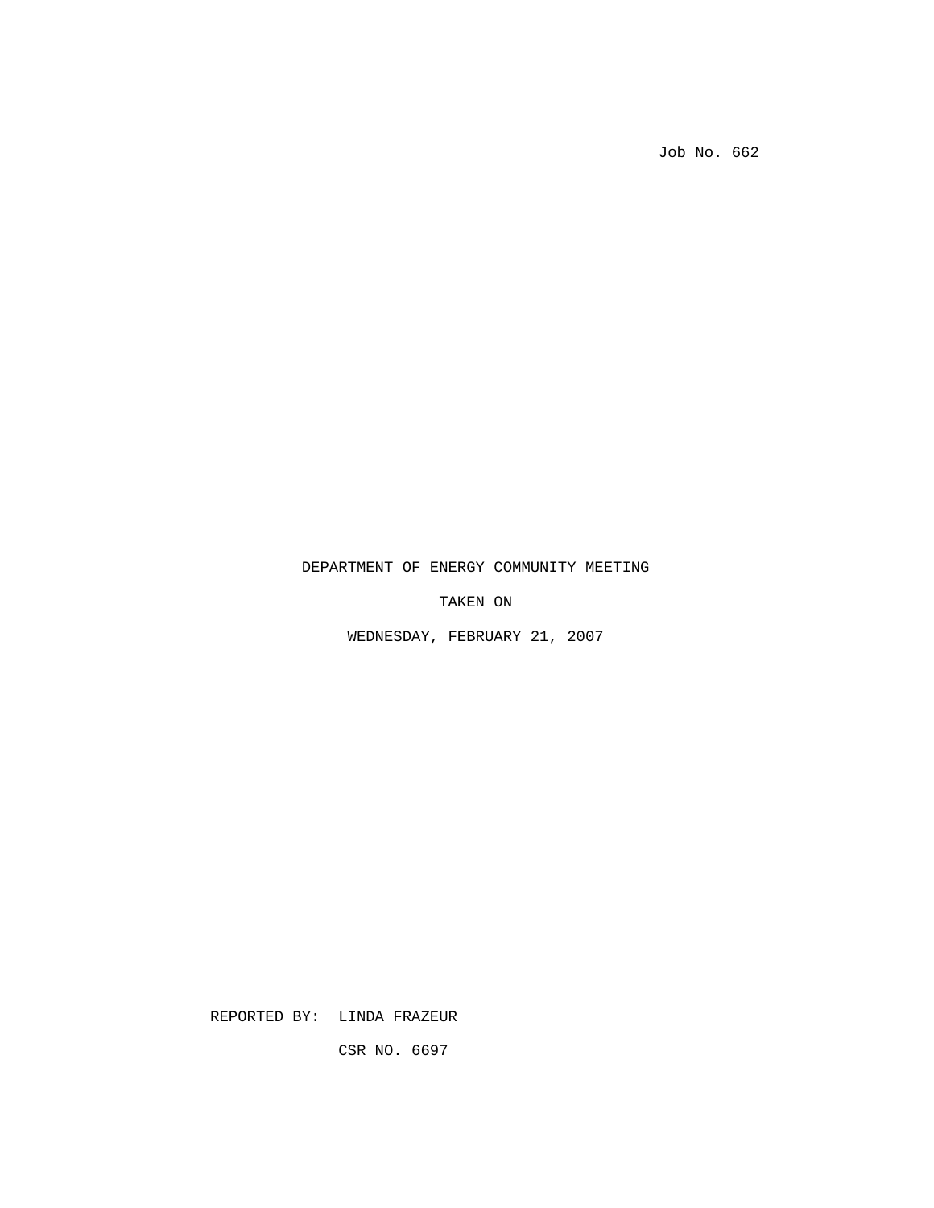Job No. 662

DEPARTMENT OF ENERGY COMMUNITY MEETING

TAKEN ON

WEDNESDAY, FEBRUARY 21, 2007

REPORTED BY: LINDA FRAZEUR

CSR NO. 6697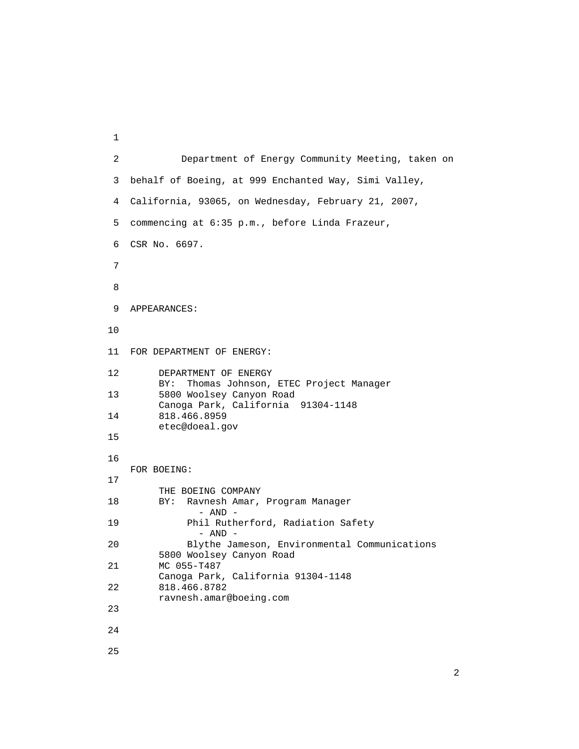Department of Energy Community Meeting, taken on behalf of Boeing, at 999 Enchanted Way, Simi Valley, California, 93065, on Wednesday, February 21, 2007, commencing at 6:35 p.m., before Linda Frazeur, CSR No. 6697.

APPEARANCES:

FOR DEPARTMENT OF ENERGY:

DEPARTMENT OF ENERGY
BY: Thomas Johnson, ETEC Project Manager
5800 Woolsey Canyon Road
Canoga Park, California 91304-1148
818.466.8959
etec@doeal.gov

FOR BOEING:

THE BOEING COMPANY
BY: Ravnesh Amar, Program Manager
- AND -
Phil Rutherford, Radiation Safety
- AND -
Blythe Jameson, Environmental Communications
5800 Woolsey Canyon Road
MC 055-T487
Canoga Park, California 91304-1148
818.466.8782
ravnesh.amar@boeing.com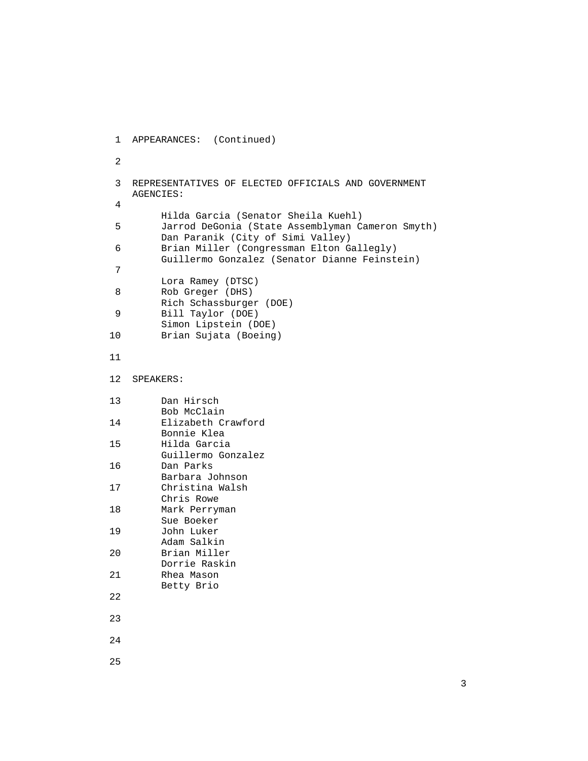APPEARANCES: (Continued)

REPRESENTATIVES OF ELECTED OFFICIALS AND GOVERNMENT AGENCIES:

Hilda Garcia (Senator Sheila Kuehl)
Jarrod DeGonia (State Assemblyman Cameron Smyth)
Dan Paranik (City of Simi Valley)
Brian Miller (Congressman Elton Gallegly)
Guillermo Gonzalez (Senator Dianne Feinstein)

Lora Ramey (DTSC)
Rob Greger (DHS)
Rich Schassburger (DOE)
Bill Taylor (DOE)
Simon Lipstein (DOE)
Brian Sujata (Boeing)

SPEAKERS:

Dan Hirsch
Bob McClain
Elizabeth Crawford
Bonnie Klea
Hilda Garcia
Guillermo Gonzalez
Dan Parks
Barbara Johnson
Christina Walsh
Chris Rowe
Mark Perryman
Sue Boeker
John Luker
Adam Salkin
Brian Miller
Dorrie Raskin
Rhea Mason
Betty Brio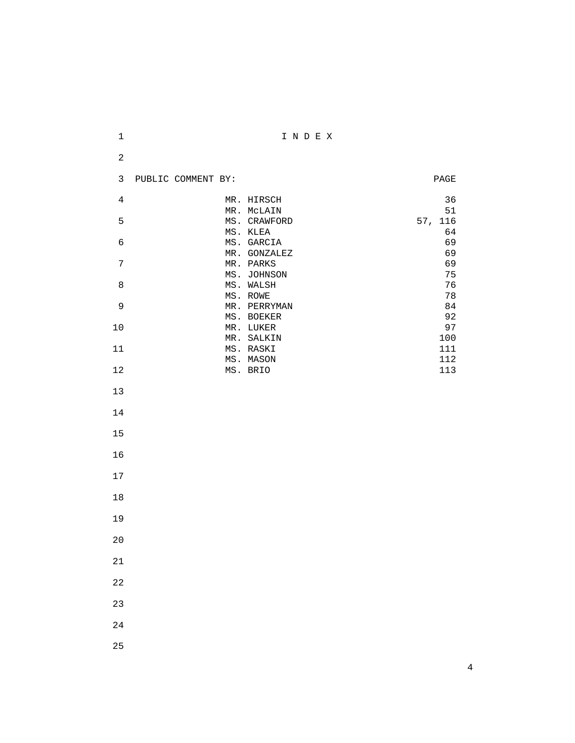# I N D E X

| PUBLIC COMMENT BY: | PAGE |
|---|---|
| MR. HIRSCH | 36 |
| MR. McLAIN | 51 |
| MS. CRAWFORD | 57, 116 |
| MS. KLEA | 64 |
| MS. GARCIA | 69 |
| MR. GONZALEZ | 69 |
| MR. PARKS | 69 |
| MS. JOHNSON | 75 |
| MS. WALSH | 76 |
| MS. ROWE | 78 |
| MR. PERRYMAN | 84 |
| MS. BOEKER | 92 |
| MR. LUKER | 97 |
| MR. SALKIN | 100 |
| MS. RASKI | 111 |
| MS. MASON | 112 |
| MS. BRIO | 113 |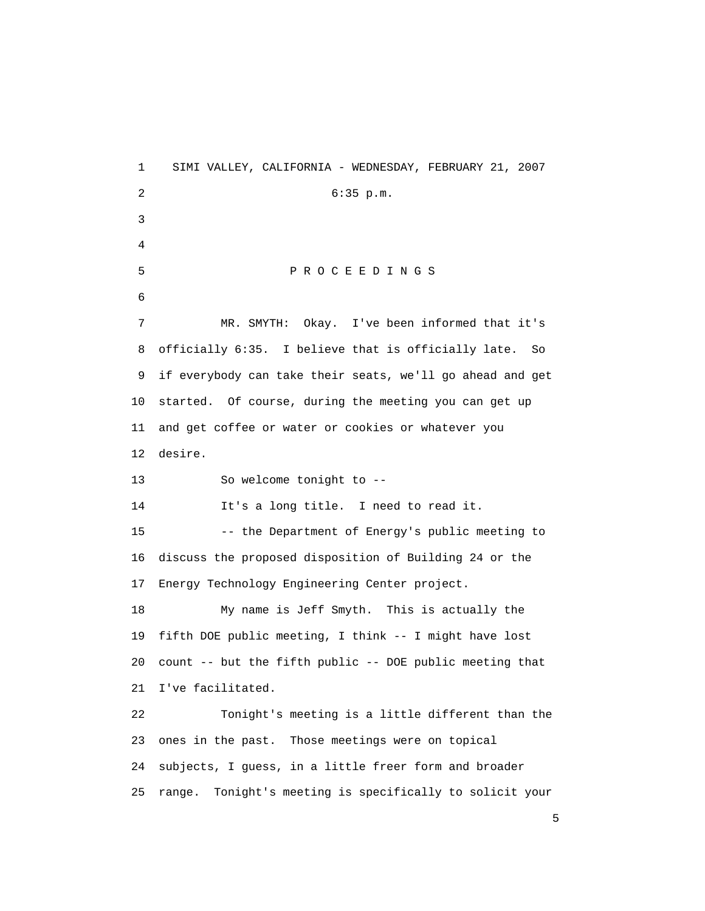SIMI VALLEY, CALIFORNIA - WEDNESDAY, FEBRUARY 21, 2007

6:35 p.m.

P R O C E E D I N G S

MR. SMYTH: Okay. I've been informed that it's officially 6:35. I believe that is officially late. So if everybody can take their seats, we'll go ahead and get started. Of course, during the meeting you can get up and get coffee or water or cookies or whatever you desire.

So welcome tonight to --

It's a long title. I need to read it.

-- the Department of Energy's public meeting to discuss the proposed disposition of Building 24 or the Energy Technology Engineering Center project.

My name is Jeff Smyth. This is actually the fifth DOE public meeting, I think -- I might have lost count -- but the fifth public -- DOE public meeting that I've facilitated.

Tonight's meeting is a little different than the ones in the past. Those meetings were on topical subjects, I guess, in a little freer form and broader range. Tonight's meeting is specifically to solicit your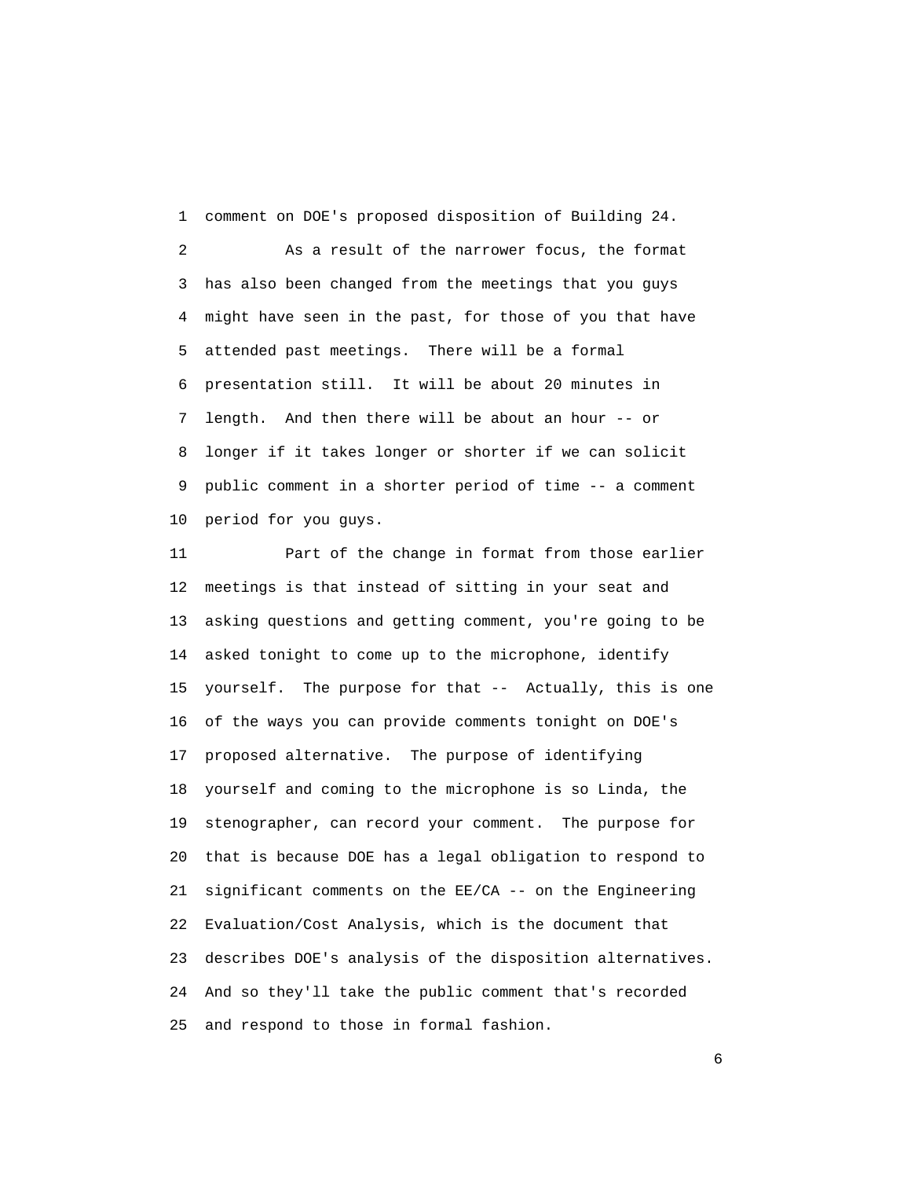comment on DOE's proposed disposition of Building 24.

As a result of the narrower focus, the format has also been changed from the meetings that you guys might have seen in the past, for those of you that have attended past meetings. There will be a formal presentation still. It will be about 20 minutes in length. And then there will be about an hour -- or longer if it takes longer or shorter if we can solicit public comment in a shorter period of time -- a comment period for you guys.

Part of the change in format from those earlier meetings is that instead of sitting in your seat and asking questions and getting comment, you're going to be asked tonight to come up to the microphone, identify yourself. The purpose for that -- Actually, this is one of the ways you can provide comments tonight on DOE's proposed alternative. The purpose of identifying yourself and coming to the microphone is so Linda, the stenographer, can record your comment. The purpose for that is because DOE has a legal obligation to respond to significant comments on the EE/CA -- on the Engineering Evaluation/Cost Analysis, which is the document that describes DOE's analysis of the disposition alternatives. And so they'll take the public comment that's recorded and respond to those in formal fashion.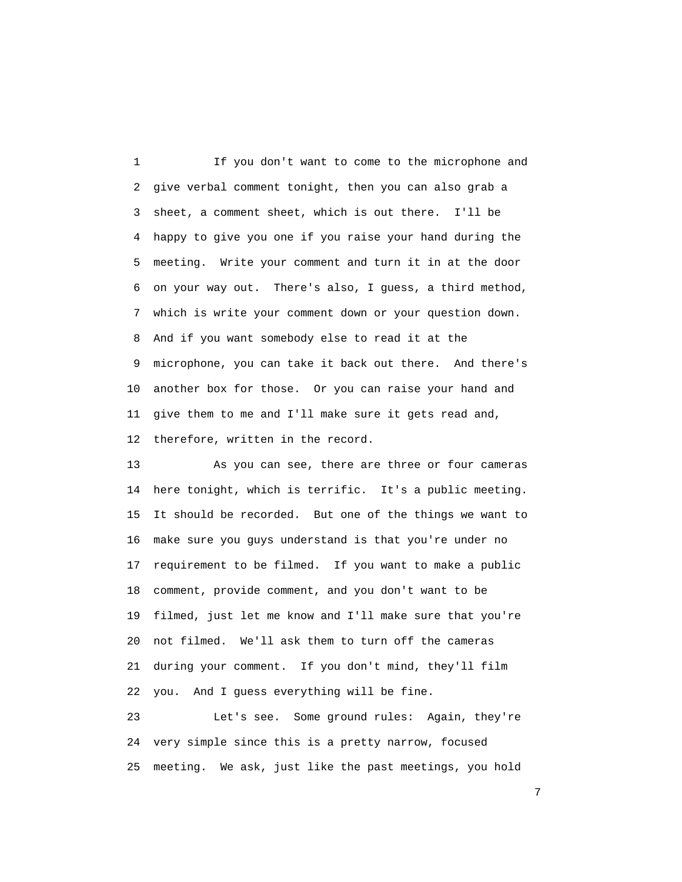If you don't want to come to the microphone and give verbal comment tonight, then you can also grab a sheet, a comment sheet, which is out there. I'll be happy to give you one if you raise your hand during the meeting. Write your comment and turn it in at the door on your way out. There's also, I guess, a third method, which is write your comment down or your question down. And if you want somebody else to read it at the microphone, you can take it back out there. And there's another box for those. Or you can raise your hand and give them to me and I'll make sure it gets read and, therefore, written in the record.

As you can see, there are three or four cameras here tonight, which is terrific. It's a public meeting. It should be recorded. But one of the things we want to make sure you guys understand is that you're under no requirement to be filmed. If you want to make a public comment, provide comment, and you don't want to be filmed, just let me know and I'll make sure that you're not filmed. We'll ask them to turn off the cameras during your comment. If you don't mind, they'll film you. And I guess everything will be fine.

Let's see. Some ground rules: Again, they're very simple since this is a pretty narrow, focused meeting. We ask, just like the past meetings, you hold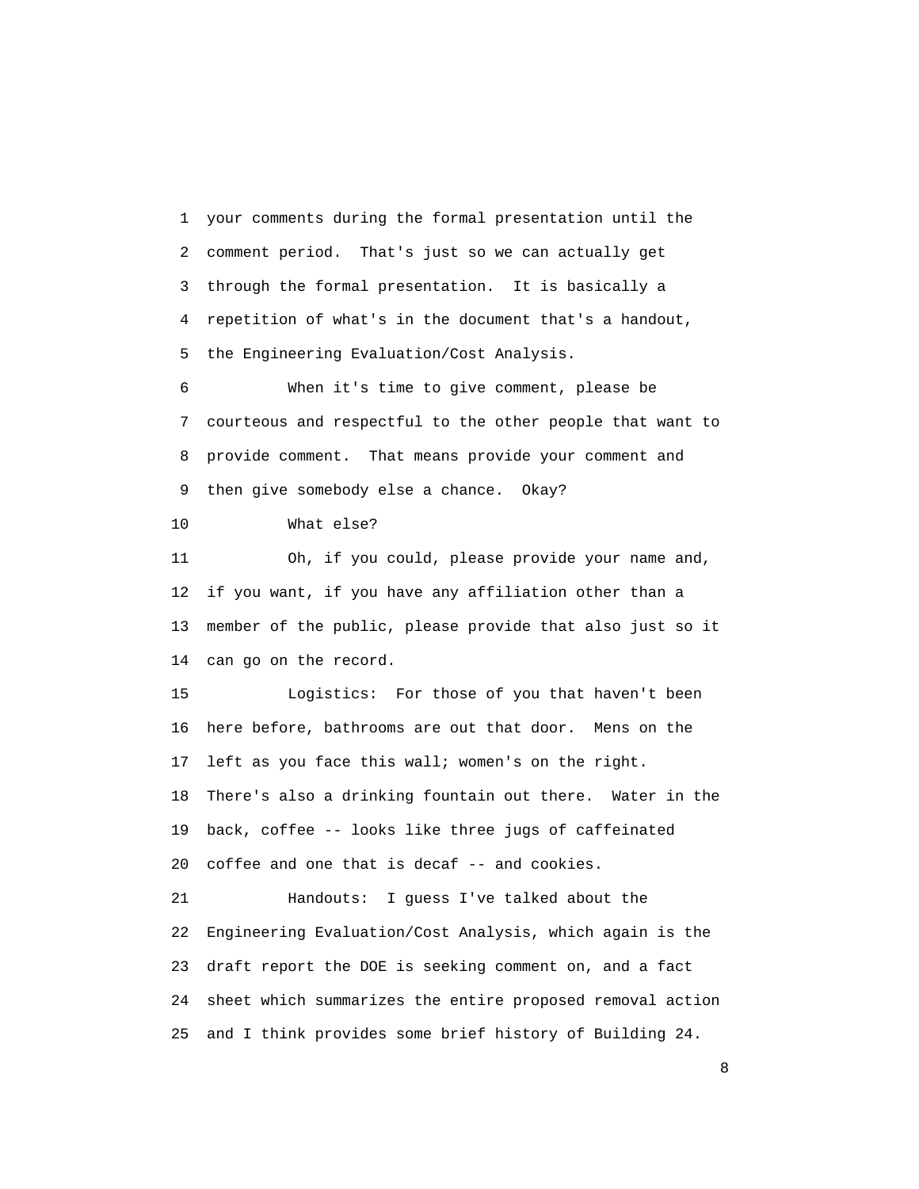1 your comments during the formal presentation until the
2 comment period. That's just so we can actually get
3 through the formal presentation. It is basically a
4 repetition of what's in the document that's a handout,
5 the Engineering Evaluation/Cost Analysis.

6 When it's time to give comment, please be
7 courteous and respectful to the other people that want to
8 provide comment. That means provide your comment and
9 then give somebody else a chance. Okay?

10 What else?

11 Oh, if you could, please provide your name and,
12 if you want, if you have any affiliation other than a
13 member of the public, please provide that also just so it
14 can go on the record.

15 Logistics: For those of you that haven't been
16 here before, bathrooms are out that door. Mens on the
17 left as you face this wall; women's on the right.
18 There's also a drinking fountain out there. Water in the
19 back, coffee -- looks like three jugs of caffeinated
20 coffee and one that is decaf -- and cookies.

21 Handouts: I guess I've talked about the
22 Engineering Evaluation/Cost Analysis, which again is the
23 draft report the DOE is seeking comment on, and a fact
24 sheet which summarizes the entire proposed removal action
25 and I think provides some brief history of Building 24.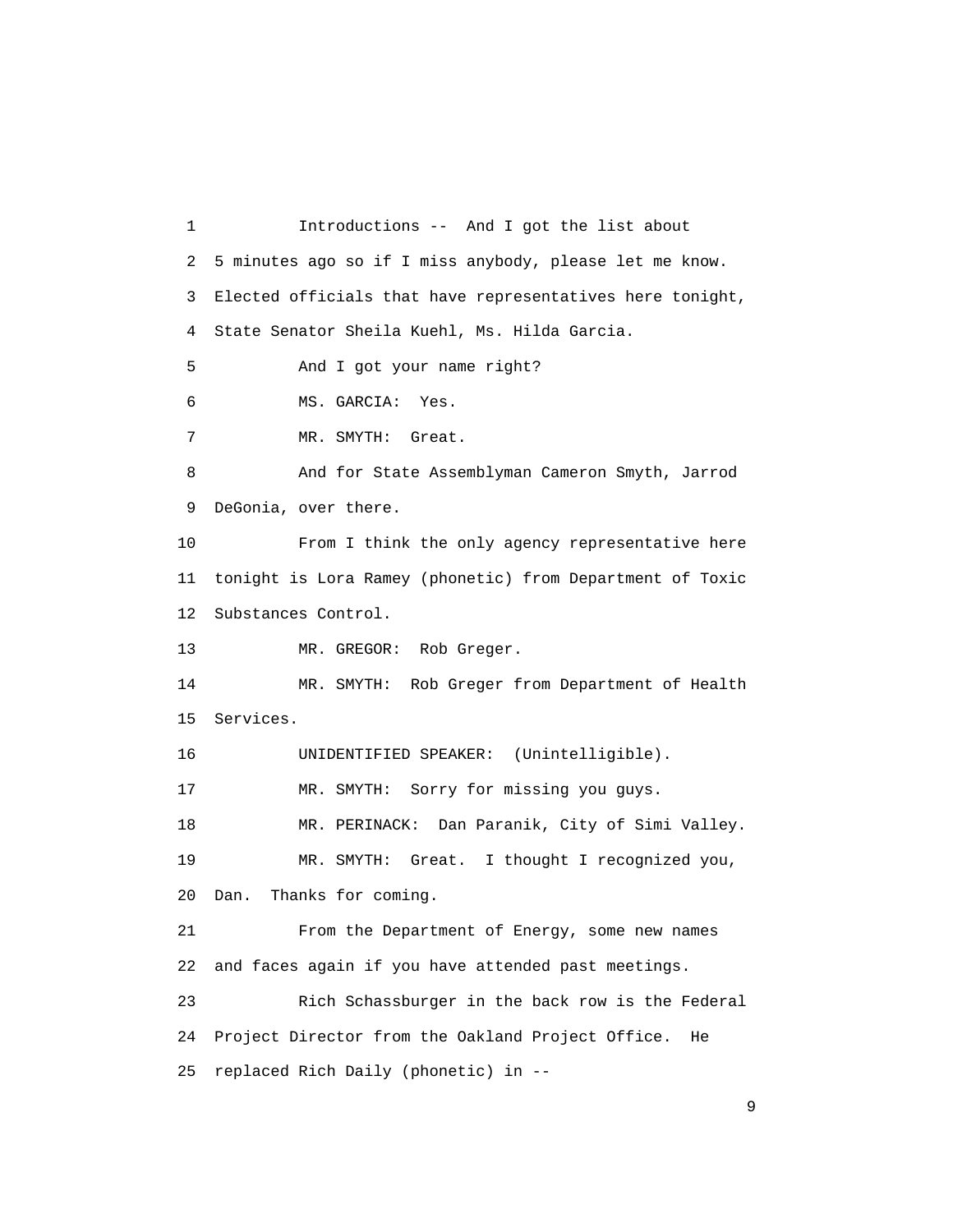1 Introductions -- And I got the list about
2 5 minutes ago so if I miss anybody, please let me know.
3 Elected officials that have representatives here tonight,
4 State Senator Sheila Kuehl, Ms. Hilda Garcia.
5 And I got your name right?
6 MS. GARCIA: Yes.
7 MR. SMYTH: Great.
8 And for State Assemblyman Cameron Smyth, Jarrod
9 DeGonia, over there.
10 From I think the only agency representative here
11 tonight is Lora Ramey (phonetic) from Department of Toxic
12 Substances Control.
13 MR. GREGOR: Rob Greger.
14 MR. SMYTH: Rob Greger from Department of Health
15 Services.
16 UNIDENTIFIED SPEAKER: (Unintelligible).
17 MR. SMYTH: Sorry for missing you guys.
18 MR. PERINACK: Dan Paranik, City of Simi Valley.
19 MR. SMYTH: Great. I thought I recognized you,
20 Dan. Thanks for coming.
21 From the Department of Energy, some new names
22 and faces again if you have attended past meetings.
23 Rich Schassburger in the back row is the Federal
24 Project Director from the Oakland Project Office. He
25 replaced Rich Daily (phonetic) in --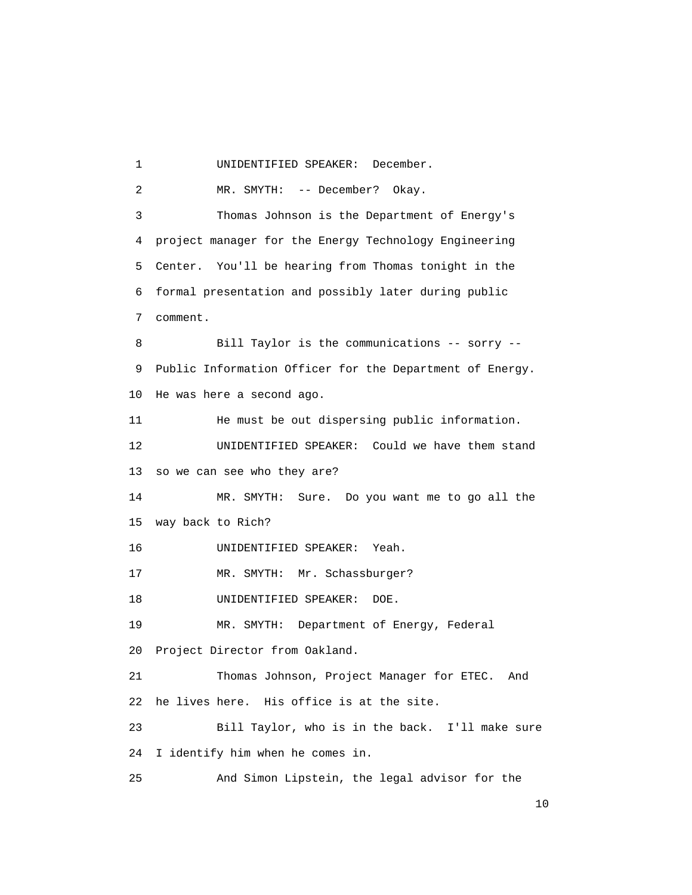1 UNIDENTIFIED SPEAKER: December.

2 MR. SMYTH: -- December? Okay.

3 Thomas Johnson is the Department of Energy's

4 project manager for the Energy Technology Engineering

5 Center. You'll be hearing from Thomas tonight in the

6 formal presentation and possibly later during public

7 comment.

8 Bill Taylor is the communications -- sorry --

9 Public Information Officer for the Department of Energy.

10 He was here a second ago.

11 He must be out dispersing public information.

12 UNIDENTIFIED SPEAKER: Could we have them stand

13 so we can see who they are?

14 MR. SMYTH: Sure. Do you want me to go all the

15 way back to Rich?

16 UNIDENTIFIED SPEAKER: Yeah.

17 MR. SMYTH: Mr. Schassburger?

18 UNIDENTIFIED SPEAKER: DOE.

19 MR. SMYTH: Department of Energy, Federal

20 Project Director from Oakland.

21 Thomas Johnson, Project Manager for ETEC. And

22 he lives here. His office is at the site.

23 Bill Taylor, who is in the back. I'll make sure

24 I identify him when he comes in.

25 And Simon Lipstein, the legal advisor for the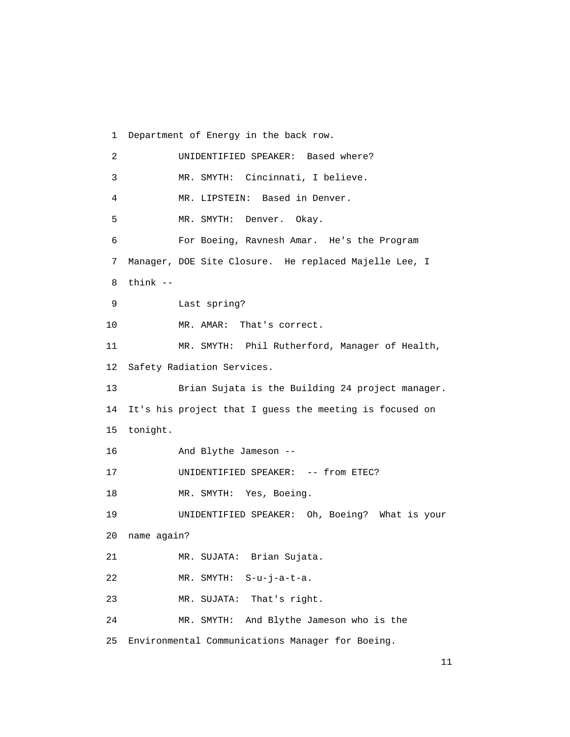1 Department of Energy in the back row.

2 UNIDENTIFIED SPEAKER: Based where?

3 MR. SMYTH: Cincinnati, I believe.

4 MR. LIPSTEIN: Based in Denver.

5 MR. SMYTH: Denver. Okay.

6 For Boeing, Ravnesh Amar. He's the Program

7 Manager, DOE Site Closure. He replaced Majelle Lee, I

8 think --

9 Last spring?

10 MR. AMAR: That's correct.

11 MR. SMYTH: Phil Rutherford, Manager of Health,

12 Safety Radiation Services.

13 Brian Sujata is the Building 24 project manager.

14 It's his project that I guess the meeting is focused on

15 tonight.

16 And Blythe Jameson --

17 UNIDENTIFIED SPEAKER: -- from ETEC?

18 MR. SMYTH: Yes, Boeing.

19 UNIDENTIFIED SPEAKER: Oh, Boeing? What is your

20 name again?

21 MR. SUJATA: Brian Sujata.

22 MR. SMYTH: S-u-j-a-t-a.

23 MR. SUJATA: That's right.

24 MR. SMYTH: And Blythe Jameson who is the

25 Environmental Communications Manager for Boeing.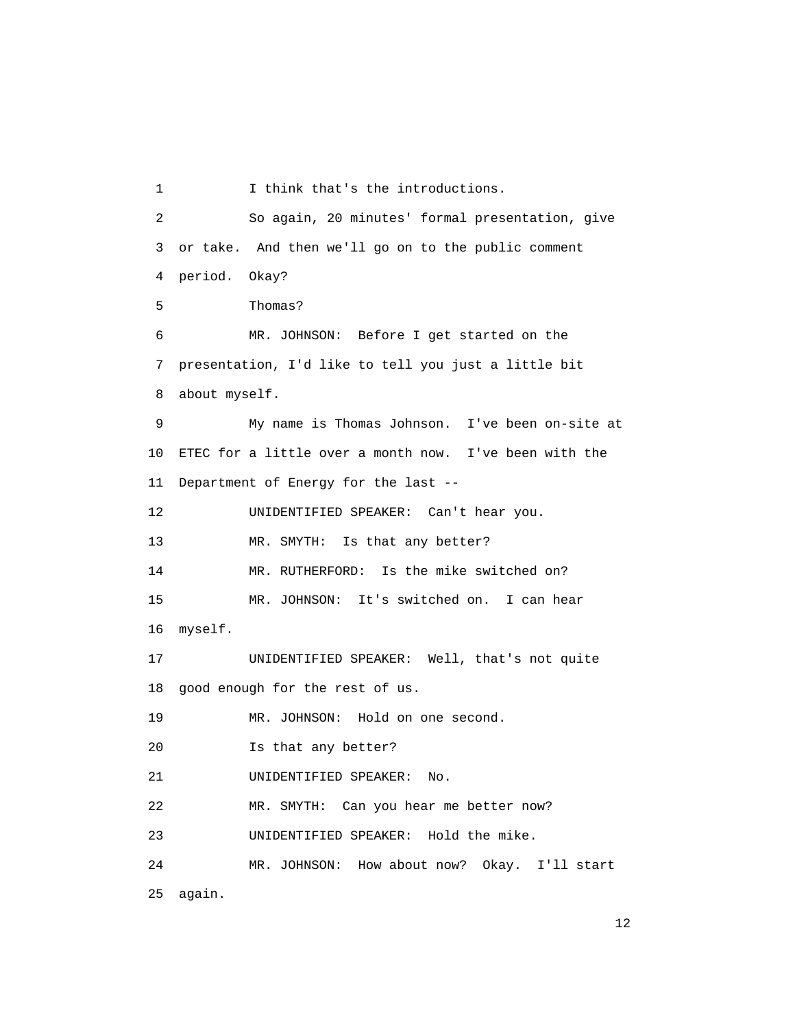I think that's the introductions.

So again, 20 minutes' formal presentation, give or take. And then we'll go on to the public comment period. Okay?

Thomas?

MR. JOHNSON: Before I get started on the presentation, I'd like to tell you just a little bit about myself.

My name is Thomas Johnson. I've been on-site at ETEC for a little over a month now. I've been with the Department of Energy for the last --

UNIDENTIFIED SPEAKER: Can't hear you.

MR. SMYTH: Is that any better?

MR. RUTHERFORD: Is the mike switched on?

MR. JOHNSON: It's switched on. I can hear myself.

UNIDENTIFIED SPEAKER: Well, that's not quite good enough for the rest of us.

MR. JOHNSON: Hold on one second.

Is that any better?

UNIDENTIFIED SPEAKER: No.

MR. SMYTH: Can you hear me better now?

UNIDENTIFIED SPEAKER: Hold the mike.

MR. JOHNSON: How about now? Okay. I'll start again.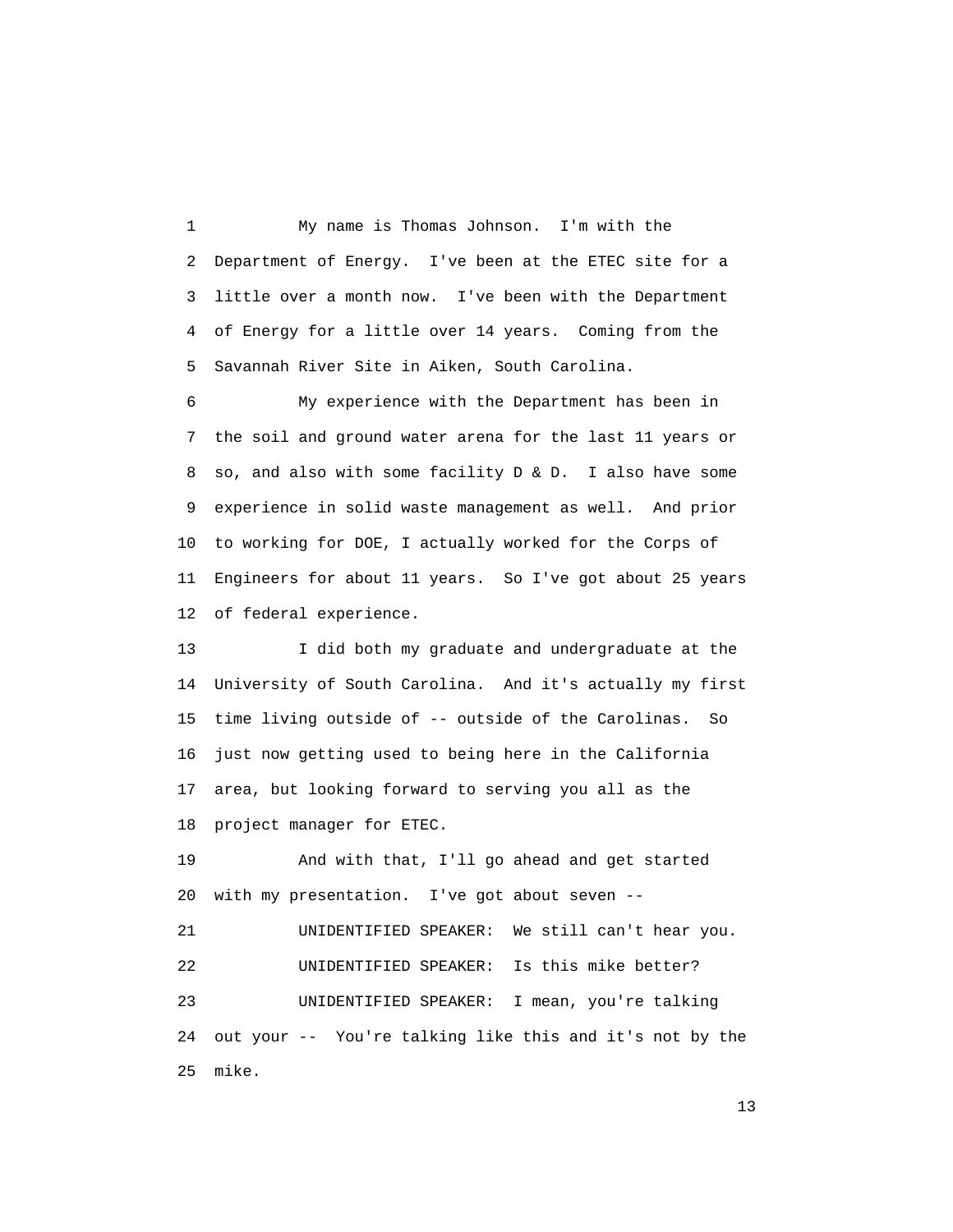My name is Thomas Johnson. I'm with the Department of Energy. I've been at the ETEC site for a little over a month now. I've been with the Department of Energy for a little over 14 years. Coming from the Savannah River Site in Aiken, South Carolina.

My experience with the Department has been in the soil and ground water arena for the last 11 years or so, and also with some facility D & D. I also have some experience in solid waste management as well. And prior to working for DOE, I actually worked for the Corps of Engineers for about 11 years. So I've got about 25 years of federal experience.

I did both my graduate and undergraduate at the University of South Carolina. And it's actually my first time living outside of -- outside of the Carolinas. So just now getting used to being here in the California area, but looking forward to serving you all as the project manager for ETEC.

And with that, I'll go ahead and get started with my presentation. I've got about seven --

UNIDENTIFIED SPEAKER: We still can't hear you.

UNIDENTIFIED SPEAKER: Is this mike better?

UNIDENTIFIED SPEAKER: I mean, you're talking out your -- You're talking like this and it's not by the mike.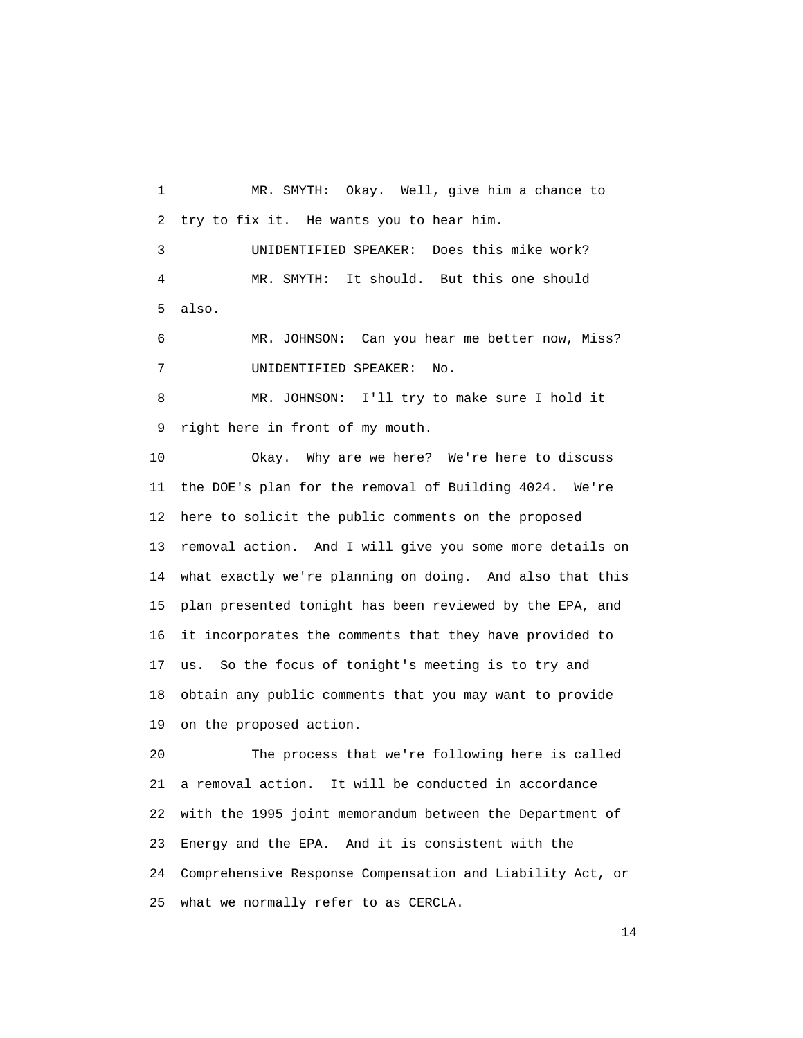MR. SMYTH: Okay. Well, give him a chance to try to fix it. He wants you to hear him.

UNIDENTIFIED SPEAKER: Does this mike work?

MR. SMYTH: It should. But this one should also.

MR. JOHNSON: Can you hear me better now, Miss?

UNIDENTIFIED SPEAKER: No.

MR. JOHNSON: I'll try to make sure I hold it right here in front of my mouth.

Okay. Why are we here? We're here to discuss the DOE's plan for the removal of Building 4024. We're here to solicit the public comments on the proposed removal action. And I will give you some more details on what exactly we're planning on doing. And also that this plan presented tonight has been reviewed by the EPA, and it incorporates the comments that they have provided to us. So the focus of tonight's meeting is to try and obtain any public comments that you may want to provide on the proposed action.

The process that we're following here is called a removal action. It will be conducted in accordance with the 1995 joint memorandum between the Department of Energy and the EPA. And it is consistent with the Comprehensive Response Compensation and Liability Act, or what we normally refer to as CERCLA.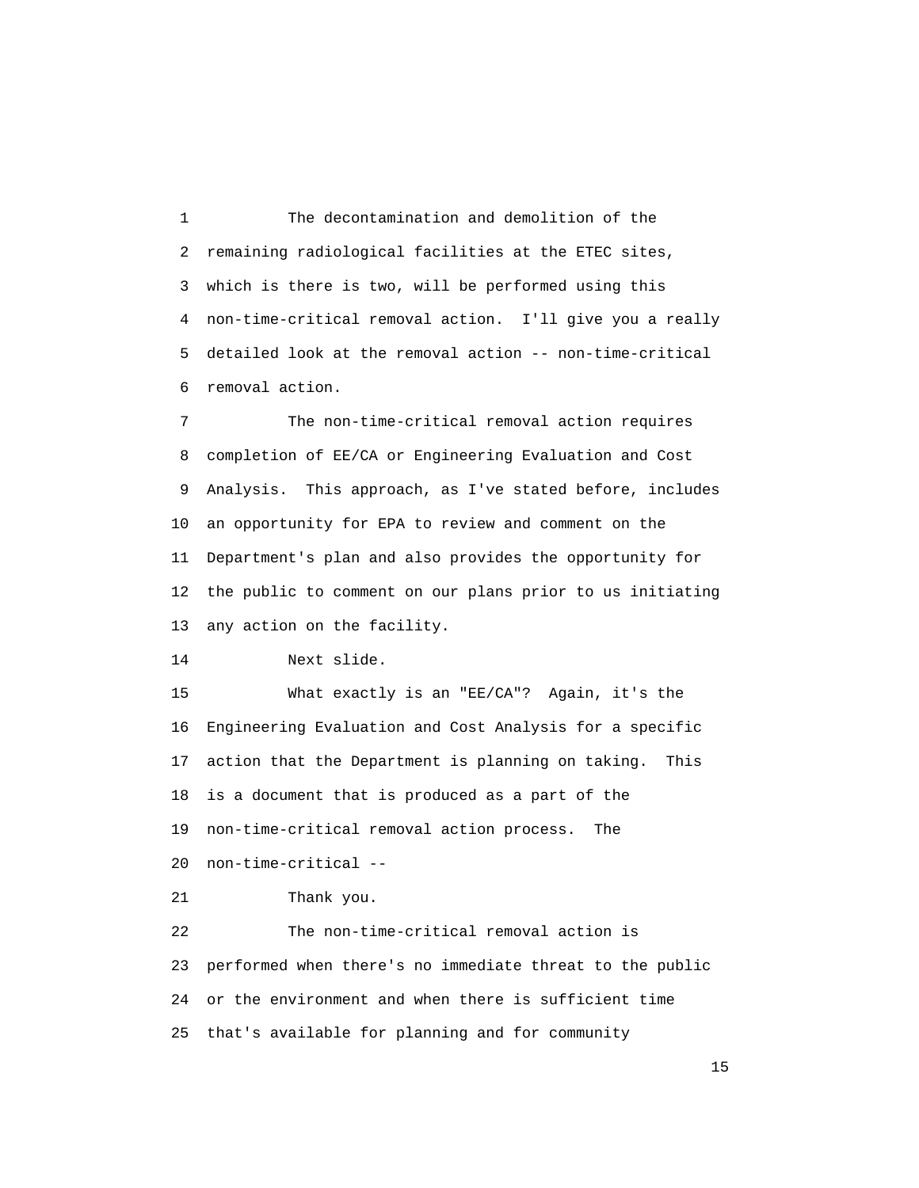The decontamination and demolition of the remaining radiological facilities at the ETEC sites, which is there is two, will be performed using this non-time-critical removal action. I'll give you a really detailed look at the removal action -- non-time-critical removal action.

The non-time-critical removal action requires completion of EE/CA or Engineering Evaluation and Cost Analysis. This approach, as I've stated before, includes an opportunity for EPA to review and comment on the Department's plan and also provides the opportunity for the public to comment on our plans prior to us initiating any action on the facility.

Next slide.

What exactly is an "EE/CA"? Again, it's the Engineering Evaluation and Cost Analysis for a specific action that the Department is planning on taking. This is a document that is produced as a part of the non-time-critical removal action process. The non-time-critical --

Thank you.

The non-time-critical removal action is performed when there's no immediate threat to the public or the environment and when there is sufficient time that's available for planning and for community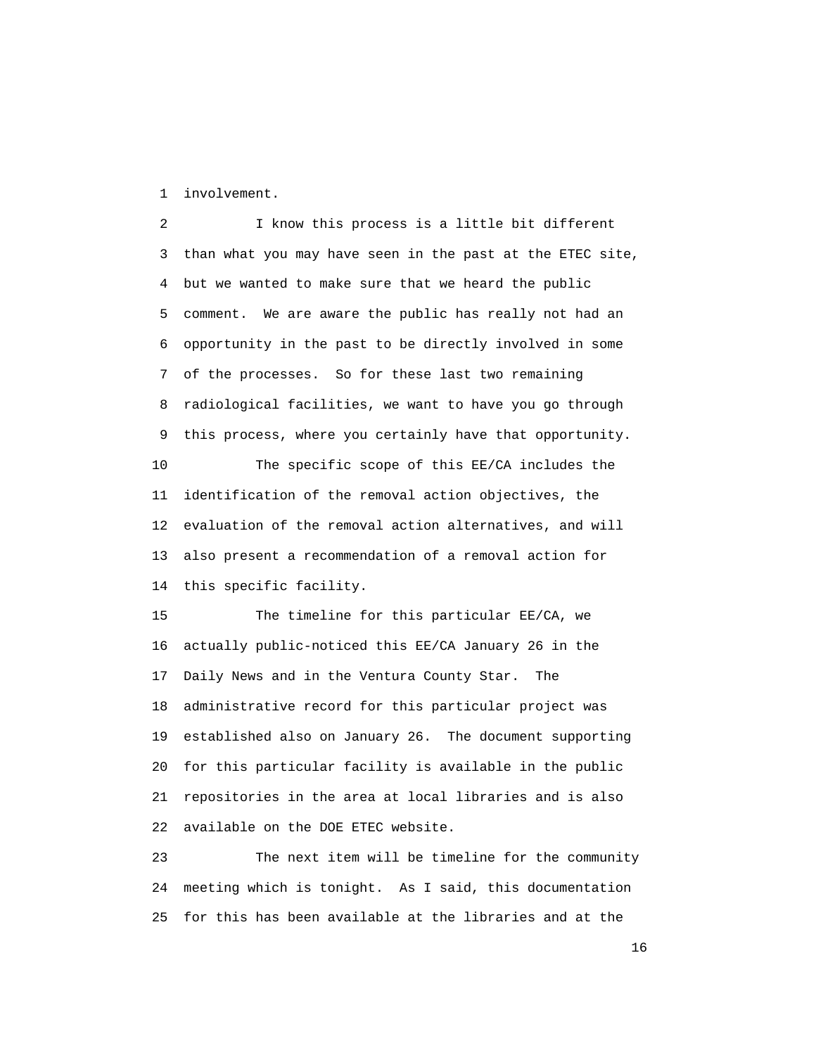involvement.

I know this process is a little bit different than what you may have seen in the past at the ETEC site, but we wanted to make sure that we heard the public comment. We are aware the public has really not had an opportunity in the past to be directly involved in some of the processes. So for these last two remaining radiological facilities, we want to have you go through this process, where you certainly have that opportunity.

The specific scope of this EE/CA includes the identification of the removal action objectives, the evaluation of the removal action alternatives, and will also present a recommendation of a removal action for this specific facility.

The timeline for this particular EE/CA, we actually public-noticed this EE/CA January 26 in the Daily News and in the Ventura County Star. The administrative record for this particular project was established also on January 26. The document supporting for this particular facility is available in the public repositories in the area at local libraries and is also available on the DOE ETEC website.

The next item will be timeline for the community meeting which is tonight. As I said, this documentation for this has been available at the libraries and at the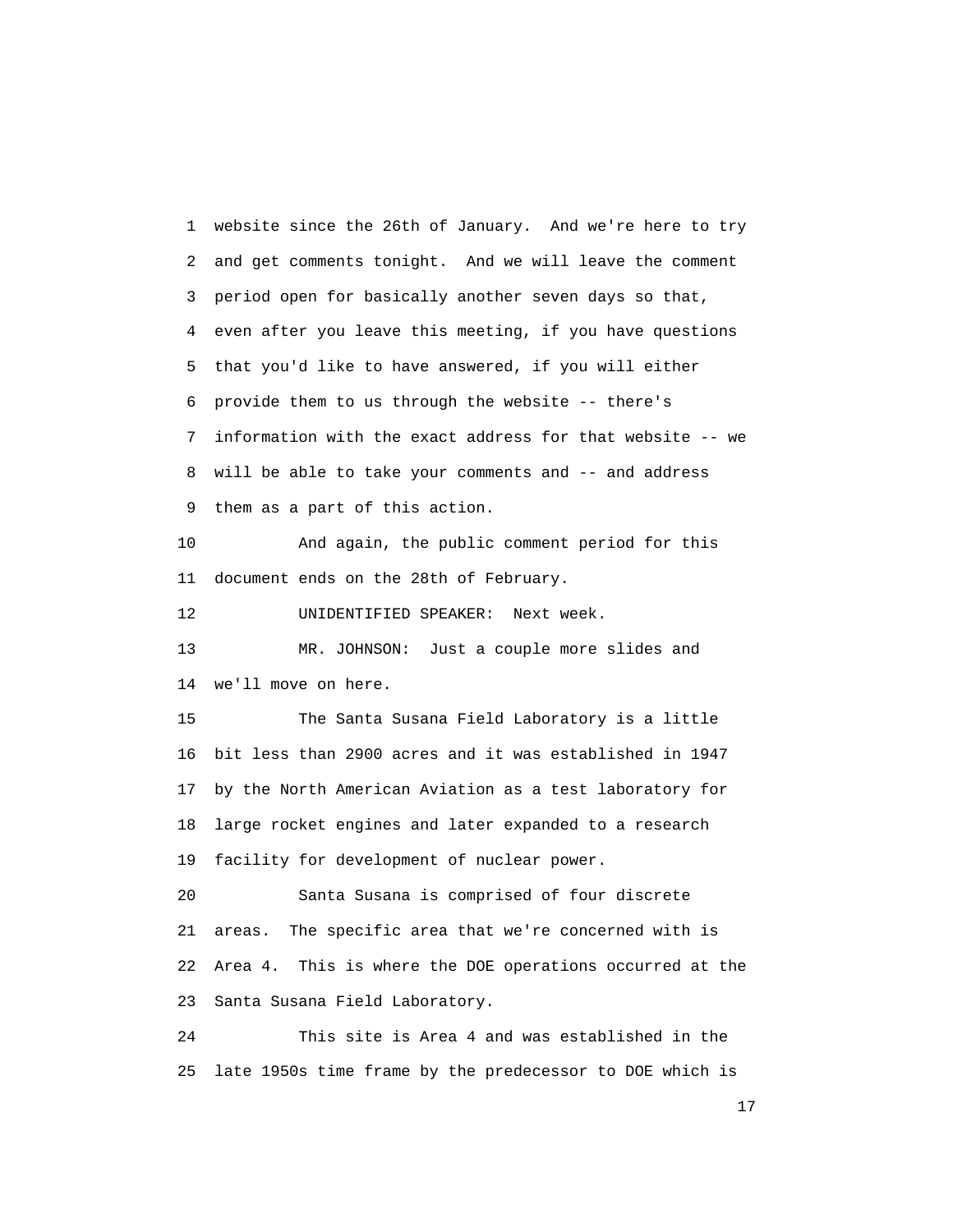website since the 26th of January. And we're here to try and get comments tonight. And we will leave the comment period open for basically another seven days so that, even after you leave this meeting, if you have questions that you'd like to have answered, if you will either provide them to us through the website -- there's information with the exact address for that website -- we will be able to take your comments and -- and address them as a part of this action.

And again, the public comment period for this document ends on the 28th of February.

UNIDENTIFIED SPEAKER: Next week.

MR. JOHNSON: Just a couple more slides and we'll move on here.

The Santa Susana Field Laboratory is a little bit less than 2900 acres and it was established in 1947 by the North American Aviation as a test laboratory for large rocket engines and later expanded to a research facility for development of nuclear power.

Santa Susana is comprised of four discrete areas. The specific area that we're concerned with is Area 4. This is where the DOE operations occurred at the Santa Susana Field Laboratory.

This site is Area 4 and was established in the late 1950s time frame by the predecessor to DOE which is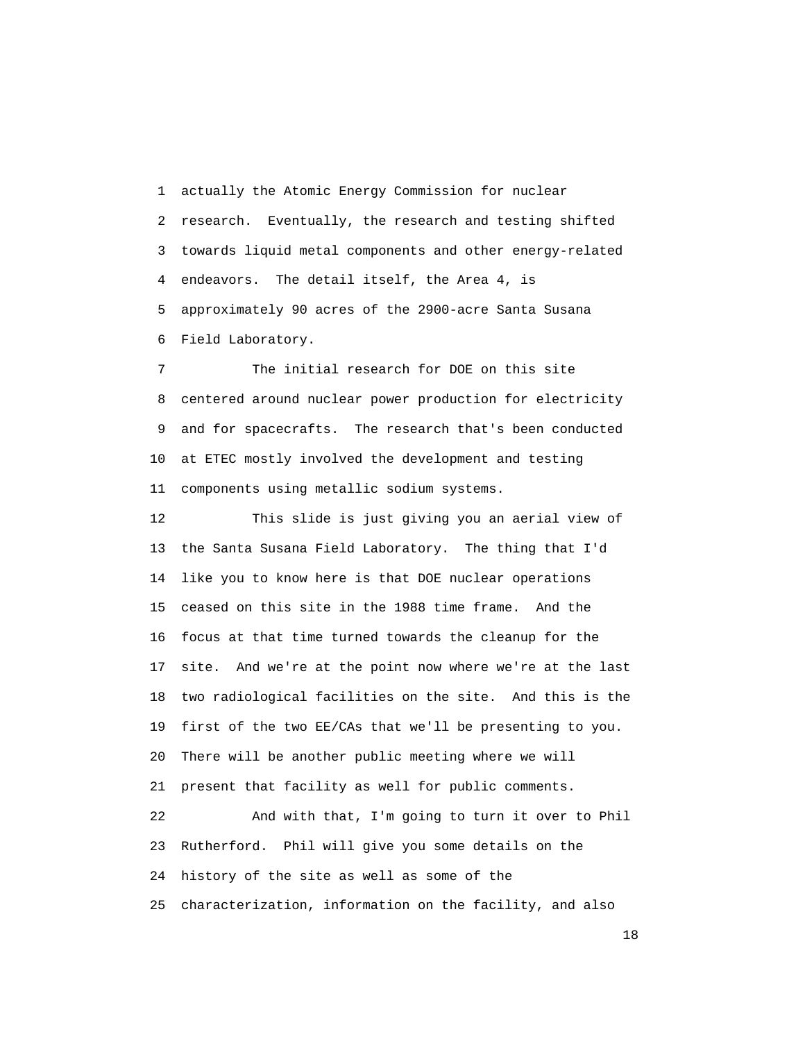actually the Atomic Energy Commission for nuclear research. Eventually, the research and testing shifted towards liquid metal components and other energy-related endeavors. The detail itself, the Area 4, is approximately 90 acres of the 2900-acre Santa Susana Field Laboratory.

The initial research for DOE on this site centered around nuclear power production for electricity and for spacecrafts. The research that's been conducted at ETEC mostly involved the development and testing components using metallic sodium systems.

This slide is just giving you an aerial view of the Santa Susana Field Laboratory. The thing that I'd like you to know here is that DOE nuclear operations ceased on this site in the 1988 time frame. And the focus at that time turned towards the cleanup for the site. And we're at the point now where we're at the last two radiological facilities on the site. And this is the first of the two EE/CAs that we'll be presenting to you. There will be another public meeting where we will present that facility as well for public comments.

And with that, I'm going to turn it over to Phil Rutherford. Phil will give you some details on the history of the site as well as some of the characterization, information on the facility, and also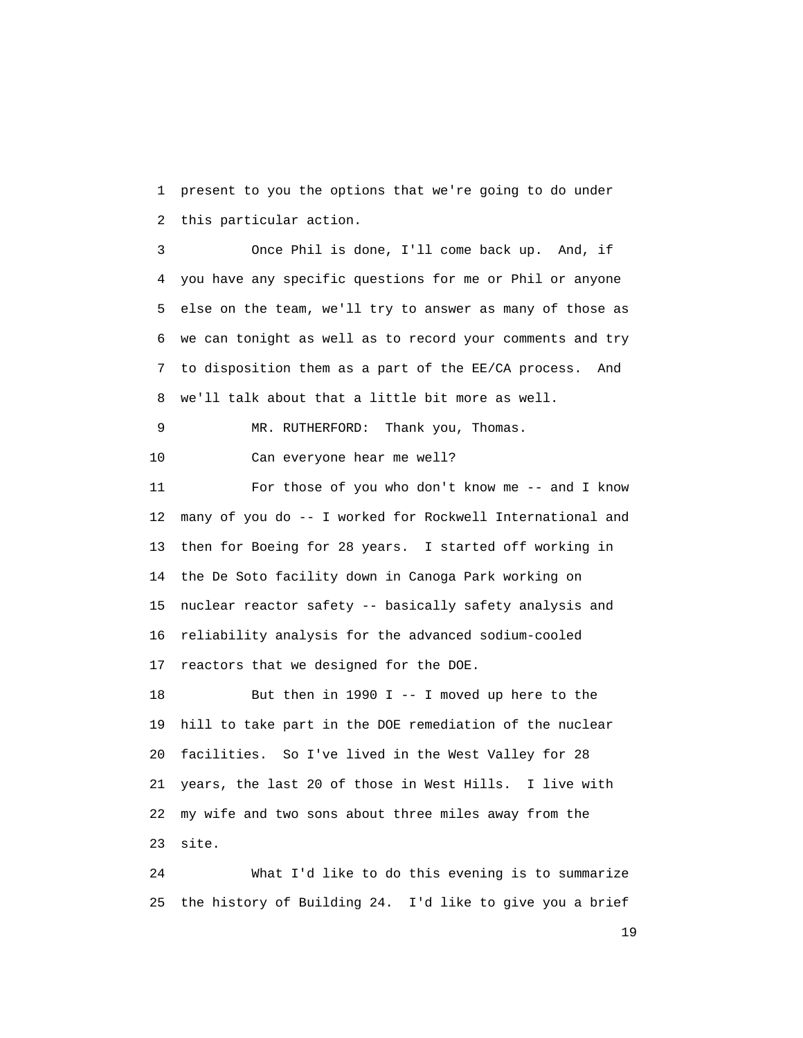1 present to you the options that we're going to do under
2 this particular action.

3 Once Phil is done, I'll come back up. And, if
4 you have any specific questions for me or Phil or anyone
5 else on the team, we'll try to answer as many of those as
6 we can tonight as well as to record your comments and try
7 to disposition them as a part of the EE/CA process. And
8 we'll talk about that a little bit more as well.

9 MR. RUTHERFORD: Thank you, Thomas.

10 Can everyone hear me well?

11 For those of you who don't know me -- and I know
12 many of you do -- I worked for Rockwell International and
13 then for Boeing for 28 years. I started off working in
14 the De Soto facility down in Canoga Park working on
15 nuclear reactor safety -- basically safety analysis and
16 reliability analysis for the advanced sodium-cooled
17 reactors that we designed for the DOE.

18 But then in 1990 I -- I moved up here to the
19 hill to take part in the DOE remediation of the nuclear
20 facilities. So I've lived in the West Valley for 28
21 years, the last 20 of those in West Hills. I live with
22 my wife and two sons about three miles away from the
23 site.

24 What I'd like to do this evening is to summarize
25 the history of Building 24. I'd like to give you a brief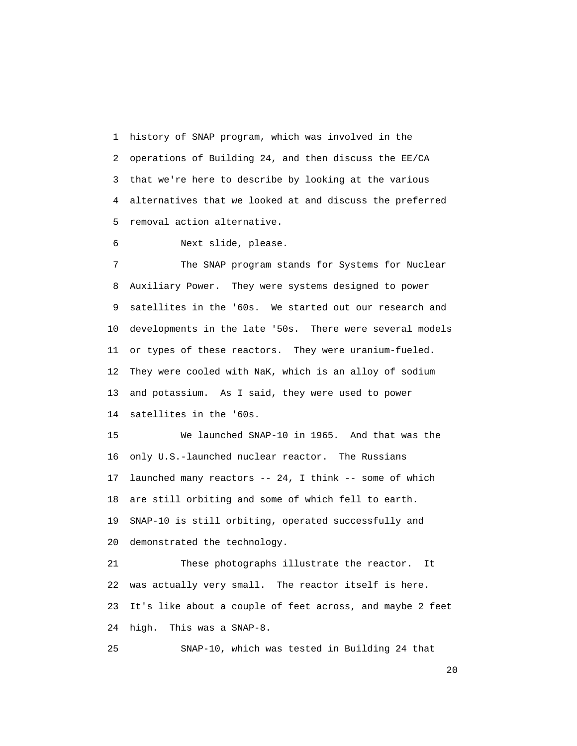history of SNAP program, which was involved in the operations of Building 24, and then discuss the EE/CA that we're here to describe by looking at the various alternatives that we looked at and discuss the preferred removal action alternative.

Next slide, please.

The SNAP program stands for Systems for Nuclear Auxiliary Power. They were systems designed to power satellites in the '60s. We started out our research and developments in the late '50s. There were several models or types of these reactors. They were uranium-fueled. They were cooled with NaK, which is an alloy of sodium and potassium. As I said, they were used to power satellites in the '60s.

We launched SNAP-10 in 1965. And that was the only U.S.-launched nuclear reactor. The Russians launched many reactors -- 24, I think -- some of which are still orbiting and some of which fell to earth. SNAP-10 is still orbiting, operated successfully and demonstrated the technology.

These photographs illustrate the reactor. It was actually very small. The reactor itself is here. It's like about a couple of feet across, and maybe 2 feet high. This was a SNAP-8.

SNAP-10, which was tested in Building 24 that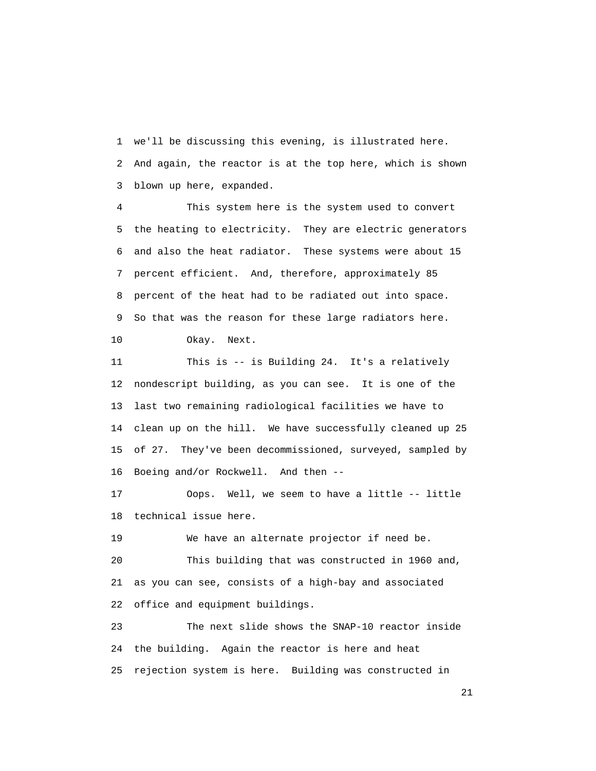we'll be discussing this evening, is illustrated here. And again, the reactor is at the top here, which is shown blown up here, expanded.

This system here is the system used to convert the heating to electricity. They are electric generators and also the heat radiator. These systems were about 15 percent efficient. And, therefore, approximately 85 percent of the heat had to be radiated out into space. So that was the reason for these large radiators here.

Okay. Next.

This is -- is Building 24. It's a relatively nondescript building, as you can see. It is one of the last two remaining radiological facilities we have to clean up on the hill. We have successfully cleaned up 25 of 27. They've been decommissioned, surveyed, sampled by Boeing and/or Rockwell. And then --

Oops. Well, we seem to have a little -- little technical issue here.

We have an alternate projector if need be.

This building that was constructed in 1960 and, as you can see, consists of a high-bay and associated office and equipment buildings.

The next slide shows the SNAP-10 reactor inside the building. Again the reactor is here and heat rejection system is here. Building was constructed in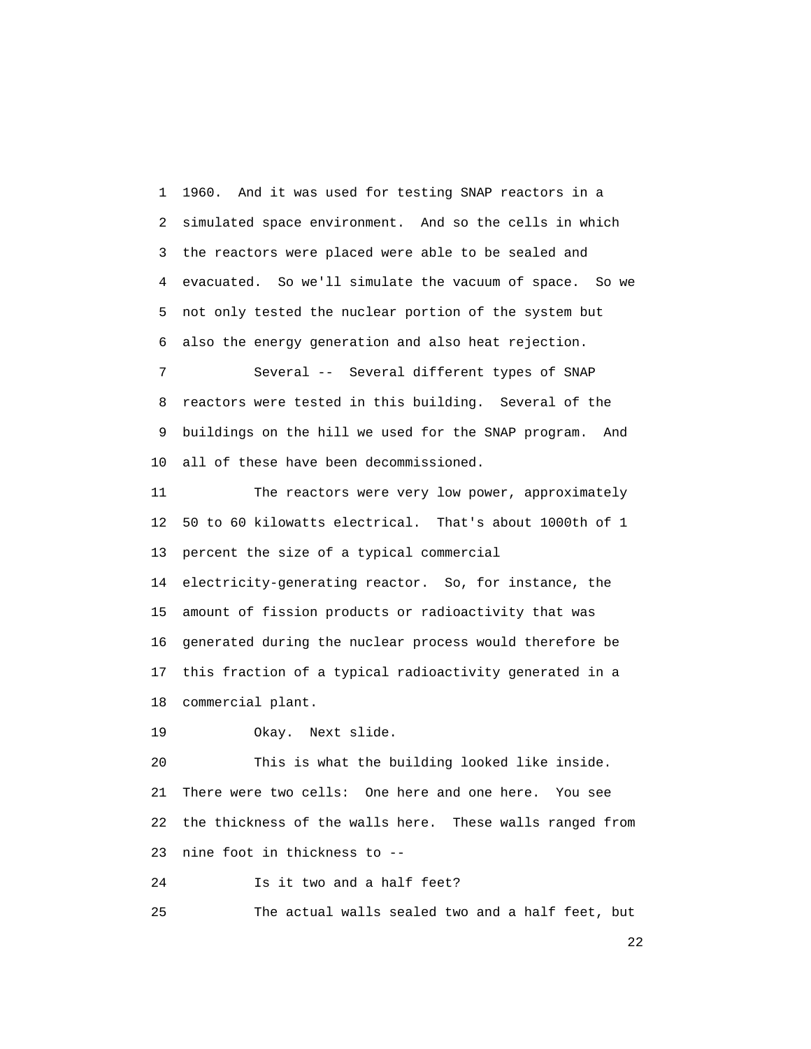1960. And it was used for testing SNAP reactors in a simulated space environment. And so the cells in which the reactors were placed were able to be sealed and evacuated. So we'll simulate the vacuum of space. So we not only tested the nuclear portion of the system but also the energy generation and also heat rejection.

Several -- Several different types of SNAP reactors were tested in this building. Several of the buildings on the hill we used for the SNAP program. And all of these have been decommissioned.

The reactors were very low power, approximately 50 to 60 kilowatts electrical. That's about 1000th of 1 percent the size of a typical commercial electricity-generating reactor. So, for instance, the amount of fission products or radioactivity that was generated during the nuclear process would therefore be this fraction of a typical radioactivity generated in a commercial plant.

Okay. Next slide.

This is what the building looked like inside. There were two cells: One here and one here. You see the thickness of the walls here. These walls ranged from nine foot in thickness to --

Is it two and a half feet?

The actual walls sealed two and a half feet, but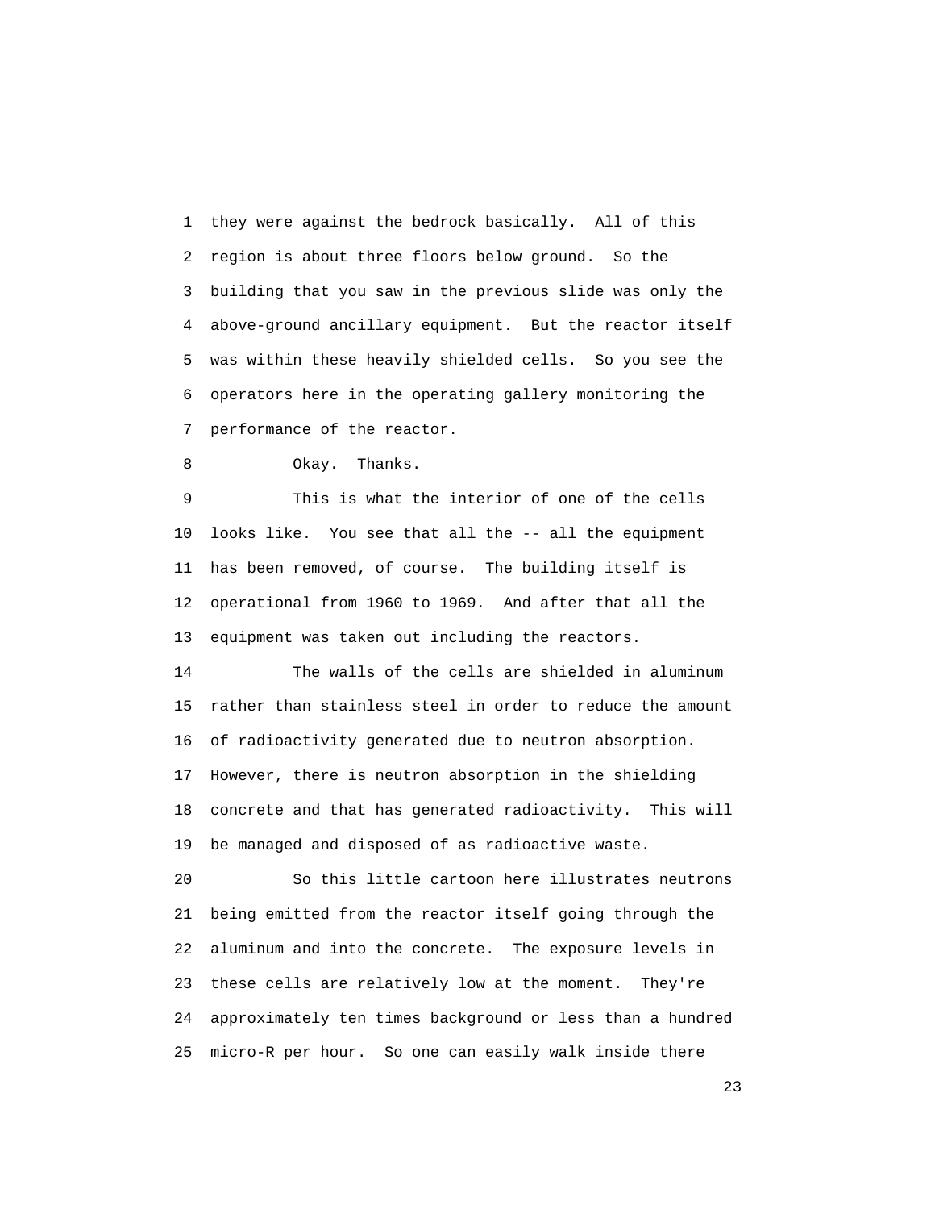they were against the bedrock basically. All of this region is about three floors below ground. So the building that you saw in the previous slide was only the above-ground ancillary equipment. But the reactor itself was within these heavily shielded cells. So you see the operators here in the operating gallery monitoring the performance of the reactor.

Okay. Thanks.

This is what the interior of one of the cells looks like. You see that all the -- all the equipment has been removed, of course. The building itself is operational from 1960 to 1969. And after that all the equipment was taken out including the reactors.

The walls of the cells are shielded in aluminum rather than stainless steel in order to reduce the amount of radioactivity generated due to neutron absorption. However, there is neutron absorption in the shielding concrete and that has generated radioactivity. This will be managed and disposed of as radioactive waste.

So this little cartoon here illustrates neutrons being emitted from the reactor itself going through the aluminum and into the concrete. The exposure levels in these cells are relatively low at the moment. They're approximately ten times background or less than a hundred micro-R per hour. So one can easily walk inside there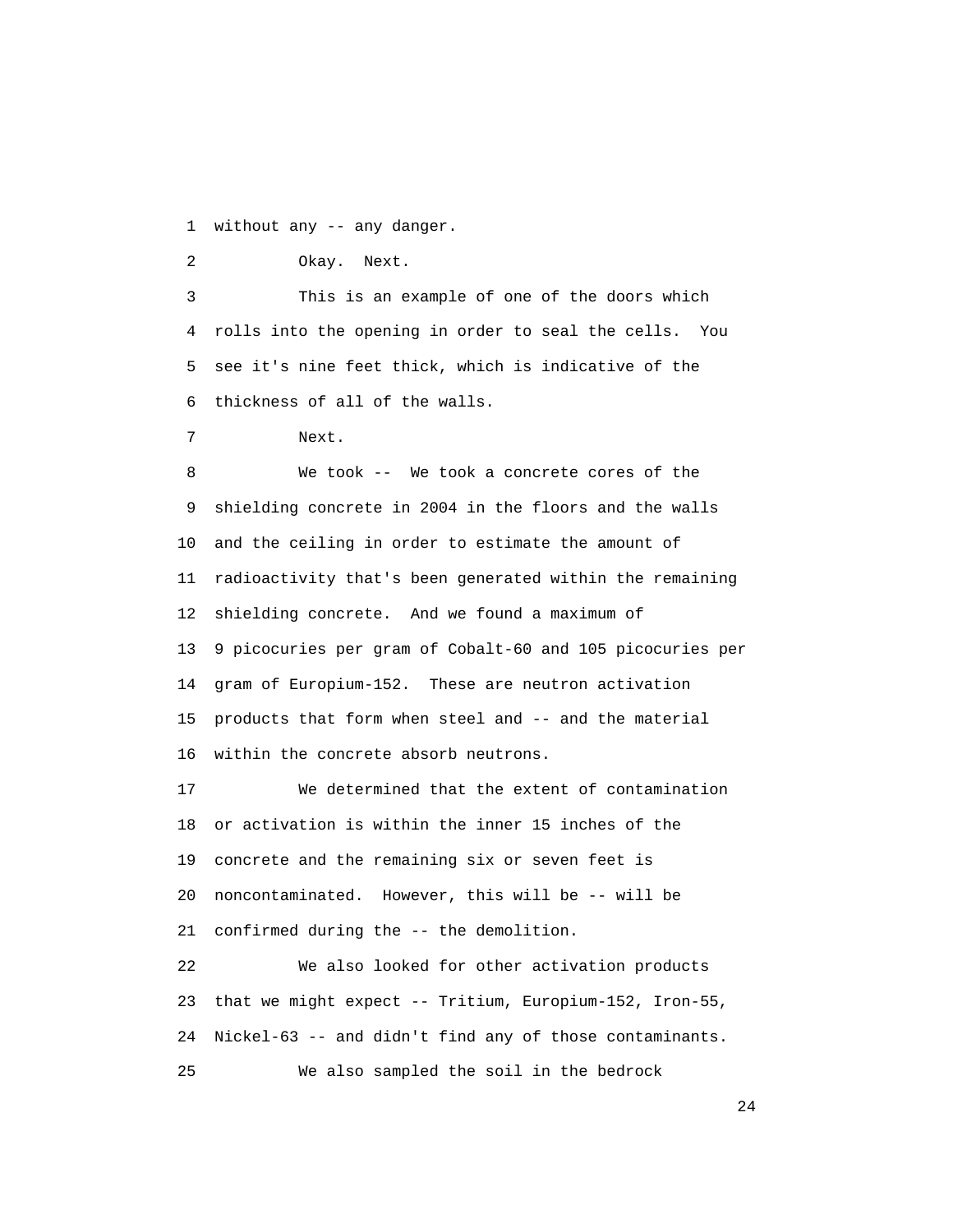without any -- any danger.

Okay. Next.

This is an example of one of the doors which rolls into the opening in order to seal the cells. You see it's nine feet thick, which is indicative of the thickness of all of the walls.

Next.

We took -- We took a concrete cores of the shielding concrete in 2004 in the floors and the walls and the ceiling in order to estimate the amount of radioactivity that's been generated within the remaining shielding concrete. And we found a maximum of 9 picocuries per gram of Cobalt-60 and 105 picocuries per gram of Europium-152. These are neutron activation products that form when steel and -- and the material within the concrete absorb neutrons.

We determined that the extent of contamination or activation is within the inner 15 inches of the concrete and the remaining six or seven feet is noncontaminated. However, this will be -- will be confirmed during the -- the demolition.

We also looked for other activation products that we might expect -- Tritium, Europium-152, Iron-55, Nickel-63 -- and didn't find any of those contaminants.

We also sampled the soil in the bedrock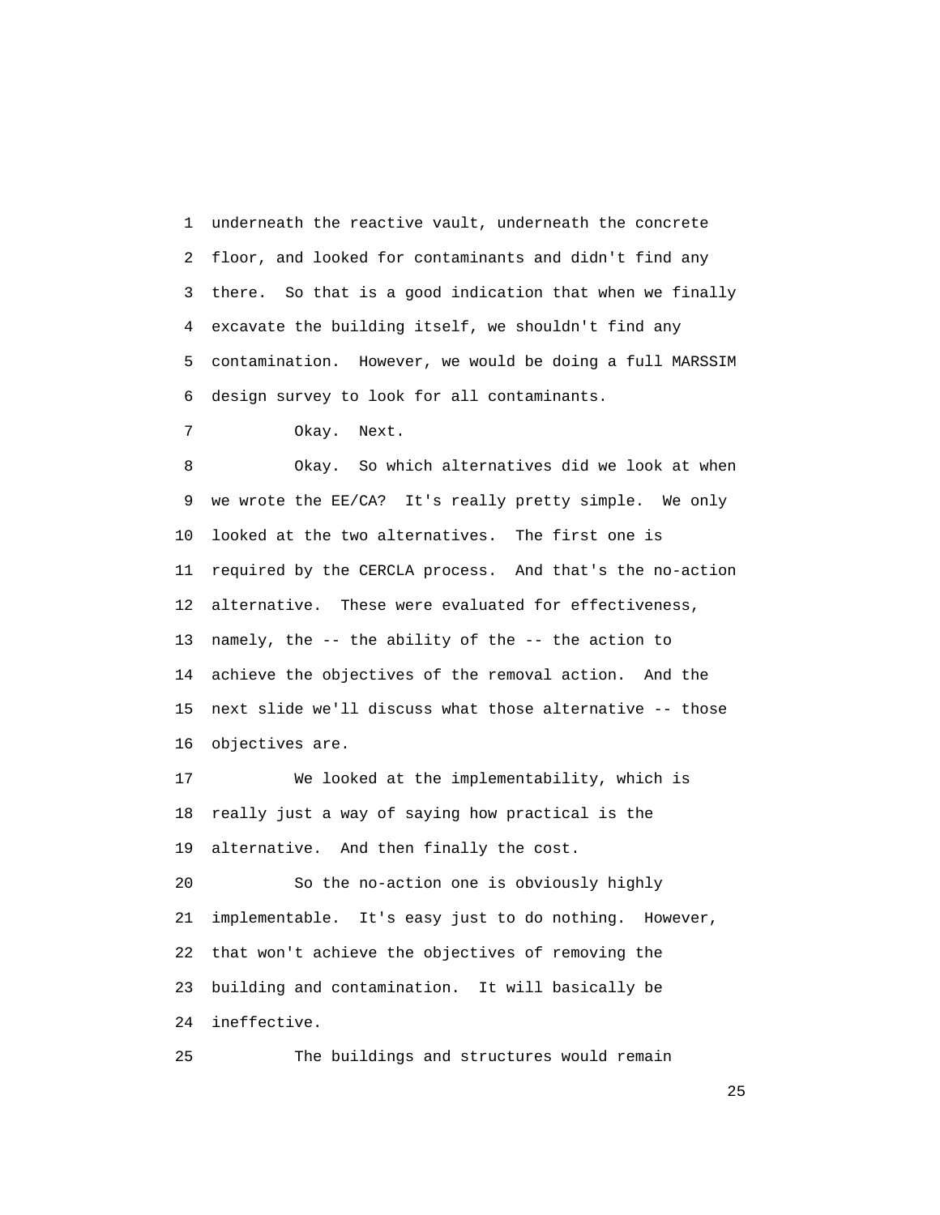underneath the reactive vault, underneath the concrete floor, and looked for contaminants and didn't find any there. So that is a good indication that when we finally excavate the building itself, we shouldn't find any contamination. However, we would be doing a full MARSSIM design survey to look for all contaminants.

Okay. Next.

Okay. So which alternatives did we look at when we wrote the EE/CA? It's really pretty simple. We only looked at the two alternatives. The first one is required by the CERCLA process. And that's the no-action alternative. These were evaluated for effectiveness, namely, the -- the ability of the -- the action to achieve the objectives of the removal action. And the next slide we'll discuss what those alternative -- those objectives are.

We looked at the implementability, which is really just a way of saying how practical is the alternative. And then finally the cost.

So the no-action one is obviously highly implementable. It's easy just to do nothing. However, that won't achieve the objectives of removing the building and contamination. It will basically be ineffective.

The buildings and structures would remain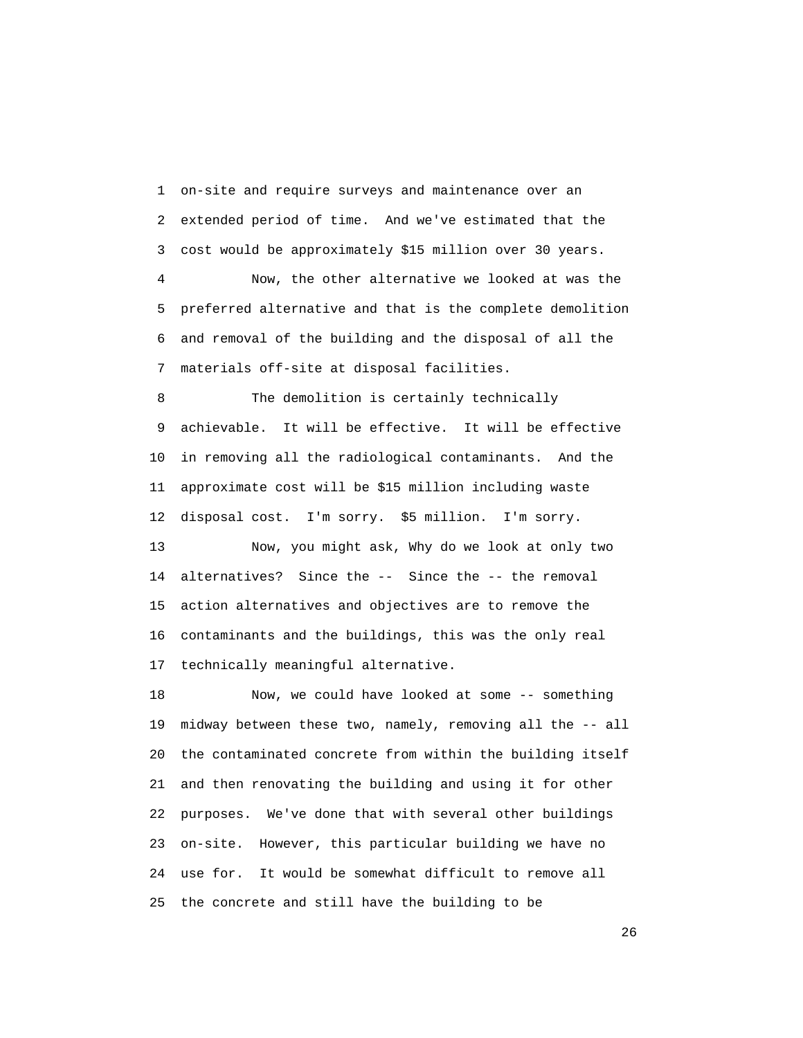on-site and require surveys and maintenance over an extended period of time. And we've estimated that the cost would be approximately $15 million over 30 years.

Now, the other alternative we looked at was the preferred alternative and that is the complete demolition and removal of the building and the disposal of all the materials off-site at disposal facilities.

The demolition is certainly technically achievable. It will be effective. It will be effective in removing all the radiological contaminants. And the approximate cost will be $15 million including waste disposal cost. I'm sorry. $5 million. I'm sorry.

Now, you might ask, Why do we look at only two alternatives? Since the -- Since the -- the removal action alternatives and objectives are to remove the contaminants and the buildings, this was the only real technically meaningful alternative.

Now, we could have looked at some -- something midway between these two, namely, removing all the -- all the contaminated concrete from within the building itself and then renovating the building and using it for other purposes. We've done that with several other buildings on-site. However, this particular building we have no use for. It would be somewhat difficult to remove all the concrete and still have the building to be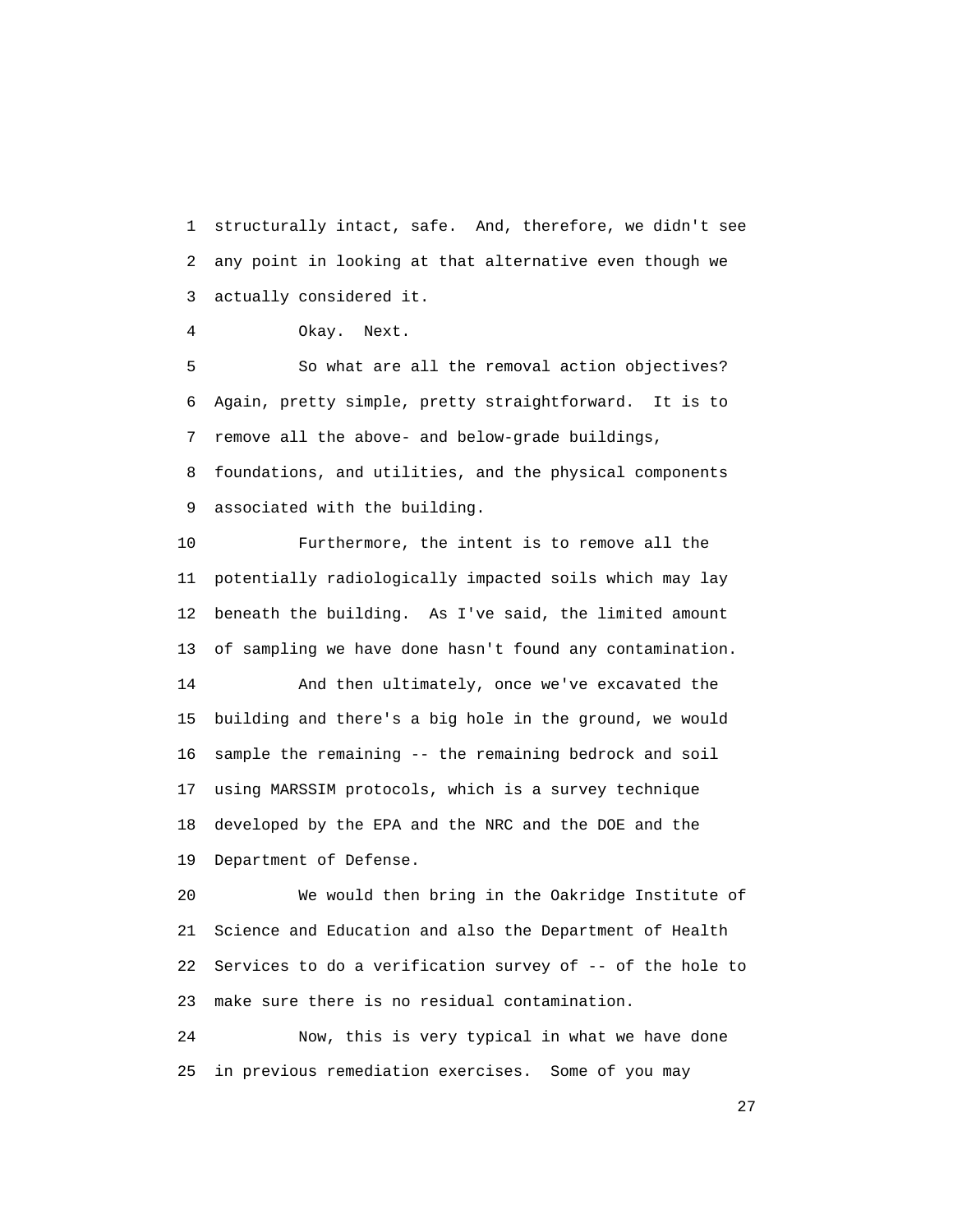structurally intact, safe. And, therefore, we didn't see any point in looking at that alternative even though we actually considered it.

Okay. Next.

So what are all the removal action objectives? Again, pretty simple, pretty straightforward. It is to remove all the above- and below-grade buildings, foundations, and utilities, and the physical components associated with the building.

Furthermore, the intent is to remove all the potentially radiologically impacted soils which may lay beneath the building. As I've said, the limited amount of sampling we have done hasn't found any contamination.

And then ultimately, once we've excavated the building and there's a big hole in the ground, we would sample the remaining -- the remaining bedrock and soil using MARSSIM protocols, which is a survey technique developed by the EPA and the NRC and the DOE and the Department of Defense.

We would then bring in the Oakridge Institute of Science and Education and also the Department of Health Services to do a verification survey of -- of the hole to make sure there is no residual contamination.

Now, this is very typical in what we have done in previous remediation exercises. Some of you may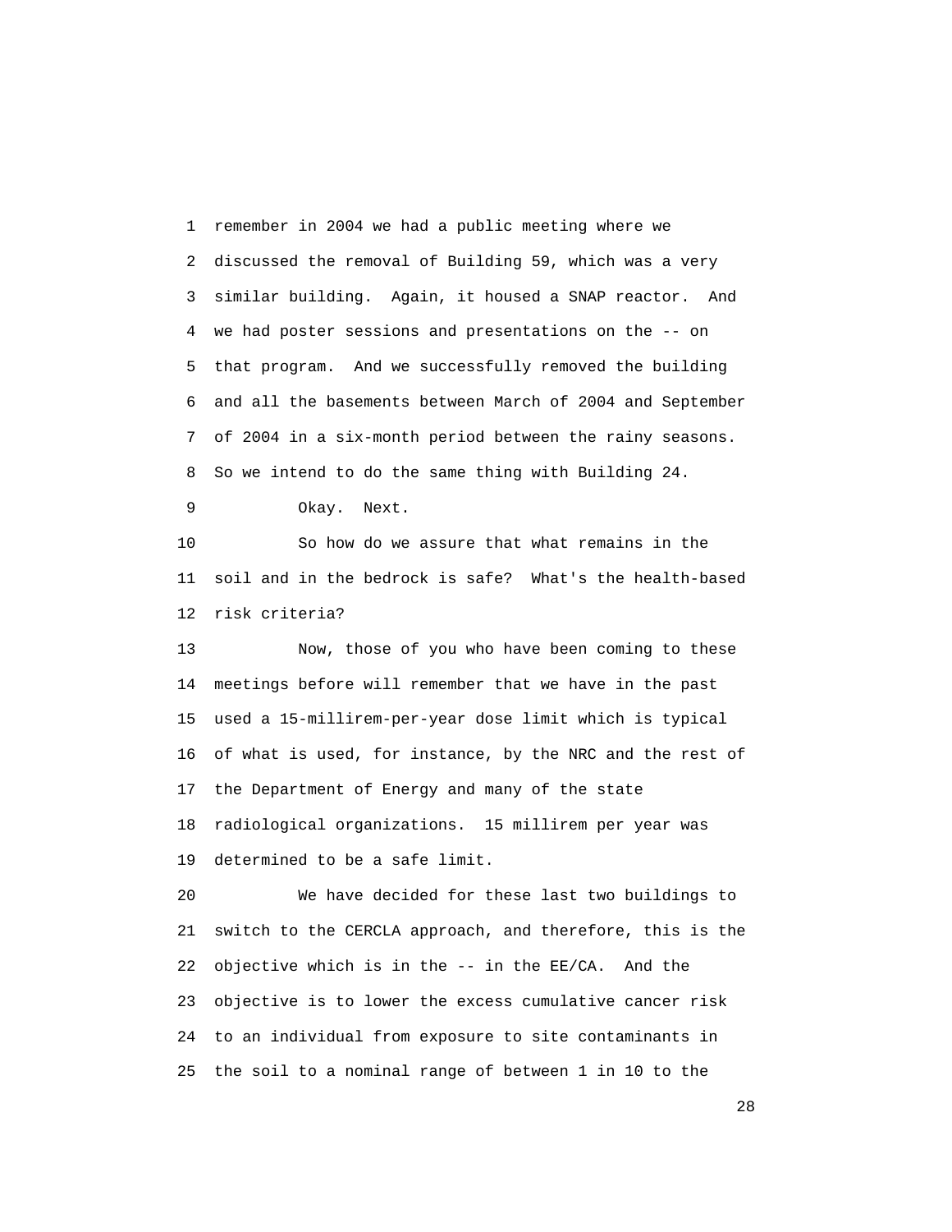remember in 2004 we had a public meeting where we discussed the removal of Building 59, which was a very similar building. Again, it housed a SNAP reactor. And we had poster sessions and presentations on the -- on that program. And we successfully removed the building and all the basements between March of 2004 and September of 2004 in a six-month period between the rainy seasons. So we intend to do the same thing with Building 24.

Okay. Next.

So how do we assure that what remains in the soil and in the bedrock is safe? What's the health-based risk criteria?

Now, those of you who have been coming to these meetings before will remember that we have in the past used a 15-millirem-per-year dose limit which is typical of what is used, for instance, by the NRC and the rest of the Department of Energy and many of the state radiological organizations. 15 millirem per year was determined to be a safe limit.

We have decided for these last two buildings to switch to the CERCLA approach, and therefore, this is the objective which is in the -- in the EE/CA. And the objective is to lower the excess cumulative cancer risk to an individual from exposure to site contaminants in the soil to a nominal range of between 1 in 10 to the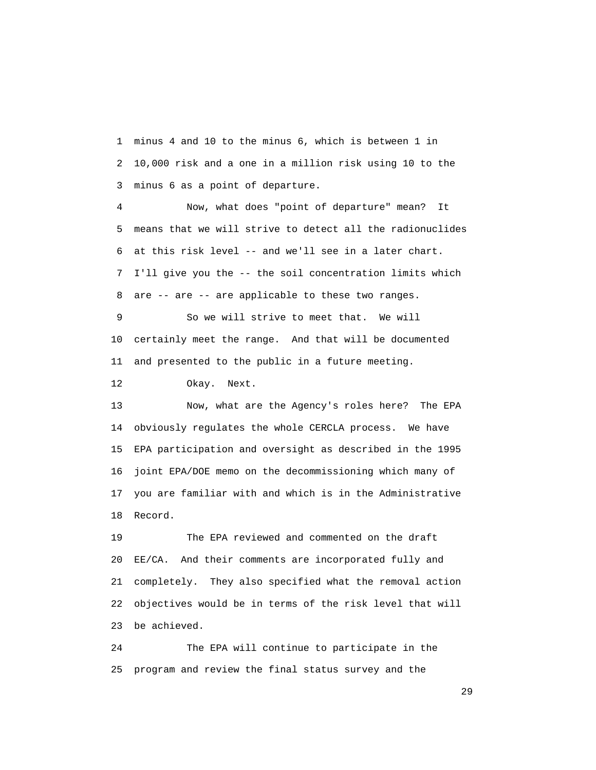1 minus 4 and 10 to the minus 6, which is between 1 in
2 10,000 risk and a one in a million risk using 10 to the
3 minus 6 as a point of departure.

4 Now, what does "point of departure" mean? It
5 means that we will strive to detect all the radionuclides
6 at this risk level -- and we'll see in a later chart.
7 I'll give you the -- the soil concentration limits which
8 are -- are -- are applicable to these two ranges.

9 So we will strive to meet that. We will
10 certainly meet the range. And that will be documented
11 and presented to the public in a future meeting.

12 Okay. Next.

13 Now, what are the Agency's roles here? The EPA
14 obviously regulates the whole CERCLA process. We have
15 EPA participation and oversight as described in the 1995
16 joint EPA/DOE memo on the decommissioning which many of
17 you are familiar with and which is in the Administrative
18 Record.

19 The EPA reviewed and commented on the draft
20 EE/CA. And their comments are incorporated fully and
21 completely. They also specified what the removal action
22 objectives would be in terms of the risk level that will
23 be achieved.

24 The EPA will continue to participate in the
25 program and review the final status survey and the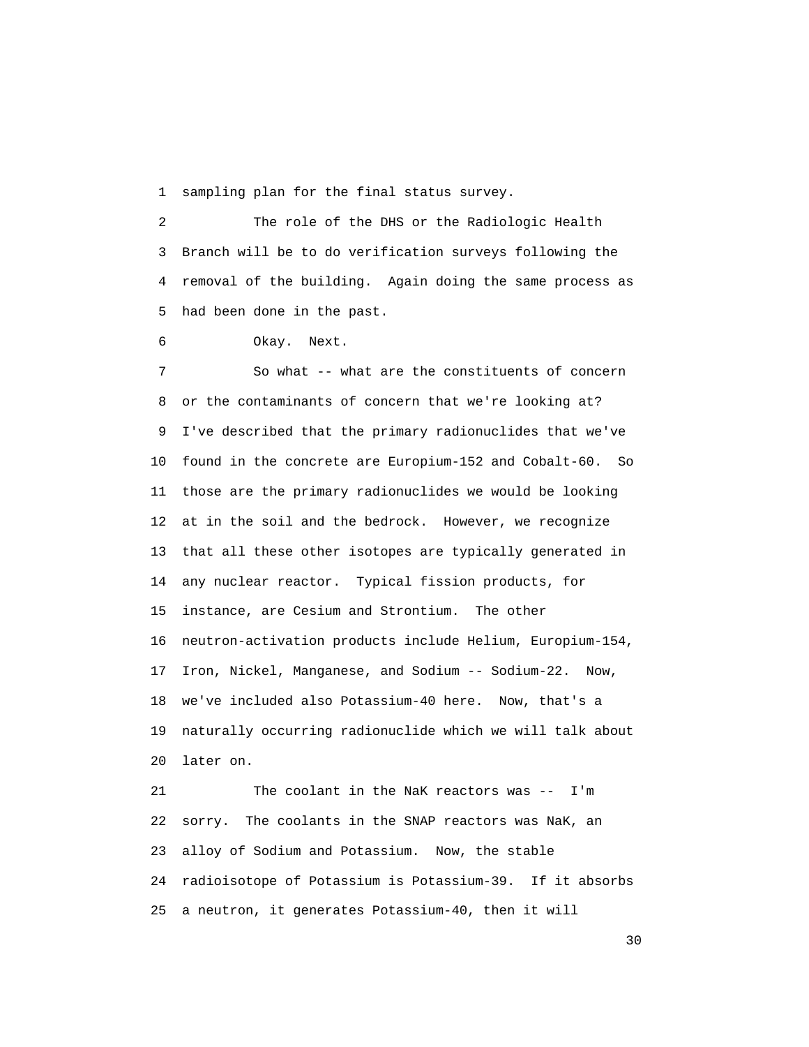sampling plan for the final status survey.

The role of the DHS or the Radiologic Health Branch will be to do verification surveys following the removal of the building. Again doing the same process as had been done in the past.

Okay. Next.

So what -- what are the constituents of concern or the contaminants of concern that we're looking at? I've described that the primary radionuclides that we've found in the concrete are Europium-152 and Cobalt-60. So those are the primary radionuclides we would be looking at in the soil and the bedrock. However, we recognize that all these other isotopes are typically generated in any nuclear reactor. Typical fission products, for instance, are Cesium and Strontium. The other neutron-activation products include Helium, Europium-154, Iron, Nickel, Manganese, and Sodium -- Sodium-22. Now, we've included also Potassium-40 here. Now, that's a naturally occurring radionuclide which we will talk about later on.

The coolant in the NaK reactors was -- I'm sorry. The coolants in the SNAP reactors was NaK, an alloy of Sodium and Potassium. Now, the stable radioisotope of Potassium is Potassium-39. If it absorbs a neutron, it generates Potassium-40, then it will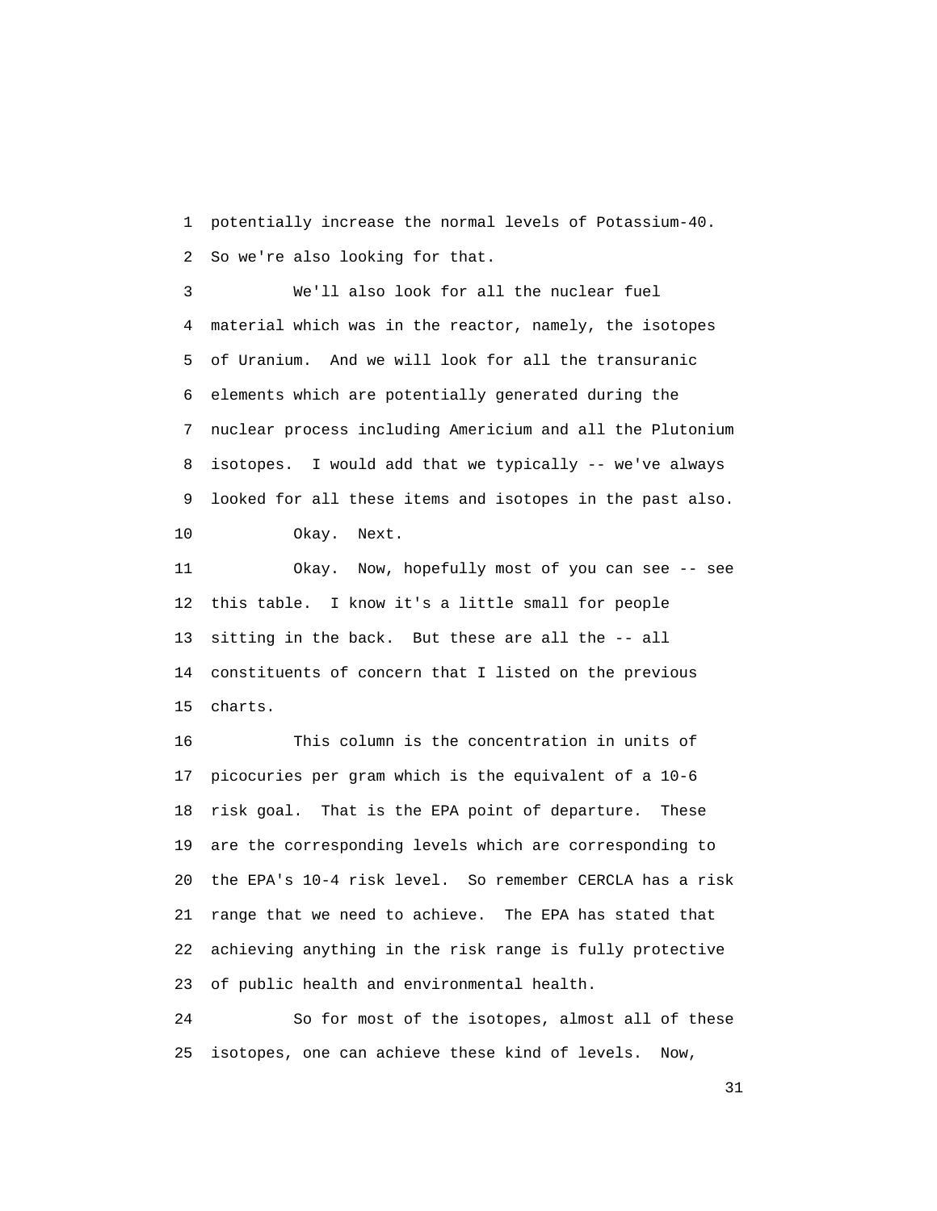1 potentially increase the normal levels of Potassium-40.
2 So we're also looking for that.
3 We'll also look for all the nuclear fuel
4 material which was in the reactor, namely, the isotopes
5 of Uranium. And we will look for all the transuranic
6 elements which are potentially generated during the
7 nuclear process including Americium and all the Plutonium
8 isotopes. I would add that we typically -- we've always
9 looked for all these items and isotopes in the past also.
10 Okay. Next.
11 Okay. Now, hopefully most of you can see -- see
12 this table. I know it's a little small for people
13 sitting in the back. But these are all the -- all
14 constituents of concern that I listed on the previous
15 charts.
16 This column is the concentration in units of
17 picocuries per gram which is the equivalent of a 10-6
18 risk goal. That is the EPA point of departure. These
19 are the corresponding levels which are corresponding to
20 the EPA's 10-4 risk level. So remember CERCLA has a risk
21 range that we need to achieve. The EPA has stated that
22 achieving anything in the risk range is fully protective
23 of public health and environmental health.
24 So for most of the isotopes, almost all of these
25 isotopes, one can achieve these kind of levels. Now,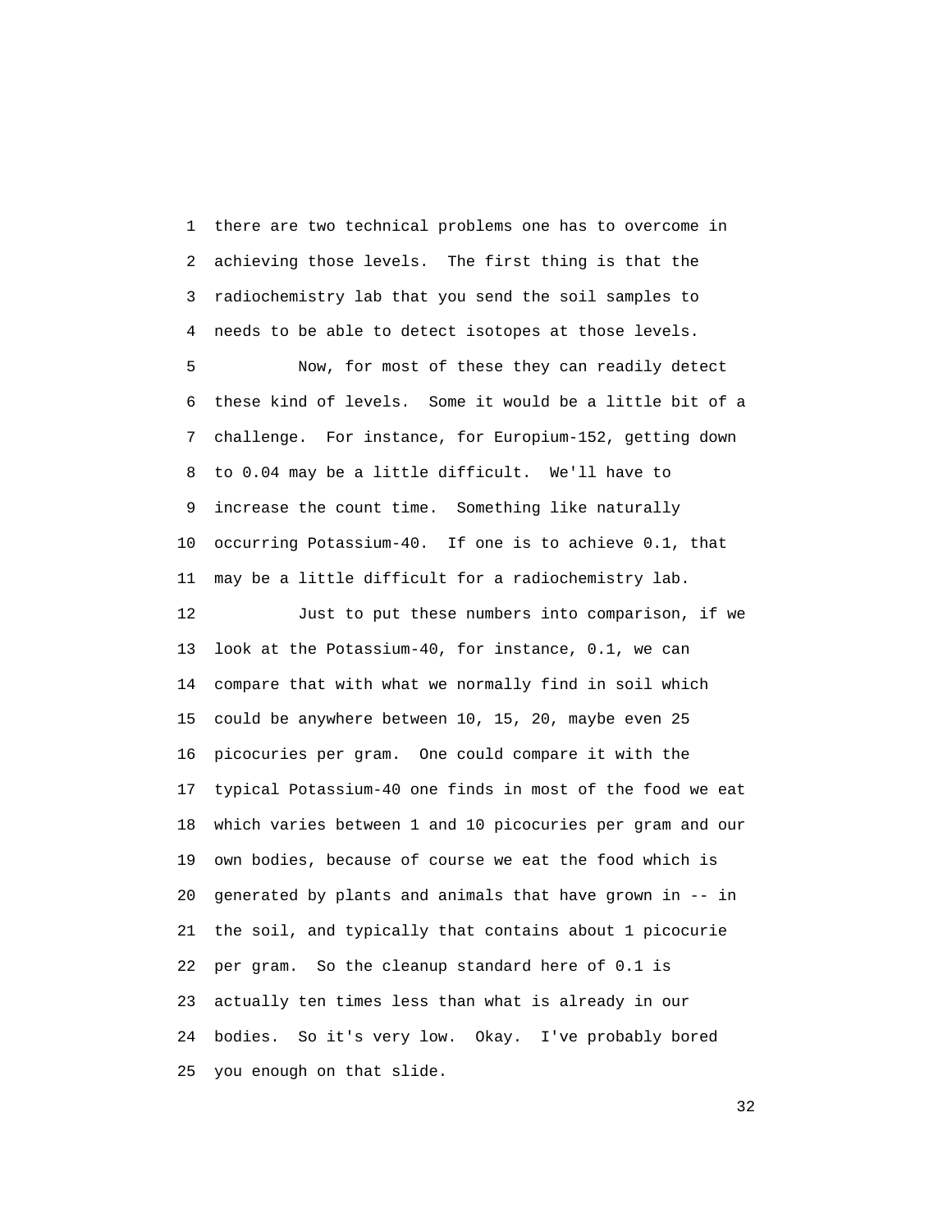there are two technical problems one has to overcome in achieving those levels. The first thing is that the radiochemistry lab that you send the soil samples to needs to be able to detect isotopes at those levels.

Now, for most of these they can readily detect these kind of levels. Some it would be a little bit of a challenge. For instance, for Europium-152, getting down to 0.04 may be a little difficult. We'll have to increase the count time. Something like naturally occurring Potassium-40. If one is to achieve 0.1, that may be a little difficult for a radiochemistry lab.

Just to put these numbers into comparison, if we look at the Potassium-40, for instance, 0.1, we can compare that with what we normally find in soil which could be anywhere between 10, 15, 20, maybe even 25 picocuries per gram. One could compare it with the typical Potassium-40 one finds in most of the food we eat which varies between 1 and 10 picocuries per gram and our own bodies, because of course we eat the food which is generated by plants and animals that have grown in -- in the soil, and typically that contains about 1 picocurie per gram. So the cleanup standard here of 0.1 is actually ten times less than what is already in our bodies. So it's very low. Okay. I've probably bored you enough on that slide.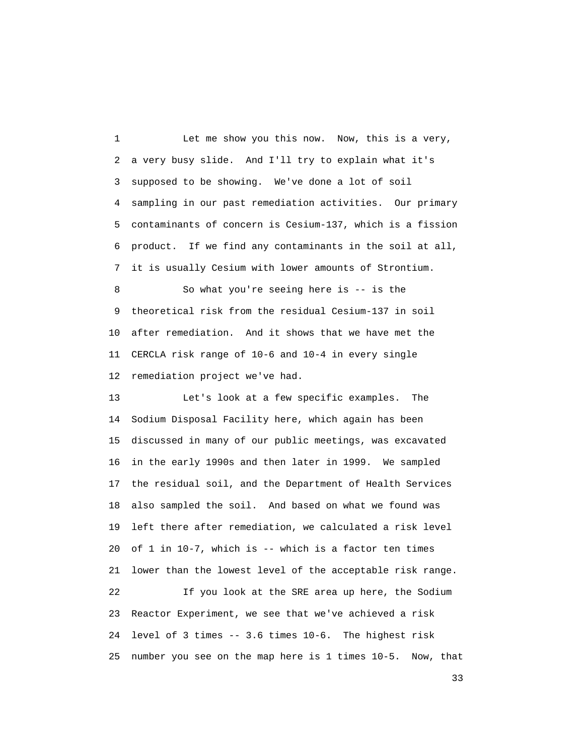Let me show you this now. Now, this is a very, a very busy slide. And I'll try to explain what it's supposed to be showing. We've done a lot of soil sampling in our past remediation activities. Our primary contaminants of concern is Cesium-137, which is a fission product. If we find any contaminants in the soil at all, it is usually Cesium with lower amounts of Strontium.

So what you're seeing here is -- is the theoretical risk from the residual Cesium-137 in soil after remediation. And it shows that we have met the CERCLA risk range of 10-6 and 10-4 in every single remediation project we've had.

Let's look at a few specific examples. The Sodium Disposal Facility here, which again has been discussed in many of our public meetings, was excavated in the early 1990s and then later in 1999. We sampled the residual soil, and the Department of Health Services also sampled the soil. And based on what we found was left there after remediation, we calculated a risk level of 1 in 10-7, which is -- which is a factor ten times lower than the lowest level of the acceptable risk range.

If you look at the SRE area up here, the Sodium Reactor Experiment, we see that we've achieved a risk level of 3 times -- 3.6 times 10-6. The highest risk number you see on the map here is 1 times 10-5. Now, that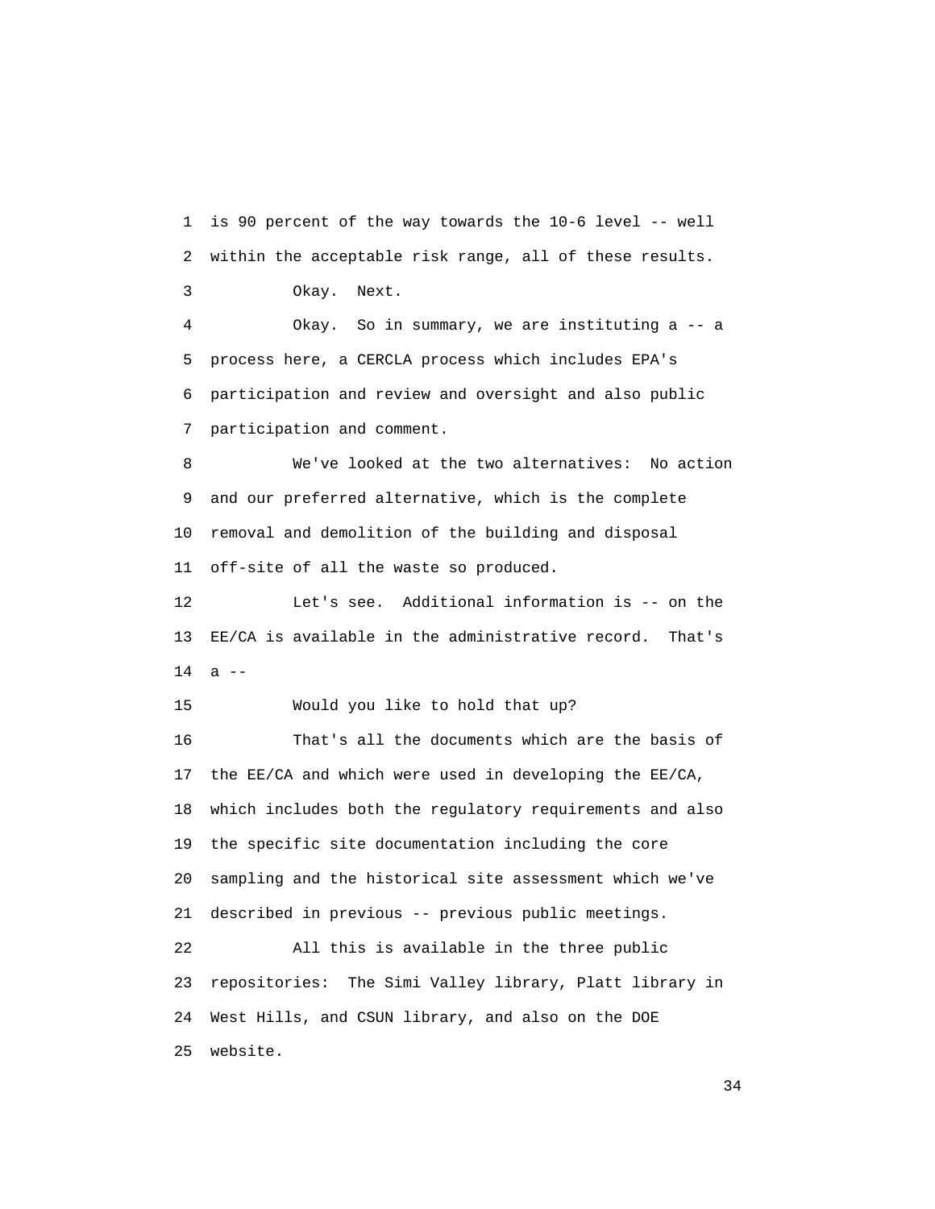1 is 90 percent of the way towards the 10-6 level -- well
2 within the acceptable risk range, all of these results.
3 Okay. Next.
4 Okay. So in summary, we are instituting a -- a
5 process here, a CERCLA process which includes EPA's
6 participation and review and oversight and also public
7 participation and comment.
8 We've looked at the two alternatives: No action
9 and our preferred alternative, which is the complete
10 removal and demolition of the building and disposal
11 off-site of all the waste so produced.
12 Let's see. Additional information is -- on the
13 EE/CA is available in the administrative record. That's
14 a --
15 Would you like to hold that up?
16 That's all the documents which are the basis of
17 the EE/CA and which were used in developing the EE/CA,
18 which includes both the regulatory requirements and also
19 the specific site documentation including the core
20 sampling and the historical site assessment which we've
21 described in previous -- previous public meetings.
22 All this is available in the three public
23 repositories: The Simi Valley library, Platt library in
24 West Hills, and CSUN library, and also on the DOE
25 website.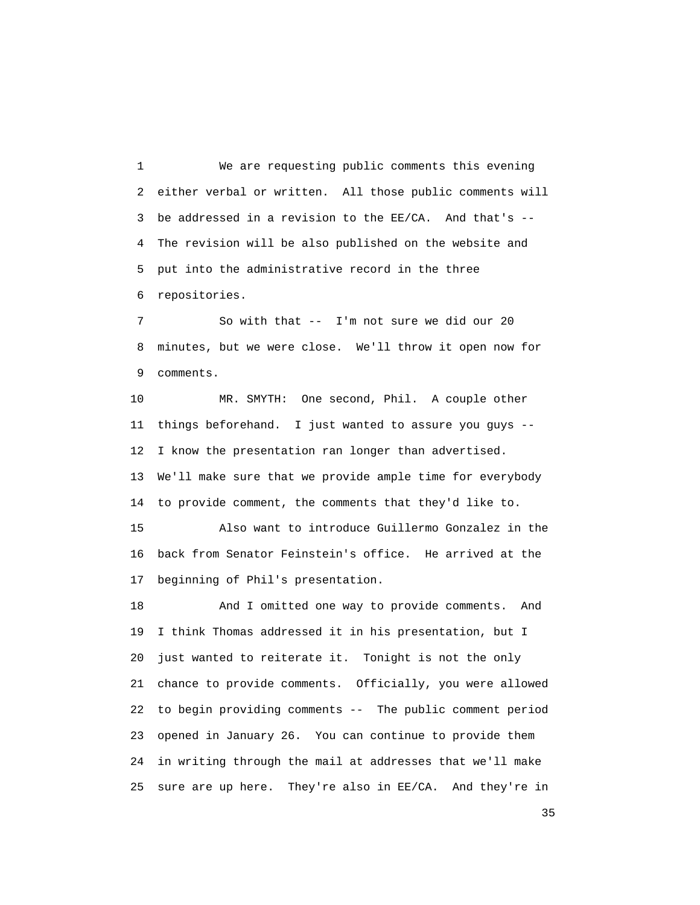We are requesting public comments this evening either verbal or written. All those public comments will be addressed in a revision to the EE/CA. And that's -- The revision will be also published on the website and put into the administrative record in the three repositories.

So with that -- I'm not sure we did our 20 minutes, but we were close. We'll throw it open now for comments.

MR. SMYTH: One second, Phil. A couple other things beforehand. I just wanted to assure you guys -- I know the presentation ran longer than advertised. We'll make sure that we provide ample time for everybody to provide comment, the comments that they'd like to.

Also want to introduce Guillermo Gonzalez in the back from Senator Feinstein's office. He arrived at the beginning of Phil's presentation.

And I omitted one way to provide comments. And I think Thomas addressed it in his presentation, but I just wanted to reiterate it. Tonight is not the only chance to provide comments. Officially, you were allowed to begin providing comments -- The public comment period opened in January 26. You can continue to provide them in writing through the mail at addresses that we'll make sure are up here. They're also in EE/CA. And they're in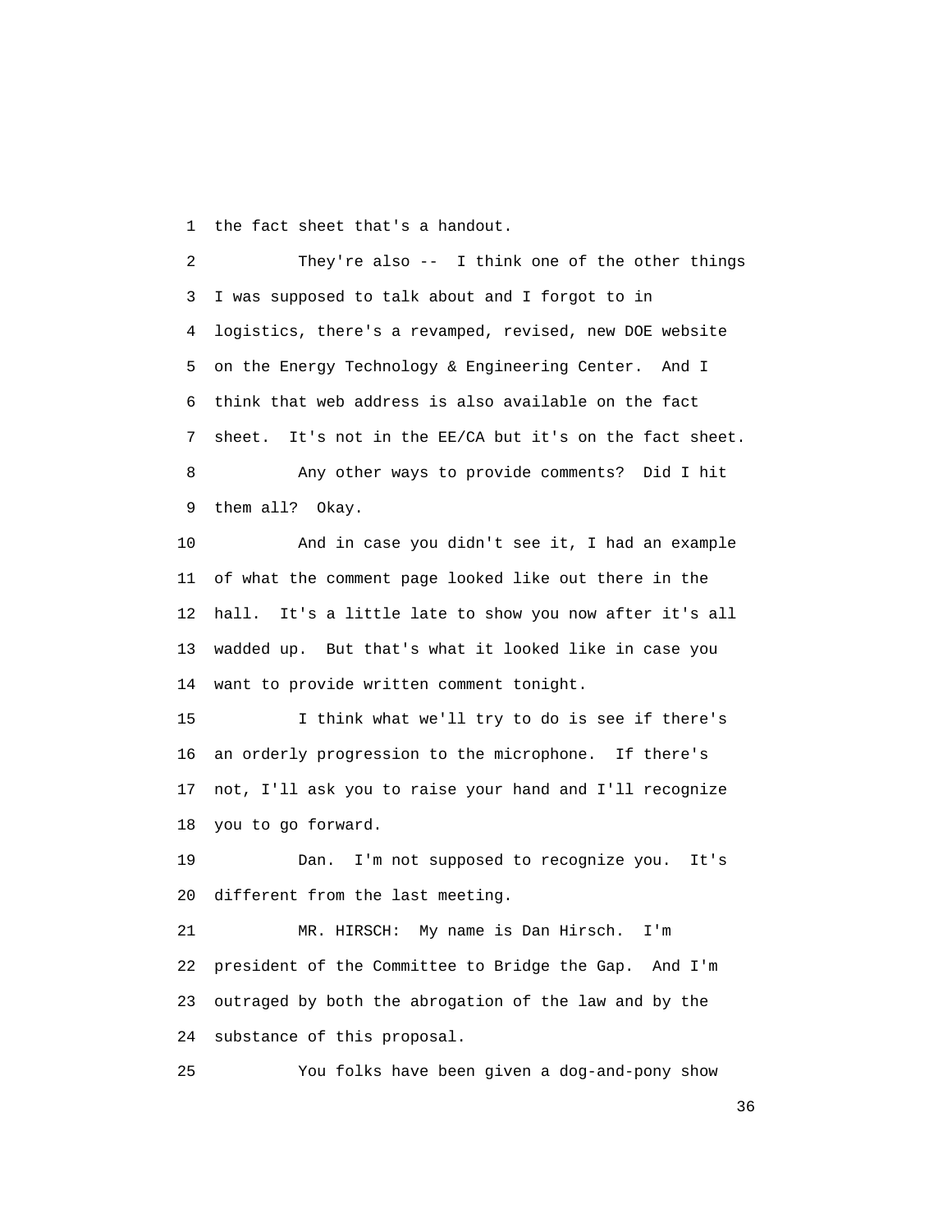the fact sheet that's a handout.

They're also -- I think one of the other things I was supposed to talk about and I forgot to in logistics, there's a revamped, revised, new DOE website on the Energy Technology & Engineering Center. And I think that web address is also available on the fact sheet. It's not in the EE/CA but it's on the fact sheet.

Any other ways to provide comments? Did I hit them all? Okay.

And in case you didn't see it, I had an example of what the comment page looked like out there in the hall. It's a little late to show you now after it's all wadded up. But that's what it looked like in case you want to provide written comment tonight.

I think what we'll try to do is see if there's an orderly progression to the microphone. If there's not, I'll ask you to raise your hand and I'll recognize you to go forward.

Dan. I'm not supposed to recognize you. It's different from the last meeting.

MR. HIRSCH: My name is Dan Hirsch. I'm president of the Committee to Bridge the Gap. And I'm outraged by both the abrogation of the law and by the substance of this proposal.

You folks have been given a dog-and-pony show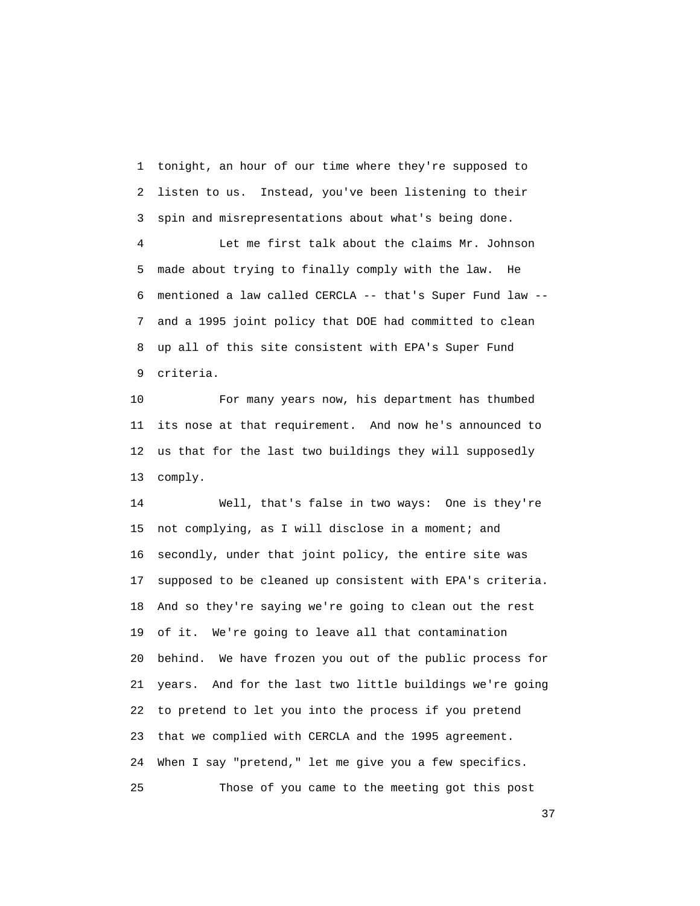tonight, an hour of our time where they're supposed to listen to us. Instead, you've been listening to their spin and misrepresentations about what's being done.

Let me first talk about the claims Mr. Johnson made about trying to finally comply with the law. He mentioned a law called CERCLA -- that's Super Fund law -- and a 1995 joint policy that DOE had committed to clean up all of this site consistent with EPA's Super Fund criteria.

For many years now, his department has thumbed its nose at that requirement. And now he's announced to us that for the last two buildings they will supposedly comply.

Well, that's false in two ways: One is they're not complying, as I will disclose in a moment; and secondly, under that joint policy, the entire site was supposed to be cleaned up consistent with EPA's criteria. And so they're saying we're going to clean out the rest of it. We're going to leave all that contamination behind. We have frozen you out of the public process for years. And for the last two little buildings we're going to pretend to let you into the process if you pretend that we complied with CERCLA and the 1995 agreement. When I say "pretend," let me give you a few specifics.

Those of you came to the meeting got this post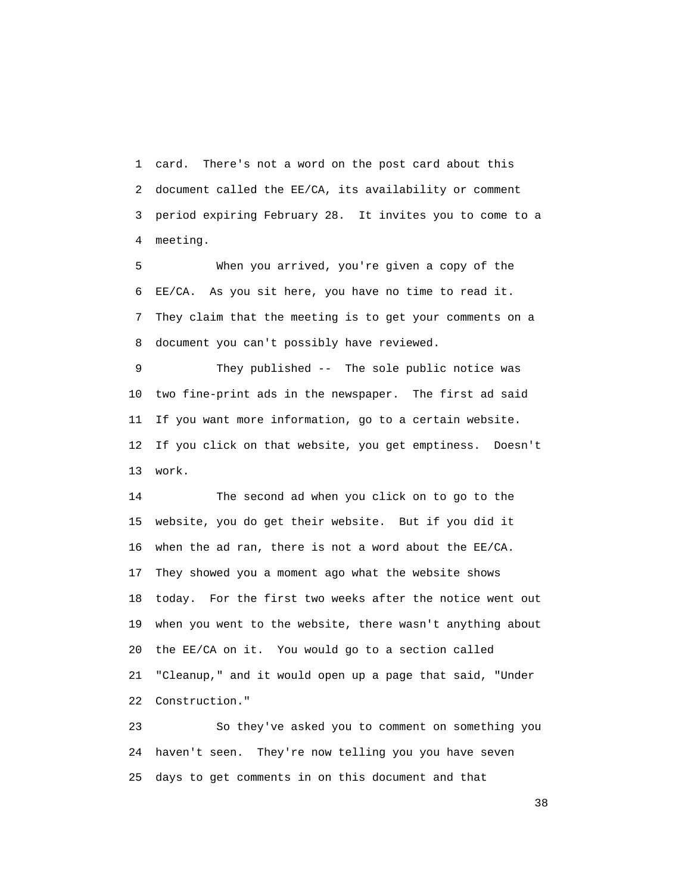card. There's not a word on the post card about this document called the EE/CA, its availability or comment period expiring February 28. It invites you to come to a meeting.

When you arrived, you're given a copy of the EE/CA. As you sit here, you have no time to read it. They claim that the meeting is to get your comments on a document you can't possibly have reviewed.

They published -- The sole public notice was two fine-print ads in the newspaper. The first ad said If you want more information, go to a certain website. If you click on that website, you get emptiness. Doesn't work.

The second ad when you click on to go to the website, you do get their website. But if you did it when the ad ran, there is not a word about the EE/CA. They showed you a moment ago what the website shows today. For the first two weeks after the notice went out when you went to the website, there wasn't anything about the EE/CA on it. You would go to a section called "Cleanup," and it would open up a page that said, "Under Construction."

So they've asked you to comment on something you haven't seen. They're now telling you you have seven days to get comments in on this document and that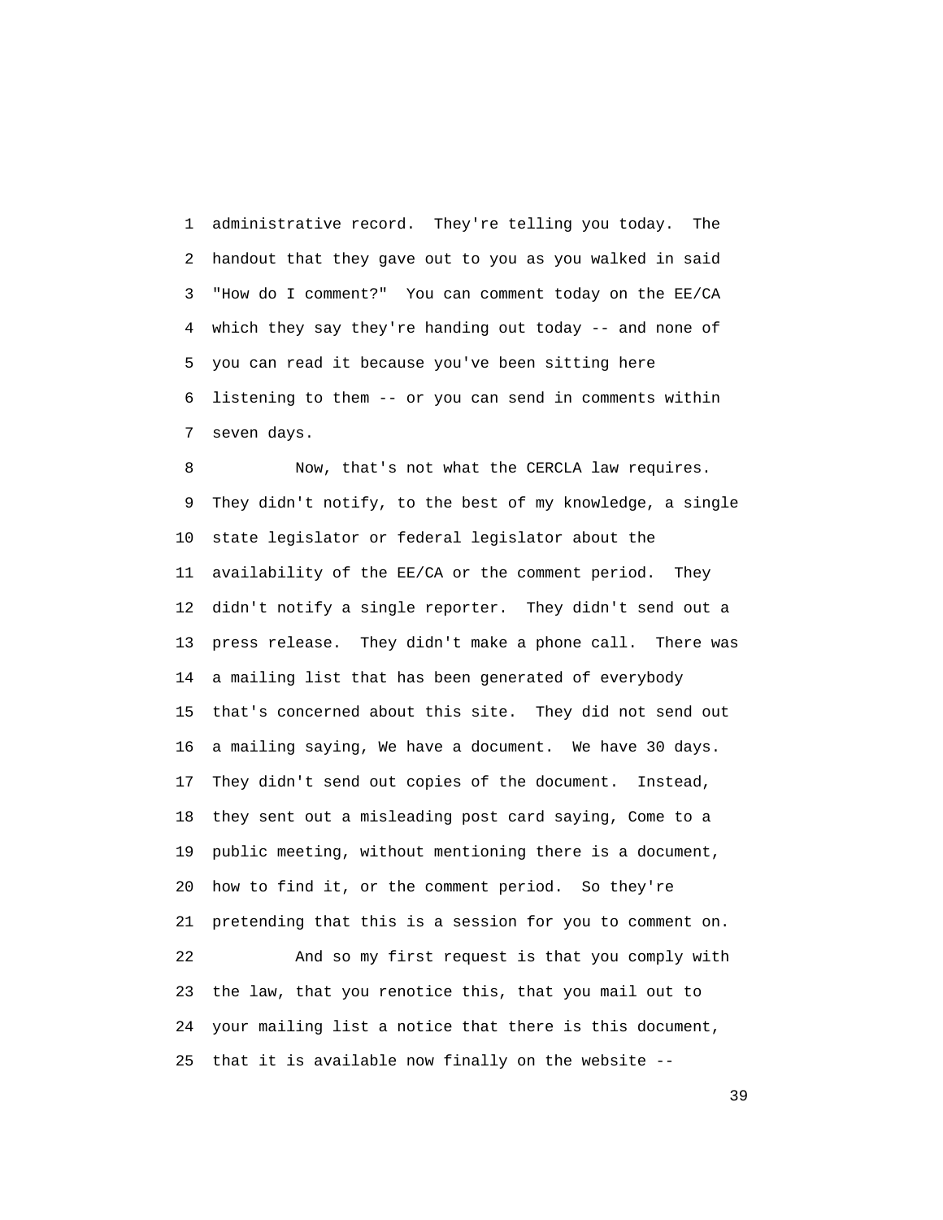administrative record. They're telling you today. The handout that they gave out to you as you walked in said "How do I comment?" You can comment today on the EE/CA which they say they're handing out today -- and none of you can read it because you've been sitting here listening to them -- or you can send in comments within seven days.

Now, that's not what the CERCLA law requires. They didn't notify, to the best of my knowledge, a single state legislator or federal legislator about the availability of the EE/CA or the comment period. They didn't notify a single reporter. They didn't send out a press release. They didn't make a phone call. There was a mailing list that has been generated of everybody that's concerned about this site. They did not send out a mailing saying, We have a document. We have 30 days. They didn't send out copies of the document. Instead, they sent out a misleading post card saying, Come to a public meeting, without mentioning there is a document, how to find it, or the comment period. So they're pretending that this is a session for you to comment on.

And so my first request is that you comply with the law, that you renotice this, that you mail out to your mailing list a notice that there is this document, that it is available now finally on the website --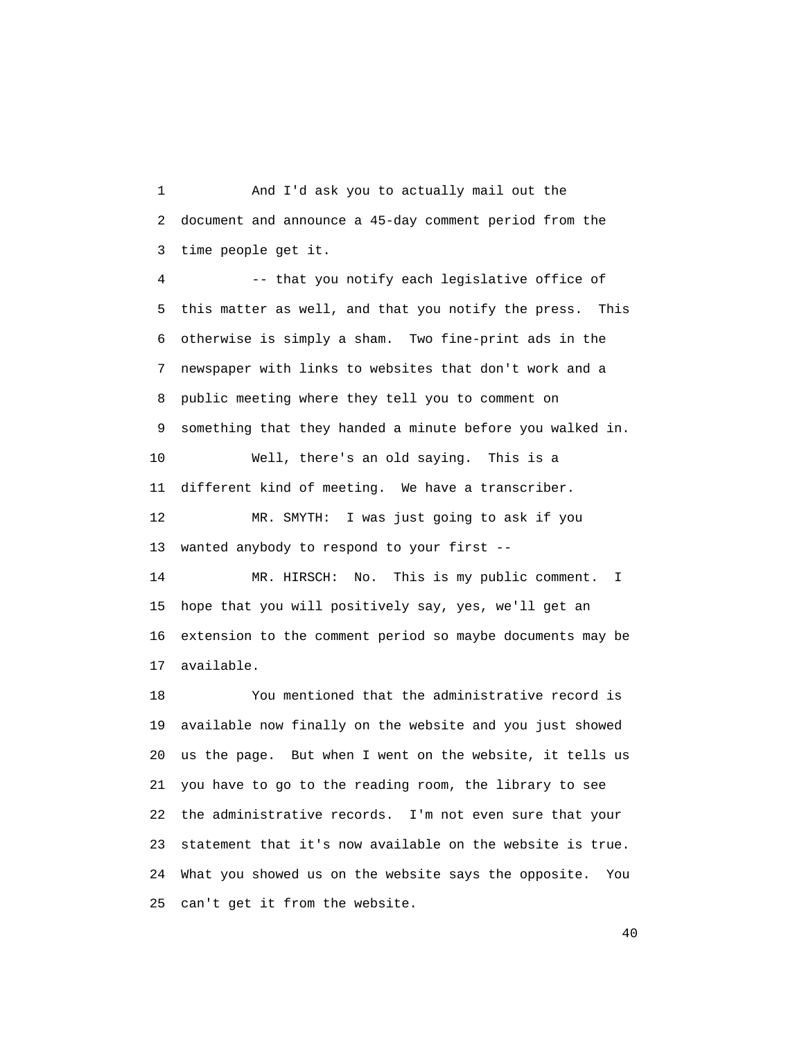And I'd ask you to actually mail out the document and announce a 45-day comment period from the time people get it.

-- that you notify each legislative office of this matter as well, and that you notify the press. This otherwise is simply a sham. Two fine-print ads in the newspaper with links to websites that don't work and a public meeting where they tell you to comment on something that they handed a minute before you walked in.

Well, there's an old saying. This is a different kind of meeting. We have a transcriber.

MR. SMYTH: I was just going to ask if you wanted anybody to respond to your first --

MR. HIRSCH: No. This is my public comment. I hope that you will positively say, yes, we'll get an extension to the comment period so maybe documents may be available.

You mentioned that the administrative record is available now finally on the website and you just showed us the page. But when I went on the website, it tells us you have to go to the reading room, the library to see the administrative records. I'm not even sure that your statement that it's now available on the website is true. What you showed us on the website says the opposite. You can't get it from the website.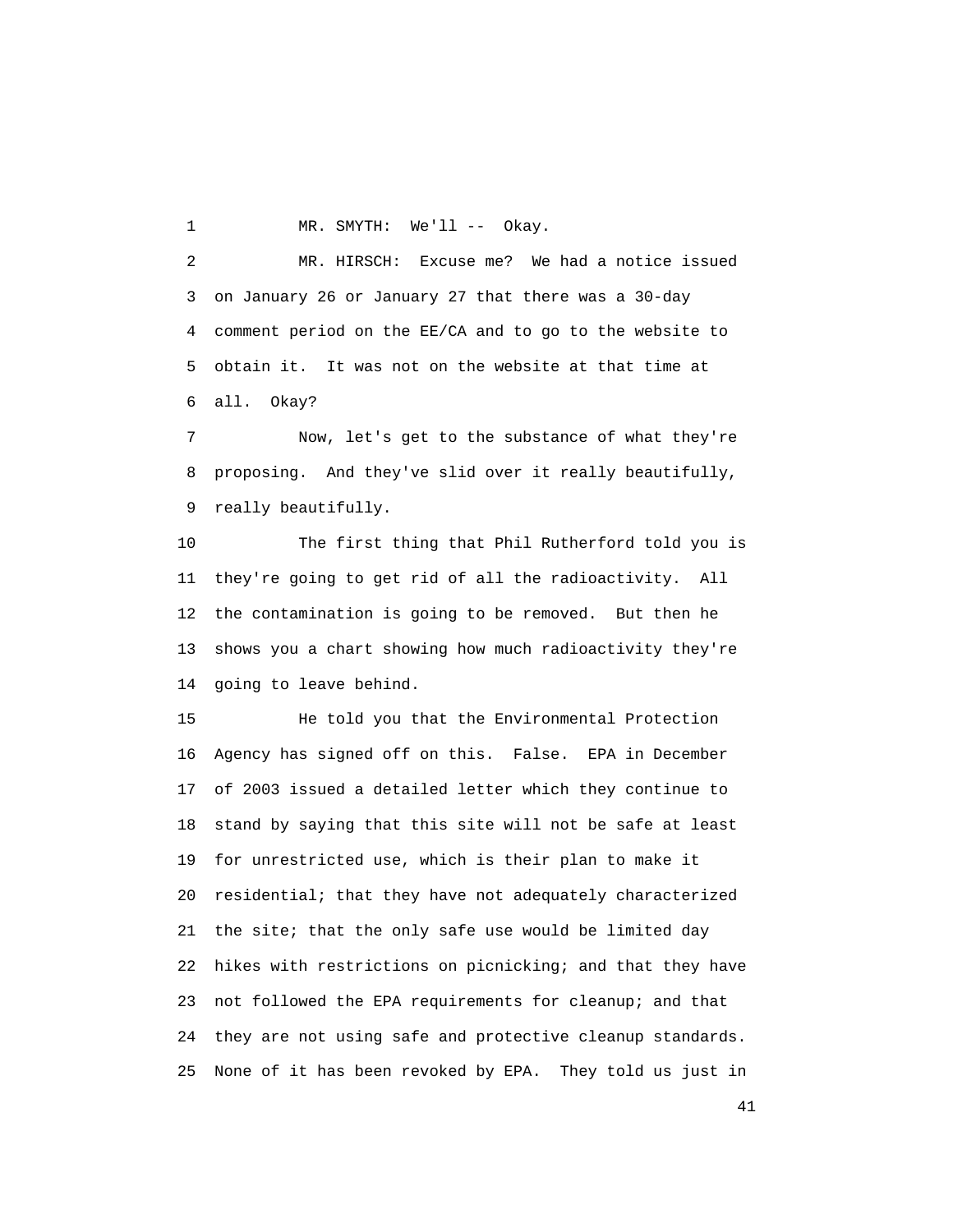MR. SMYTH: We'll -- Okay.

MR. HIRSCH: Excuse me? We had a notice issued on January 26 or January 27 that there was a 30-day comment period on the EE/CA and to go to the website to obtain it. It was not on the website at that time at all. Okay?

Now, let's get to the substance of what they're proposing. And they've slid over it really beautifully, really beautifully.

The first thing that Phil Rutherford told you is they're going to get rid of all the radioactivity. All the contamination is going to be removed. But then he shows you a chart showing how much radioactivity they're going to leave behind.

He told you that the Environmental Protection Agency has signed off on this. False. EPA in December of 2003 issued a detailed letter which they continue to stand by saying that this site will not be safe at least for unrestricted use, which is their plan to make it residential; that they have not adequately characterized the site; that the only safe use would be limited day hikes with restrictions on picnicking; and that they have not followed the EPA requirements for cleanup; and that they are not using safe and protective cleanup standards. None of it has been revoked by EPA. They told us just in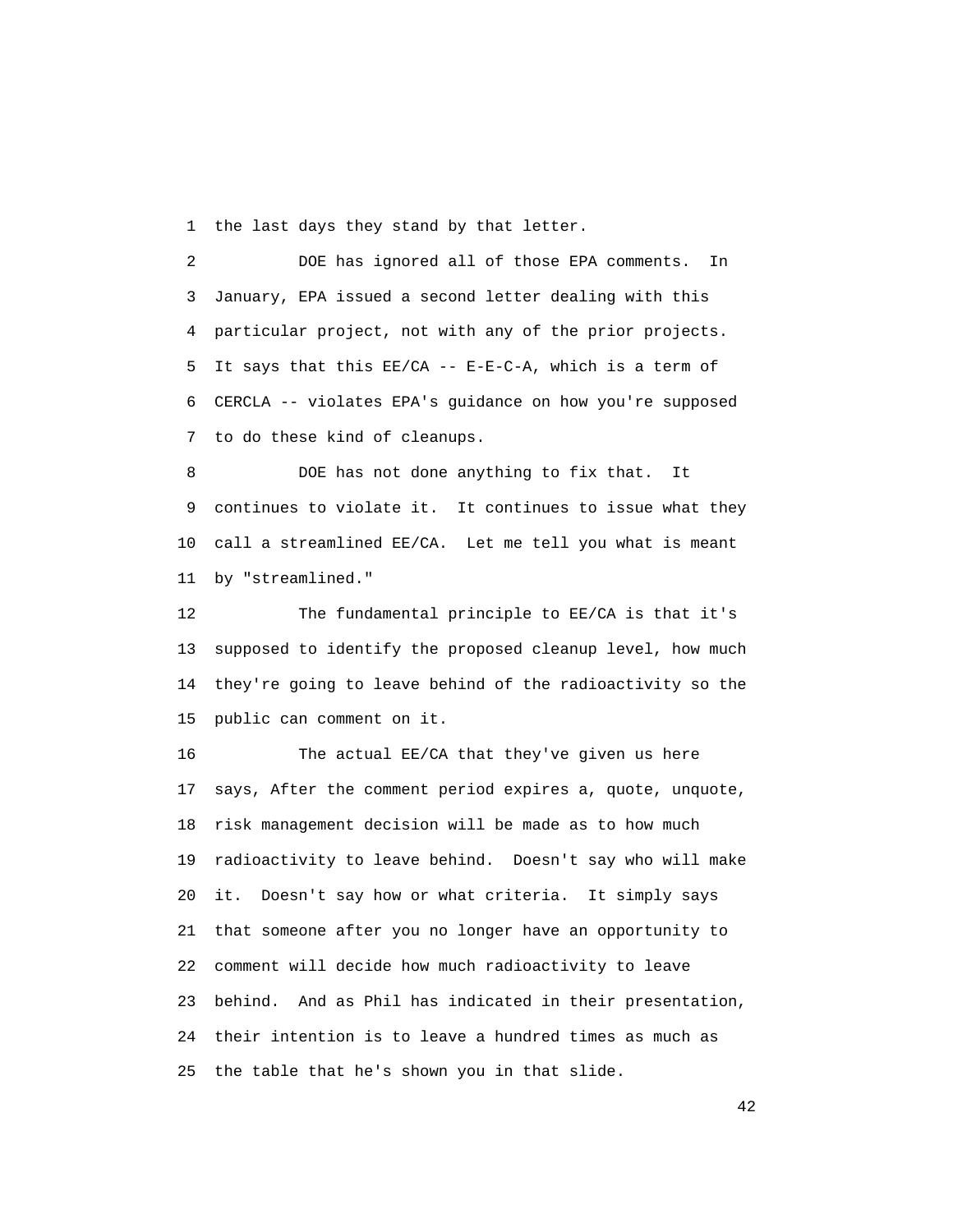the last days they stand by that letter.

DOE has ignored all of those EPA comments. In January, EPA issued a second letter dealing with this particular project, not with any of the prior projects. It says that this EE/CA -- E-E-C-A, which is a term of CERCLA -- violates EPA's guidance on how you're supposed to do these kind of cleanups.

DOE has not done anything to fix that. It continues to violate it. It continues to issue what they call a streamlined EE/CA. Let me tell you what is meant by "streamlined."

The fundamental principle to EE/CA is that it's supposed to identify the proposed cleanup level, how much they're going to leave behind of the radioactivity so the public can comment on it.

The actual EE/CA that they've given us here says, After the comment period expires a, quote, unquote, risk management decision will be made as to how much radioactivity to leave behind. Doesn't say who will make it. Doesn't say how or what criteria. It simply says that someone after you no longer have an opportunity to comment will decide how much radioactivity to leave behind. And as Phil has indicated in their presentation, their intention is to leave a hundred times as much as the table that he's shown you in that slide.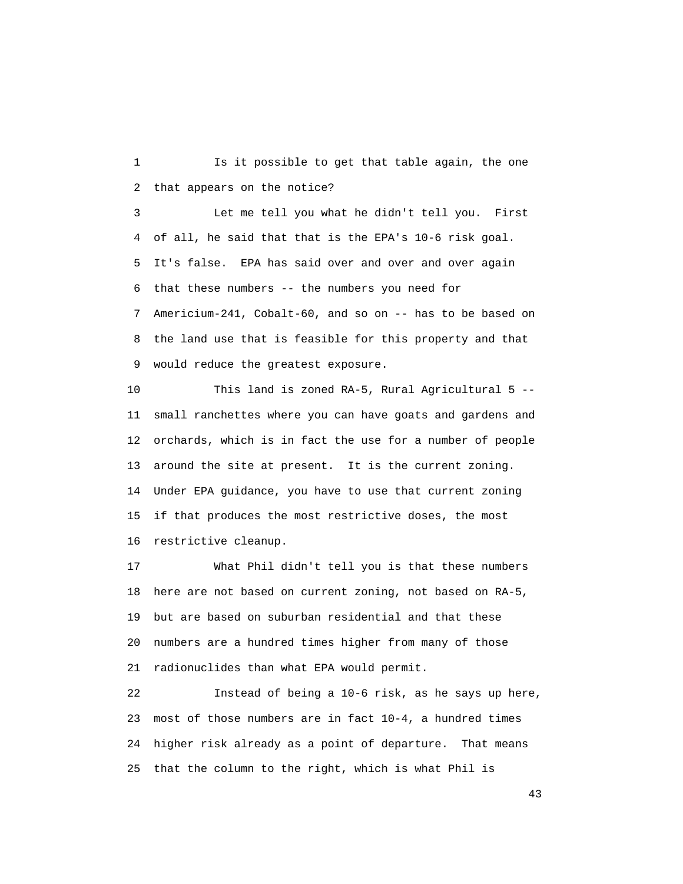Is it possible to get that table again, the one that appears on the notice?

Let me tell you what he didn't tell you. First of all, he said that that is the EPA's 10-6 risk goal. It's false. EPA has said over and over and over again that these numbers -- the numbers you need for Americium-241, Cobalt-60, and so on -- has to be based on the land use that is feasible for this property and that would reduce the greatest exposure.

This land is zoned RA-5, Rural Agricultural 5 -- small ranchettes where you can have goats and gardens and orchards, which is in fact the use for a number of people around the site at present. It is the current zoning. Under EPA guidance, you have to use that current zoning if that produces the most restrictive doses, the most restrictive cleanup.

What Phil didn't tell you is that these numbers here are not based on current zoning, not based on RA-5, but are based on suburban residential and that these numbers are a hundred times higher from many of those radionuclides than what EPA would permit.

Instead of being a 10-6 risk, as he says up here, most of those numbers are in fact 10-4, a hundred times higher risk already as a point of departure. That means that the column to the right, which is what Phil is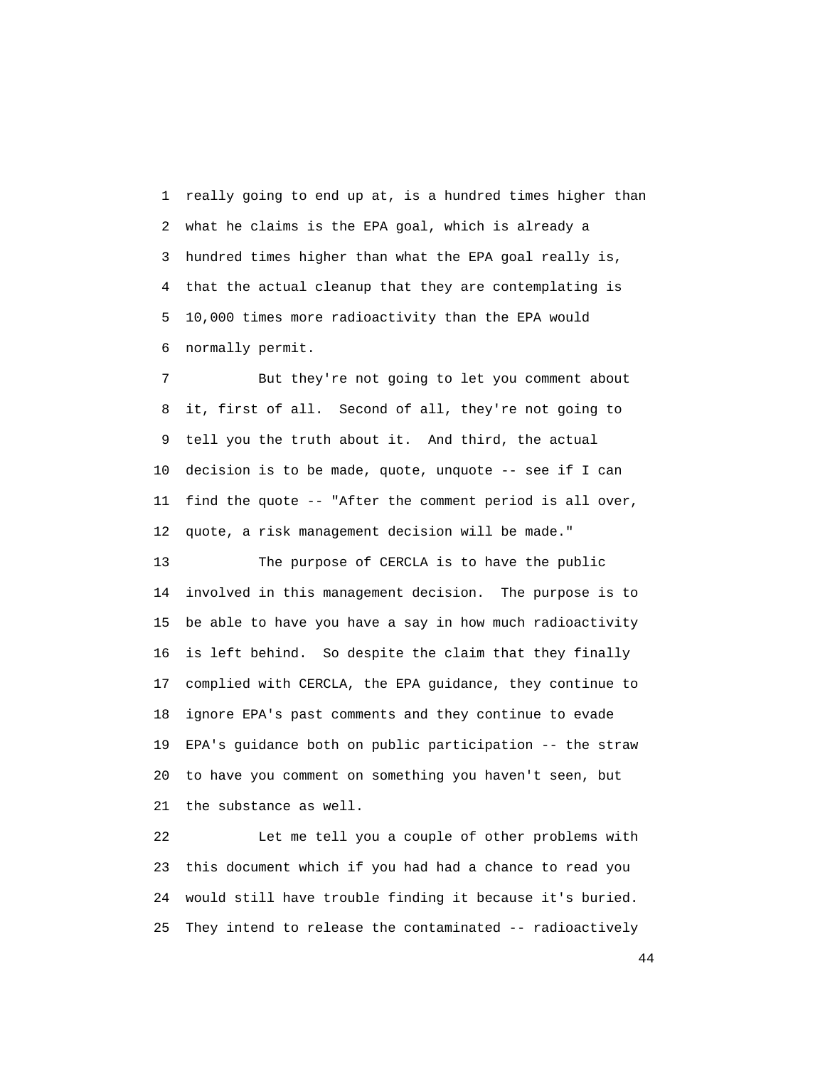really going to end up at, is a hundred times higher than what he claims is the EPA goal, which is already a hundred times higher than what the EPA goal really is, that the actual cleanup that they are contemplating is 10,000 times more radioactivity than the EPA would normally permit.

But they're not going to let you comment about it, first of all. Second of all, they're not going to tell you the truth about it. And third, the actual decision is to be made, quote, unquote -- see if I can find the quote -- "After the comment period is all over, quote, a risk management decision will be made."

The purpose of CERCLA is to have the public involved in this management decision. The purpose is to be able to have you have a say in how much radioactivity is left behind. So despite the claim that they finally complied with CERCLA, the EPA guidance, they continue to ignore EPA's past comments and they continue to evade EPA's guidance both on public participation -- the straw to have you comment on something you haven't seen, but the substance as well.

Let me tell you a couple of other problems with this document which if you had had a chance to read you would still have trouble finding it because it's buried. They intend to release the contaminated -- radioactively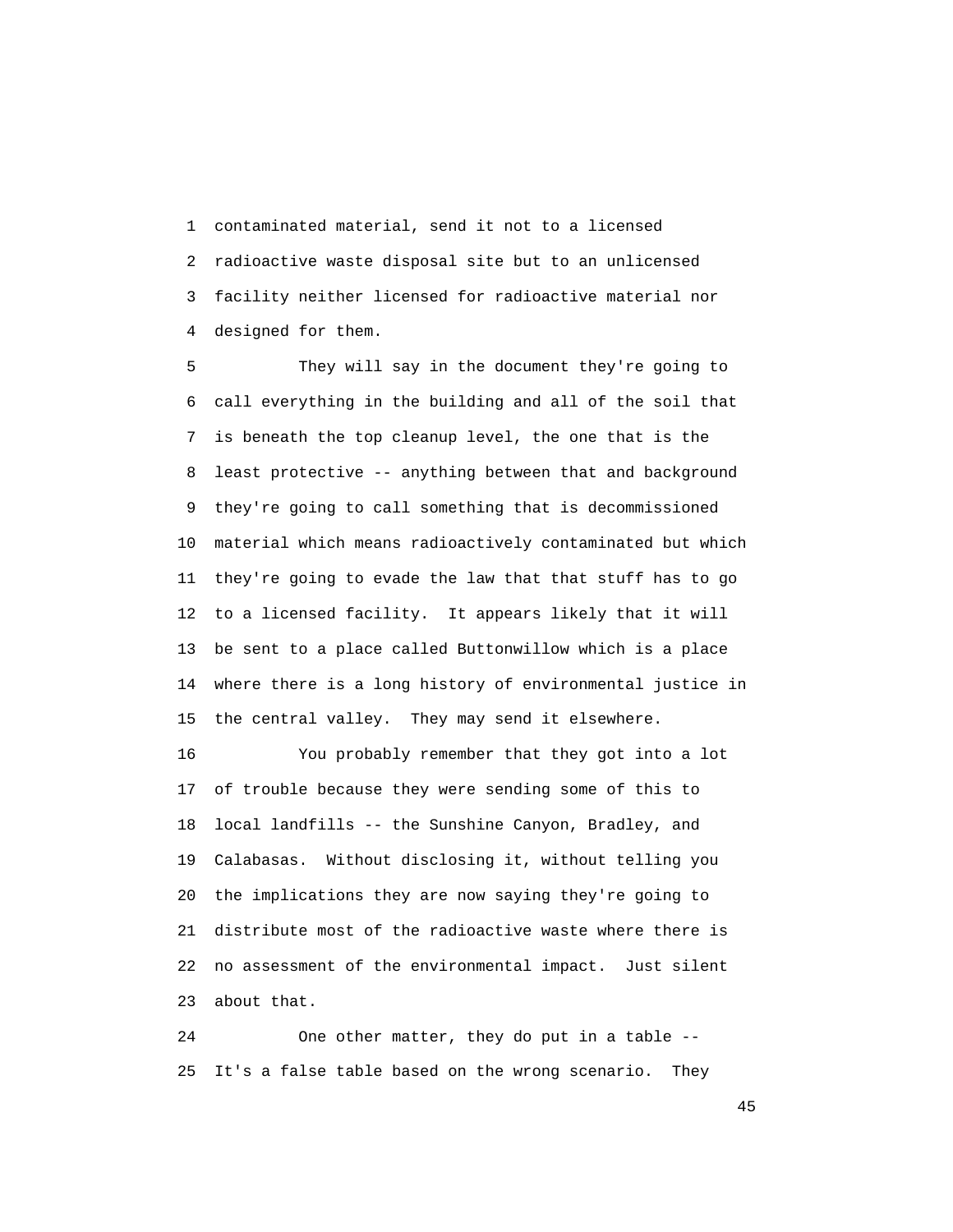1 contaminated material, send it not to a licensed
2 radioactive waste disposal site but to an unlicensed
3 facility neither licensed for radioactive material nor
4 designed for them.

5 They will say in the document they're going to
6 call everything in the building and all of the soil that
7 is beneath the top cleanup level, the one that is the
8 least protective -- anything between that and background
9 they're going to call something that is decommissioned
10 material which means radioactively contaminated but which
11 they're going to evade the law that that stuff has to go
12 to a licensed facility. It appears likely that it will
13 be sent to a place called Buttonwillow which is a place
14 where there is a long history of environmental justice in
15 the central valley. They may send it elsewhere.

16 You probably remember that they got into a lot
17 of trouble because they were sending some of this to
18 local landfills -- the Sunshine Canyon, Bradley, and
19 Calabasas. Without disclosing it, without telling you
20 the implications they are now saying they're going to
21 distribute most of the radioactive waste where there is
22 no assessment of the environmental impact. Just silent
23 about that.

24 One other matter, they do put in a table --
25 It's a false table based on the wrong scenario. They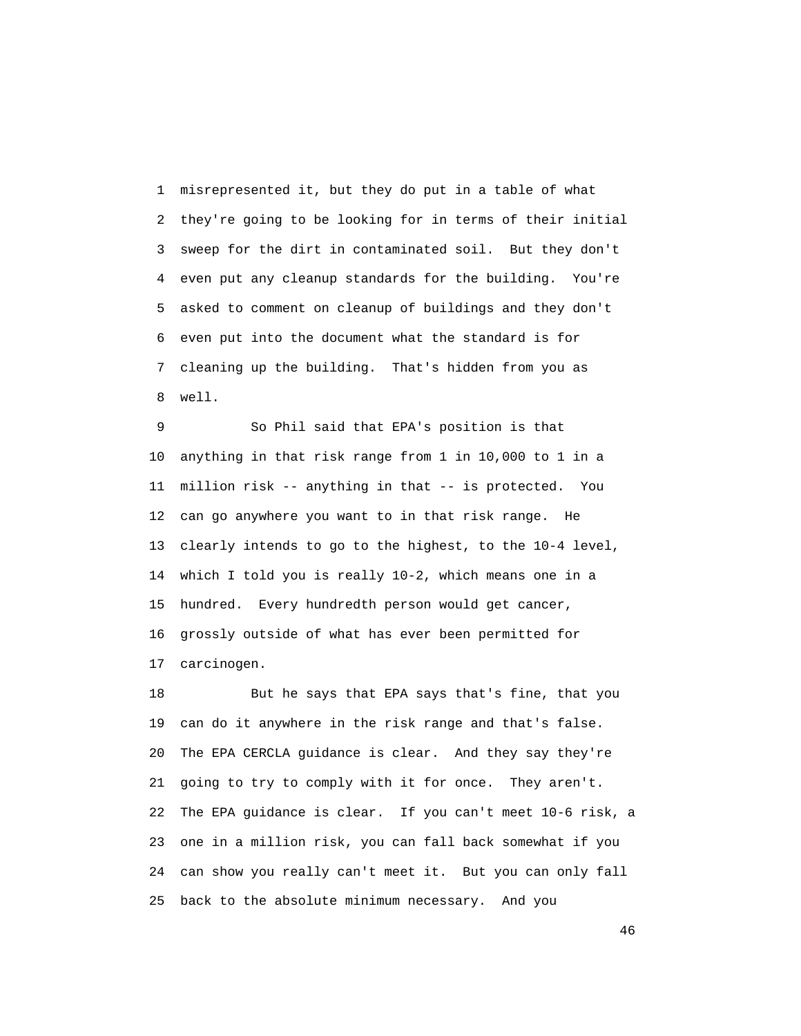misrepresented it, but they do put in a table of what they're going to be looking for in terms of their initial sweep for the dirt in contaminated soil. But they don't even put any cleanup standards for the building. You're asked to comment on cleanup of buildings and they don't even put into the document what the standard is for cleaning up the building. That's hidden from you as well.

So Phil said that EPA's position is that anything in that risk range from 1 in 10,000 to 1 in a million risk -- anything in that -- is protected. You can go anywhere you want to in that risk range. He clearly intends to go to the highest, to the 10-4 level, which I told you is really 10-2, which means one in a hundred. Every hundredth person would get cancer, grossly outside of what has ever been permitted for carcinogen.

But he says that EPA says that's fine, that you can do it anywhere in the risk range and that's false. The EPA CERCLA guidance is clear. And they say they're going to try to comply with it for once. They aren't. The EPA guidance is clear. If you can't meet 10-6 risk, a one in a million risk, you can fall back somewhat if you can show you really can't meet it. But you can only fall back to the absolute minimum necessary. And you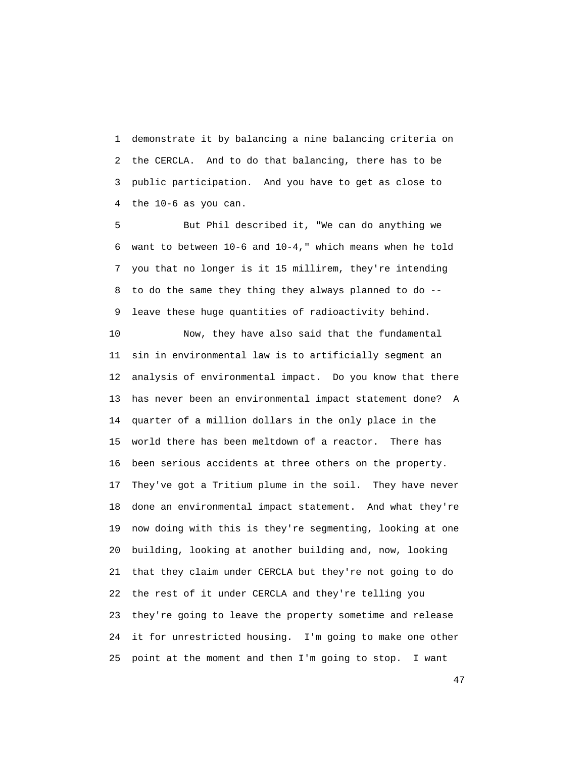1 demonstrate it by balancing a nine balancing criteria on
2 the CERCLA. And to do that balancing, there has to be
3 public participation. And you have to get as close to
4 the 10-6 as you can.

5 But Phil described it, "We can do anything we
6 want to between 10-6 and 10-4," which means when he told
7 you that no longer is it 15 millirem, they're intending
8 to do the same they thing they always planned to do --
9 leave these huge quantities of radioactivity behind.

10 Now, they have also said that the fundamental
11 sin in environmental law is to artificially segment an
12 analysis of environmental impact. Do you know that there
13 has never been an environmental impact statement done? A
14 quarter of a million dollars in the only place in the
15 world there has been meltdown of a reactor. There has
16 been serious accidents at three others on the property.
17 They've got a Tritium plume in the soil. They have never
18 done an environmental impact statement. And what they're
19 now doing with this is they're segmenting, looking at one
20 building, looking at another building and, now, looking
21 that they claim under CERCLA but they're not going to do
22 the rest of it under CERCLA and they're telling you
23 they're going to leave the property sometime and release
24 it for unrestricted housing. I'm going to make one other
25 point at the moment and then I'm going to stop. I want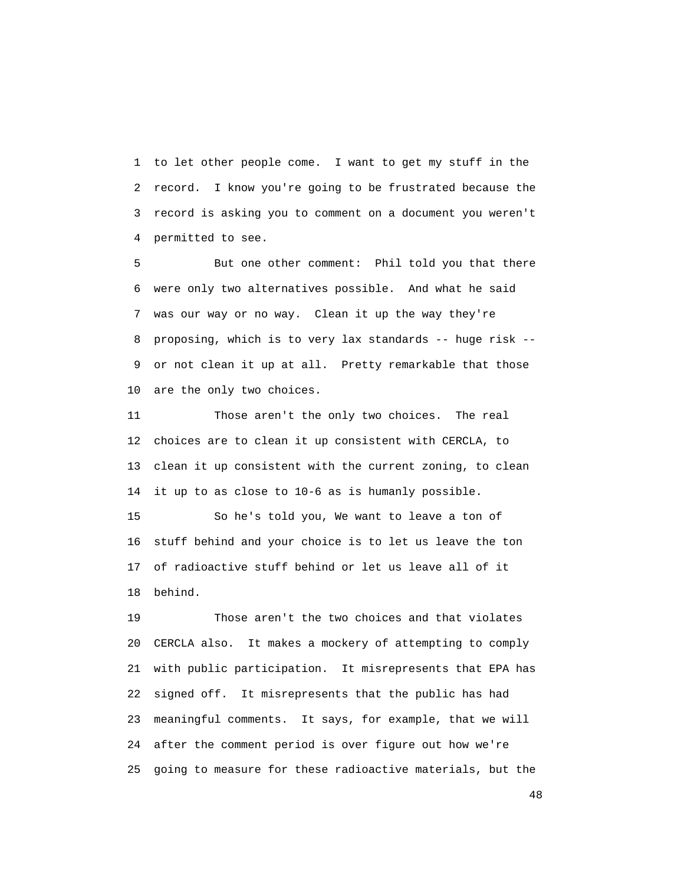to let other people come. I want to get my stuff in the record. I know you're going to be frustrated because the record is asking you to comment on a document you weren't permitted to see.

But one other comment: Phil told you that there were only two alternatives possible. And what he said was our way or no way. Clean it up the way they're proposing, which is to very lax standards -- huge risk -- or not clean it up at all. Pretty remarkable that those are the only two choices.

Those aren't the only two choices. The real choices are to clean it up consistent with CERCLA, to clean it up consistent with the current zoning, to clean it up to as close to 10-6 as is humanly possible.

So he's told you, We want to leave a ton of stuff behind and your choice is to let us leave the ton of radioactive stuff behind or let us leave all of it behind.

Those aren't the two choices and that violates CERCLA also. It makes a mockery of attempting to comply with public participation. It misrepresents that EPA has signed off. It misrepresents that the public has had meaningful comments. It says, for example, that we will after the comment period is over figure out how we're going to measure for these radioactive materials, but the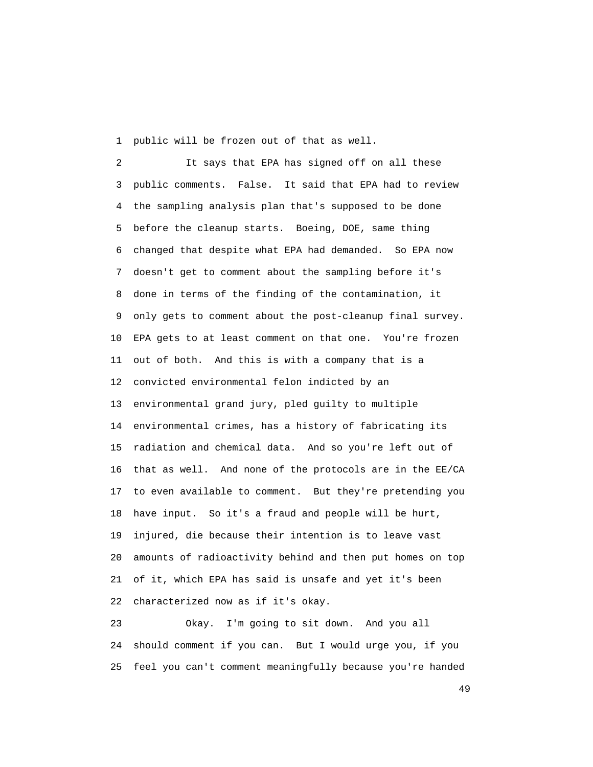public will be frozen out of that as well.

It says that EPA has signed off on all these public comments. False. It said that EPA had to review the sampling analysis plan that's supposed to be done before the cleanup starts. Boeing, DOE, same thing changed that despite what EPA had demanded. So EPA now doesn't get to comment about the sampling before it's done in terms of the finding of the contamination, it only gets to comment about the post-cleanup final survey. EPA gets to at least comment on that one. You're frozen out of both. And this is with a company that is a convicted environmental felon indicted by an environmental grand jury, pled guilty to multiple environmental crimes, has a history of fabricating its radiation and chemical data. And so you're left out of that as well. And none of the protocols are in the EE/CA to even available to comment. But they're pretending you have input. So it's a fraud and people will be hurt, injured, die because their intention is to leave vast amounts of radioactivity behind and then put homes on top of it, which EPA has said is unsafe and yet it's been characterized now as if it's okay.

Okay. I'm going to sit down. And you all should comment if you can. But I would urge you, if you feel you can't comment meaningfully because you're handed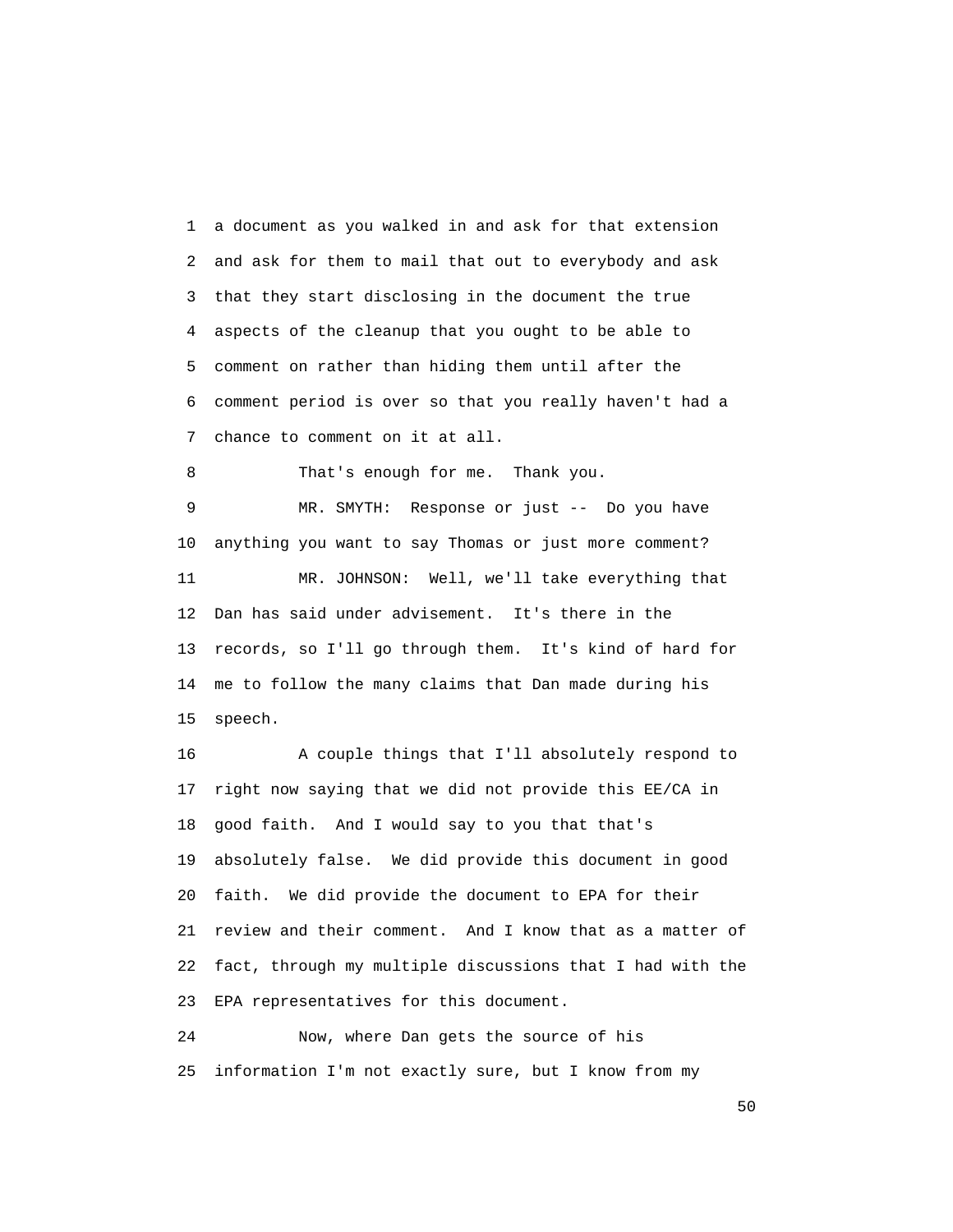a document as you walked in and ask for that extension and ask for them to mail that out to everybody and ask that they start disclosing in the document the true aspects of the cleanup that you ought to be able to comment on rather than hiding them until after the comment period is over so that you really haven't had a chance to comment on it at all.

That's enough for me. Thank you.

MR. SMYTH: Response or just -- Do you have anything you want to say Thomas or just more comment?

MR. JOHNSON: Well, we'll take everything that Dan has said under advisement. It's there in the records, so I'll go through them. It's kind of hard for me to follow the many claims that Dan made during his speech.

A couple things that I'll absolutely respond to right now saying that we did not provide this EE/CA in good faith. And I would say to you that that's absolutely false. We did provide this document in good faith. We did provide the document to EPA for their review and their comment. And I know that as a matter of fact, through my multiple discussions that I had with the EPA representatives for this document.

Now, where Dan gets the source of his information I'm not exactly sure, but I know from my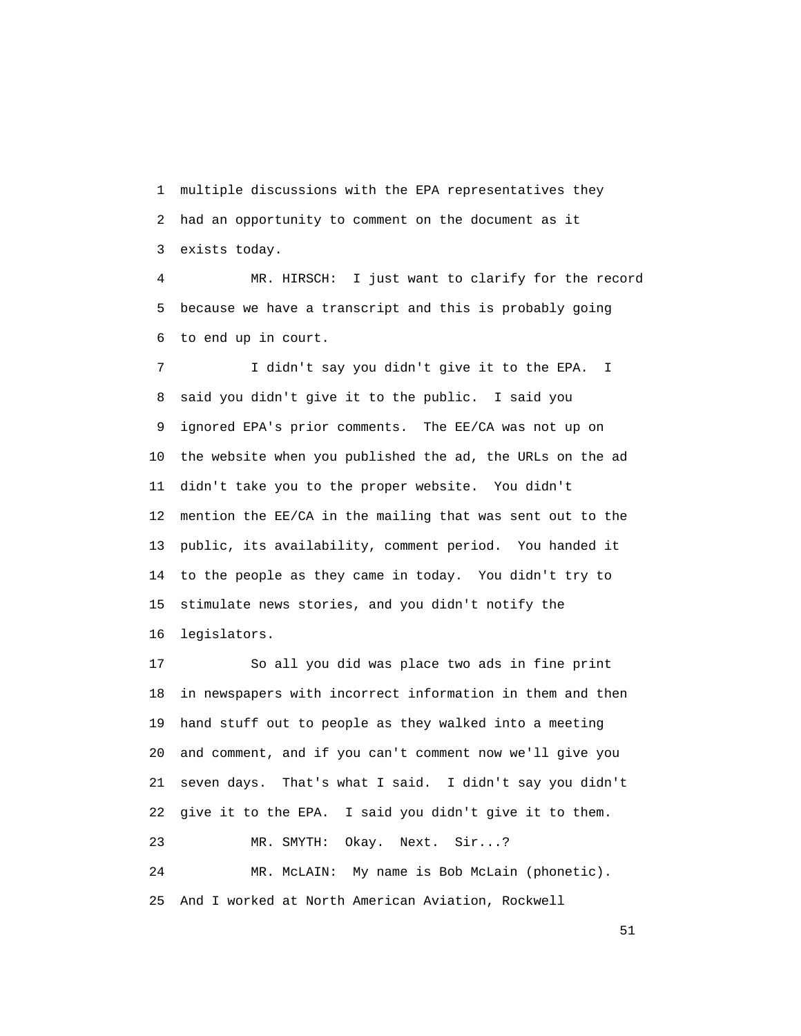multiple discussions with the EPA representatives they had an opportunity to comment on the document as it exists today.

MR. HIRSCH: I just want to clarify for the record because we have a transcript and this is probably going to end up in court.

I didn't say you didn't give it to the EPA. I said you didn't give it to the public. I said you ignored EPA's prior comments. The EE/CA was not up on the website when you published the ad, the URLs on the ad didn't take you to the proper website. You didn't mention the EE/CA in the mailing that was sent out to the public, its availability, comment period. You handed it to the people as they came in today. You didn't try to stimulate news stories, and you didn't notify the legislators.

So all you did was place two ads in fine print in newspapers with incorrect information in them and then hand stuff out to people as they walked into a meeting and comment, and if you can't comment now we'll give you seven days. That's what I said. I didn't say you didn't give it to the EPA. I said you didn't give it to them.

MR. SMYTH: Okay. Next. Sir...?

MR. McLAIN: My name is Bob McLain (phonetic). And I worked at North American Aviation, Rockwell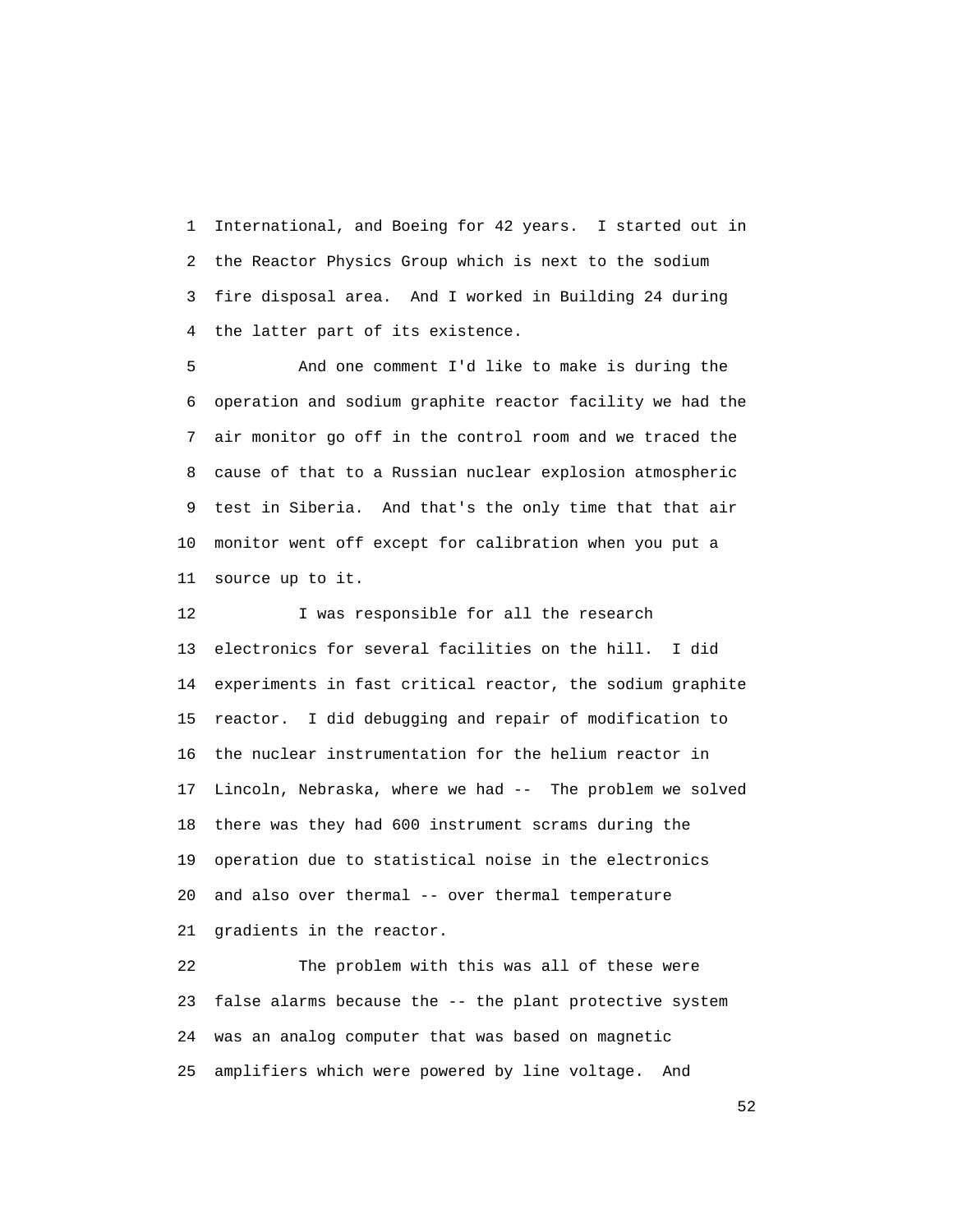International, and Boeing for 42 years. I started out in the Reactor Physics Group which is next to the sodium fire disposal area. And I worked in Building 24 during the latter part of its existence.

And one comment I'd like to make is during the operation and sodium graphite reactor facility we had the air monitor go off in the control room and we traced the cause of that to a Russian nuclear explosion atmospheric test in Siberia. And that's the only time that that air monitor went off except for calibration when you put a source up to it.

I was responsible for all the research electronics for several facilities on the hill. I did experiments in fast critical reactor, the sodium graphite reactor. I did debugging and repair of modification to the nuclear instrumentation for the helium reactor in Lincoln, Nebraska, where we had -- The problem we solved there was they had 600 instrument scrams during the operation due to statistical noise in the electronics and also over thermal -- over thermal temperature gradients in the reactor.

The problem with this was all of these were false alarms because the -- the plant protective system was an analog computer that was based on magnetic amplifiers which were powered by line voltage. And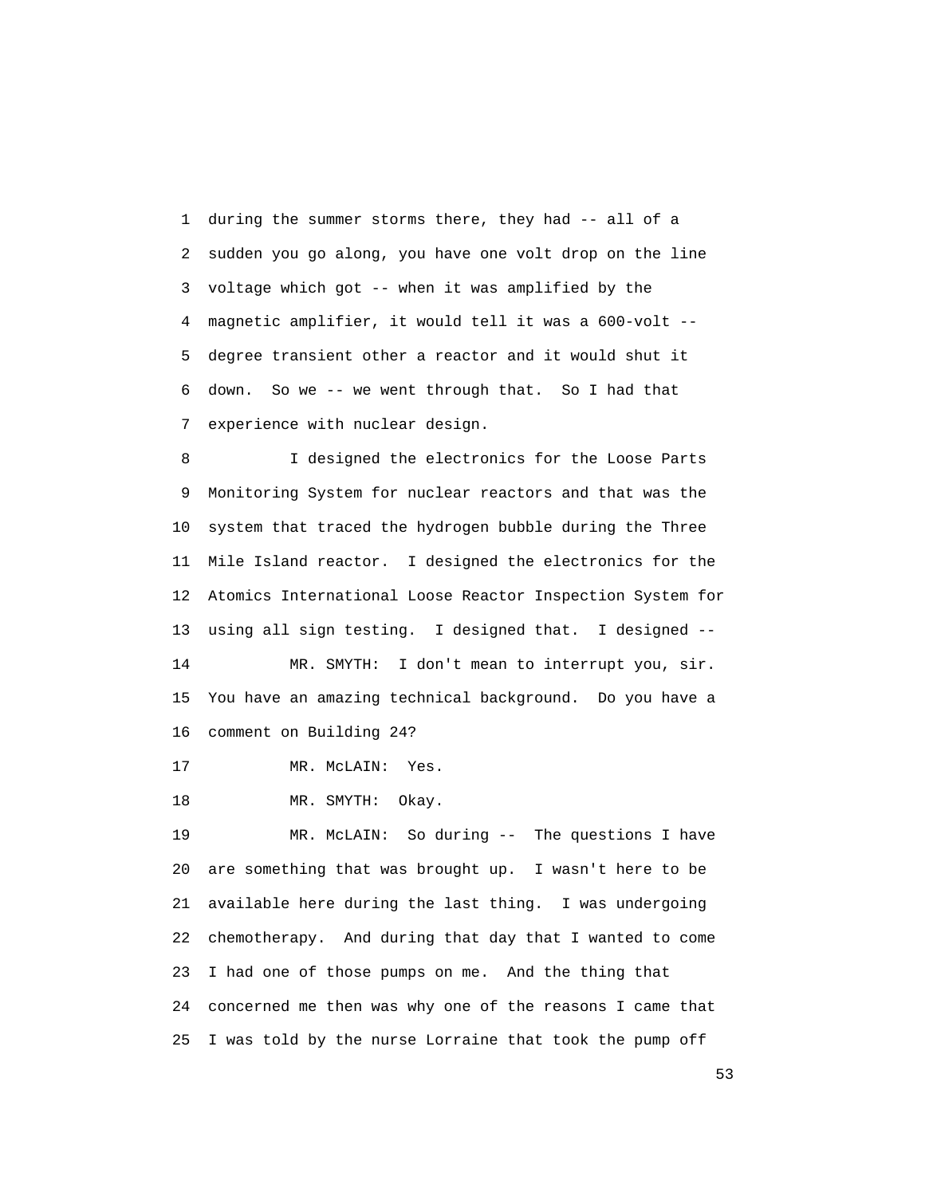during the summer storms there, they had -- all of a sudden you go along, you have one volt drop on the line voltage which got -- when it was amplified by the magnetic amplifier, it would tell it was a 600-volt -- degree transient other a reactor and it would shut it down. So we -- we went through that. So I had that experience with nuclear design.

I designed the electronics for the Loose Parts Monitoring System for nuclear reactors and that was the system that traced the hydrogen bubble during the Three Mile Island reactor. I designed the electronics for the Atomics International Loose Reactor Inspection System for using all sign testing. I designed that. I designed --

MR. SMYTH: I don't mean to interrupt you, sir. You have an amazing technical background. Do you have a comment on Building 24?

MR. McLAIN: Yes.

MR. SMYTH: Okay.

MR. McLAIN: So during -- The questions I have are something that was brought up. I wasn't here to be available here during the last thing. I was undergoing chemotherapy. And during that day that I wanted to come I had one of those pumps on me. And the thing that concerned me then was why one of the reasons I came that I was told by the nurse Lorraine that took the pump off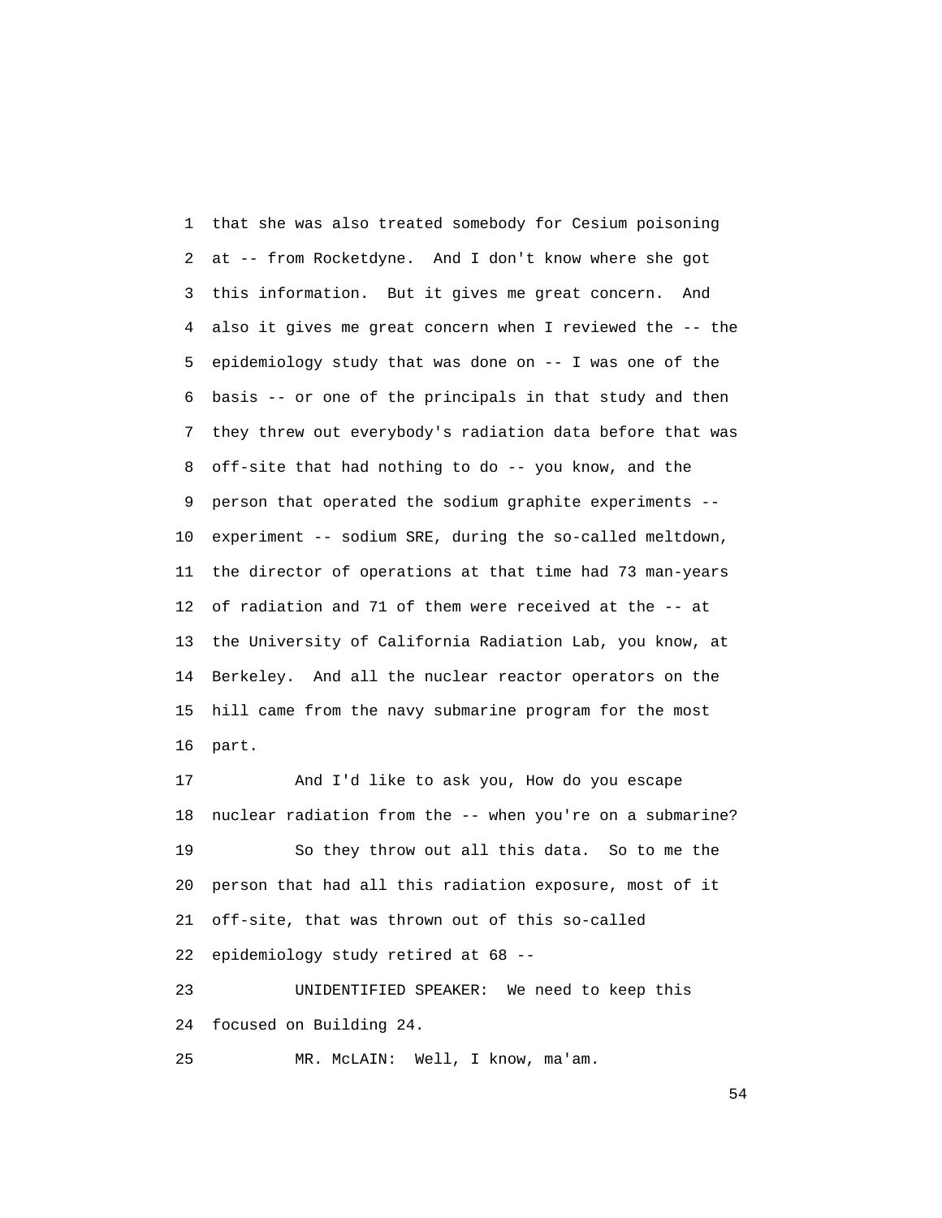that she was also treated somebody for Cesium poisoning at -- from Rocketdyne. And I don't know where she got this information. But it gives me great concern. And also it gives me great concern when I reviewed the -- the epidemiology study that was done on -- I was one of the basis -- or one of the principals in that study and then they threw out everybody's radiation data before that was off-site that had nothing to do -- you know, and the person that operated the sodium graphite experiments -- experiment -- sodium SRE, during the so-called meltdown, the director of operations at that time had 73 man-years of radiation and 71 of them were received at the -- at the University of California Radiation Lab, you know, at Berkeley. And all the nuclear reactor operators on the hill came from the navy submarine program for the most part.

And I'd like to ask you, How do you escape nuclear radiation from the -- when you're on a submarine?

So they throw out all this data. So to me the person that had all this radiation exposure, most of it off-site, that was thrown out of this so-called epidemiology study retired at 68 --

UNIDENTIFIED SPEAKER: We need to keep this focused on Building 24.

MR. McLAIN: Well, I know, ma'am.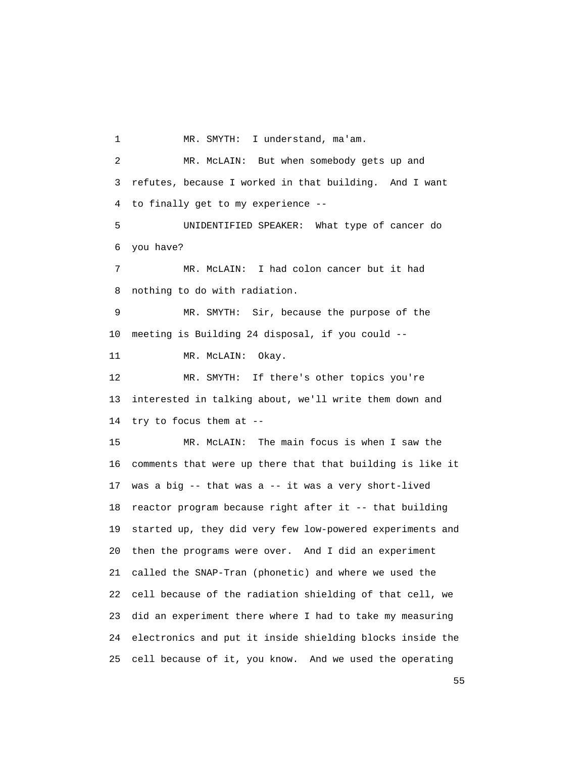MR. SMYTH: I understand, ma'am.

MR. McLAIN: But when somebody gets up and refutes, because I worked in that building. And I want to finally get to my experience --

UNIDENTIFIED SPEAKER: What type of cancer do you have?

MR. McLAIN: I had colon cancer but it had nothing to do with radiation.

MR. SMYTH: Sir, because the purpose of the meeting is Building 24 disposal, if you could --

MR. McLAIN: Okay.

MR. SMYTH: If there's other topics you're interested in talking about, we'll write them down and try to focus them at --

MR. McLAIN: The main focus is when I saw the comments that were up there that that building is like it was a big -- that was a -- it was a very short-lived reactor program because right after it -- that building started up, they did very few low-powered experiments and then the programs were over. And I did an experiment called the SNAP-Tran (phonetic) and where we used the cell because of the radiation shielding of that cell, we did an experiment there where I had to take my measuring electronics and put it inside shielding blocks inside the cell because of it, you know. And we used the operating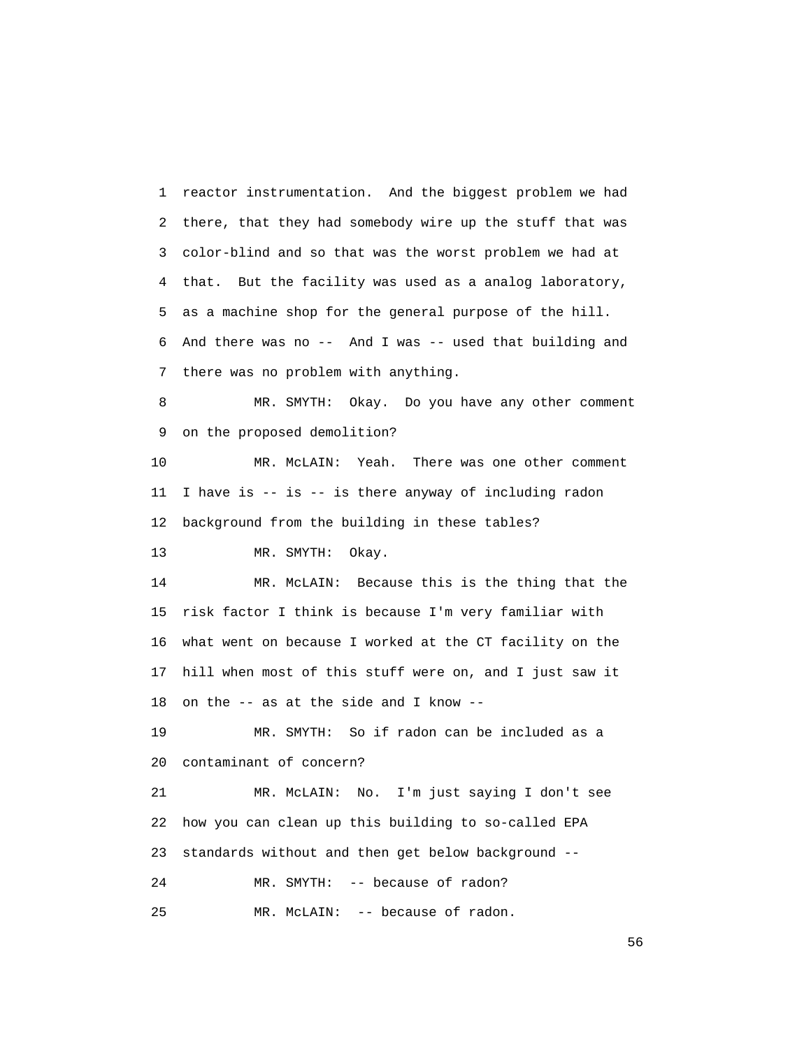reactor instrumentation. And the biggest problem we had there, that they had somebody wire up the stuff that was color-blind and so that was the worst problem we had at that. But the facility was used as a analog laboratory, as a machine shop for the general purpose of the hill. And there was no -- And I was -- used that building and there was no problem with anything.

MR. SMYTH: Okay. Do you have any other comment on the proposed demolition?

MR. McLAIN: Yeah. There was one other comment I have is -- is -- is there anyway of including radon background from the building in these tables?

MR. SMYTH: Okay.

MR. McLAIN: Because this is the thing that the risk factor I think is because I'm very familiar with what went on because I worked at the CT facility on the hill when most of this stuff were on, and I just saw it on the -- as at the side and I know --

MR. SMYTH: So if radon can be included as a contaminant of concern?

MR. McLAIN: No. I'm just saying I don't see how you can clean up this building to so-called EPA standards without and then get below background --

MR. SMYTH: -- because of radon?

MR. McLAIN: -- because of radon.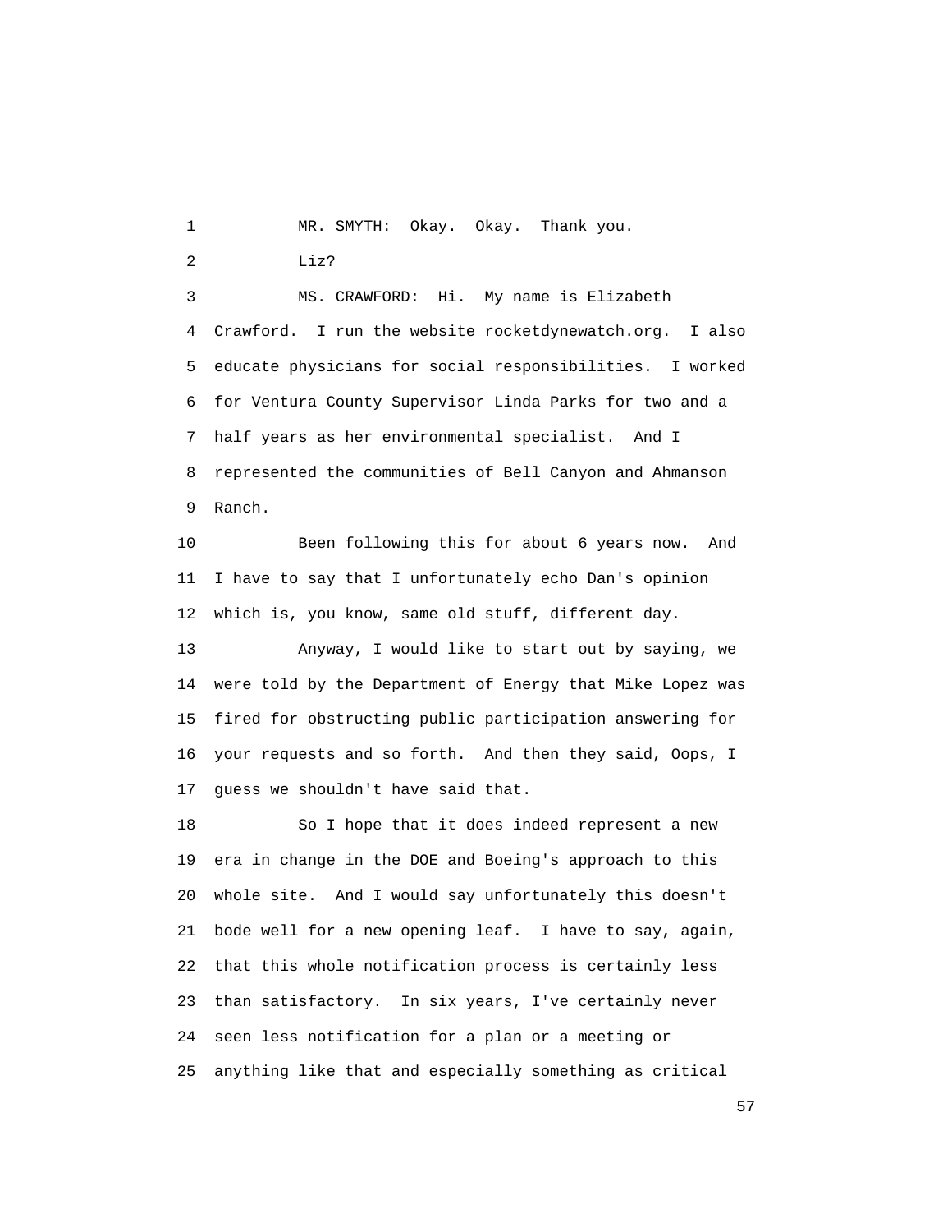MR. SMYTH: Okay. Okay. Thank you.

Liz?

MS. CRAWFORD: Hi. My name is Elizabeth Crawford. I run the website rocketdynewatch.org. I also educate physicians for social responsibilities. I worked for Ventura County Supervisor Linda Parks for two and a half years as her environmental specialist. And I represented the communities of Bell Canyon and Ahmanson Ranch.

Been following this for about 6 years now. And I have to say that I unfortunately echo Dan's opinion which is, you know, same old stuff, different day.

Anyway, I would like to start out by saying, we were told by the Department of Energy that Mike Lopez was fired for obstructing public participation answering for your requests and so forth. And then they said, Oops, I guess we shouldn't have said that.

So I hope that it does indeed represent a new era in change in the DOE and Boeing's approach to this whole site. And I would say unfortunately this doesn't bode well for a new opening leaf. I have to say, again, that this whole notification process is certainly less than satisfactory. In six years, I've certainly never seen less notification for a plan or a meeting or anything like that and especially something as critical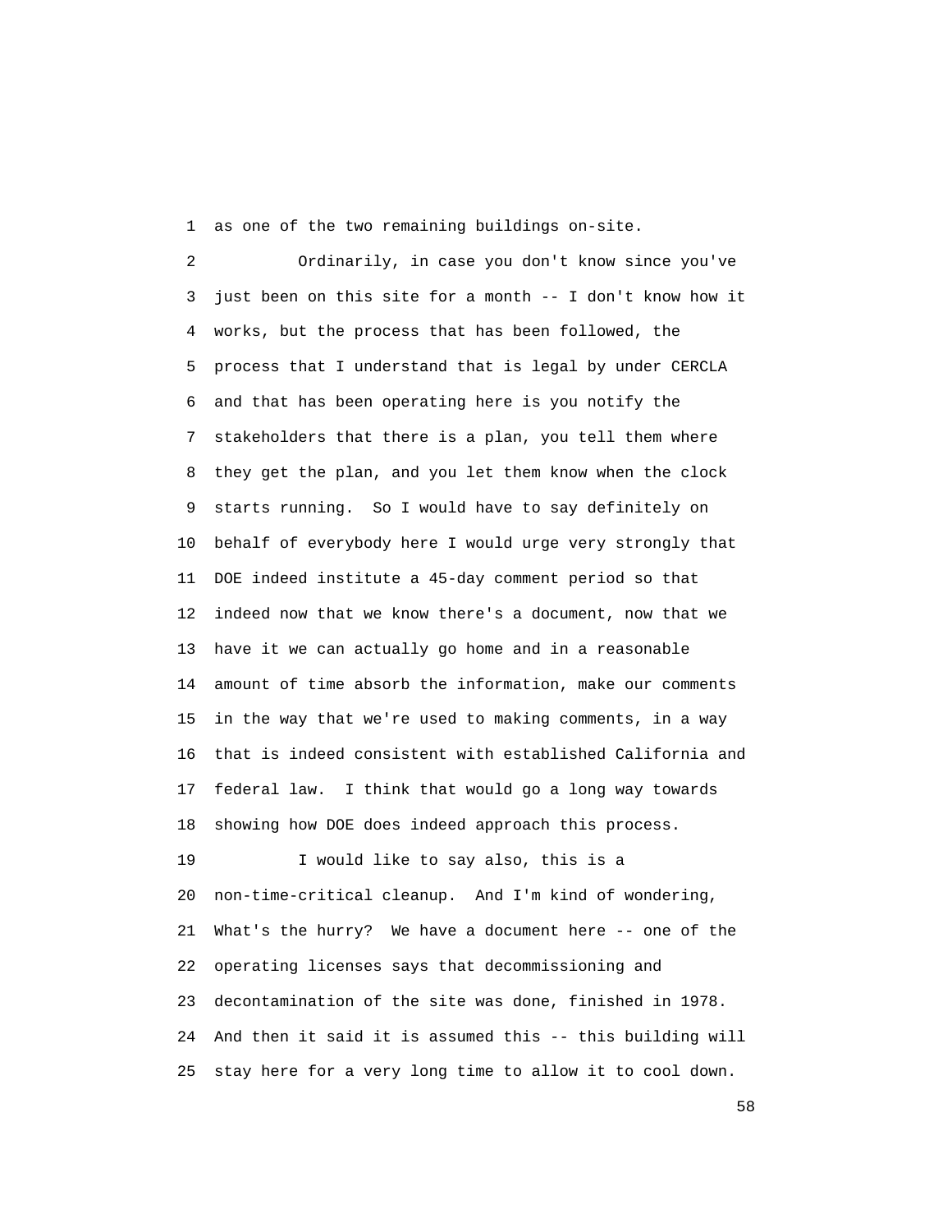as one of the two remaining buildings on-site.

Ordinarily, in case you don't know since you've just been on this site for a month -- I don't know how it works, but the process that has been followed, the process that I understand that is legal by under CERCLA and that has been operating here is you notify the stakeholders that there is a plan, you tell them where they get the plan, and you let them know when the clock starts running. So I would have to say definitely on behalf of everybody here I would urge very strongly that DOE indeed institute a 45-day comment period so that indeed now that we know there's a document, now that we have it we can actually go home and in a reasonable amount of time absorb the information, make our comments in the way that we're used to making comments, in a way that is indeed consistent with established California and federal law. I think that would go a long way towards showing how DOE does indeed approach this process.

I would like to say also, this is a non-time-critical cleanup. And I'm kind of wondering, What's the hurry? We have a document here -- one of the operating licenses says that decommissioning and decontamination of the site was done, finished in 1978. And then it said it is assumed this -- this building will stay here for a very long time to allow it to cool down.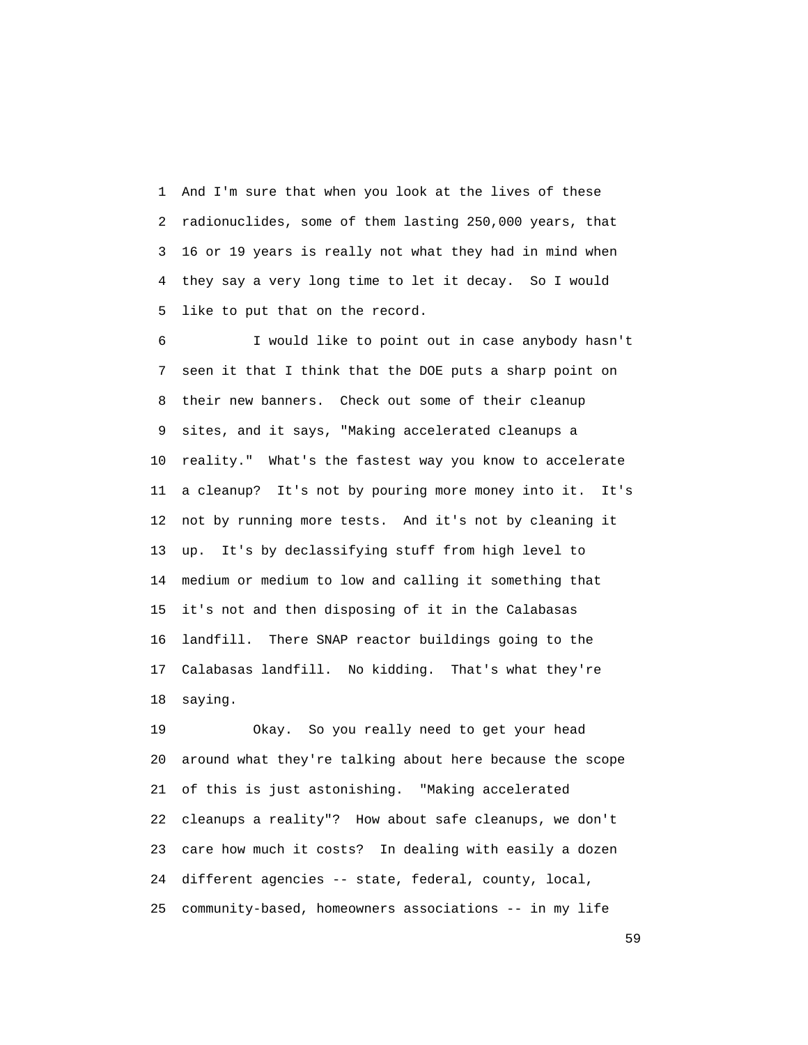And I'm sure that when you look at the lives of these radionuclides, some of them lasting 250,000 years, that 16 or 19 years is really not what they had in mind when they say a very long time to let it decay. So I would like to put that on the record.

I would like to point out in case anybody hasn't seen it that I think that the DOE puts a sharp point on their new banners. Check out some of their cleanup sites, and it says, "Making accelerated cleanups a reality." What's the fastest way you know to accelerate a cleanup? It's not by pouring more money into it. It's not by running more tests. And it's not by cleaning it up. It's by declassifying stuff from high level to medium or medium to low and calling it something that it's not and then disposing of it in the Calabasas landfill. There SNAP reactor buildings going to the Calabasas landfill. No kidding. That's what they're saying.

Okay. So you really need to get your head around what they're talking about here because the scope of this is just astonishing. "Making accelerated cleanups a reality"? How about safe cleanups, we don't care how much it costs? In dealing with easily a dozen different agencies -- state, federal, county, local, community-based, homeowners associations -- in my life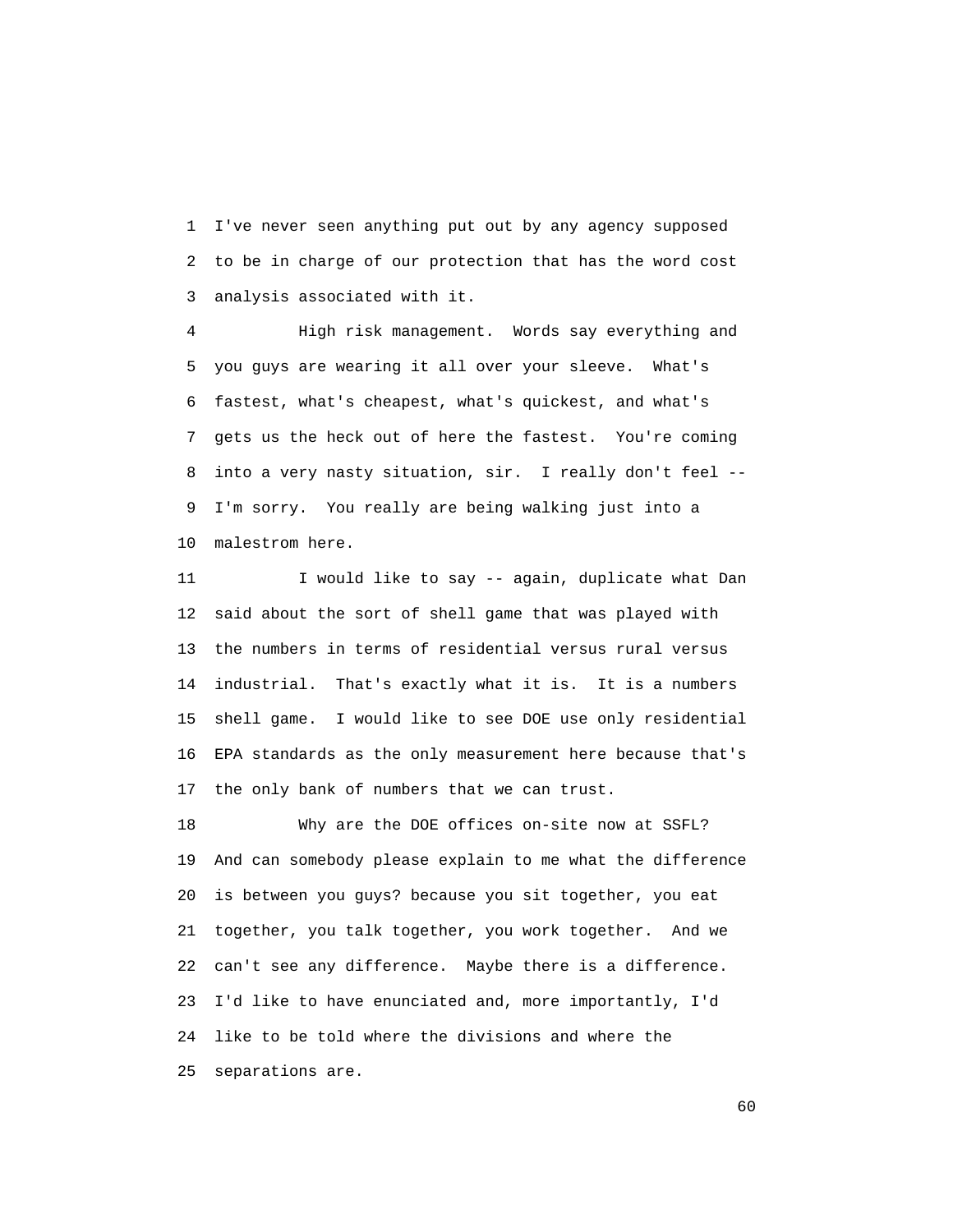I've never seen anything put out by any agency supposed to be in charge of our protection that has the word cost analysis associated with it.

High risk management. Words say everything and you guys are wearing it all over your sleeve. What's fastest, what's cheapest, what's quickest, and what's gets us the heck out of here the fastest. You're coming into a very nasty situation, sir. I really don't feel -- I'm sorry. You really are being walking just into a malestrom here.

I would like to say -- again, duplicate what Dan said about the sort of shell game that was played with the numbers in terms of residential versus rural versus industrial. That's exactly what it is. It is a numbers shell game. I would like to see DOE use only residential EPA standards as the only measurement here because that's the only bank of numbers that we can trust.

Why are the DOE offices on-site now at SSFL? And can somebody please explain to me what the difference is between you guys? because you sit together, you eat together, you talk together, you work together. And we can't see any difference. Maybe there is a difference. I'd like to have enunciated and, more importantly, I'd like to be told where the divisions and where the separations are.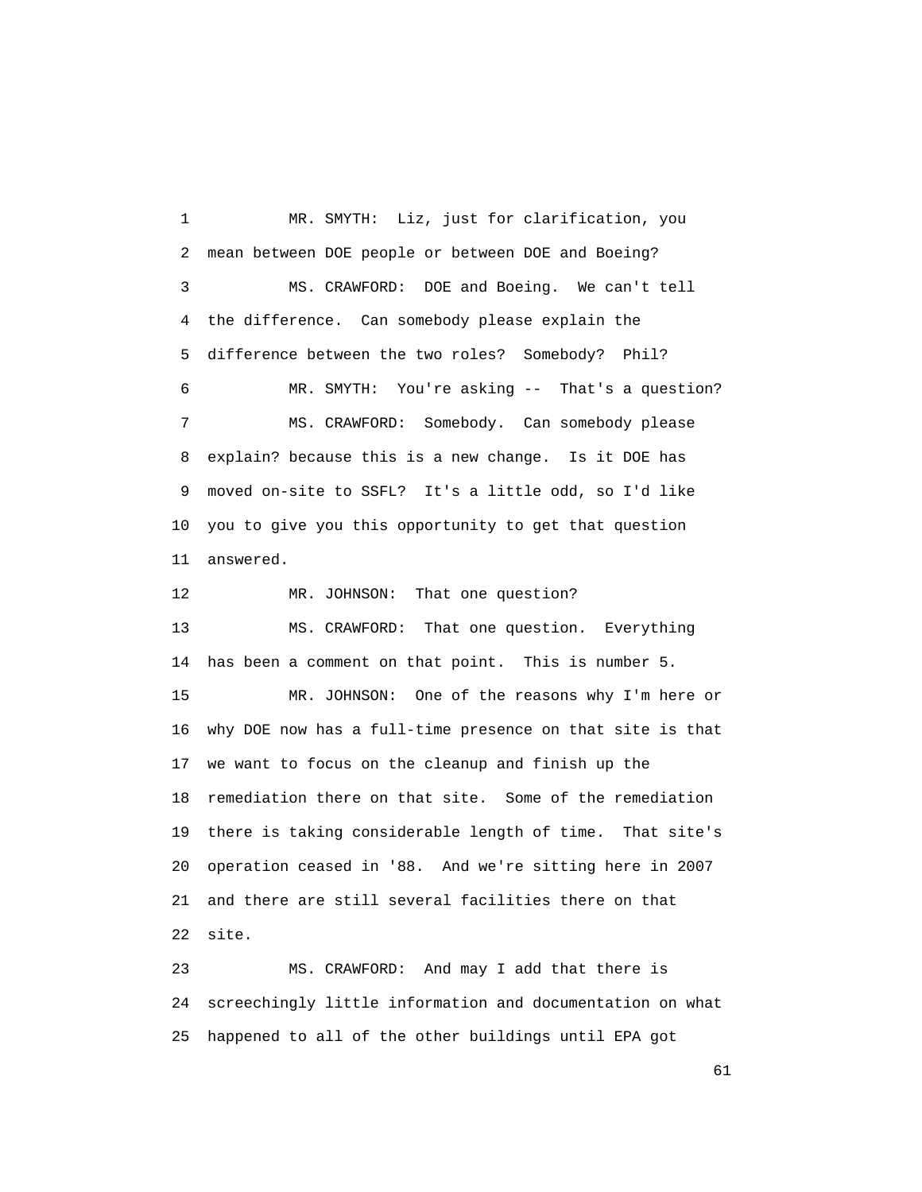MR. SMYTH: Liz, just for clarification, you mean between DOE people or between DOE and Boeing?

MS. CRAWFORD: DOE and Boeing. We can't tell the difference. Can somebody please explain the difference between the two roles? Somebody? Phil?

MR. SMYTH: You're asking -- That's a question?

MS. CRAWFORD: Somebody. Can somebody please explain? because this is a new change. Is it DOE has moved on-site to SSFL? It's a little odd, so I'd like you to give you this opportunity to get that question answered.

MR. JOHNSON: That one question?

MS. CRAWFORD: That one question. Everything has been a comment on that point. This is number 5.

MR. JOHNSON: One of the reasons why I'm here or why DOE now has a full-time presence on that site is that we want to focus on the cleanup and finish up the remediation there on that site. Some of the remediation there is taking considerable length of time. That site's operation ceased in '88. And we're sitting here in 2007 and there are still several facilities there on that site.

MS. CRAWFORD: And may I add that there is screechingly little information and documentation on what happened to all of the other buildings until EPA got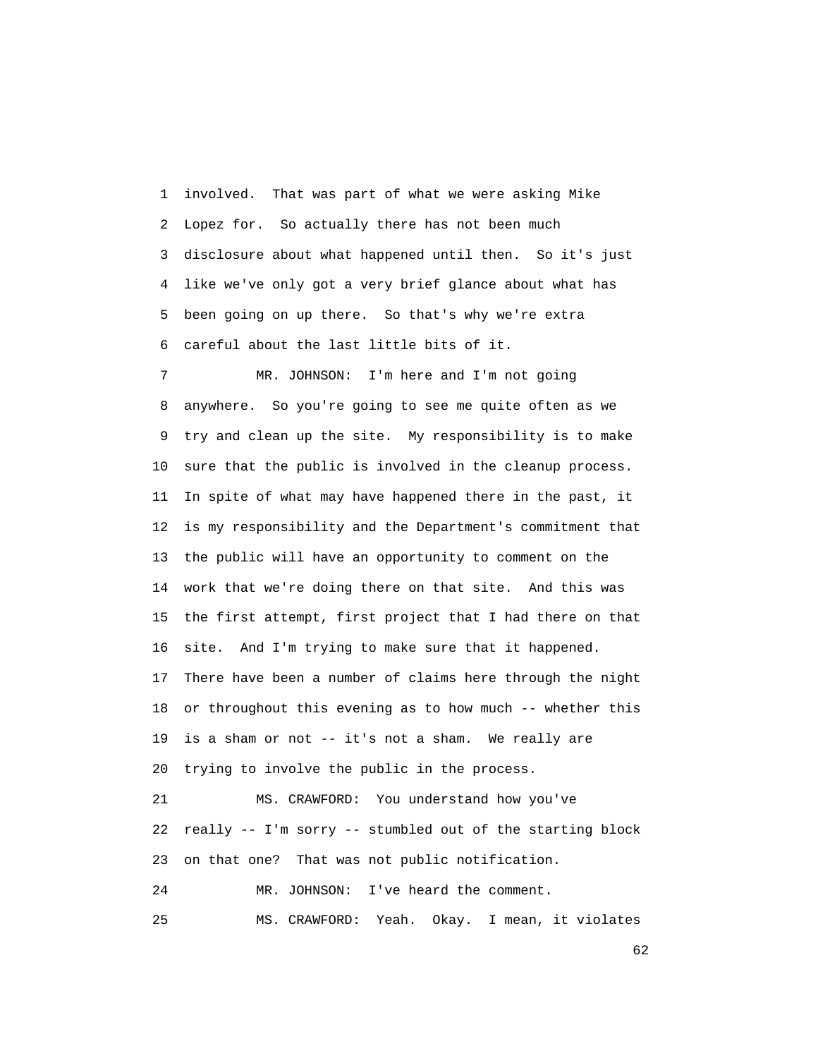involved. That was part of what we were asking Mike Lopez for. So actually there has not been much disclosure about what happened until then. So it's just like we've only got a very brief glance about what has been going on up there. So that's why we're extra careful about the last little bits of it.

MR. JOHNSON: I'm here and I'm not going anywhere. So you're going to see me quite often as we try and clean up the site. My responsibility is to make sure that the public is involved in the cleanup process. In spite of what may have happened there in the past, it is my responsibility and the Department's commitment that the public will have an opportunity to comment on the work that we're doing there on that site. And this was the first attempt, first project that I had there on that site. And I'm trying to make sure that it happened. There have been a number of claims here through the night or throughout this evening as to how much -- whether this is a sham or not -- it's not a sham. We really are trying to involve the public in the process.

MS. CRAWFORD: You understand how you've really -- I'm sorry -- stumbled out of the starting block on that one? That was not public notification.

MR. JOHNSON: I've heard the comment.

MS. CRAWFORD: Yeah. Okay. I mean, it violates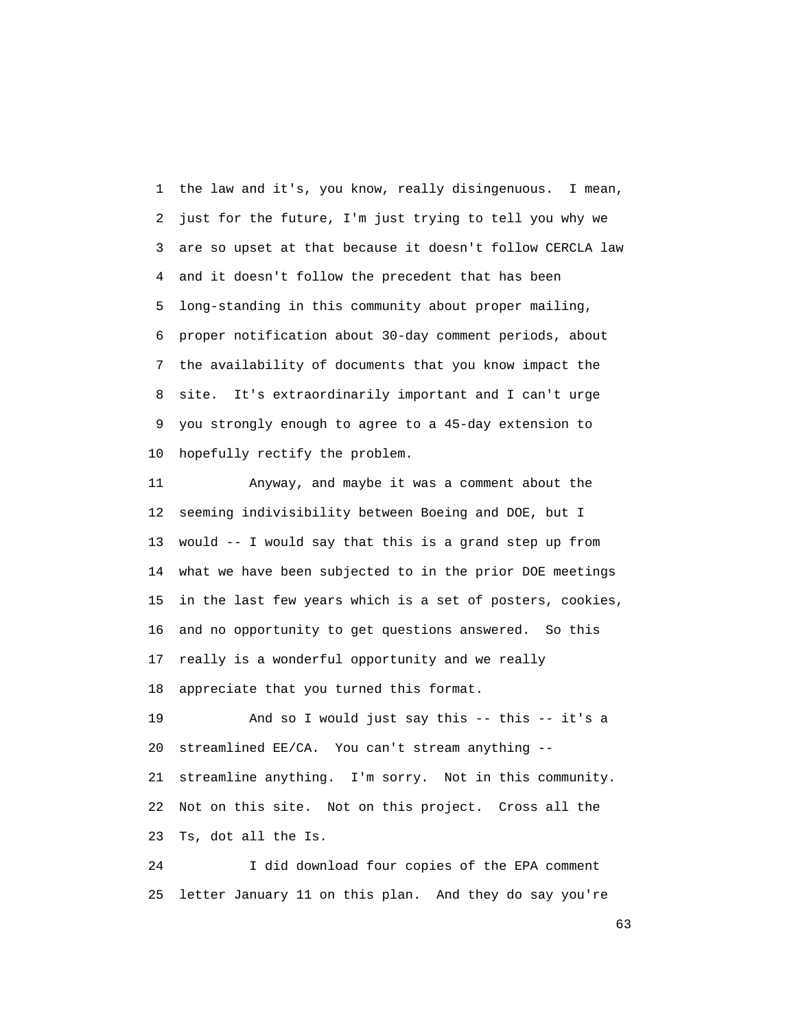the law and it's, you know, really disingenuous. I mean, just for the future, I'm just trying to tell you why we are so upset at that because it doesn't follow CERCLA law and it doesn't follow the precedent that has been long-standing in this community about proper mailing, proper notification about 30-day comment periods, about the availability of documents that you know impact the site. It's extraordinarily important and I can't urge you strongly enough to agree to a 45-day extension to hopefully rectify the problem.

Anyway, and maybe it was a comment about the seeming indivisibility between Boeing and DOE, but I would -- I would say that this is a grand step up from what we have been subjected to in the prior DOE meetings in the last few years which is a set of posters, cookies, and no opportunity to get questions answered. So this really is a wonderful opportunity and we really appreciate that you turned this format.

And so I would just say this -- this -- it's a streamlined EE/CA. You can't stream anything -- streamline anything. I'm sorry. Not in this community. Not on this site. Not on this project. Cross all the Ts, dot all the Is.

I did download four copies of the EPA comment letter January 11 on this plan. And they do say you're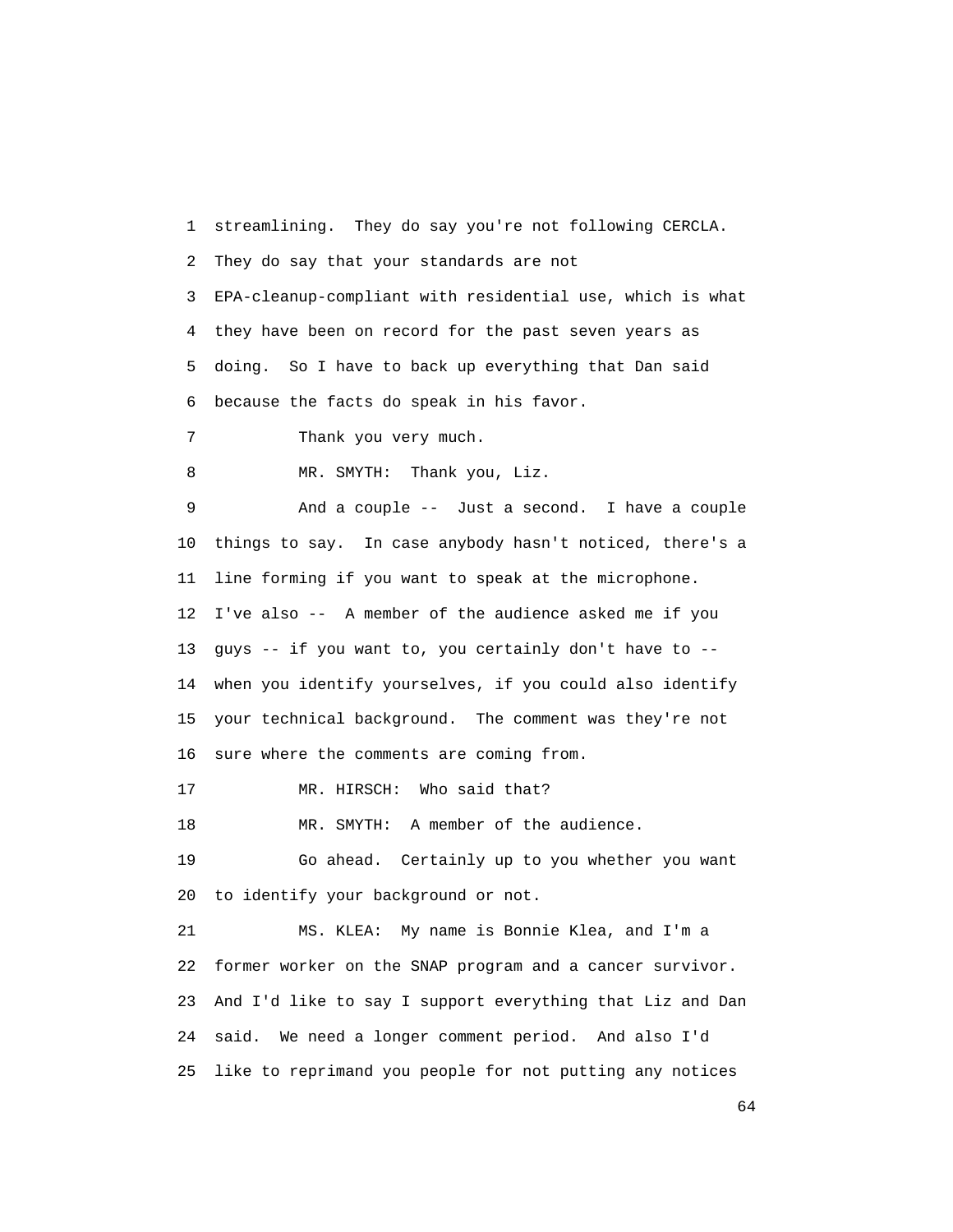streamlining. They do say you're not following CERCLA. They do say that your standards are not EPA-cleanup-compliant with residential use, which is what they have been on record for the past seven years as doing. So I have to back up everything that Dan said because the facts do speak in his favor.

Thank you very much.

MR. SMYTH: Thank you, Liz.

And a couple -- Just a second. I have a couple things to say. In case anybody hasn't noticed, there's a line forming if you want to speak at the microphone. I've also -- A member of the audience asked me if you guys -- if you want to, you certainly don't have to -- when you identify yourselves, if you could also identify your technical background. The comment was they're not sure where the comments are coming from.

MR. HIRSCH: Who said that?

MR. SMYTH: A member of the audience.

Go ahead. Certainly up to you whether you want to identify your background or not.

MS. KLEA: My name is Bonnie Klea, and I'm a former worker on the SNAP program and a cancer survivor. And I'd like to say I support everything that Liz and Dan said. We need a longer comment period. And also I'd like to reprimand you people for not putting any notices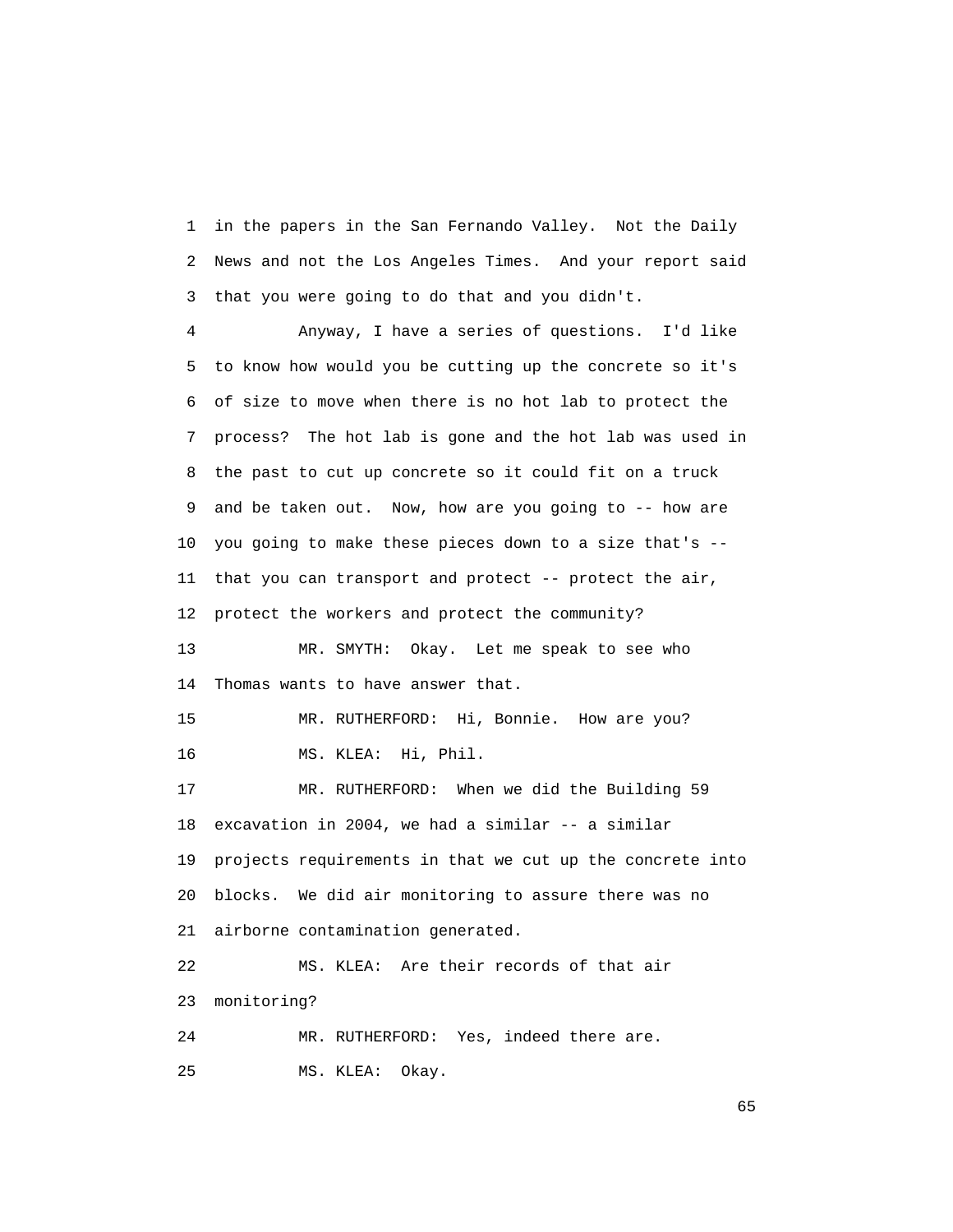1 in the papers in the San Fernando Valley. Not the Daily
2 News and not the Los Angeles Times. And your report said
3 that you were going to do that and you didn't.

4 Anyway, I have a series of questions. I'd like
5 to know how would you be cutting up the concrete so it's
6 of size to move when there is no hot lab to protect the
7 process? The hot lab is gone and the hot lab was used in
8 the past to cut up concrete so it could fit on a truck
9 and be taken out. Now, how are you going to -- how are
10 you going to make these pieces down to a size that's --
11 that you can transport and protect -- protect the air,
12 protect the workers and protect the community?

13 MR. SMYTH: Okay. Let me speak to see who
14 Thomas wants to have answer that.

15 MR. RUTHERFORD: Hi, Bonnie. How are you?

16 MS. KLEA: Hi, Phil.

17 MR. RUTHERFORD: When we did the Building 59
18 excavation in 2004, we had a similar -- a similar
19 projects requirements in that we cut up the concrete into
20 blocks. We did air monitoring to assure there was no
21 airborne contamination generated.

22 MS. KLEA: Are their records of that air
23 monitoring?

24 MR. RUTHERFORD: Yes, indeed there are.

25 MS. KLEA: Okay.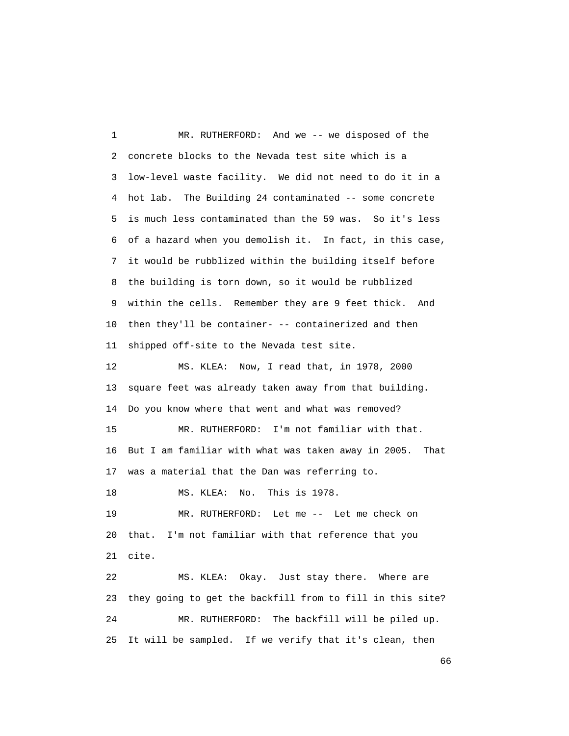MR. RUTHERFORD: And we -- we disposed of the concrete blocks to the Nevada test site which is a low-level waste facility. We did not need to do it in a hot lab. The Building 24 contaminated -- some concrete is much less contaminated than the 59 was. So it's less of a hazard when you demolish it. In fact, in this case, it would be rubblized within the building itself before the building is torn down, so it would be rubblized within the cells. Remember they are 9 feet thick. And then they'll be container- -- containerized and then shipped off-site to the Nevada test site.

MS. KLEA: Now, I read that, in 1978, 2000 square feet was already taken away from that building. Do you know where that went and what was removed?

MR. RUTHERFORD: I'm not familiar with that. But I am familiar with what was taken away in 2005. That was a material that the Dan was referring to.

MS. KLEA: No. This is 1978.

MR. RUTHERFORD: Let me -- Let me check on that. I'm not familiar with that reference that you cite.

MS. KLEA: Okay. Just stay there. Where are they going to get the backfill from to fill in this site?

MR. RUTHERFORD: The backfill will be piled up. It will be sampled. If we verify that it's clean, then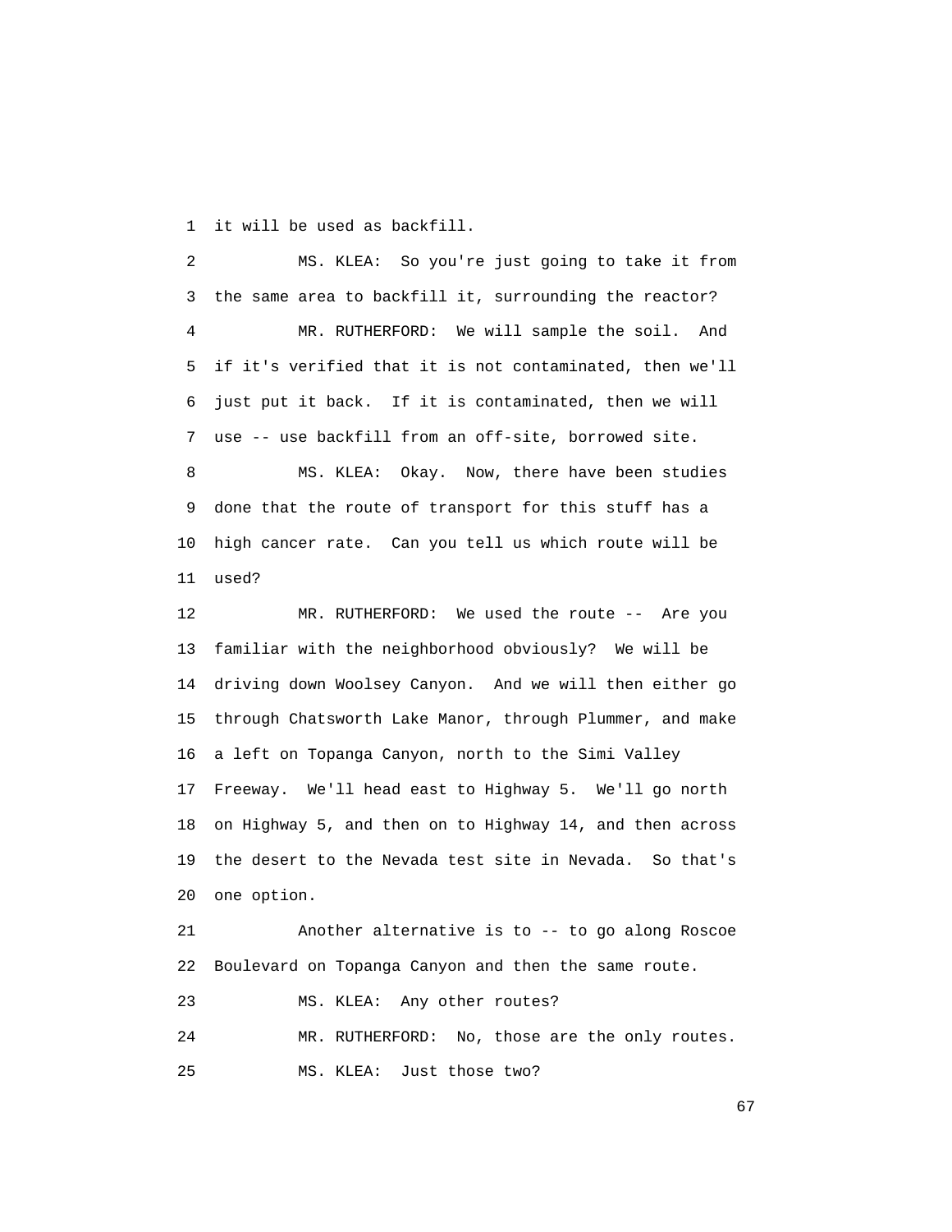it will be used as backfill.

MS. KLEA: So you're just going to take it from the same area to backfill it, surrounding the reactor?

MR. RUTHERFORD: We will sample the soil. And if it's verified that it is not contaminated, then we'll just put it back. If it is contaminated, then we will use -- use backfill from an off-site, borrowed site.

MS. KLEA: Okay. Now, there have been studies done that the route of transport for this stuff has a high cancer rate. Can you tell us which route will be used?

MR. RUTHERFORD: We used the route -- Are you familiar with the neighborhood obviously? We will be driving down Woolsey Canyon. And we will then either go through Chatsworth Lake Manor, through Plummer, and make a left on Topanga Canyon, north to the Simi Valley Freeway. We'll head east to Highway 5. We'll go north on Highway 5, and then on to Highway 14, and then across the desert to the Nevada test site in Nevada. So that's one option.

Another alternative is to -- to go along Roscoe Boulevard on Topanga Canyon and then the same route.

MS. KLEA: Any other routes?

MR. RUTHERFORD: No, those are the only routes.

MS. KLEA: Just those two?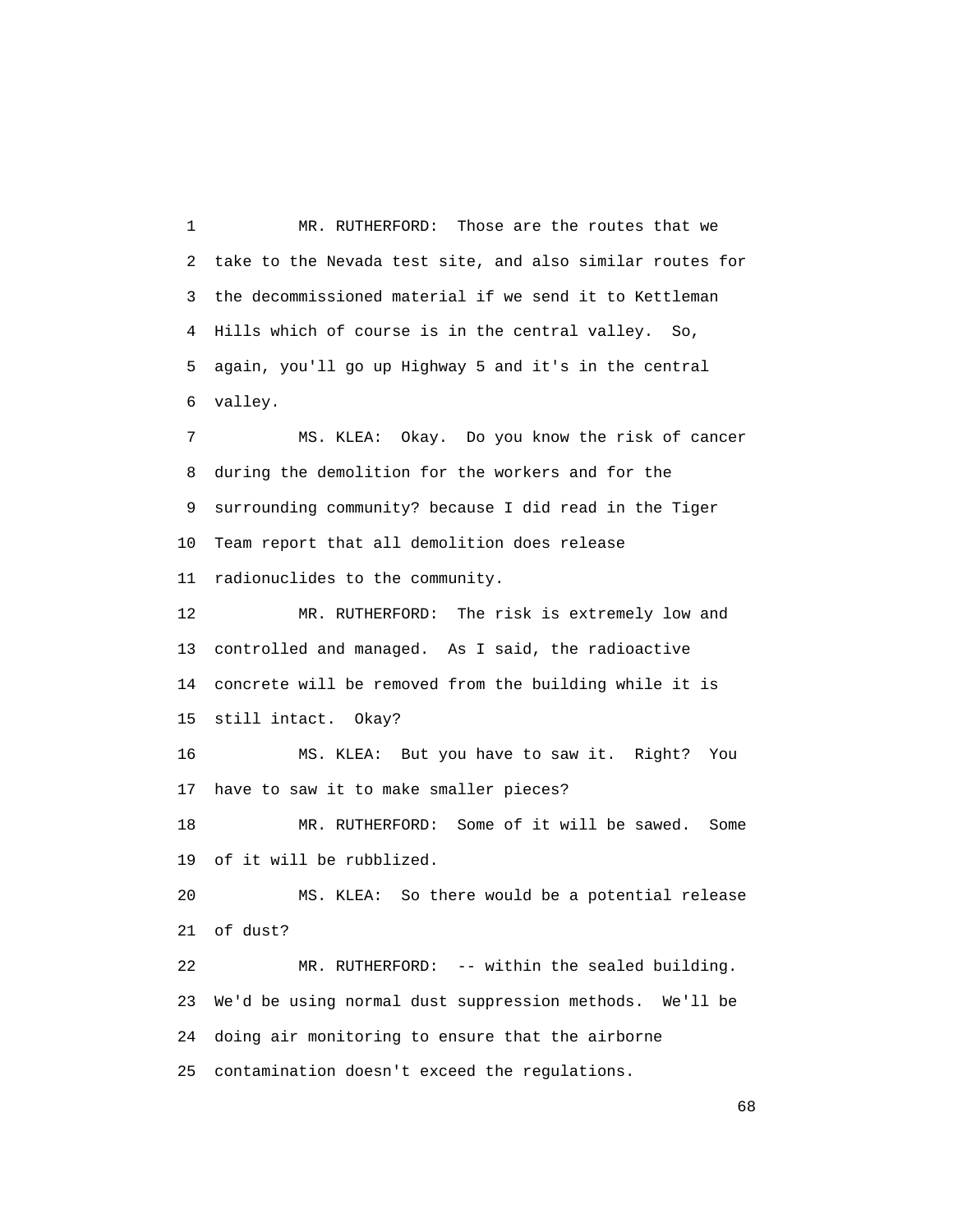MR. RUTHERFORD: Those are the routes that we take to the Nevada test site, and also similar routes for the decommissioned material if we send it to Kettleman Hills which of course is in the central valley. So, again, you'll go up Highway 5 and it's in the central valley.

MS. KLEA: Okay. Do you know the risk of cancer during the demolition for the workers and for the surrounding community? because I did read in the Tiger Team report that all demolition does release radionuclides to the community.

MR. RUTHERFORD: The risk is extremely low and controlled and managed. As I said, the radioactive concrete will be removed from the building while it is still intact. Okay?

MS. KLEA: But you have to saw it. Right? You have to saw it to make smaller pieces?

MR. RUTHERFORD: Some of it will be sawed. Some of it will be rubblized.

MS. KLEA: So there would be a potential release of dust?

MR. RUTHERFORD: -- within the sealed building. We'd be using normal dust suppression methods. We'll be doing air monitoring to ensure that the airborne contamination doesn't exceed the regulations.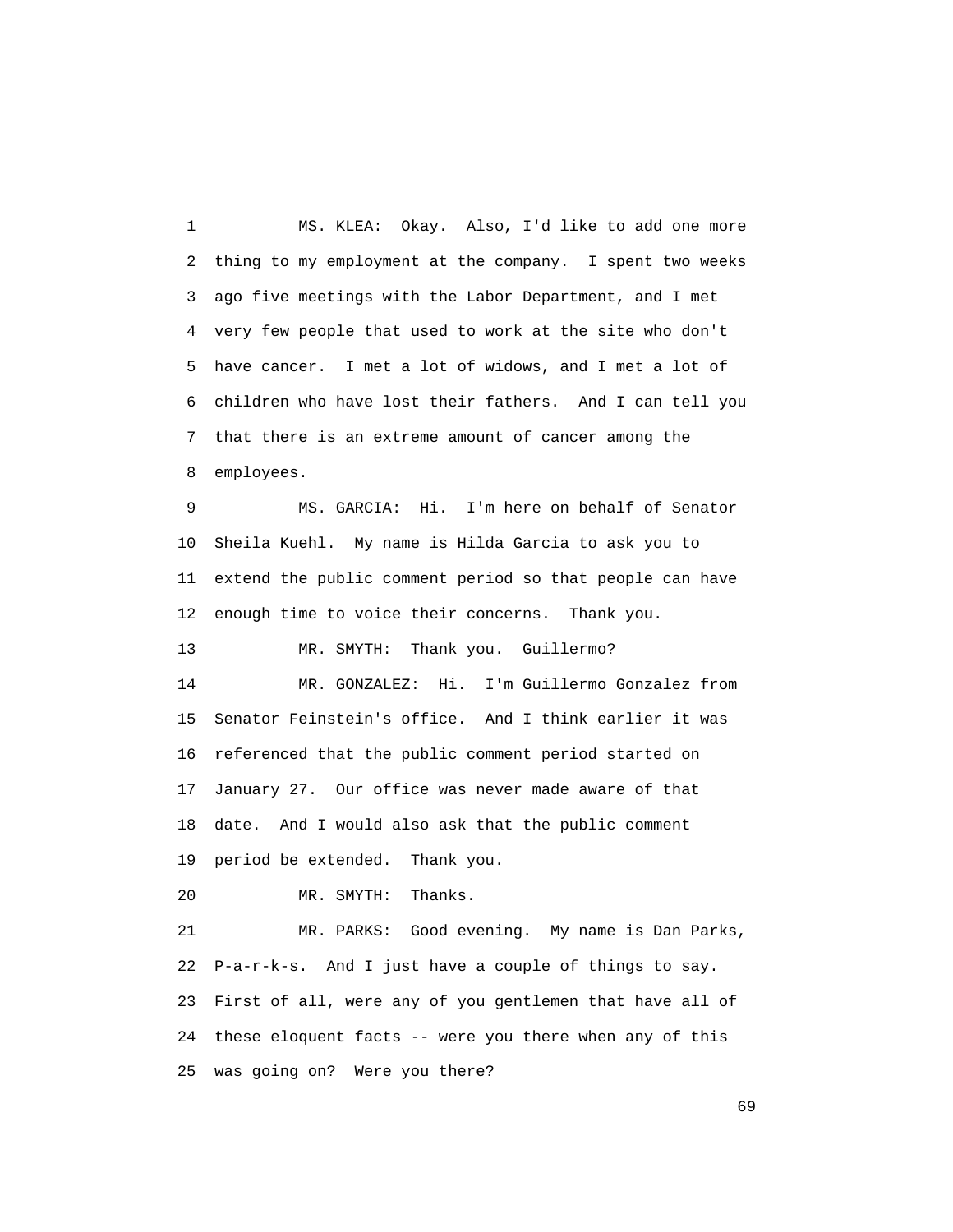MS. KLEA: Okay. Also, I'd like to add one more thing to my employment at the company. I spent two weeks ago five meetings with the Labor Department, and I met very few people that used to work at the site who don't have cancer. I met a lot of widows, and I met a lot of children who have lost their fathers. And I can tell you that there is an extreme amount of cancer among the employees.

MS. GARCIA: Hi. I'm here on behalf of Senator Sheila Kuehl. My name is Hilda Garcia to ask you to extend the public comment period so that people can have enough time to voice their concerns. Thank you.

MR. SMYTH: Thank you. Guillermo?

MR. GONZALEZ: Hi. I'm Guillermo Gonzalez from Senator Feinstein's office. And I think earlier it was referenced that the public comment period started on January 27. Our office was never made aware of that date. And I would also ask that the public comment period be extended. Thank you.

MR. SMYTH: Thanks.

MR. PARKS: Good evening. My name is Dan Parks, P-a-r-k-s. And I just have a couple of things to say. First of all, were any of you gentlemen that have all of these eloquent facts -- were you there when any of this was going on? Were you there?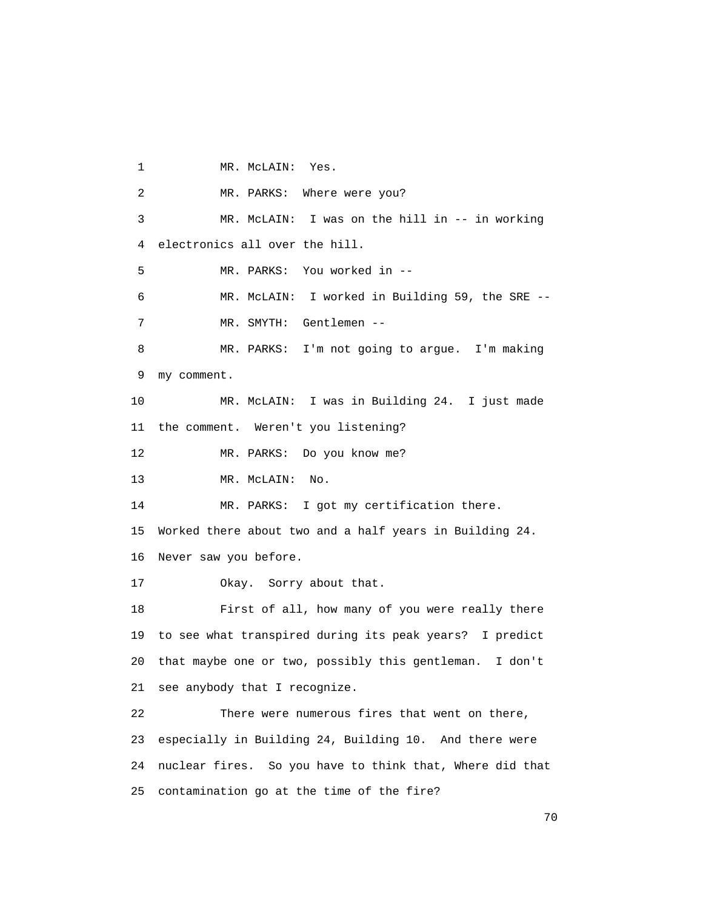MR. McLAIN: Yes.

MR. PARKS: Where were you?

MR. McLAIN: I was on the hill in -- in working electronics all over the hill.

MR. PARKS: You worked in --

MR. McLAIN: I worked in Building 59, the SRE --

MR. SMYTH: Gentlemen --

MR. PARKS: I'm not going to argue. I'm making my comment.

MR. McLAIN: I was in Building 24. I just made the comment. Weren't you listening?

MR. PARKS: Do you know me?

MR. McLAIN: No.

MR. PARKS: I got my certification there. Worked there about two and a half years in Building 24. Never saw you before.

Okay. Sorry about that.

First of all, how many of you were really there to see what transpired during its peak years? I predict that maybe one or two, possibly this gentleman. I don't see anybody that I recognize.

There were numerous fires that went on there, especially in Building 24, Building 10. And there were nuclear fires. So you have to think that, Where did that contamination go at the time of the fire?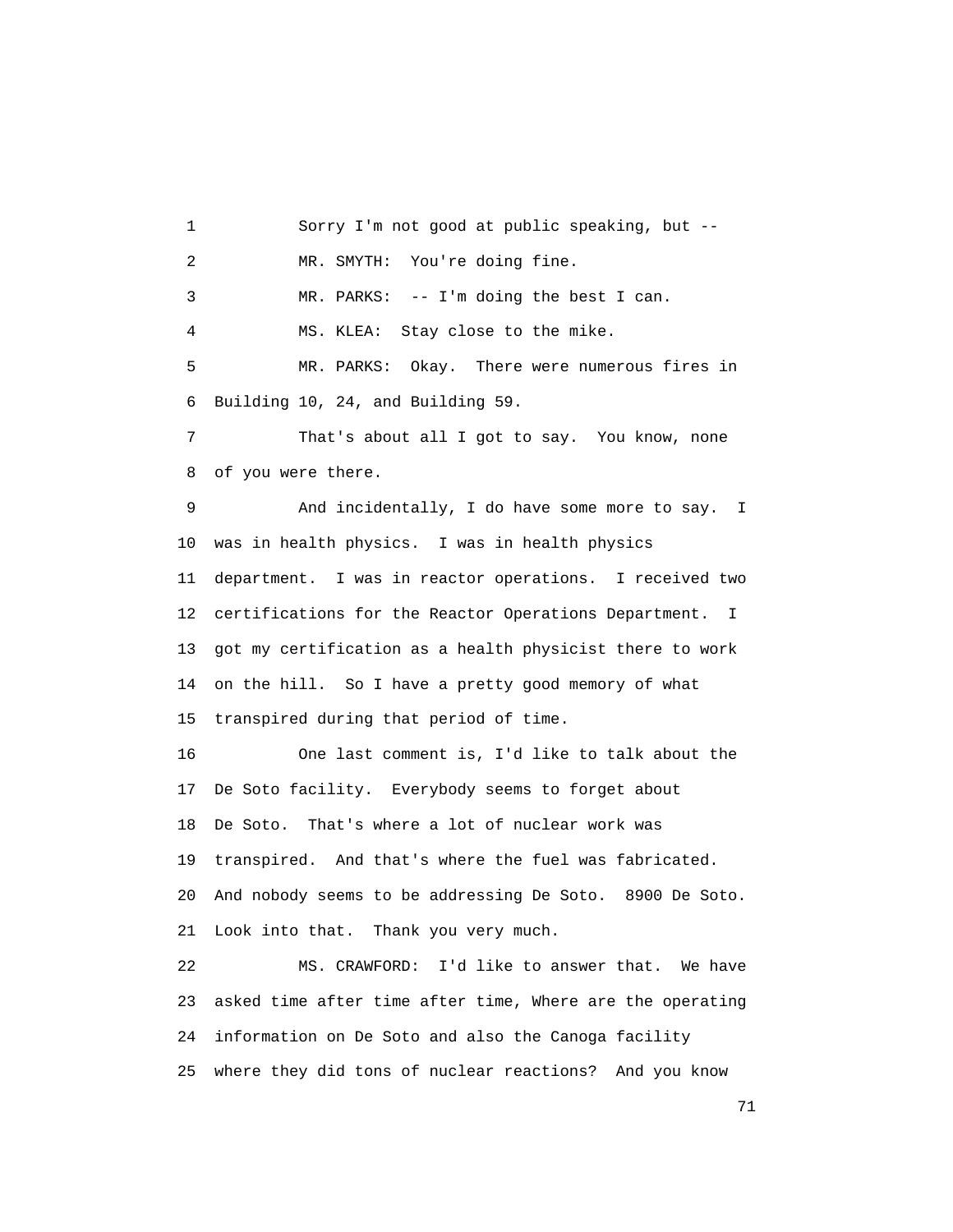Sorry I'm not good at public speaking, but --

MR. SMYTH: You're doing fine.

MR. PARKS: -- I'm doing the best I can.

MS. KLEA: Stay close to the mike.

MR. PARKS: Okay. There were numerous fires in Building 10, 24, and Building 59.

That's about all I got to say. You know, none of you were there.

And incidentally, I do have some more to say. I was in health physics. I was in health physics department. I was in reactor operations. I received two certifications for the Reactor Operations Department. I got my certification as a health physicist there to work on the hill. So I have a pretty good memory of what transpired during that period of time.

One last comment is, I'd like to talk about the De Soto facility. Everybody seems to forget about De Soto. That's where a lot of nuclear work was transpired. And that's where the fuel was fabricated. And nobody seems to be addressing De Soto. 8900 De Soto. Look into that. Thank you very much.

MS. CRAWFORD: I'd like to answer that. We have asked time after time after time, Where are the operating information on De Soto and also the Canoga facility where they did tons of nuclear reactions? And you know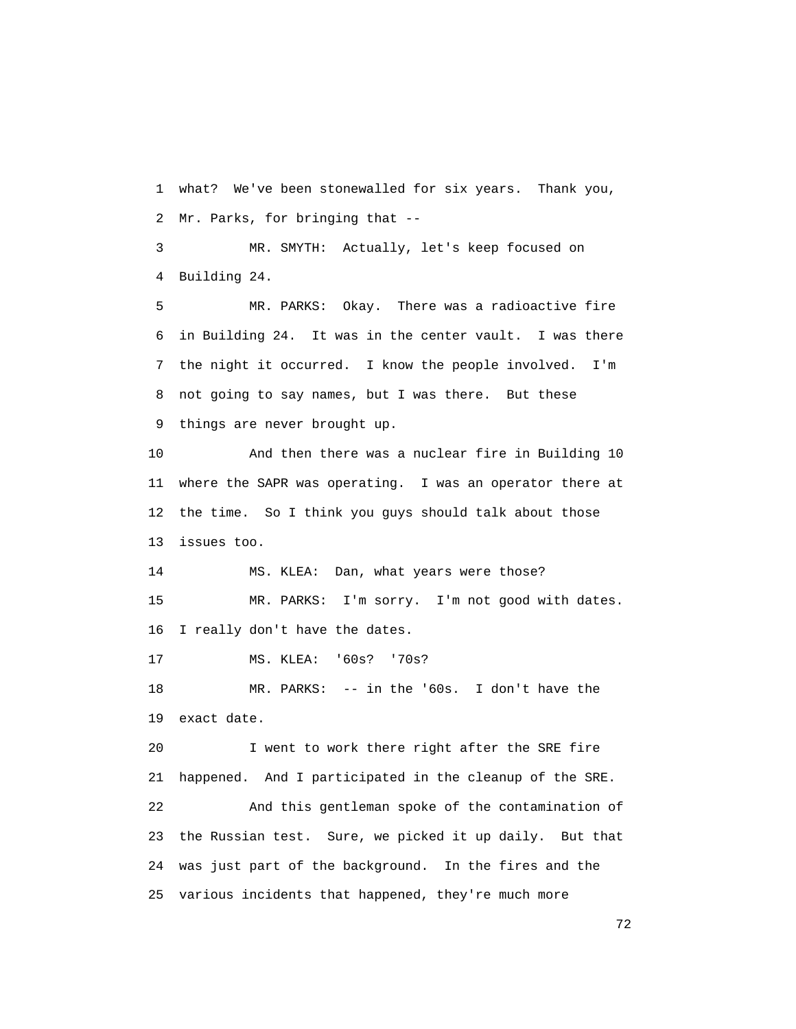what? We've been stonewalled for six years. Thank you, Mr. Parks, for bringing that --

MR. SMYTH: Actually, let's keep focused on Building 24.

MR. PARKS: Okay. There was a radioactive fire in Building 24. It was in the center vault. I was there the night it occurred. I know the people involved. I'm not going to say names, but I was there. But these things are never brought up.

And then there was a nuclear fire in Building 10 where the SAPR was operating. I was an operator there at the time. So I think you guys should talk about those issues too.

MS. KLEA: Dan, what years were those?

MR. PARKS: I'm sorry. I'm not good with dates. I really don't have the dates.

MS. KLEA: '60s? '70s?

MR. PARKS: -- in the '60s. I don't have the exact date.

I went to work there right after the SRE fire happened. And I participated in the cleanup of the SRE.

And this gentleman spoke of the contamination of the Russian test. Sure, we picked it up daily. But that was just part of the background. In the fires and the various incidents that happened, they're much more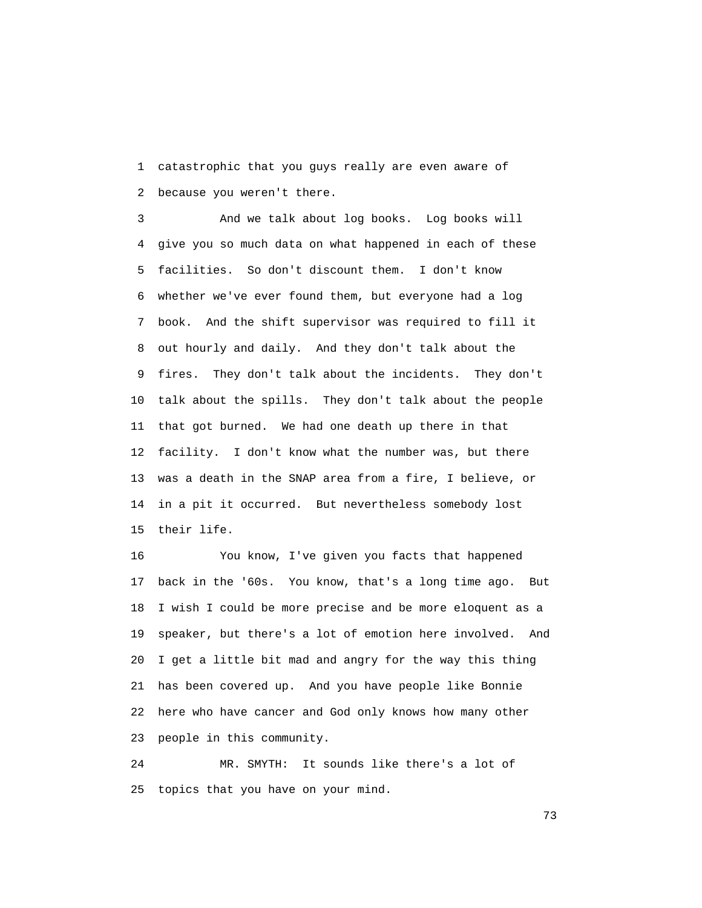catastrophic that you guys really are even aware of because you weren't there.

And we talk about log books. Log books will give you so much data on what happened in each of these facilities. So don't discount them. I don't know whether we've ever found them, but everyone had a log book. And the shift supervisor was required to fill it out hourly and daily. And they don't talk about the fires. They don't talk about the incidents. They don't talk about the spills. They don't talk about the people that got burned. We had one death up there in that facility. I don't know what the number was, but there was a death in the SNAP area from a fire, I believe, or in a pit it occurred. But nevertheless somebody lost their life.

You know, I've given you facts that happened back in the '60s. You know, that's a long time ago. But I wish I could be more precise and be more eloquent as a speaker, but there's a lot of emotion here involved. And I get a little bit mad and angry for the way this thing has been covered up. And you have people like Bonnie here who have cancer and God only knows how many other people in this community.

MR. SMYTH: It sounds like there's a lot of topics that you have on your mind.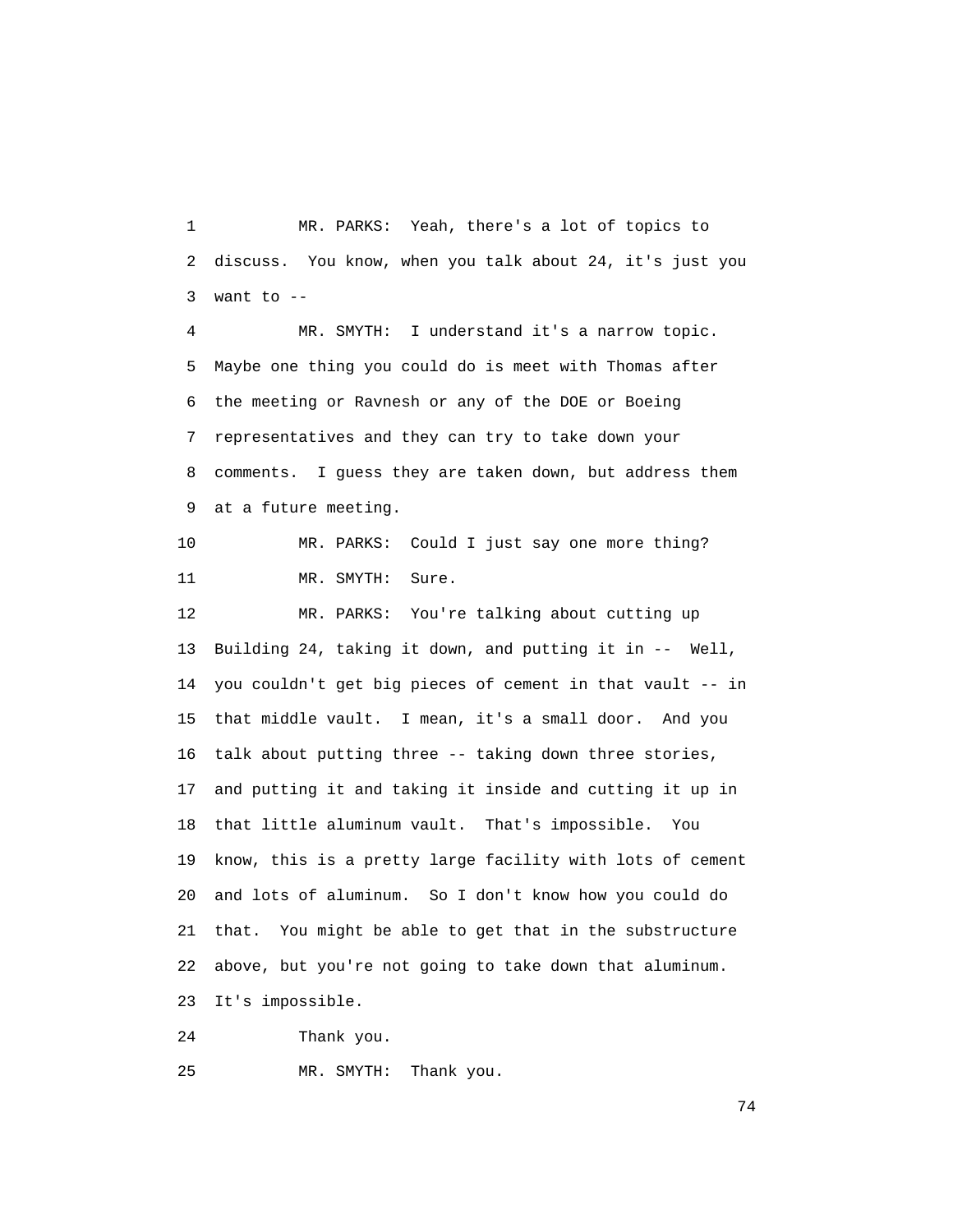MR. PARKS: Yeah, there's a lot of topics to discuss. You know, when you talk about 24, it's just you want to --

MR. SMYTH: I understand it's a narrow topic. Maybe one thing you could do is meet with Thomas after the meeting or Ravnesh or any of the DOE or Boeing representatives and they can try to take down your comments. I guess they are taken down, but address them at a future meeting.

MR. PARKS: Could I just say one more thing?

MR. SMYTH: Sure.

MR. PARKS: You're talking about cutting up Building 24, taking it down, and putting it in -- Well, you couldn't get big pieces of cement in that vault -- in that middle vault. I mean, it's a small door. And you talk about putting three -- taking down three stories, and putting it and taking it inside and cutting it up in that little aluminum vault. That's impossible. You know, this is a pretty large facility with lots of cement and lots of aluminum. So I don't know how you could do that. You might be able to get that in the substructure above, but you're not going to take down that aluminum. It's impossible.

Thank you.

MR. SMYTH: Thank you.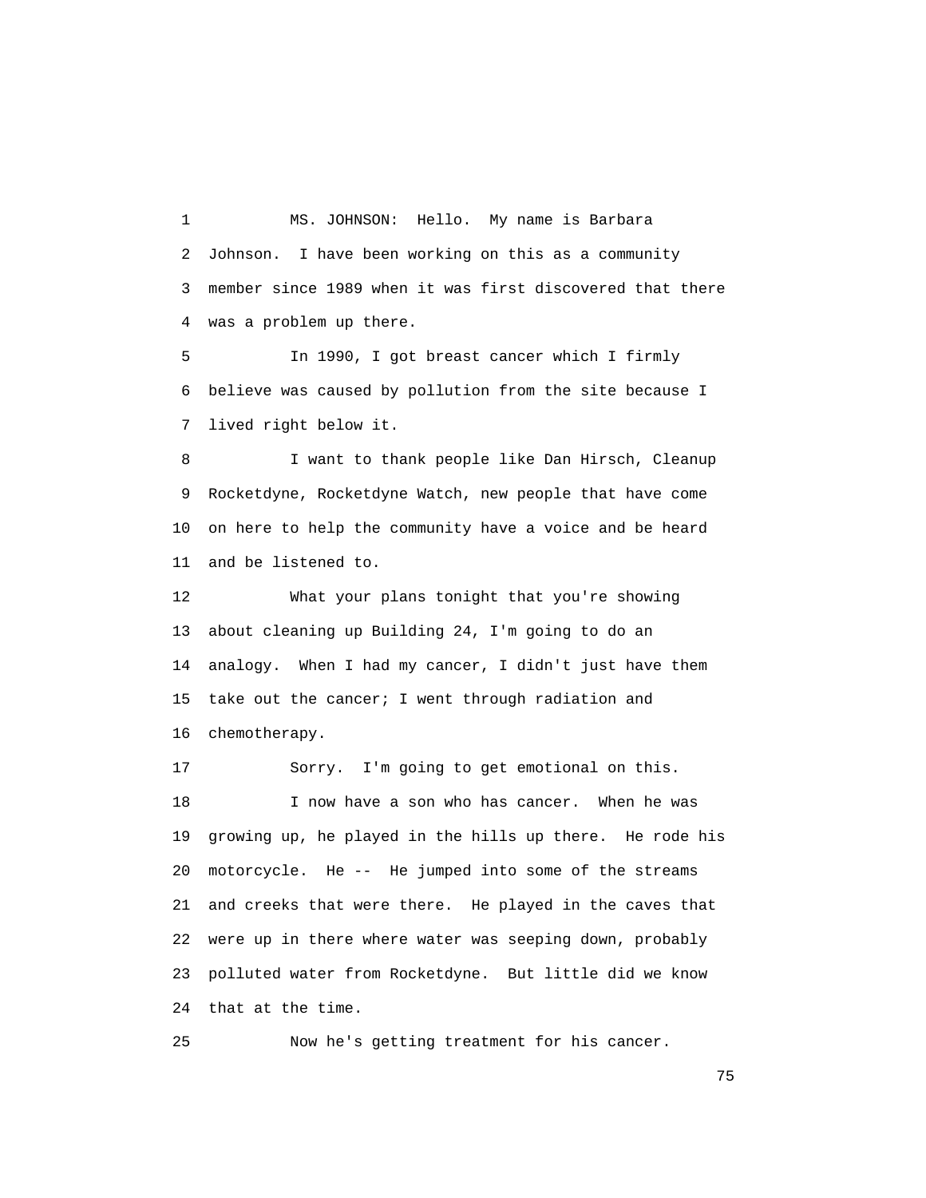MS. JOHNSON: Hello. My name is Barbara Johnson. I have been working on this as a community member since 1989 when it was first discovered that there was a problem up there.

In 1990, I got breast cancer which I firmly believe was caused by pollution from the site because I lived right below it.

I want to thank people like Dan Hirsch, Cleanup Rocketdyne, Rocketdyne Watch, new people that have come on here to help the community have a voice and be heard and be listened to.

What your plans tonight that you're showing about cleaning up Building 24, I'm going to do an analogy. When I had my cancer, I didn't just have them take out the cancer; I went through radiation and chemotherapy.

Sorry. I'm going to get emotional on this.

I now have a son who has cancer. When he was growing up, he played in the hills up there. He rode his motorcycle. He -- He jumped into some of the streams and creeks that were there. He played in the caves that were up in there where water was seeping down, probably polluted water from Rocketdyne. But little did we know that at the time.

Now he's getting treatment for his cancer.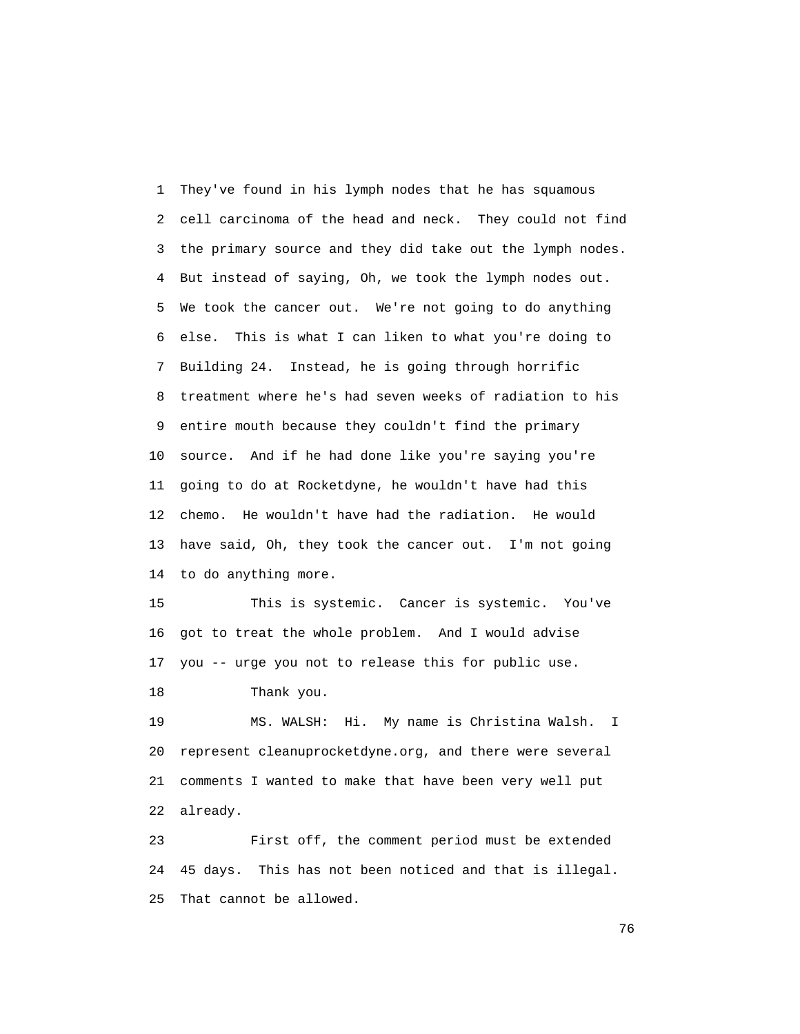They've found in his lymph nodes that he has squamous cell carcinoma of the head and neck. They could not find the primary source and they did take out the lymph nodes. But instead of saying, Oh, we took the lymph nodes out. We took the cancer out. We're not going to do anything else. This is what I can liken to what you're doing to Building 24. Instead, he is going through horrific treatment where he's had seven weeks of radiation to his entire mouth because they couldn't find the primary source. And if he had done like you're saying you're going to do at Rocketdyne, he wouldn't have had this chemo. He wouldn't have had the radiation. He would have said, Oh, they took the cancer out. I'm not going to do anything more.

This is systemic. Cancer is systemic. You've got to treat the whole problem. And I would advise you -- urge you not to release this for public use.

Thank you.

MS. WALSH: Hi. My name is Christina Walsh. I represent cleanuprocketdyne.org, and there were several comments I wanted to make that have been very well put already.

First off, the comment period must be extended 45 days. This has not been noticed and that is illegal. That cannot be allowed.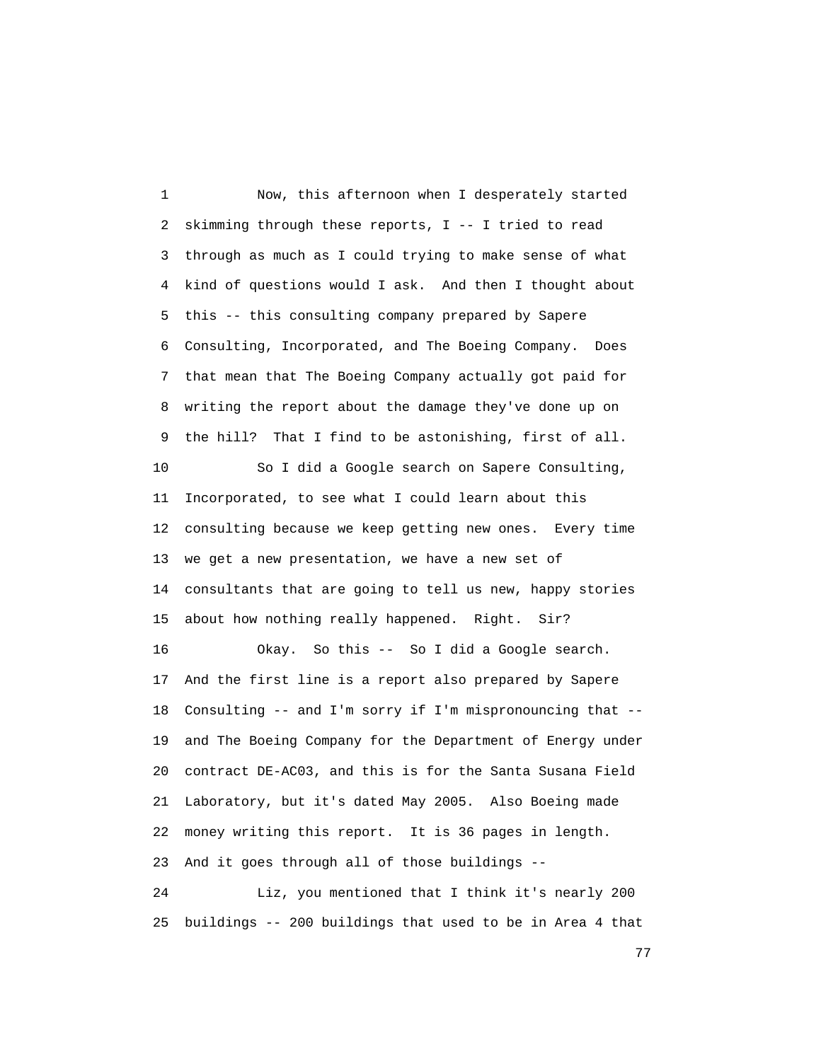Now, this afternoon when I desperately started skimming through these reports, I -- I tried to read through as much as I could trying to make sense of what kind of questions would I ask. And then I thought about this -- this consulting company prepared by Sapere Consulting, Incorporated, and The Boeing Company. Does that mean that The Boeing Company actually got paid for writing the report about the damage they've done up on the hill? That I find to be astonishing, first of all.

So I did a Google search on Sapere Consulting, Incorporated, to see what I could learn about this consulting because we keep getting new ones. Every time we get a new presentation, we have a new set of consultants that are going to tell us new, happy stories about how nothing really happened. Right. Sir?

Okay. So this -- So I did a Google search. And the first line is a report also prepared by Sapere Consulting -- and I'm sorry if I'm mispronouncing that -- and The Boeing Company for the Department of Energy under contract DE-AC03, and this is for the Santa Susana Field Laboratory, but it's dated May 2005. Also Boeing made money writing this report. It is 36 pages in length. And it goes through all of those buildings --

Liz, you mentioned that I think it's nearly 200 buildings -- 200 buildings that used to be in Area 4 that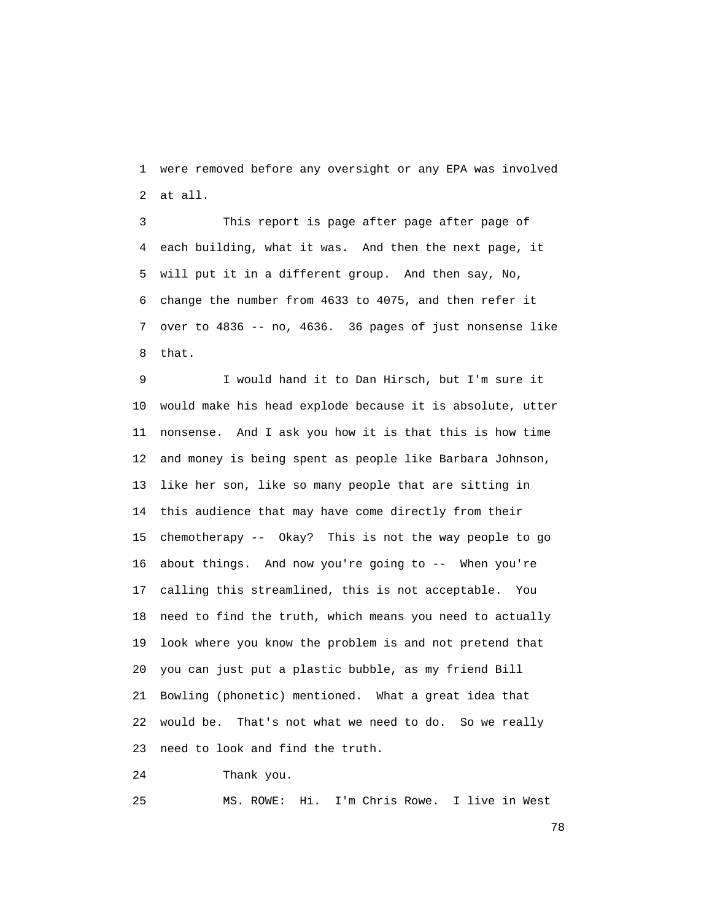were removed before any oversight or any EPA was involved at all.

This report is page after page after page of each building, what it was. And then the next page, it will put it in a different group. And then say, No, change the number from 4633 to 4075, and then refer it over to 4836 -- no, 4636. 36 pages of just nonsense like that.

I would hand it to Dan Hirsch, but I'm sure it would make his head explode because it is absolute, utter nonsense. And I ask you how it is that this is how time and money is being spent as people like Barbara Johnson, like her son, like so many people that are sitting in this audience that may have come directly from their chemotherapy -- Okay? This is not the way people to go about things. And now you're going to -- When you're calling this streamlined, this is not acceptable. You need to find the truth, which means you need to actually look where you know the problem is and not pretend that you can just put a plastic bubble, as my friend Bill Bowling (phonetic) mentioned. What a great idea that would be. That's not what we need to do. So we really need to look and find the truth.

Thank you.

MS. ROWE: Hi. I'm Chris Rowe. I live in West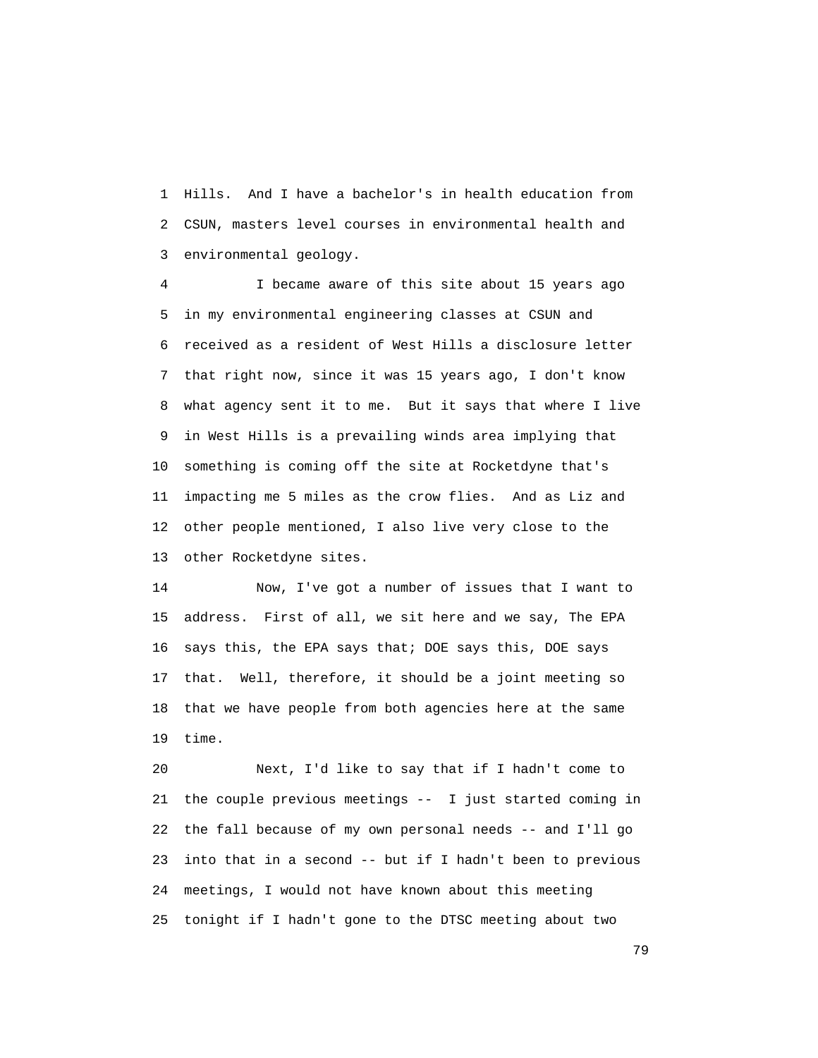Hills. And I have a bachelor's in health education from CSUN, masters level courses in environmental health and environmental geology.

I became aware of this site about 15 years ago in my environmental engineering classes at CSUN and received as a resident of West Hills a disclosure letter that right now, since it was 15 years ago, I don't know what agency sent it to me. But it says that where I live in West Hills is a prevailing winds area implying that something is coming off the site at Rocketdyne that's impacting me 5 miles as the crow flies. And as Liz and other people mentioned, I also live very close to the other Rocketdyne sites.

Now, I've got a number of issues that I want to address. First of all, we sit here and we say, The EPA says this, the EPA says that; DOE says this, DOE says that. Well, therefore, it should be a joint meeting so that we have people from both agencies here at the same time.

Next, I'd like to say that if I hadn't come to the couple previous meetings -- I just started coming in the fall because of my own personal needs -- and I'll go into that in a second -- but if I hadn't been to previous meetings, I would not have known about this meeting tonight if I hadn't gone to the DTSC meeting about two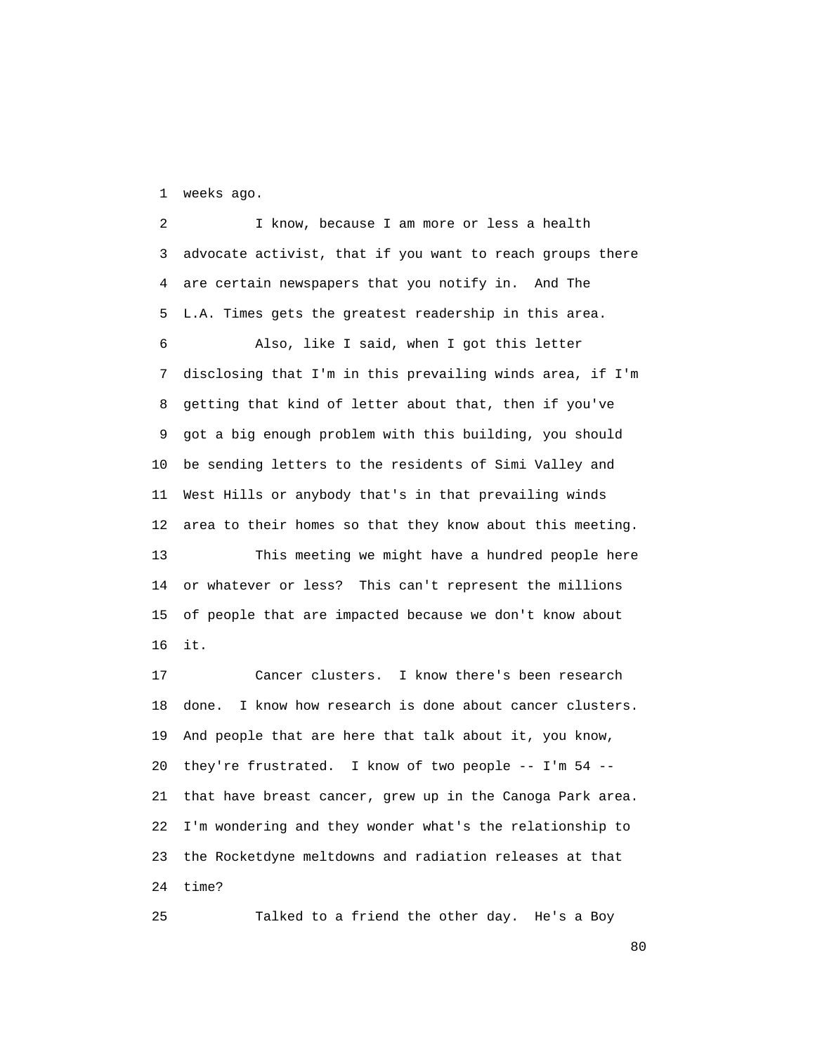weeks ago.

I know, because I am more or less a health advocate activist, that if you want to reach groups there are certain newspapers that you notify in. And The L.A. Times gets the greatest readership in this area.

Also, like I said, when I got this letter disclosing that I'm in this prevailing winds area, if I'm getting that kind of letter about that, then if you've got a big enough problem with this building, you should be sending letters to the residents of Simi Valley and West Hills or anybody that's in that prevailing winds area to their homes so that they know about this meeting.

This meeting we might have a hundred people here or whatever or less? This can't represent the millions of people that are impacted because we don't know about it.

Cancer clusters. I know there's been research done. I know how research is done about cancer clusters. And people that are here that talk about it, you know, they're frustrated. I know of two people -- I'm 54 -- that have breast cancer, grew up in the Canoga Park area. I'm wondering and they wonder what's the relationship to the Rocketdyne meltdowns and radiation releases at that time?

Talked to a friend the other day. He's a Boy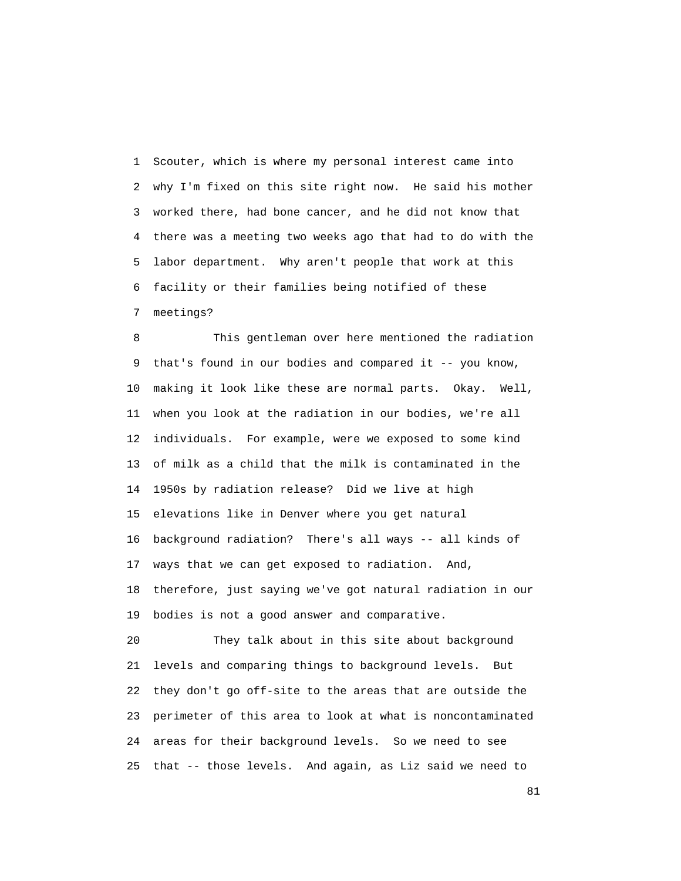Scouter, which is where my personal interest came into why I'm fixed on this site right now. He said his mother worked there, had bone cancer, and he did not know that there was a meeting two weeks ago that had to do with the labor department. Why aren't people that work at this facility or their families being notified of these meetings?

This gentleman over here mentioned the radiation that's found in our bodies and compared it -- you know, making it look like these are normal parts. Okay. Well, when you look at the radiation in our bodies, we're all individuals. For example, were we exposed to some kind of milk as a child that the milk is contaminated in the 1950s by radiation release? Did we live at high elevations like in Denver where you get natural background radiation? There's all ways -- all kinds of ways that we can get exposed to radiation. And, therefore, just saying we've got natural radiation in our bodies is not a good answer and comparative.

They talk about in this site about background levels and comparing things to background levels. But they don't go off-site to the areas that are outside the perimeter of this area to look at what is noncontaminated areas for their background levels. So we need to see that -- those levels. And again, as Liz said we need to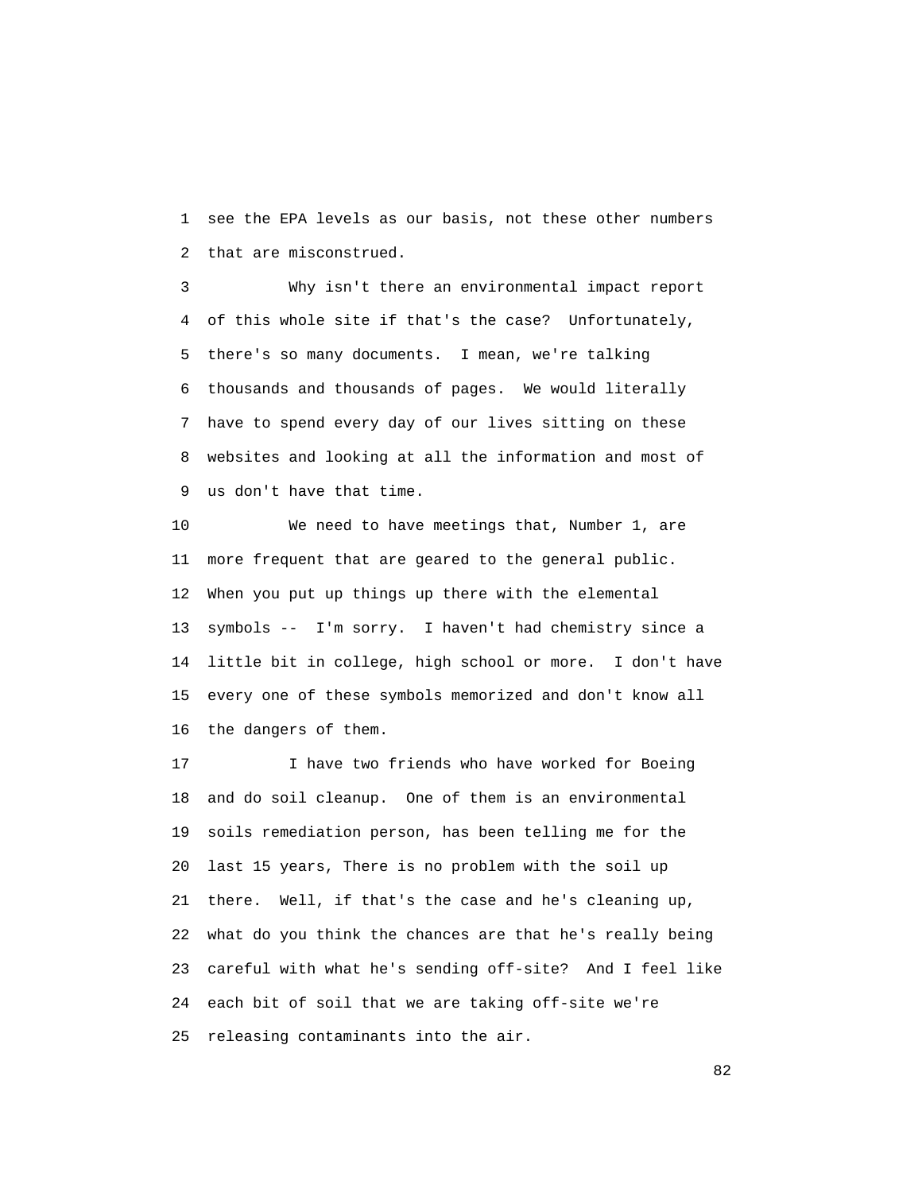see the EPA levels as our basis, not these other numbers that are misconstrued.

Why isn't there an environmental impact report of this whole site if that's the case? Unfortunately, there's so many documents. I mean, we're talking thousands and thousands of pages. We would literally have to spend every day of our lives sitting on these websites and looking at all the information and most of us don't have that time.

We need to have meetings that, Number 1, are more frequent that are geared to the general public. When you put up things up there with the elemental symbols -- I'm sorry. I haven't had chemistry since a little bit in college, high school or more. I don't have every one of these symbols memorized and don't know all the dangers of them.

I have two friends who have worked for Boeing and do soil cleanup. One of them is an environmental soils remediation person, has been telling me for the last 15 years, There is no problem with the soil up there. Well, if that's the case and he's cleaning up, what do you think the chances are that he's really being careful with what he's sending off-site? And I feel like each bit of soil that we are taking off-site we're releasing contaminants into the air.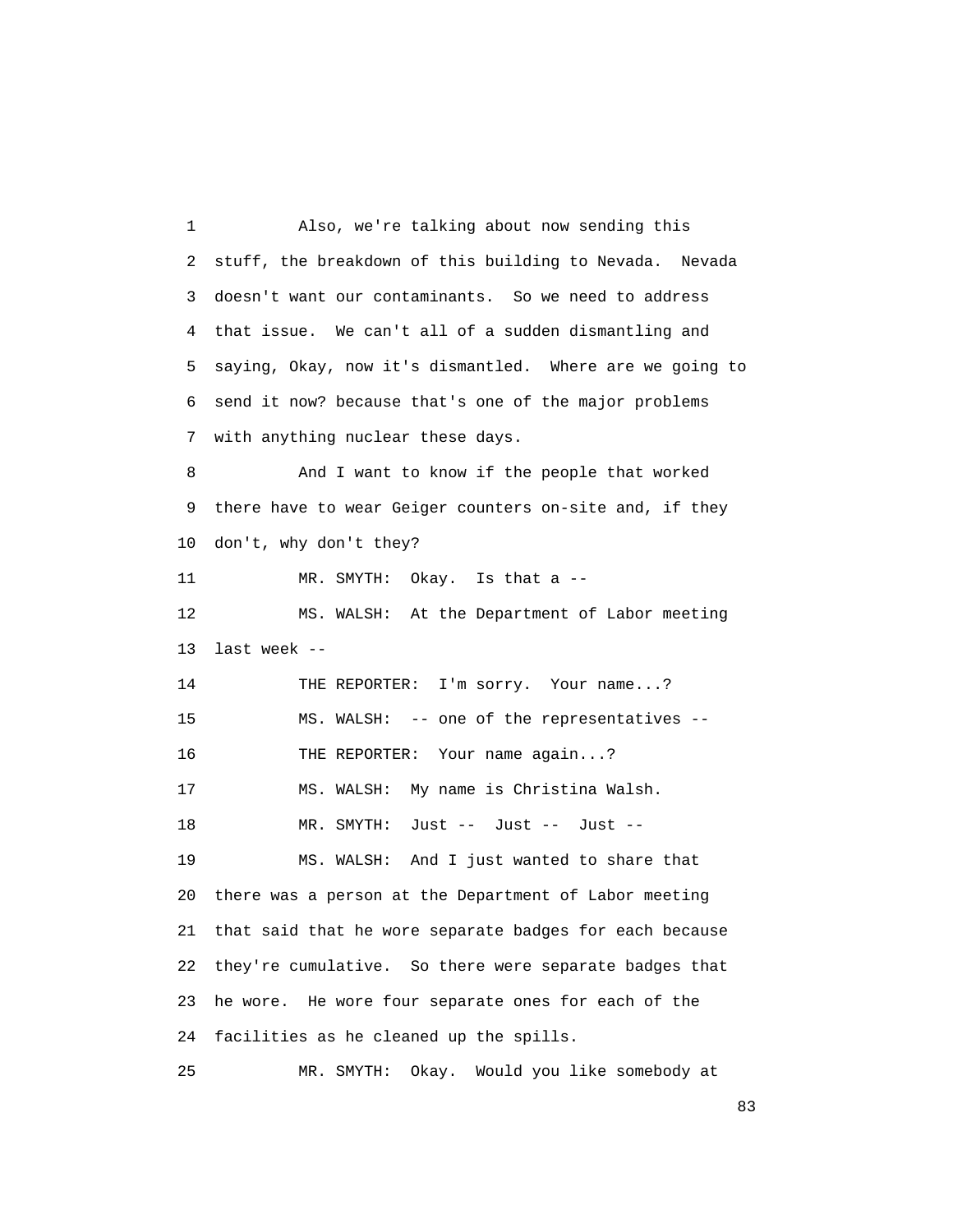1 Also, we're talking about now sending this
2 stuff, the breakdown of this building to Nevada. Nevada
3 doesn't want our contaminants. So we need to address
4 that issue. We can't all of a sudden dismantling and
5 saying, Okay, now it's dismantled. Where are we going to
6 send it now? because that's one of the major problems
7 with anything nuclear these days.
8 And I want to know if the people that worked
9 there have to wear Geiger counters on-site and, if they
10 don't, why don't they?
11 MR. SMYTH: Okay. Is that a --
12 MS. WALSH: At the Department of Labor meeting
13 last week --
14 THE REPORTER: I'm sorry. Your name...?
15 MS. WALSH: -- one of the representatives --
16 THE REPORTER: Your name again...?
17 MS. WALSH: My name is Christina Walsh.
18 MR. SMYTH: Just -- Just -- Just --
19 MS. WALSH: And I just wanted to share that
20 there was a person at the Department of Labor meeting
21 that said that he wore separate badges for each because
22 they're cumulative. So there were separate badges that
23 he wore. He wore four separate ones for each of the
24 facilities as he cleaned up the spills.
25 MR. SMYTH: Okay. Would you like somebody at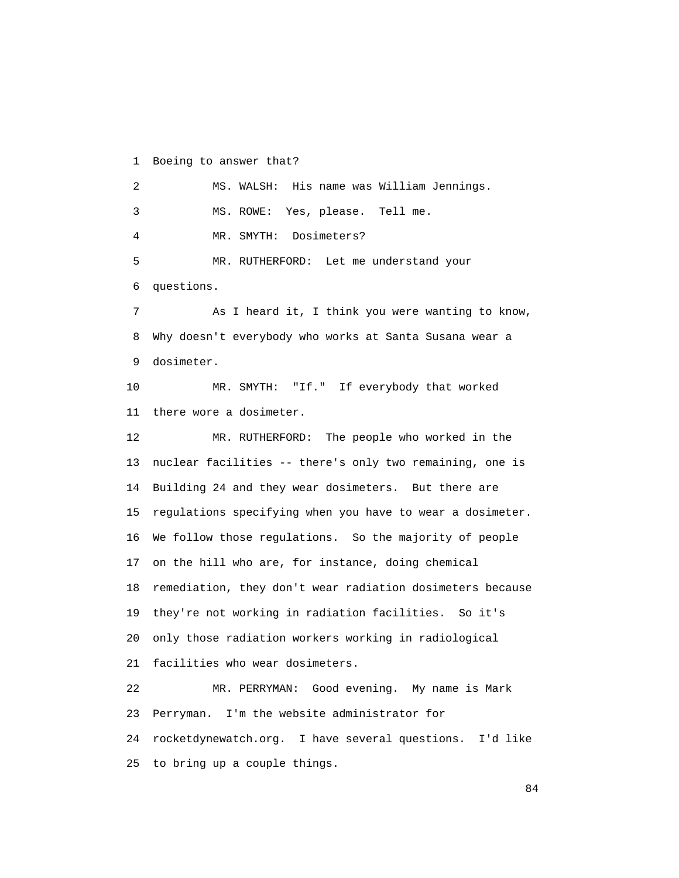1 Boeing to answer that?

2 MS. WALSH: His name was William Jennings.

3 MS. ROWE: Yes, please. Tell me.

4 MR. SMYTH: Dosimeters?

5 MR. RUTHERFORD: Let me understand your

6 questions.

7 As I heard it, I think you were wanting to know,

8 Why doesn't everybody who works at Santa Susana wear a

9 dosimeter.

10 MR. SMYTH: "If." If everybody that worked

11 there wore a dosimeter.

12 MR. RUTHERFORD: The people who worked in the

13 nuclear facilities -- there's only two remaining, one is

14 Building 24 and they wear dosimeters. But there are

15 regulations specifying when you have to wear a dosimeter.

16 We follow those regulations. So the majority of people

17 on the hill who are, for instance, doing chemical

18 remediation, they don't wear radiation dosimeters because

19 they're not working in radiation facilities. So it's

20 only those radiation workers working in radiological

21 facilities who wear dosimeters.

22 MR. PERRYMAN: Good evening. My name is Mark

23 Perryman. I'm the website administrator for

24 rocketdynewatch.org. I have several questions. I'd like

25 to bring up a couple things.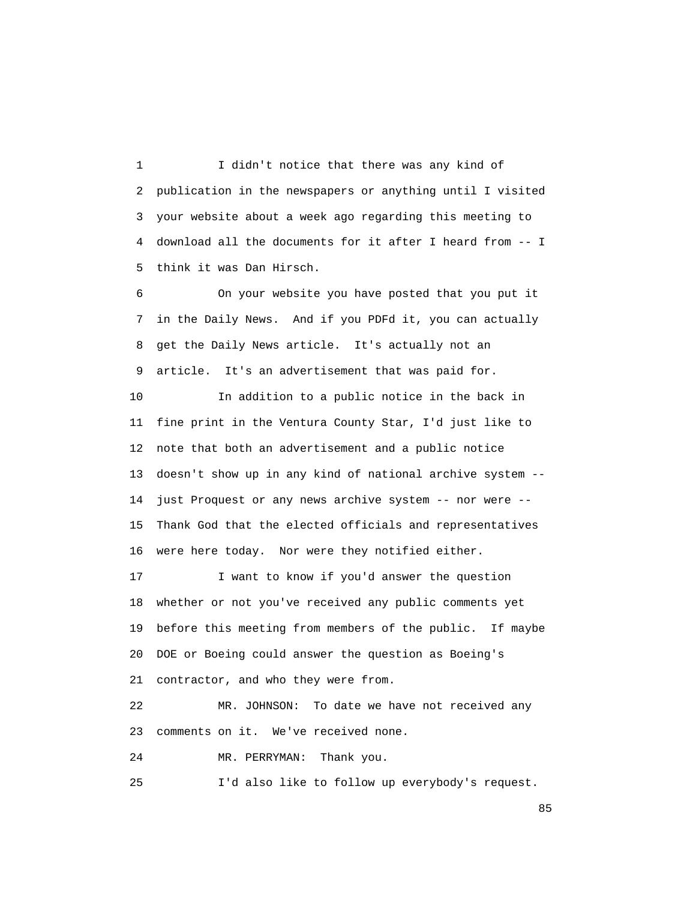I didn't notice that there was any kind of publication in the newspapers or anything until I visited your website about a week ago regarding this meeting to download all the documents for it after I heard from -- I think it was Dan Hirsch.

On your website you have posted that you put it in the Daily News. And if you PDFd it, you can actually get the Daily News article. It's actually not an article. It's an advertisement that was paid for.

In addition to a public notice in the back in fine print in the Ventura County Star, I'd just like to note that both an advertisement and a public notice doesn't show up in any kind of national archive system -- just Proquest or any news archive system -- nor were -- Thank God that the elected officials and representatives were here today. Nor were they notified either.

I want to know if you'd answer the question whether or not you've received any public comments yet before this meeting from members of the public. If maybe DOE or Boeing could answer the question as Boeing's contractor, and who they were from.

MR. JOHNSON: To date we have not received any comments on it. We've received none.

MR. PERRYMAN: Thank you.

I'd also like to follow up everybody's request.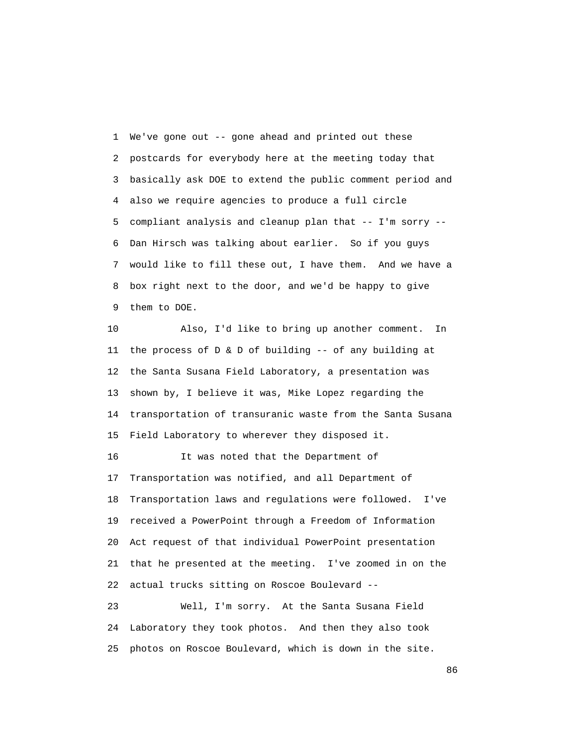We've gone out -- gone ahead and printed out these postcards for everybody here at the meeting today that basically ask DOE to extend the public comment period and also we require agencies to produce a full circle compliant analysis and cleanup plan that -- I'm sorry -- Dan Hirsch was talking about earlier. So if you guys would like to fill these out, I have them. And we have a box right next to the door, and we'd be happy to give them to DOE.

Also, I'd like to bring up another comment. In the process of D & D of building -- of any building at the Santa Susana Field Laboratory, a presentation was shown by, I believe it was, Mike Lopez regarding the transportation of transuranic waste from the Santa Susana Field Laboratory to wherever they disposed it.

It was noted that the Department of Transportation was notified, and all Department of Transportation laws and regulations were followed. I've received a PowerPoint through a Freedom of Information Act request of that individual PowerPoint presentation that he presented at the meeting. I've zoomed in on the actual trucks sitting on Roscoe Boulevard --

Well, I'm sorry. At the Santa Susana Field Laboratory they took photos. And then they also took photos on Roscoe Boulevard, which is down in the site.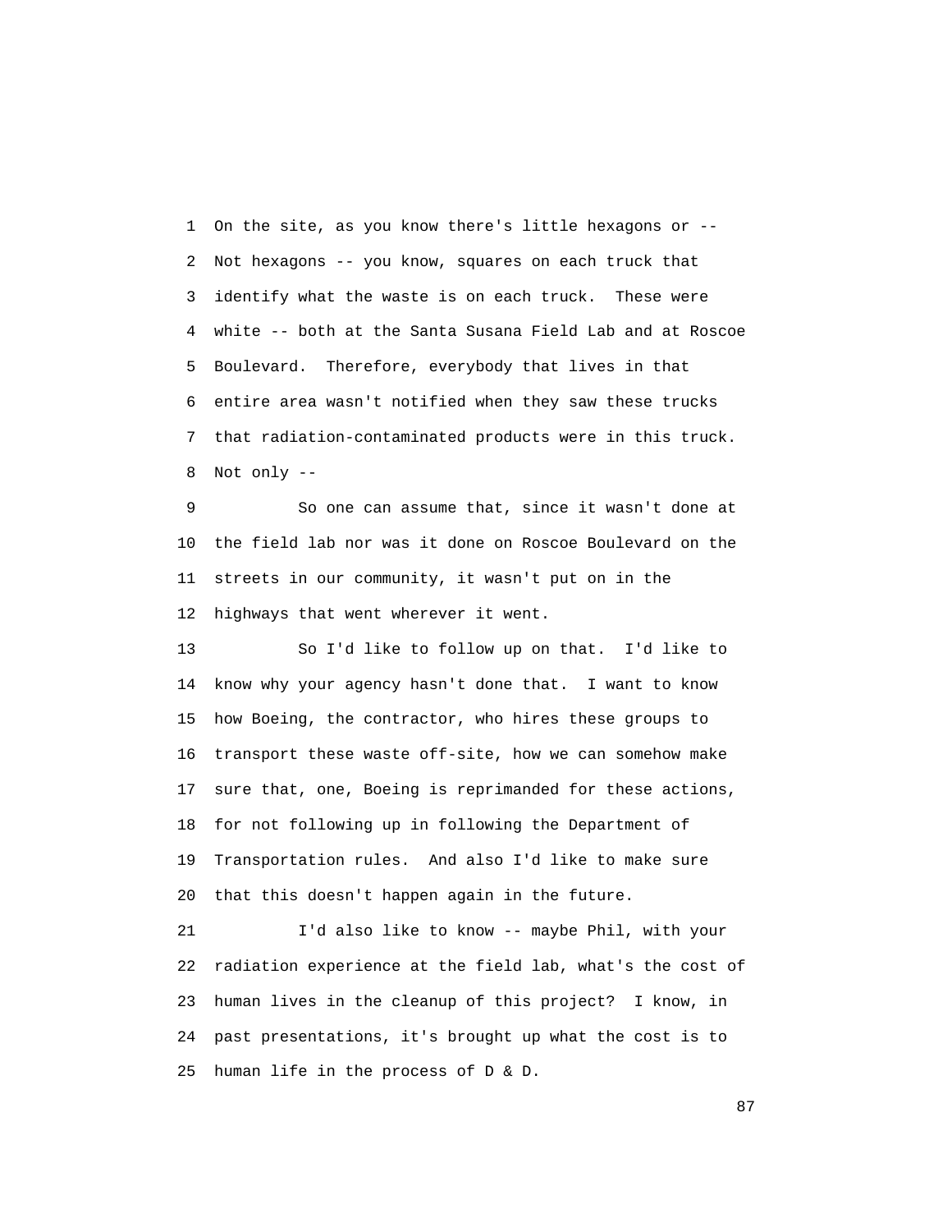1 On the site, as you know there's little hexagons or --
2 Not hexagons -- you know, squares on each truck that
3 identify what the waste is on each truck. These were
4 white -- both at the Santa Susana Field Lab and at Roscoe
5 Boulevard. Therefore, everybody that lives in that
6 entire area wasn't notified when they saw these trucks
7 that radiation-contaminated products were in this truck.
8 Not only --

9 So one can assume that, since it wasn't done at
10 the field lab nor was it done on Roscoe Boulevard on the
11 streets in our community, it wasn't put on in the
12 highways that went wherever it went.

13 So I'd like to follow up on that. I'd like to
14 know why your agency hasn't done that. I want to know
15 how Boeing, the contractor, who hires these groups to
16 transport these waste off-site, how we can somehow make
17 sure that, one, Boeing is reprimanded for these actions,
18 for not following up in following the Department of
19 Transportation rules. And also I'd like to make sure
20 that this doesn't happen again in the future.

21 I'd also like to know -- maybe Phil, with your
22 radiation experience at the field lab, what's the cost of
23 human lives in the cleanup of this project? I know, in
24 past presentations, it's brought up what the cost is to
25 human life in the process of D & D.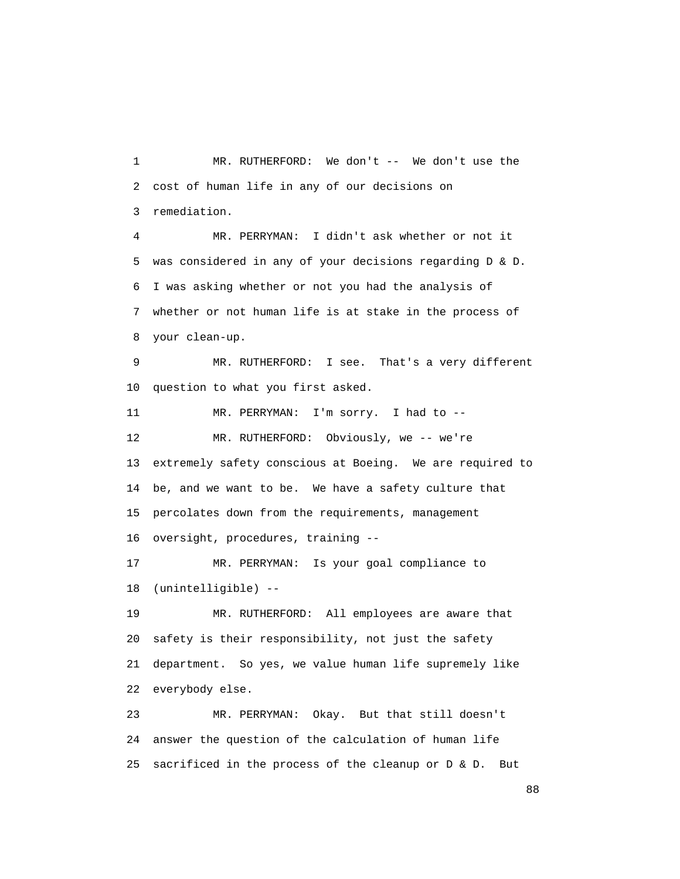MR. RUTHERFORD: We don't -- We don't use the cost of human life in any of our decisions on remediation.

MR. PERRYMAN: I didn't ask whether or not it was considered in any of your decisions regarding D & D. I was asking whether or not you had the analysis of whether or not human life is at stake in the process of your clean-up.

MR. RUTHERFORD: I see. That's a very different question to what you first asked.

MR. PERRYMAN: I'm sorry. I had to --

MR. RUTHERFORD: Obviously, we -- we're extremely safety conscious at Boeing. We are required to be, and we want to be. We have a safety culture that percolates down from the requirements, management oversight, procedures, training --

MR. PERRYMAN: Is your goal compliance to (unintelligible) --

MR. RUTHERFORD: All employees are aware that safety is their responsibility, not just the safety department. So yes, we value human life supremely like everybody else.

MR. PERRYMAN: Okay. But that still doesn't answer the question of the calculation of human life sacrificed in the process of the cleanup or D & D. But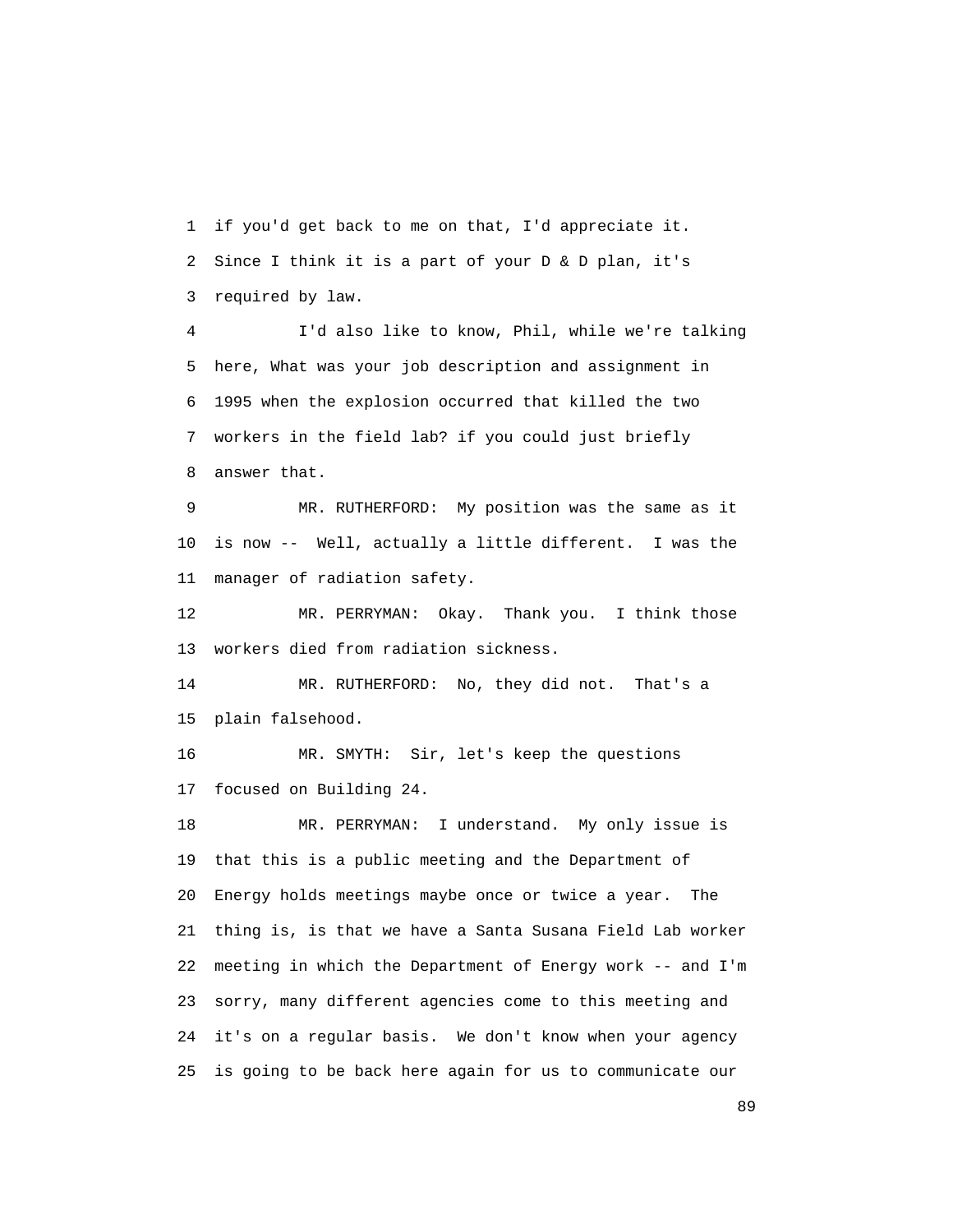1 if you'd get back to me on that, I'd appreciate it.
2 Since I think it is a part of your D & D plan, it's
3 required by law.

4 I'd also like to know, Phil, while we're talking
5 here, What was your job description and assignment in
6 1995 when the explosion occurred that killed the two
7 workers in the field lab? if you could just briefly
8 answer that.

9 MR. RUTHERFORD: My position was the same as it
10 is now -- Well, actually a little different. I was the
11 manager of radiation safety.

12 MR. PERRYMAN: Okay. Thank you. I think those
13 workers died from radiation sickness.

14 MR. RUTHERFORD: No, they did not. That's a
15 plain falsehood.

16 MR. SMYTH: Sir, let's keep the questions
17 focused on Building 24.

18 MR. PERRYMAN: I understand. My only issue is
19 that this is a public meeting and the Department of
20 Energy holds meetings maybe once or twice a year. The
21 thing is, is that we have a Santa Susana Field Lab worker
22 meeting in which the Department of Energy work -- and I'm
23 sorry, many different agencies come to this meeting and
24 it's on a regular basis. We don't know when your agency
25 is going to be back here again for us to communicate our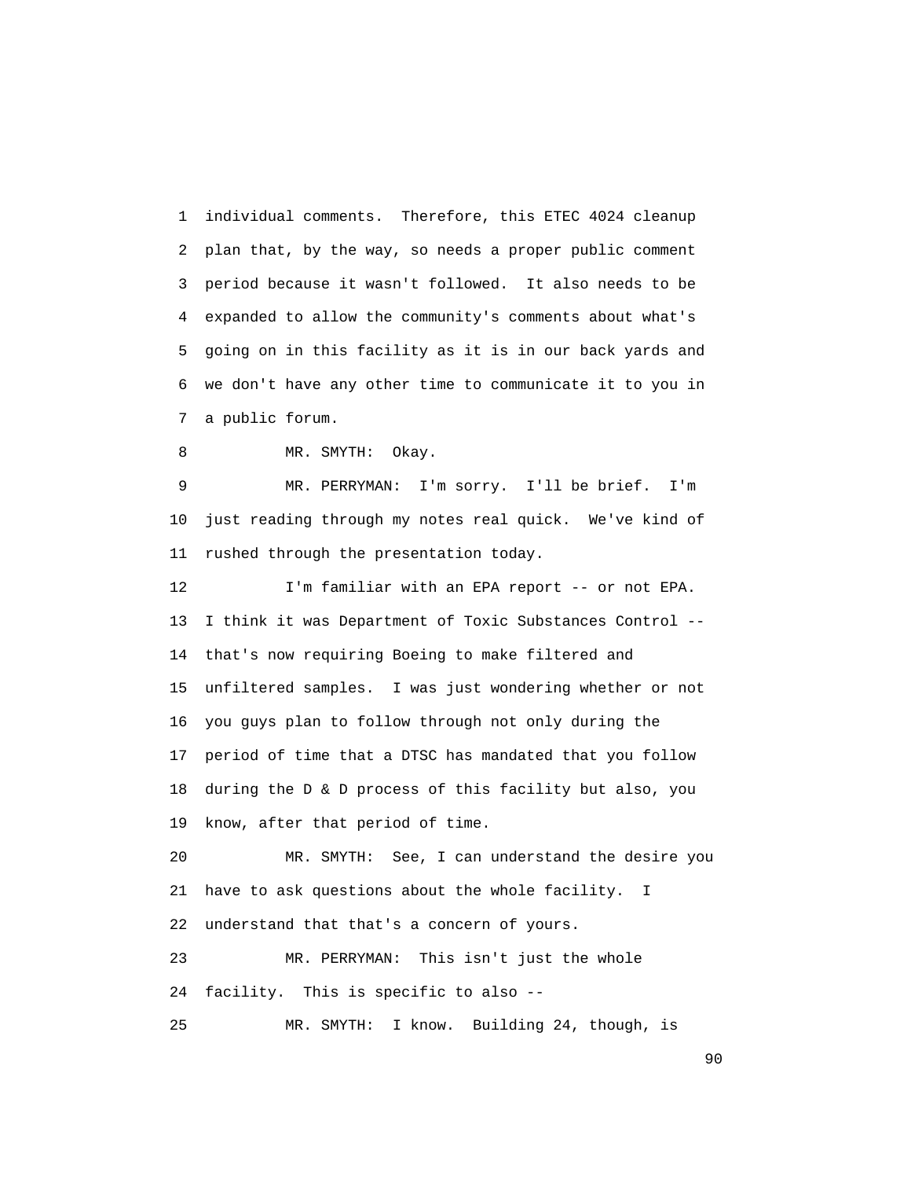1 individual comments. Therefore, this ETEC 4024 cleanup
2 plan that, by the way, so needs a proper public comment
3 period because it wasn't followed. It also needs to be
4 expanded to allow the community's comments about what's
5 going on in this facility as it is in our back yards and
6 we don't have any other time to communicate it to you in
7 a public forum.

8 MR. SMYTH: Okay.

9 MR. PERRYMAN: I'm sorry. I'll be brief. I'm
10 just reading through my notes real quick. We've kind of
11 rushed through the presentation today.

12 I'm familiar with an EPA report -- or not EPA.
13 I think it was Department of Toxic Substances Control --
14 that's now requiring Boeing to make filtered and
15 unfiltered samples. I was just wondering whether or not
16 you guys plan to follow through not only during the
17 period of time that a DTSC has mandated that you follow
18 during the D & D process of this facility but also, you
19 know, after that period of time.

20 MR. SMYTH: See, I can understand the desire you
21 have to ask questions about the whole facility. I
22 understand that that's a concern of yours.

23 MR. PERRYMAN: This isn't just the whole
24 facility. This is specific to also --

25 MR. SMYTH: I know. Building 24, though, is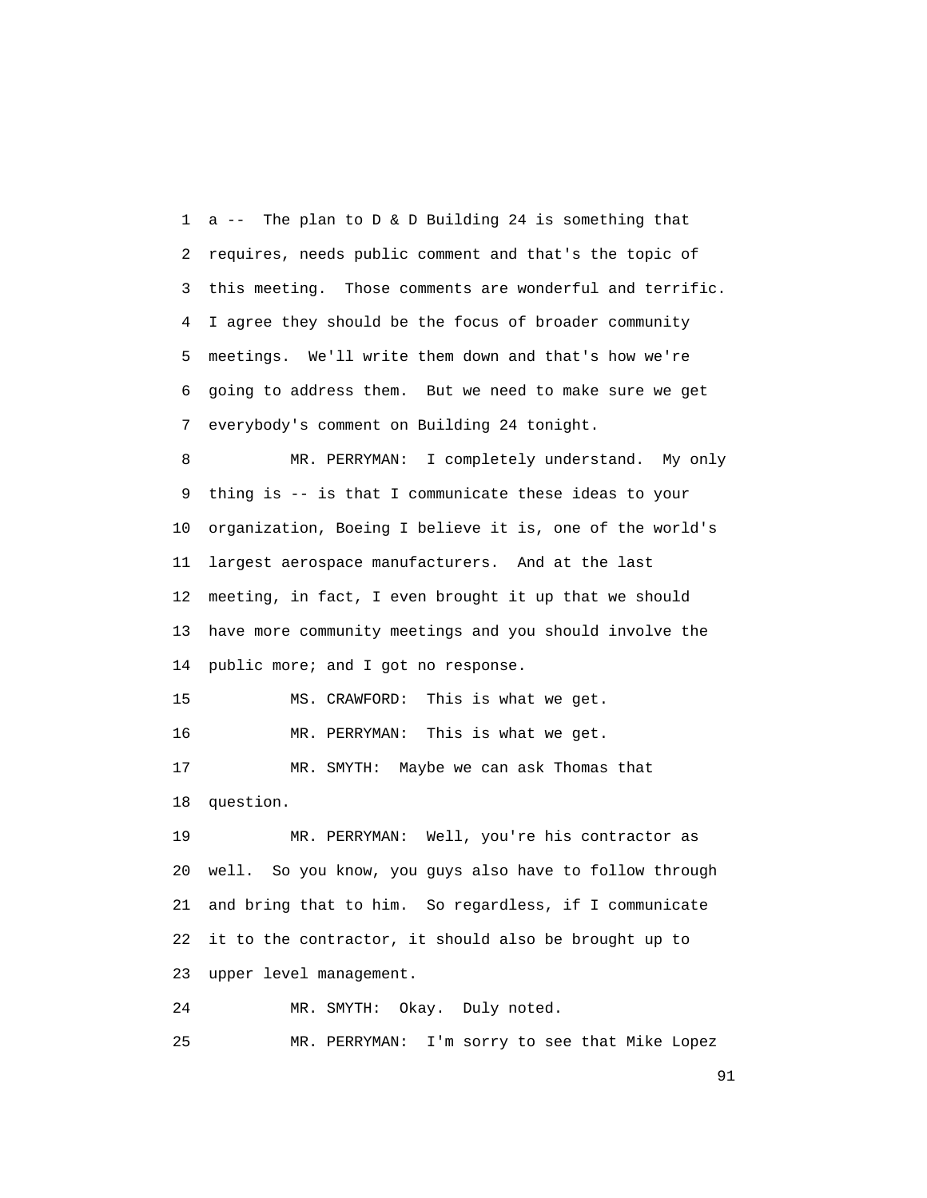1 a -- The plan to D & D Building 24 is something that
2 requires, needs public comment and that's the topic of
3 this meeting. Those comments are wonderful and terrific.
4 I agree they should be the focus of broader community
5 meetings. We'll write them down and that's how we're
6 going to address them. But we need to make sure we get
7 everybody's comment on Building 24 tonight.
8 MR. PERRYMAN: I completely understand. My only
9 thing is -- is that I communicate these ideas to your
10 organization, Boeing I believe it is, one of the world's
11 largest aerospace manufacturers. And at the last
12 meeting, in fact, I even brought it up that we should
13 have more community meetings and you should involve the
14 public more; and I got no response.
15 MS. CRAWFORD: This is what we get.
16 MR. PERRYMAN: This is what we get.
17 MR. SMYTH: Maybe we can ask Thomas that
18 question.
19 MR. PERRYMAN: Well, you're his contractor as
20 well. So you know, you guys also have to follow through
21 and bring that to him. So regardless, if I communicate
22 it to the contractor, it should also be brought up to
23 upper level management.
24 MR. SMYTH: Okay. Duly noted.
25 MR. PERRYMAN: I'm sorry to see that Mike Lopez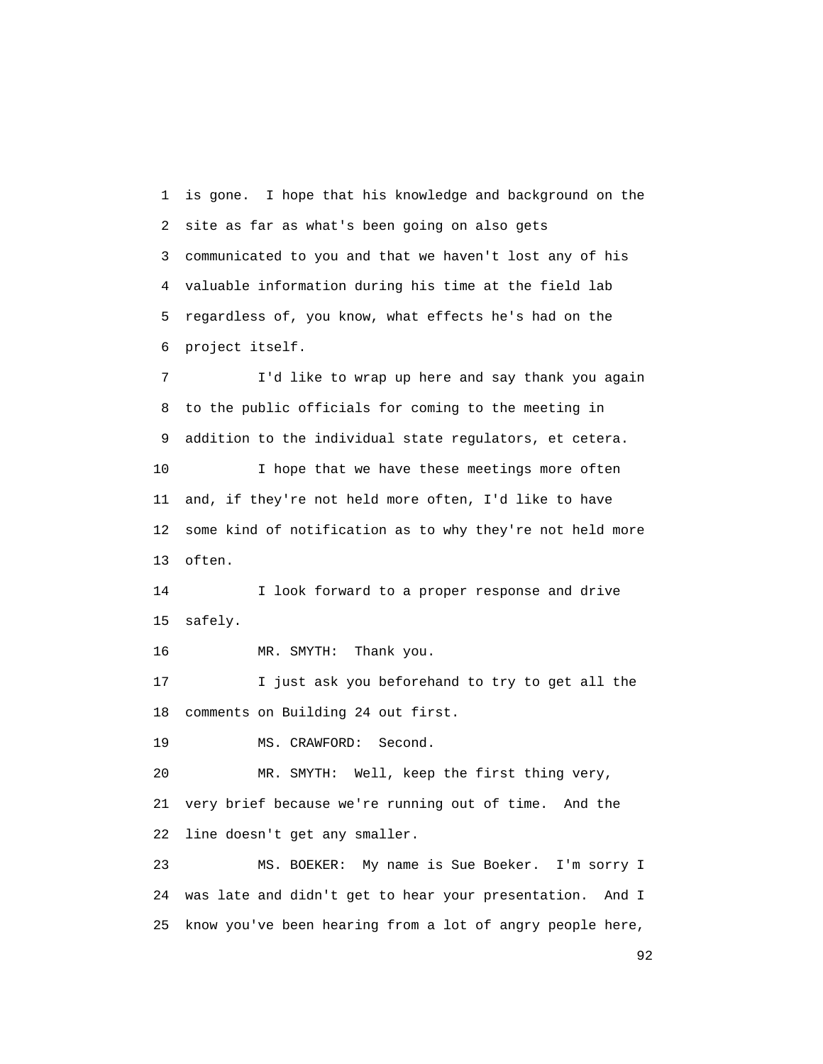is gone. I hope that his knowledge and background on the site as far as what's been going on also gets communicated to you and that we haven't lost any of his valuable information during his time at the field lab regardless of, you know, what effects he's had on the project itself.

I'd like to wrap up here and say thank you again to the public officials for coming to the meeting in addition to the individual state regulators, et cetera.

I hope that we have these meetings more often and, if they're not held more often, I'd like to have some kind of notification as to why they're not held more often.

I look forward to a proper response and drive safely.

MR. SMYTH: Thank you.

I just ask you beforehand to try to get all the comments on Building 24 out first.

MS. CRAWFORD: Second.

MR. SMYTH: Well, keep the first thing very, very brief because we're running out of time. And the line doesn't get any smaller.

MS. BOEKER: My name is Sue Boeker. I'm sorry I was late and didn't get to hear your presentation. And I know you've been hearing from a lot of angry people here,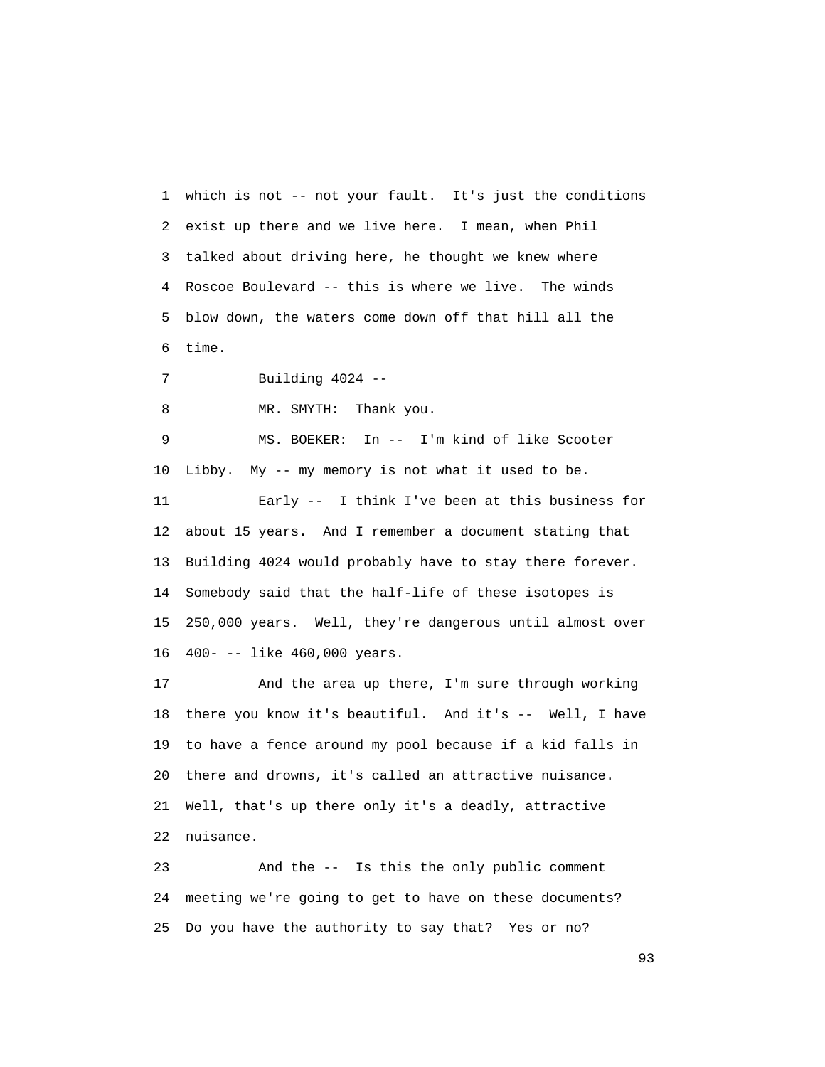which is not -- not your fault. It's just the conditions exist up there and we live here. I mean, when Phil talked about driving here, he thought we knew where Roscoe Boulevard -- this is where we live. The winds blow down, the waters come down off that hill all the time.

Building 4024 --

MR. SMYTH: Thank you.

MS. BOEKER: In -- I'm kind of like Scooter Libby. My -- my memory is not what it used to be.

Early -- I think I've been at this business for about 15 years. And I remember a document stating that Building 4024 would probably have to stay there forever. Somebody said that the half-life of these isotopes is 250,000 years. Well, they're dangerous until almost over 400- -- like 460,000 years.

And the area up there, I'm sure through working there you know it's beautiful. And it's -- Well, I have to have a fence around my pool because if a kid falls in there and drowns, it's called an attractive nuisance. Well, that's up there only it's a deadly, attractive nuisance.

And the -- Is this the only public comment meeting we're going to get to have on these documents? Do you have the authority to say that? Yes or no?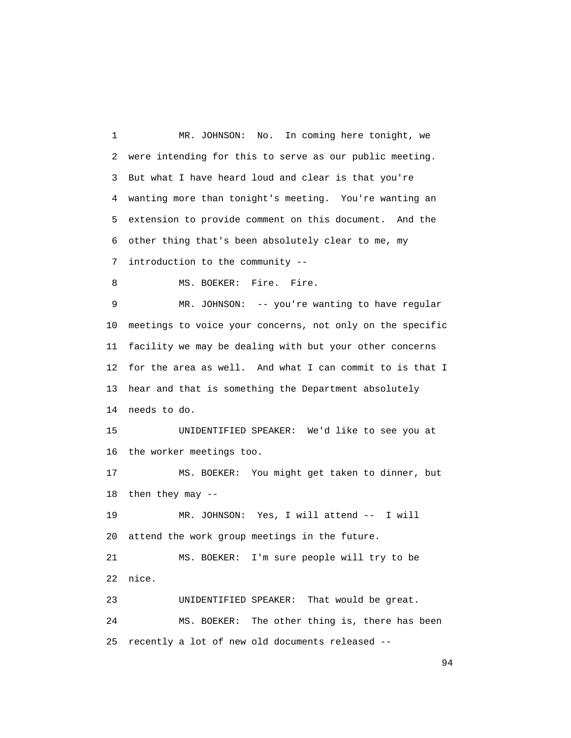MR. JOHNSON: No. In coming here tonight, we were intending for this to serve as our public meeting. But what I have heard loud and clear is that you're wanting more than tonight's meeting. You're wanting an extension to provide comment on this document. And the other thing that's been absolutely clear to me, my introduction to the community --

MS. BOEKER: Fire. Fire.

MR. JOHNSON: -- you're wanting to have regular meetings to voice your concerns, not only on the specific facility we may be dealing with but your other concerns for the area as well. And what I can commit to is that I hear and that is something the Department absolutely needs to do.

UNIDENTIFIED SPEAKER: We'd like to see you at the worker meetings too.

MS. BOEKER: You might get taken to dinner, but then they may --

MR. JOHNSON: Yes, I will attend -- I will attend the work group meetings in the future.

MS. BOEKER: I'm sure people will try to be nice.

UNIDENTIFIED SPEAKER: That would be great.

MS. BOEKER: The other thing is, there has been recently a lot of new old documents released --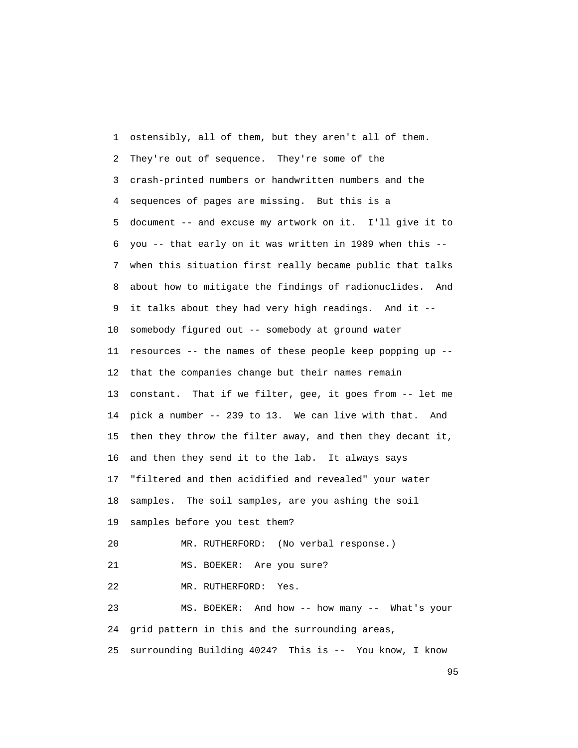1 ostensibly, all of them, but they aren't all of them.
2 They're out of sequence. They're some of the
3 crash-printed numbers or handwritten numbers and the
4 sequences of pages are missing. But this is a
5 document -- and excuse my artwork on it. I'll give it to
6 you -- that early on it was written in 1989 when this --
7 when this situation first really became public that talks
8 about how to mitigate the findings of radionuclides. And
9 it talks about they had very high readings. And it --
10 somebody figured out -- somebody at ground water
11 resources -- the names of these people keep popping up --
12 that the companies change but their names remain
13 constant. That if we filter, gee, it goes from -- let me
14 pick a number -- 239 to 13. We can live with that. And
15 then they throw the filter away, and then they decant it,
16 and then they send it to the lab. It always says
17 "filtered and then acidified and revealed" your water
18 samples. The soil samples, are you ashing the soil
19 samples before you test them?

20 MR. RUTHERFORD: (No verbal response.)

21 MS. BOEKER: Are you sure?

22 MR. RUTHERFORD: Yes.

23 MS. BOEKER: And how -- how many -- What's your
24 grid pattern in this and the surrounding areas,
25 surrounding Building 4024? This is -- You know, I know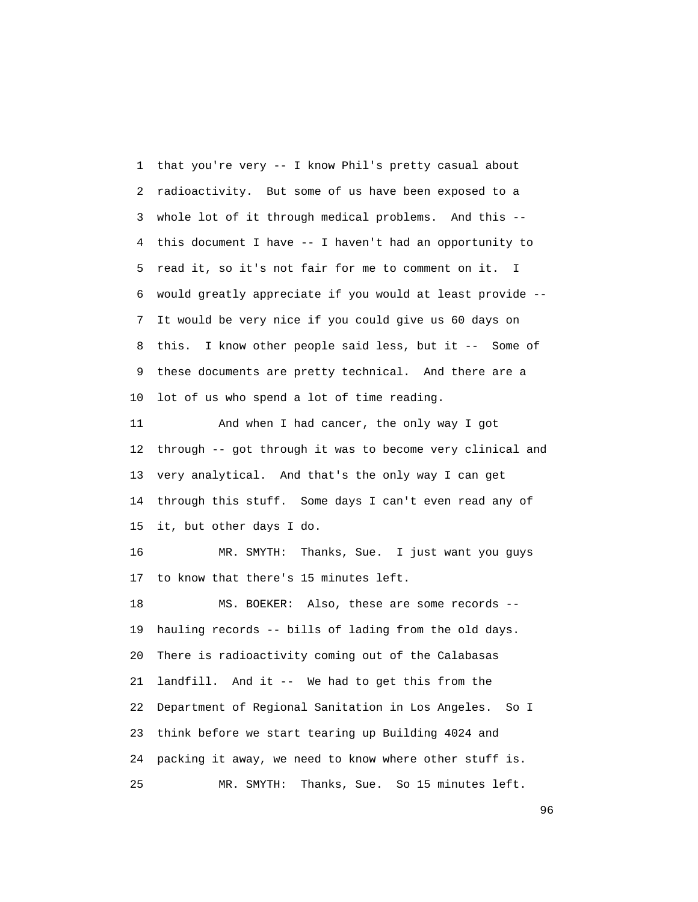that you're very -- I know Phil's pretty casual about radioactivity. But some of us have been exposed to a whole lot of it through medical problems. And this -- this document I have -- I haven't had an opportunity to read it, so it's not fair for me to comment on it. I would greatly appreciate if you would at least provide -- It would be very nice if you could give us 60 days on this. I know other people said less, but it -- Some of these documents are pretty technical. And there are a lot of us who spend a lot of time reading.

And when I had cancer, the only way I got through -- got through it was to become very clinical and very analytical. And that's the only way I can get through this stuff. Some days I can't even read any of it, but other days I do.

MR. SMYTH: Thanks, Sue. I just want you guys to know that there's 15 minutes left.

MS. BOEKER: Also, these are some records -- hauling records -- bills of lading from the old days. There is radioactivity coming out of the Calabasas landfill. And it -- We had to get this from the Department of Regional Sanitation in Los Angeles. So I think before we start tearing up Building 4024 and packing it away, we need to know where other stuff is.

MR. SMYTH: Thanks, Sue. So 15 minutes left.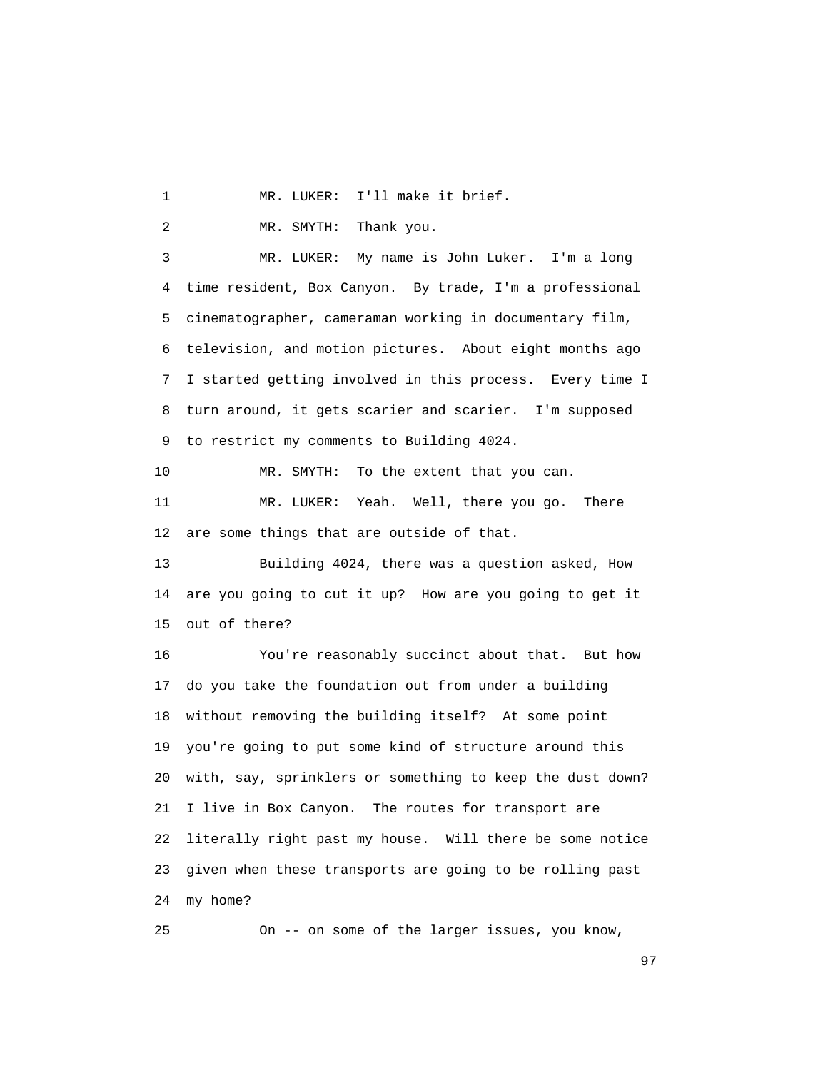MR. LUKER: I'll make it brief.

MR. SMYTH: Thank you.

MR. LUKER: My name is John Luker. I'm a long time resident, Box Canyon. By trade, I'm a professional cinematographer, cameraman working in documentary film, television, and motion pictures. About eight months ago I started getting involved in this process. Every time I turn around, it gets scarier and scarier. I'm supposed to restrict my comments to Building 4024.

MR. SMYTH: To the extent that you can.

MR. LUKER: Yeah. Well, there you go. There are some things that are outside of that.

Building 4024, there was a question asked, How are you going to cut it up? How are you going to get it out of there?

You're reasonably succinct about that. But how do you take the foundation out from under a building without removing the building itself? At some point you're going to put some kind of structure around this with, say, sprinklers or something to keep the dust down? I live in Box Canyon. The routes for transport are literally right past my house. Will there be some notice given when these transports are going to be rolling past my home?

On -- on some of the larger issues, you know,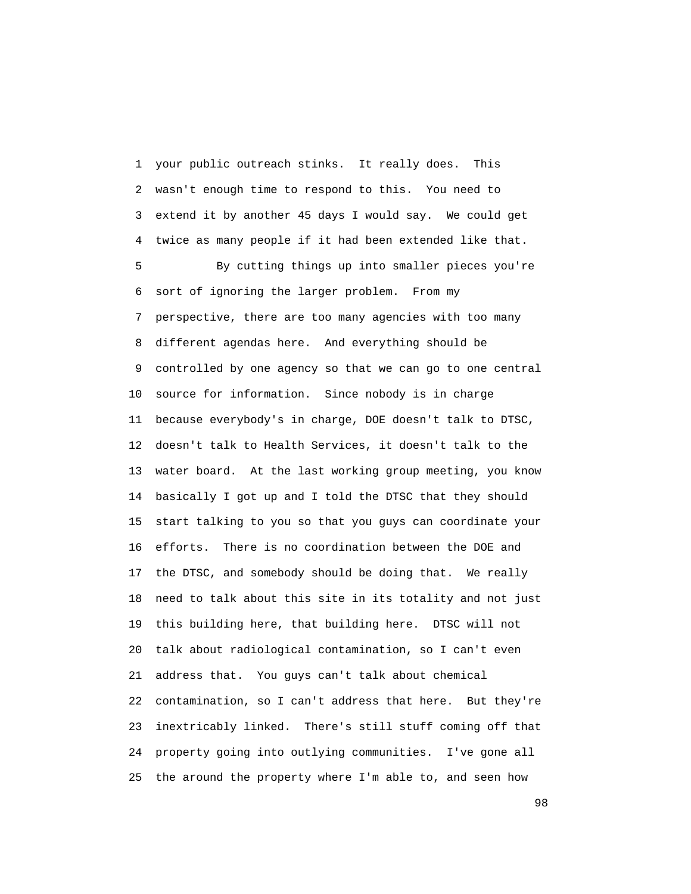your public outreach stinks. It really does. This wasn't enough time to respond to this. You need to extend it by another 45 days I would say. We could get twice as many people if it had been extended like that.

By cutting things up into smaller pieces you're sort of ignoring the larger problem. From my perspective, there are too many agencies with too many different agendas here. And everything should be controlled by one agency so that we can go to one central source for information. Since nobody is in charge because everybody's in charge, DOE doesn't talk to DTSC, doesn't talk to Health Services, it doesn't talk to the water board. At the last working group meeting, you know basically I got up and I told the DTSC that they should start talking to you so that you guys can coordinate your efforts. There is no coordination between the DOE and the DTSC, and somebody should be doing that. We really need to talk about this site in its totality and not just this building here, that building here. DTSC will not talk about radiological contamination, so I can't even address that. You guys can't talk about chemical contamination, so I can't address that here. But they're inextricably linked. There's still stuff coming off that property going into outlying communities. I've gone all the around the property where I'm able to, and seen how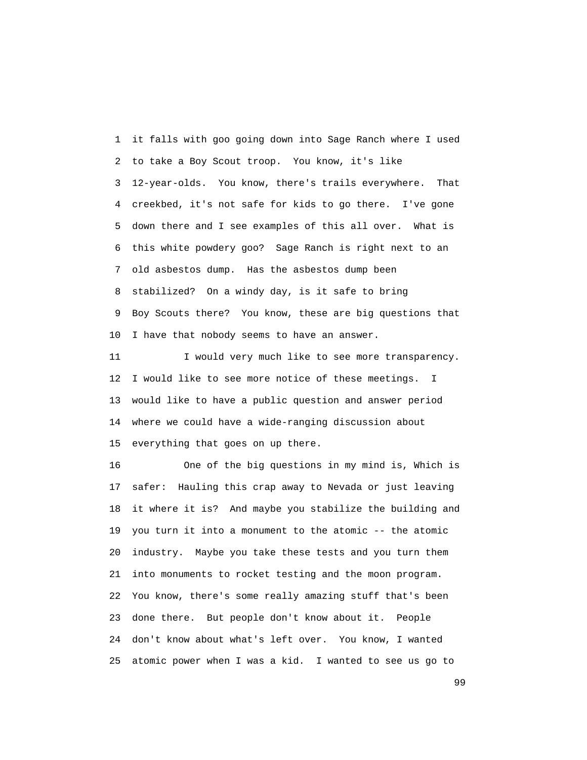it falls with goo going down into Sage Ranch where I used to take a Boy Scout troop. You know, it's like 12-year-olds. You know, there's trails everywhere. That creekbed, it's not safe for kids to go there. I've gone down there and I see examples of this all over. What is this white powdery goo? Sage Ranch is right next to an old asbestos dump. Has the asbestos dump been stabilized? On a windy day, is it safe to bring Boy Scouts there? You know, these are big questions that I have that nobody seems to have an answer.

I would very much like to see more transparency. I would like to see more notice of these meetings. I would like to have a public question and answer period where we could have a wide-ranging discussion about everything that goes on up there.

One of the big questions in my mind is, Which is safer: Hauling this crap away to Nevada or just leaving it where it is? And maybe you stabilize the building and you turn it into a monument to the atomic -- the atomic industry. Maybe you take these tests and you turn them into monuments to rocket testing and the moon program. You know, there's some really amazing stuff that's been done there. But people don't know about it. People don't know about what's left over. You know, I wanted atomic power when I was a kid. I wanted to see us go to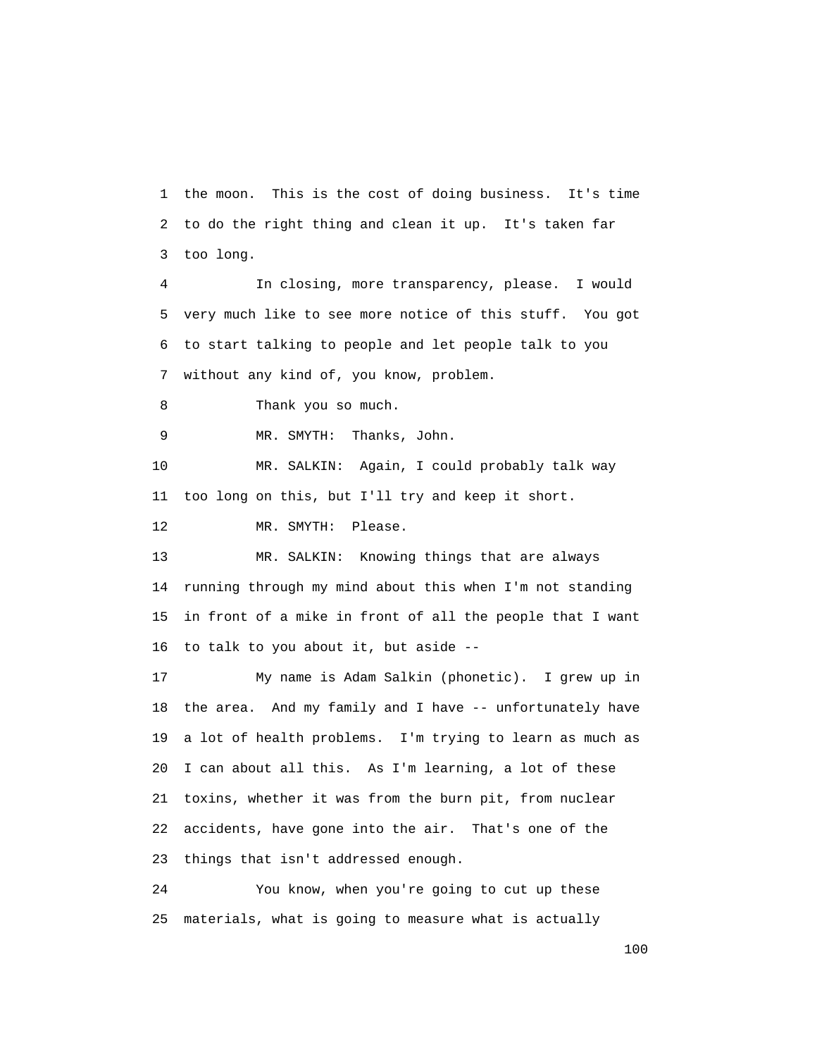the moon. This is the cost of doing business. It's time to do the right thing and clean it up. It's taken far too long.

In closing, more transparency, please. I would very much like to see more notice of this stuff. You got to start talking to people and let people talk to you without any kind of, you know, problem.

Thank you so much.

MR. SMYTH: Thanks, John.

MR. SALKIN: Again, I could probably talk way too long on this, but I'll try and keep it short.

MR. SMYTH: Please.

MR. SALKIN: Knowing things that are always running through my mind about this when I'm not standing in front of a mike in front of all the people that I want to talk to you about it, but aside --

My name is Adam Salkin (phonetic). I grew up in the area. And my family and I have -- unfortunately have a lot of health problems. I'm trying to learn as much as I can about all this. As I'm learning, a lot of these toxins, whether it was from the burn pit, from nuclear accidents, have gone into the air. That's one of the things that isn't addressed enough.

You know, when you're going to cut up these materials, what is going to measure what is actually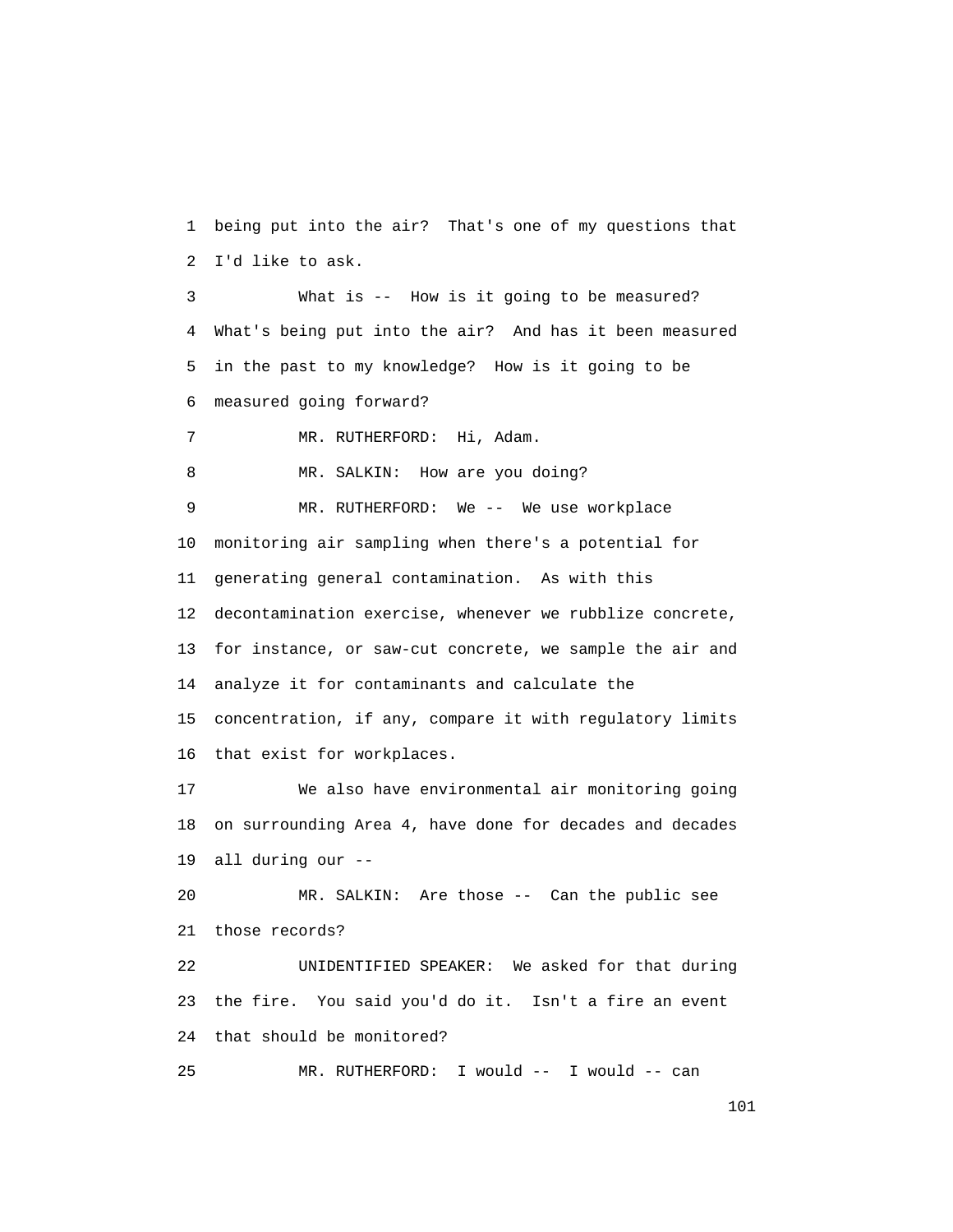being put into the air? That's one of my questions that I'd like to ask.

What is -- How is it going to be measured? What's being put into the air? And has it been measured in the past to my knowledge? How is it going to be measured going forward?

MR. RUTHERFORD: Hi, Adam.

MR. SALKIN: How are you doing?

MR. RUTHERFORD: We -- We use workplace monitoring air sampling when there's a potential for generating general contamination. As with this decontamination exercise, whenever we rubblize concrete, for instance, or saw-cut concrete, we sample the air and analyze it for contaminants and calculate the concentration, if any, compare it with regulatory limits that exist for workplaces.

We also have environmental air monitoring going on surrounding Area 4, have done for decades and decades all during our --

MR. SALKIN: Are those -- Can the public see those records?

UNIDENTIFIED SPEAKER: We asked for that during the fire. You said you'd do it. Isn't a fire an event that should be monitored?

MR. RUTHERFORD: I would -- I would -- can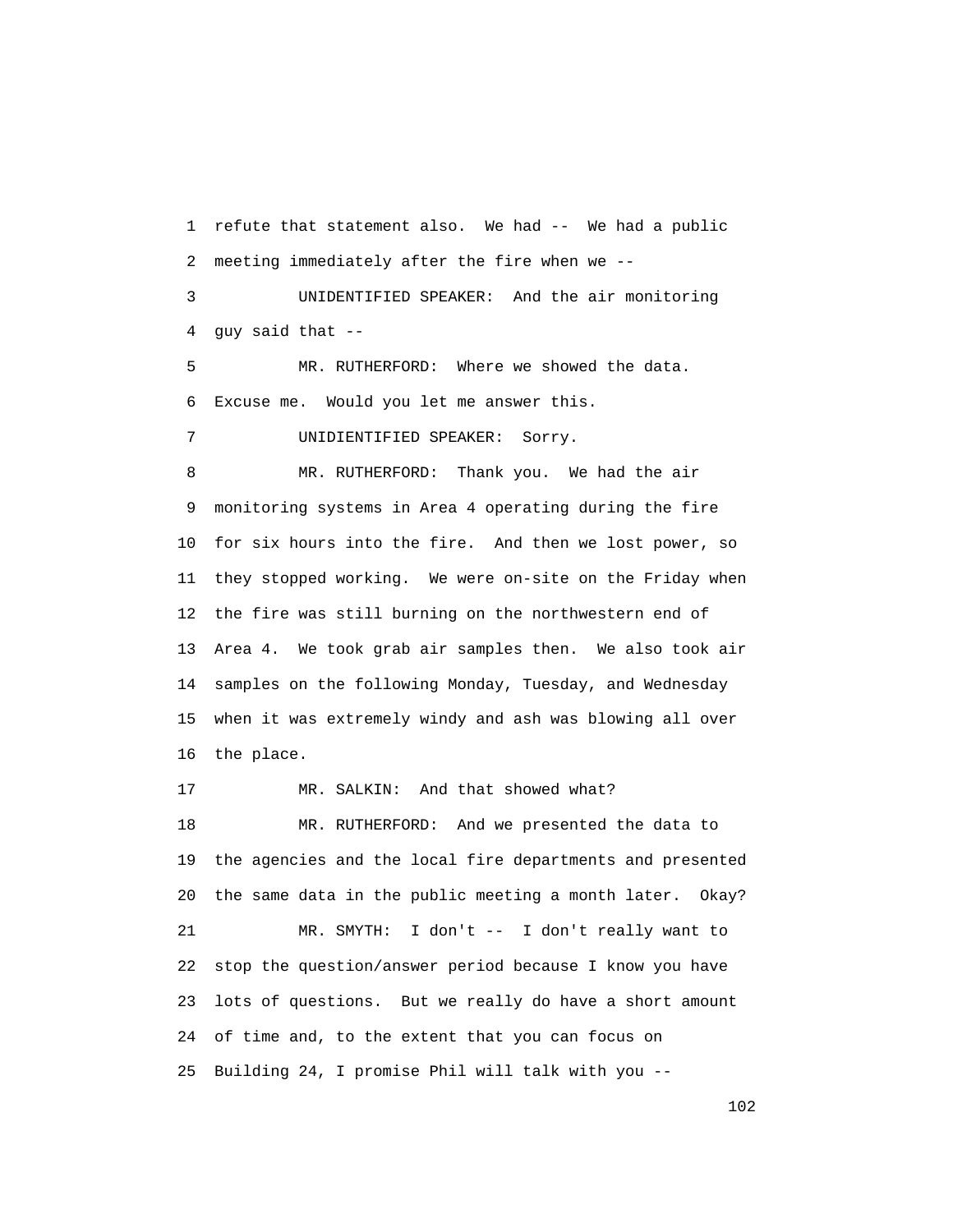1 refute that statement also. We had -- We had a public
2 meeting immediately after the fire when we --
3 UNIDENTIFIED SPEAKER: And the air monitoring
4 guy said that --
5 MR. RUTHERFORD: Where we showed the data.
6 Excuse me. Would you let me answer this.
7 UNIDIENTIFIED SPEAKER: Sorry.
8 MR. RUTHERFORD: Thank you. We had the air
9 monitoring systems in Area 4 operating during the fire
10 for six hours into the fire. And then we lost power, so
11 they stopped working. We were on-site on the Friday when
12 the fire was still burning on the northwestern end of
13 Area 4. We took grab air samples then. We also took air
14 samples on the following Monday, Tuesday, and Wednesday
15 when it was extremely windy and ash was blowing all over
16 the place.
17 MR. SALKIN: And that showed what?
18 MR. RUTHERFORD: And we presented the data to
19 the agencies and the local fire departments and presented
20 the same data in the public meeting a month later. Okay?
21 MR. SMYTH: I don't -- I don't really want to
22 stop the question/answer period because I know you have
23 lots of questions. But we really do have a short amount
24 of time and, to the extent that you can focus on
25 Building 24, I promise Phil will talk with you --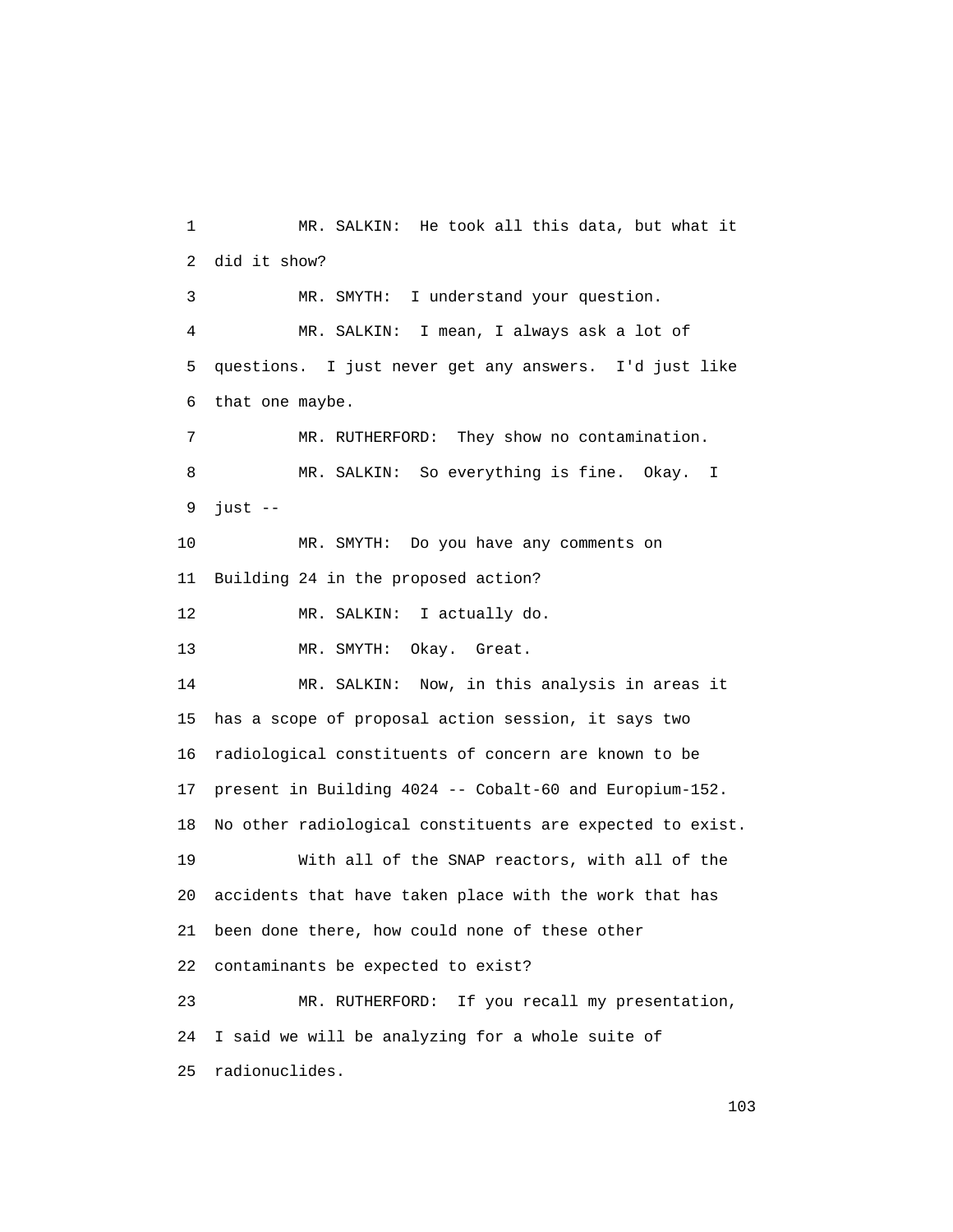MR. SALKIN: He took all this data, but what it did it show?

MR. SMYTH: I understand your question.

MR. SALKIN: I mean, I always ask a lot of questions. I just never get any answers. I'd just like that one maybe.

MR. RUTHERFORD: They show no contamination.

MR. SALKIN: So everything is fine. Okay. I just --

MR. SMYTH: Do you have any comments on Building 24 in the proposed action?

MR. SALKIN: I actually do.

MR. SMYTH: Okay. Great.

MR. SALKIN: Now, in this analysis in areas it has a scope of proposal action session, it says two radiological constituents of concern are known to be present in Building 4024 -- Cobalt-60 and Europium-152. No other radiological constituents are expected to exist.

With all of the SNAP reactors, with all of the accidents that have taken place with the work that has been done there, how could none of these other contaminants be expected to exist?

MR. RUTHERFORD: If you recall my presentation, I said we will be analyzing for a whole suite of radionuclides.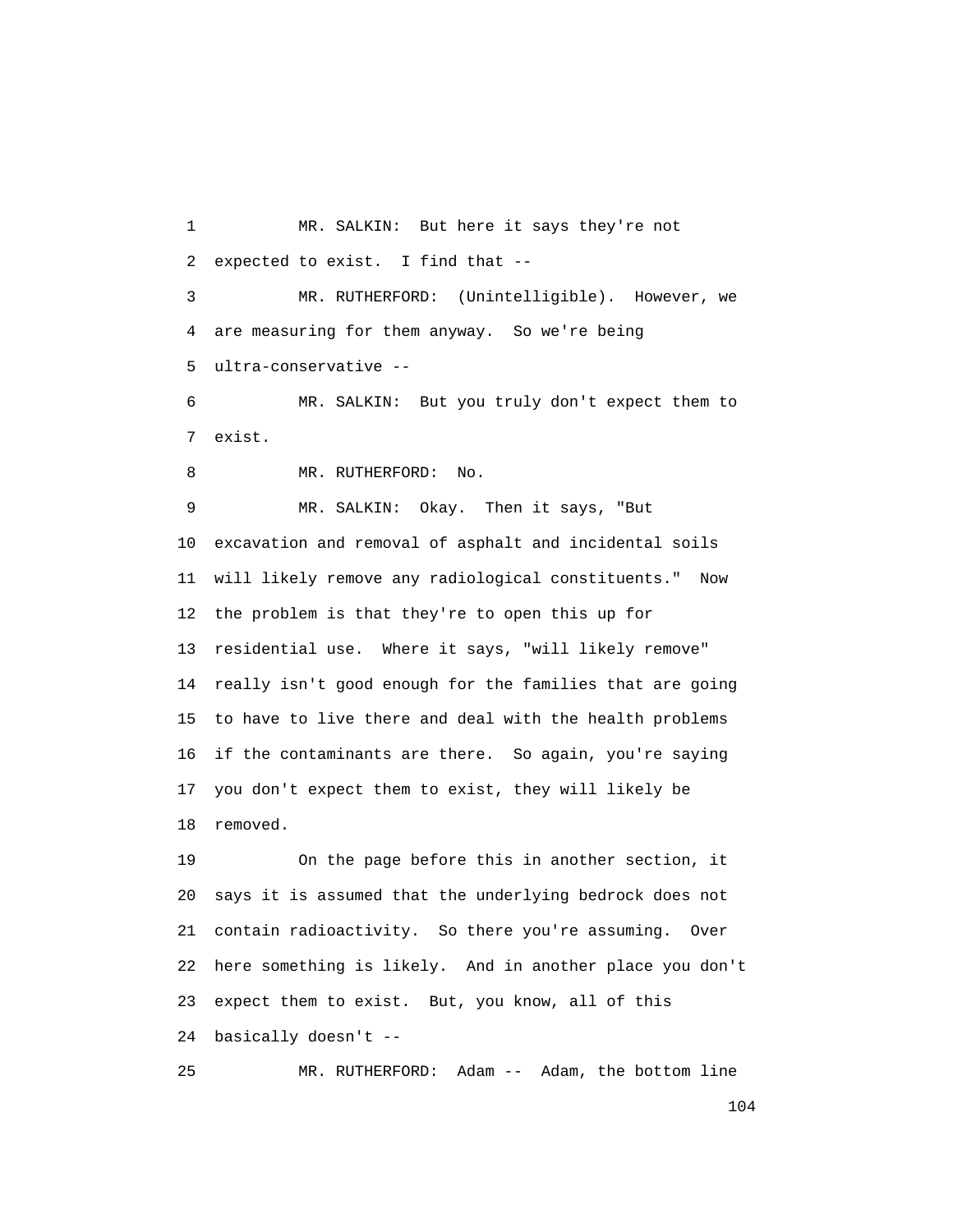MR. SALKIN: But here it says they're not expected to exist. I find that --

MR. RUTHERFORD: (Unintelligible). However, we are measuring for them anyway. So we're being ultra-conservative --

MR. SALKIN: But you truly don't expect them to exist.

MR. RUTHERFORD: No.

MR. SALKIN: Okay. Then it says, "But excavation and removal of asphalt and incidental soils will likely remove any radiological constituents." Now the problem is that they're to open this up for residential use. Where it says, "will likely remove" really isn't good enough for the families that are going to have to live there and deal with the health problems if the contaminants are there. So again, you're saying you don't expect them to exist, they will likely be removed.

On the page before this in another section, it says it is assumed that the underlying bedrock does not contain radioactivity. So there you're assuming. Over here something is likely. And in another place you don't expect them to exist. But, you know, all of this basically doesn't --

MR. RUTHERFORD: Adam -- Adam, the bottom line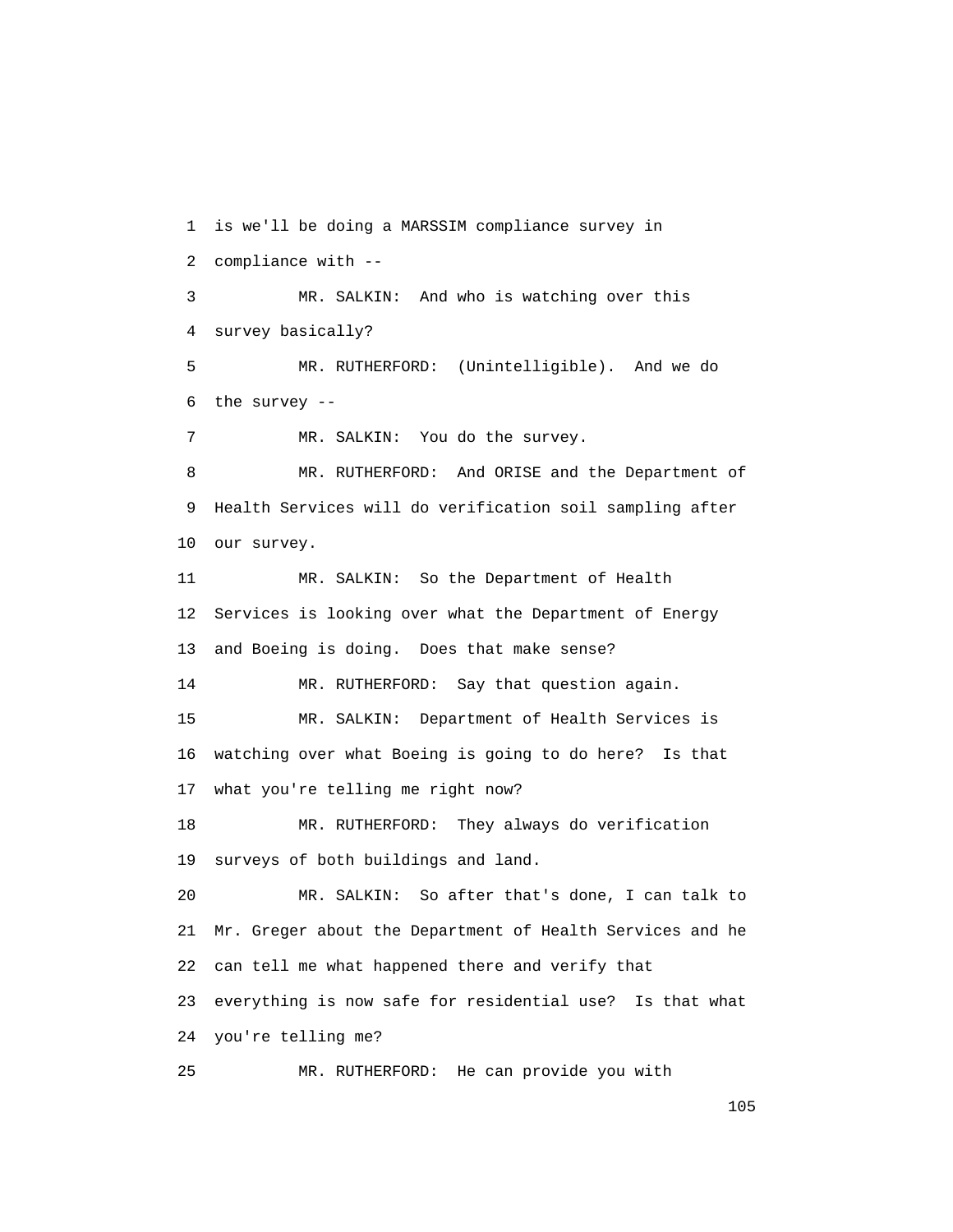1 is we'll be doing a MARSSIM compliance survey in
2 compliance with --
3 MR. SALKIN: And who is watching over this
4 survey basically?
5 MR. RUTHERFORD: (Unintelligible). And we do
6 the survey --
7 MR. SALKIN: You do the survey.
8 MR. RUTHERFORD: And ORISE and the Department of
9 Health Services will do verification soil sampling after
10 our survey.
11 MR. SALKIN: So the Department of Health
12 Services is looking over what the Department of Energy
13 and Boeing is doing. Does that make sense?
14 MR. RUTHERFORD: Say that question again.
15 MR. SALKIN: Department of Health Services is
16 watching over what Boeing is going to do here? Is that
17 what you're telling me right now?
18 MR. RUTHERFORD: They always do verification
19 surveys of both buildings and land.
20 MR. SALKIN: So after that's done, I can talk to
21 Mr. Greger about the Department of Health Services and he
22 can tell me what happened there and verify that
23 everything is now safe for residential use? Is that what
24 you're telling me?
25 MR. RUTHERFORD: He can provide you with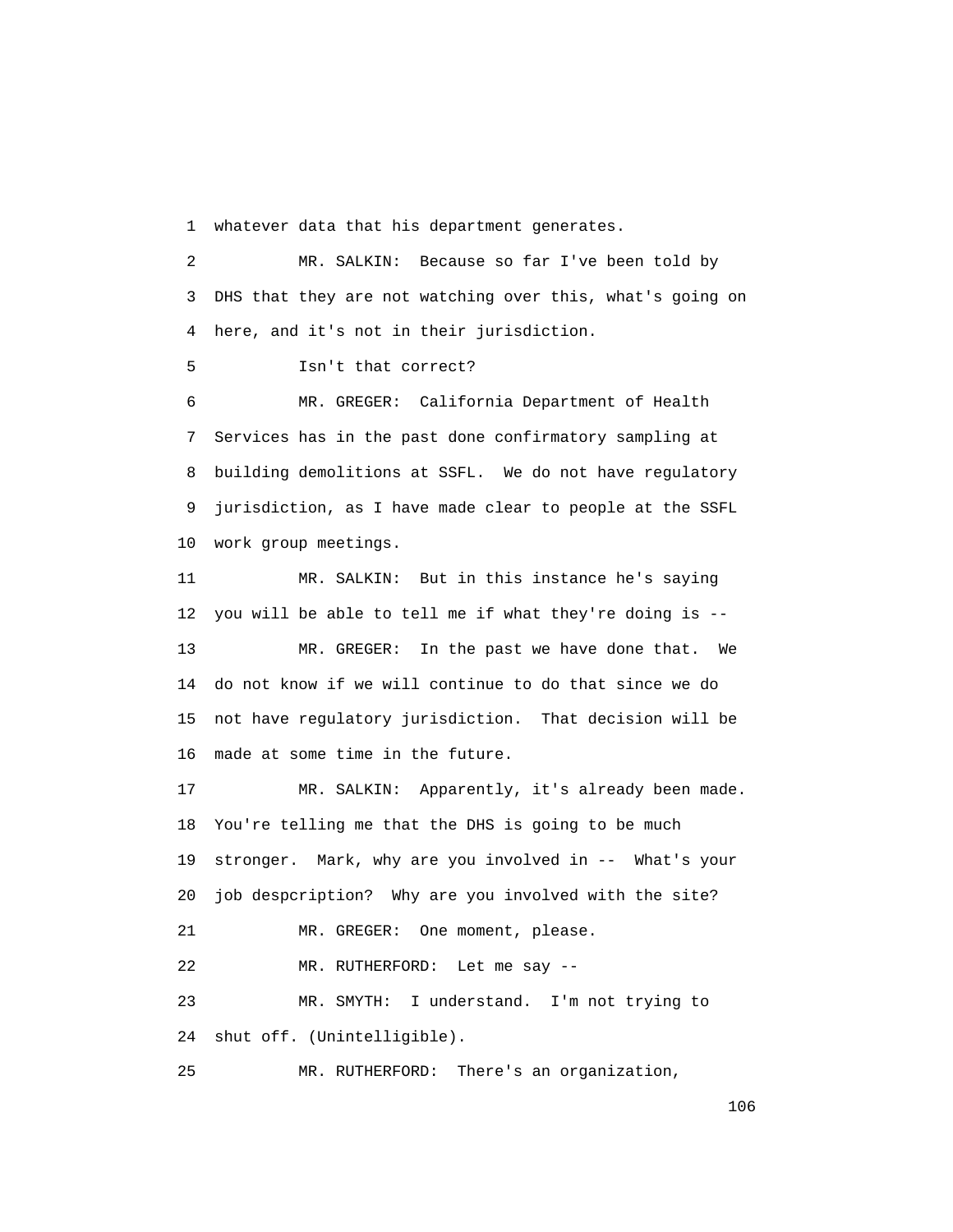whatever data that his department generates.

MR. SALKIN: Because so far I've been told by DHS that they are not watching over this, what's going on here, and it's not in their jurisdiction.

Isn't that correct?

MR. GREGER: California Department of Health Services has in the past done confirmatory sampling at building demolitions at SSFL. We do not have regulatory jurisdiction, as I have made clear to people at the SSFL work group meetings.

MR. SALKIN: But in this instance he's saying you will be able to tell me if what they're doing is --

MR. GREGER: In the past we have done that. We do not know if we will continue to do that since we do not have regulatory jurisdiction. That decision will be made at some time in the future.

MR. SALKIN: Apparently, it's already been made. You're telling me that the DHS is going to be much stronger. Mark, why are you involved in -- What's your job despcription? Why are you involved with the site?

MR. GREGER: One moment, please.

MR. RUTHERFORD: Let me say --

MR. SMYTH: I understand. I'm not trying to shut off. (Unintelligible).

MR. RUTHERFORD: There's an organization,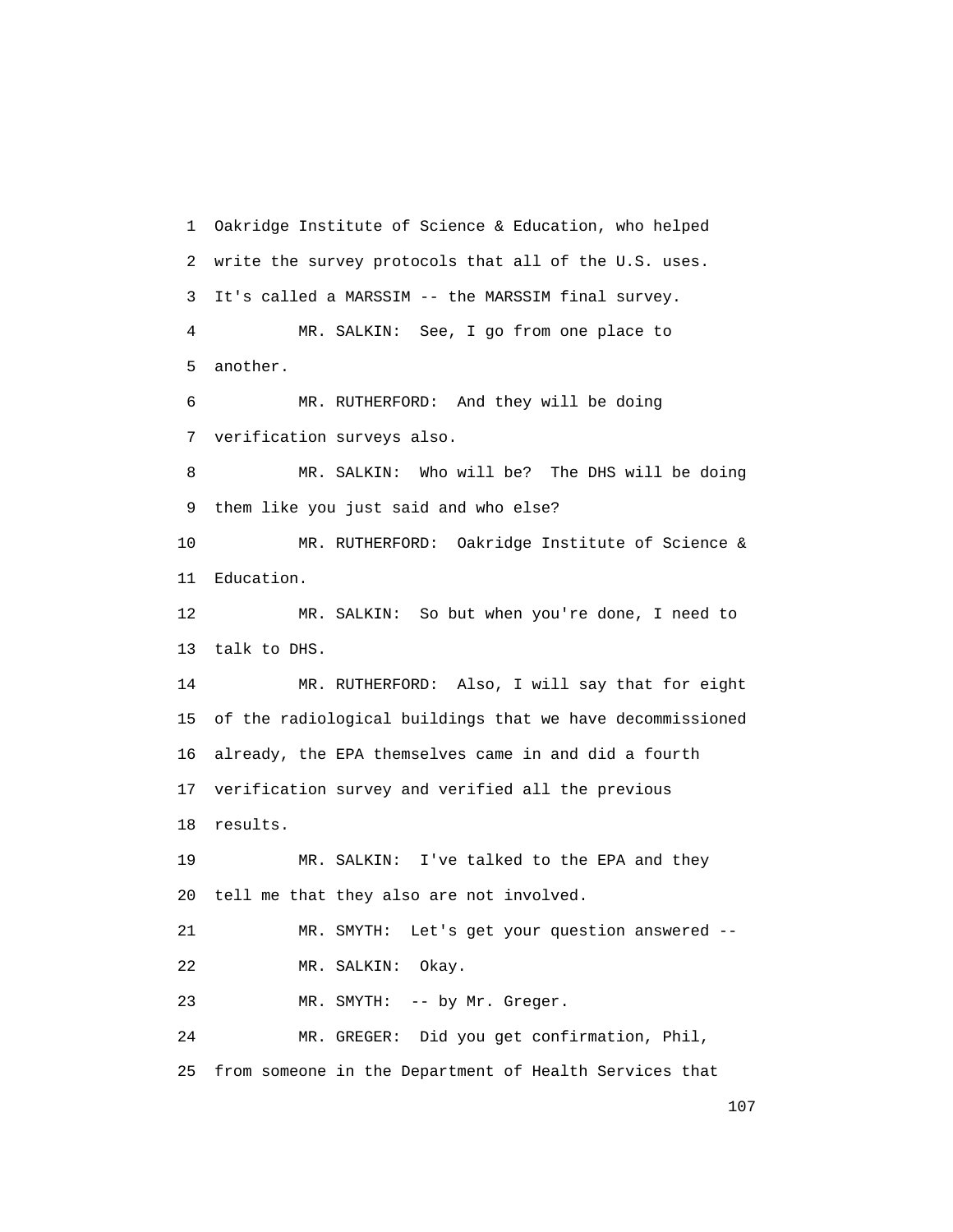1 Oakridge Institute of Science & Education, who helped
2 write the survey protocols that all of the U.S. uses.
3 It's called a MARSSIM -- the MARSSIM final survey.
4 MR. SALKIN: See, I go from one place to
5 another.
6 MR. RUTHERFORD: And they will be doing
7 verification surveys also.
8 MR. SALKIN: Who will be? The DHS will be doing
9 them like you just said and who else?
10 MR. RUTHERFORD: Oakridge Institute of Science &
11 Education.
12 MR. SALKIN: So but when you're done, I need to
13 talk to DHS.
14 MR. RUTHERFORD: Also, I will say that for eight
15 of the radiological buildings that we have decommissioned
16 already, the EPA themselves came in and did a fourth
17 verification survey and verified all the previous
18 results.
19 MR. SALKIN: I've talked to the EPA and they
20 tell me that they also are not involved.
21 MR. SMYTH: Let's get your question answered --
22 MR. SALKIN: Okay.
23 MR. SMYTH: -- by Mr. Greger.
24 MR. GREGER: Did you get confirmation, Phil,
25 from someone in the Department of Health Services that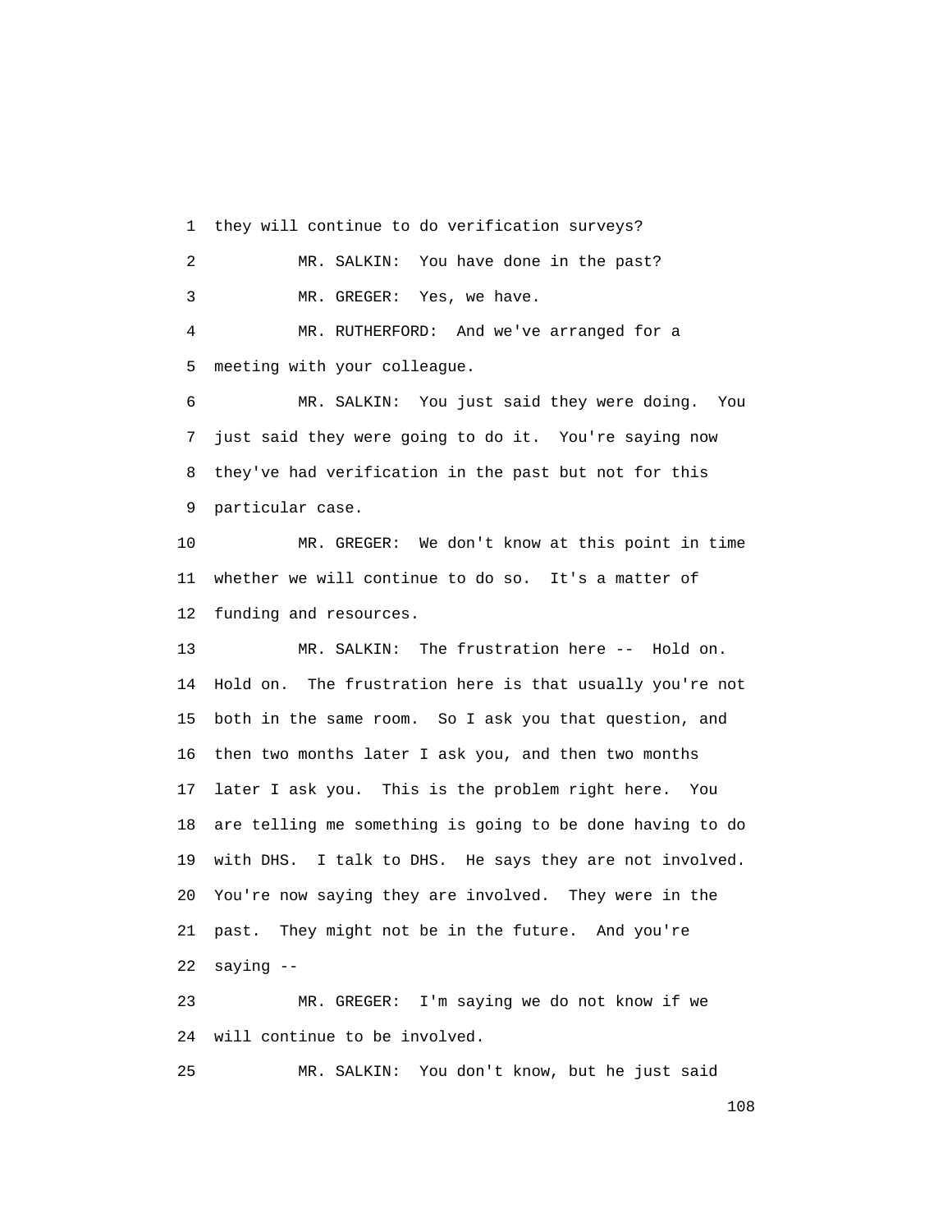1 they will continue to do verification surveys?

2 MR. SALKIN: You have done in the past?

3 MR. GREGER: Yes, we have.

4 MR. RUTHERFORD: And we've arranged for a

5 meeting with your colleague.

6 MR. SALKIN: You just said they were doing. You

7 just said they were going to do it. You're saying now

8 they've had verification in the past but not for this

9 particular case.

10 MR. GREGER: We don't know at this point in time

11 whether we will continue to do so. It's a matter of

12 funding and resources.

13 MR. SALKIN: The frustration here -- Hold on.

14 Hold on. The frustration here is that usually you're not

15 both in the same room. So I ask you that question, and

16 then two months later I ask you, and then two months

17 later I ask you. This is the problem right here. You

18 are telling me something is going to be done having to do

19 with DHS. I talk to DHS. He says they are not involved.

20 You're now saying they are involved. They were in the

21 past. They might not be in the future. And you're

22 saying --

23 MR. GREGER: I'm saying we do not know if we

24 will continue to be involved.

25 MR. SALKIN: You don't know, but he just said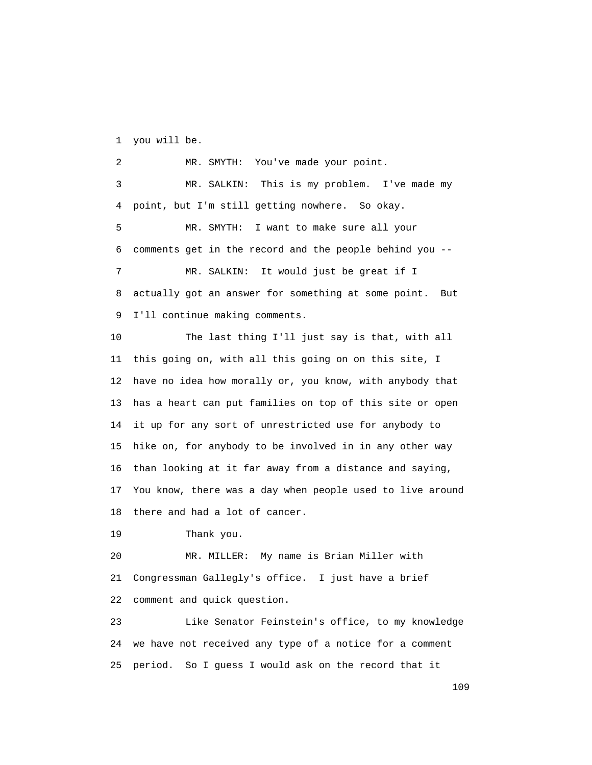1 you will be.

2 MR. SMYTH: You've made your point.

3 MR. SALKIN: This is my problem. I've made my

4 point, but I'm still getting nowhere. So okay.

5 MR. SMYTH: I want to make sure all your

6 comments get in the record and the people behind you --

7 MR. SALKIN: It would just be great if I

8 actually got an answer for something at some point. But

9 I'll continue making comments.

10 The last thing I'll just say is that, with all

11 this going on, with all this going on on this site, I

12 have no idea how morally or, you know, with anybody that

13 has a heart can put families on top of this site or open

14 it up for any sort of unrestricted use for anybody to

15 hike on, for anybody to be involved in in any other way

16 than looking at it far away from a distance and saying,

17 You know, there was a day when people used to live around

18 there and had a lot of cancer.

19 Thank you.

20 MR. MILLER: My name is Brian Miller with

21 Congressman Gallegly's office. I just have a brief

22 comment and quick question.

23 Like Senator Feinstein's office, to my knowledge

24 we have not received any type of a notice for a comment

25 period. So I guess I would ask on the record that it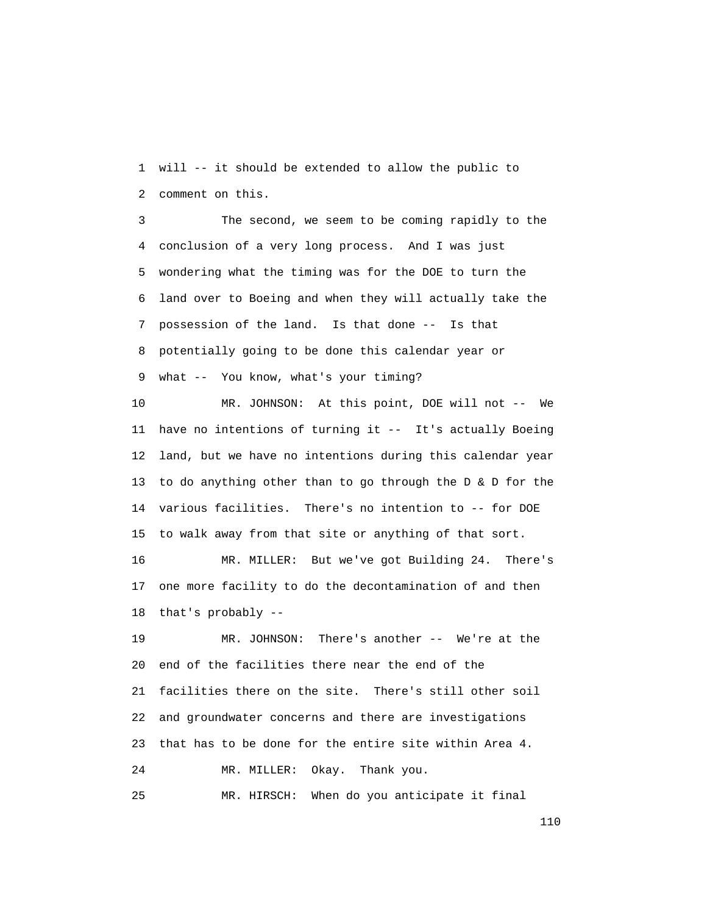1 will -- it should be extended to allow the public to
2 comment on this.

3 The second, we seem to be coming rapidly to the
4 conclusion of a very long process. And I was just
5 wondering what the timing was for the DOE to turn the
6 land over to Boeing and when they will actually take the
7 possession of the land. Is that done -- Is that
8 potentially going to be done this calendar year or
9 what -- You know, what's your timing?

10 MR. JOHNSON: At this point, DOE will not -- We
11 have no intentions of turning it -- It's actually Boeing
12 land, but we have no intentions during this calendar year
13 to do anything other than to go through the D & D for the
14 various facilities. There's no intention to -- for DOE
15 to walk away from that site or anything of that sort.

16 MR. MILLER: But we've got Building 24. There's
17 one more facility to do the decontamination of and then
18 that's probably --

19 MR. JOHNSON: There's another -- We're at the
20 end of the facilities there near the end of the
21 facilities there on the site. There's still other soil
22 and groundwater concerns and there are investigations
23 that has to be done for the entire site within Area 4.

24 MR. MILLER: Okay. Thank you.

25 MR. HIRSCH: When do you anticipate it final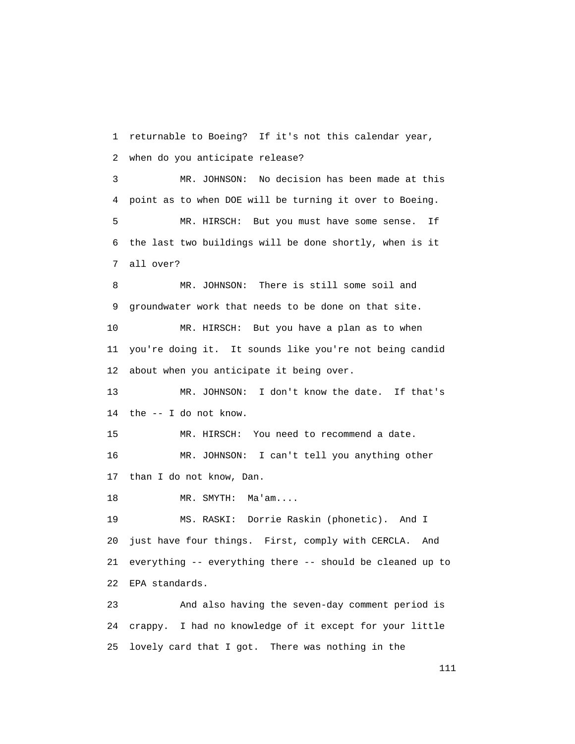1 returnable to Boeing? If it's not this calendar year,
2 when do you anticipate release?

3 MR. JOHNSON: No decision has been made at this
4 point as to when DOE will be turning it over to Boeing.

5 MR. HIRSCH: But you must have some sense. If
6 the last two buildings will be done shortly, when is it
7 all over?

8 MR. JOHNSON: There is still some soil and
9 groundwater work that needs to be done on that site.

10 MR. HIRSCH: But you have a plan as to when
11 you're doing it. It sounds like you're not being candid
12 about when you anticipate it being over.

13 MR. JOHNSON: I don't know the date. If that's
14 the -- I do not know.

15 MR. HIRSCH: You need to recommend a date.

16 MR. JOHNSON: I can't tell you anything other
17 than I do not know, Dan.

18 MR. SMYTH: Ma'am....

19 MS. RASKI: Dorrie Raskin (phonetic). And I
20 just have four things. First, comply with CERCLA. And
21 everything -- everything there -- should be cleaned up to
22 EPA standards.

23 And also having the seven-day comment period is
24 crappy. I had no knowledge of it except for your little
25 lovely card that I got. There was nothing in the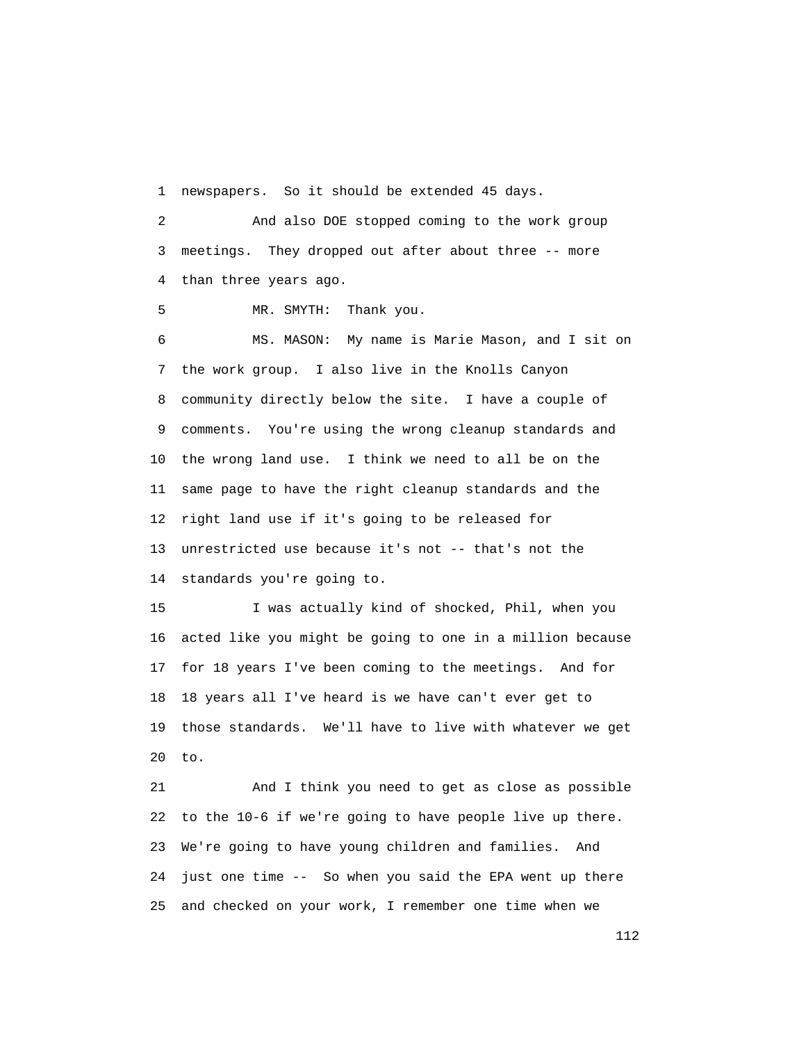1 newspapers. So it should be extended 45 days.

2 And also DOE stopped coming to the work group

3 meetings. They dropped out after about three -- more

4 than three years ago.

5 MR. SMYTH: Thank you.

6 MS. MASON: My name is Marie Mason, and I sit on

7 the work group. I also live in the Knolls Canyon

8 community directly below the site. I have a couple of

9 comments. You're using the wrong cleanup standards and

10 the wrong land use. I think we need to all be on the

11 same page to have the right cleanup standards and the

12 right land use if it's going to be released for

13 unrestricted use because it's not -- that's not the

14 standards you're going to.

15 I was actually kind of shocked, Phil, when you

16 acted like you might be going to one in a million because

17 for 18 years I've been coming to the meetings. And for

18 18 years all I've heard is we have can't ever get to

19 those standards. We'll have to live with whatever we get

20 to.

21 And I think you need to get as close as possible

22 to the 10-6 if we're going to have people live up there.

23 We're going to have young children and families. And

24 just one time -- So when you said the EPA went up there

25 and checked on your work, I remember one time when we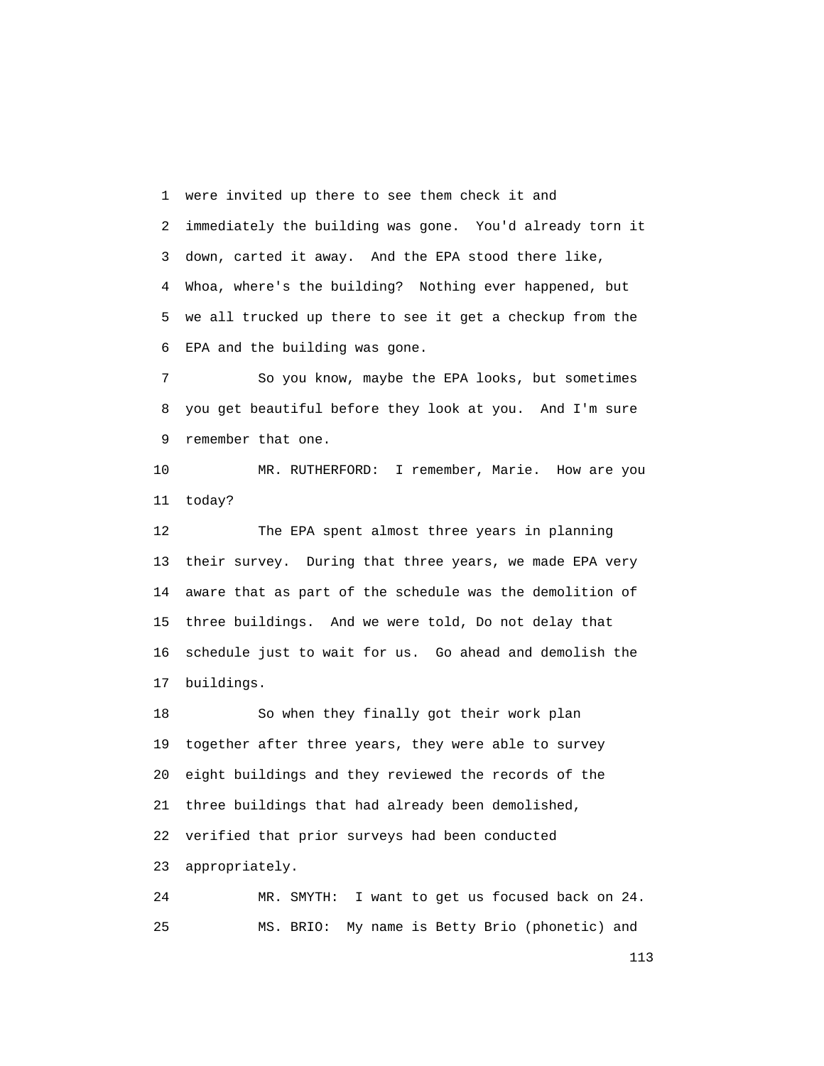were invited up there to see them check it and immediately the building was gone. You'd already torn it down, carted it away. And the EPA stood there like, Whoa, where's the building? Nothing ever happened, but we all trucked up there to see it get a checkup from the EPA and the building was gone.

So you know, maybe the EPA looks, but sometimes you get beautiful before they look at you. And I'm sure remember that one.

MR. RUTHERFORD: I remember, Marie. How are you today?

The EPA spent almost three years in planning their survey. During that three years, we made EPA very aware that as part of the schedule was the demolition of three buildings. And we were told, Do not delay that schedule just to wait for us. Go ahead and demolish the buildings.

So when they finally got their work plan together after three years, they were able to survey eight buildings and they reviewed the records of the three buildings that had already been demolished, verified that prior surveys had been conducted appropriately.

MR. SMYTH: I want to get us focused back on 24.

MS. BRIO: My name is Betty Brio (phonetic) and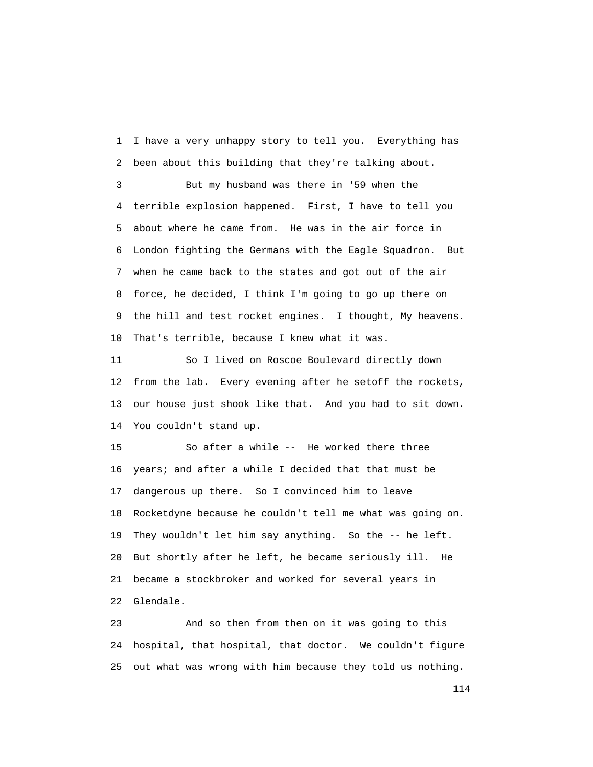I have a very unhappy story to tell you. Everything has been about this building that they're talking about.

But my husband was there in '59 when the terrible explosion happened. First, I have to tell you about where he came from. He was in the air force in London fighting the Germans with the Eagle Squadron. But when he came back to the states and got out of the air force, he decided, I think I'm going to go up there on the hill and test rocket engines. I thought, My heavens. That's terrible, because I knew what it was.

So I lived on Roscoe Boulevard directly down from the lab. Every evening after he setoff the rockets, our house just shook like that. And you had to sit down. You couldn't stand up.

So after a while -- He worked there three years; and after a while I decided that that must be dangerous up there. So I convinced him to leave Rocketdyne because he couldn't tell me what was going on. They wouldn't let him say anything. So the -- he left. But shortly after he left, he became seriously ill. He became a stockbroker and worked for several years in Glendale.

And so then from then on it was going to this hospital, that hospital, that doctor. We couldn't figure out what was wrong with him because they told us nothing.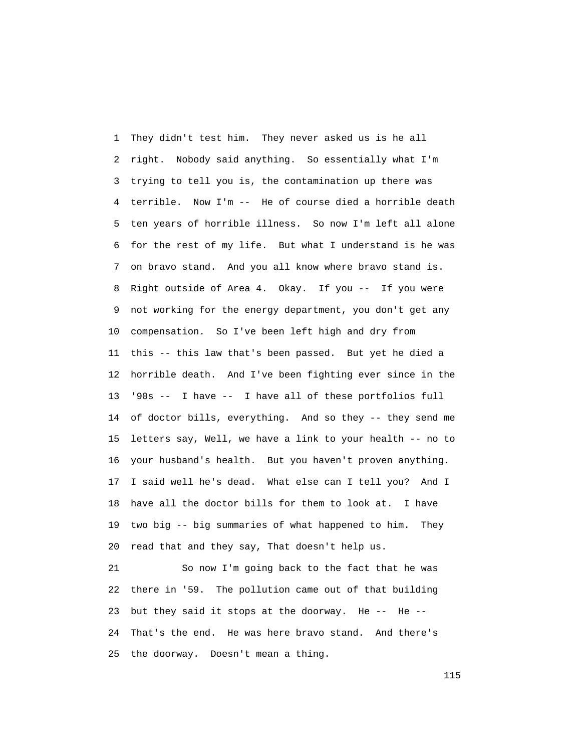1 They didn't test him. They never asked us is he all
2 right. Nobody said anything. So essentially what I'm
3 trying to tell you is, the contamination up there was
4 terrible. Now I'm -- He of course died a horrible death
5 ten years of horrible illness. So now I'm left all alone
6 for the rest of my life. But what I understand is he was
7 on bravo stand. And you all know where bravo stand is.
8 Right outside of Area 4. Okay. If you -- If you were
9 not working for the energy department, you don't get any
10 compensation. So I've been left high and dry from
11 this -- this law that's been passed. But yet he died a
12 horrible death. And I've been fighting ever since in the
13 '90s -- I have -- I have all of these portfolios full
14 of doctor bills, everything. And so they -- they send me
15 letters say, Well, we have a link to your health -- no to
16 your husband's health. But you haven't proven anything.
17 I said well he's dead. What else can I tell you? And I
18 have all the doctor bills for them to look at. I have
19 two big -- big summaries of what happened to him. They
20 read that and they say, That doesn't help us.
21 So now I'm going back to the fact that he was
22 there in '59. The pollution came out of that building
23 but they said it stops at the doorway. He -- He --
24 That's the end. He was here bravo stand. And there's
25 the doorway. Doesn't mean a thing.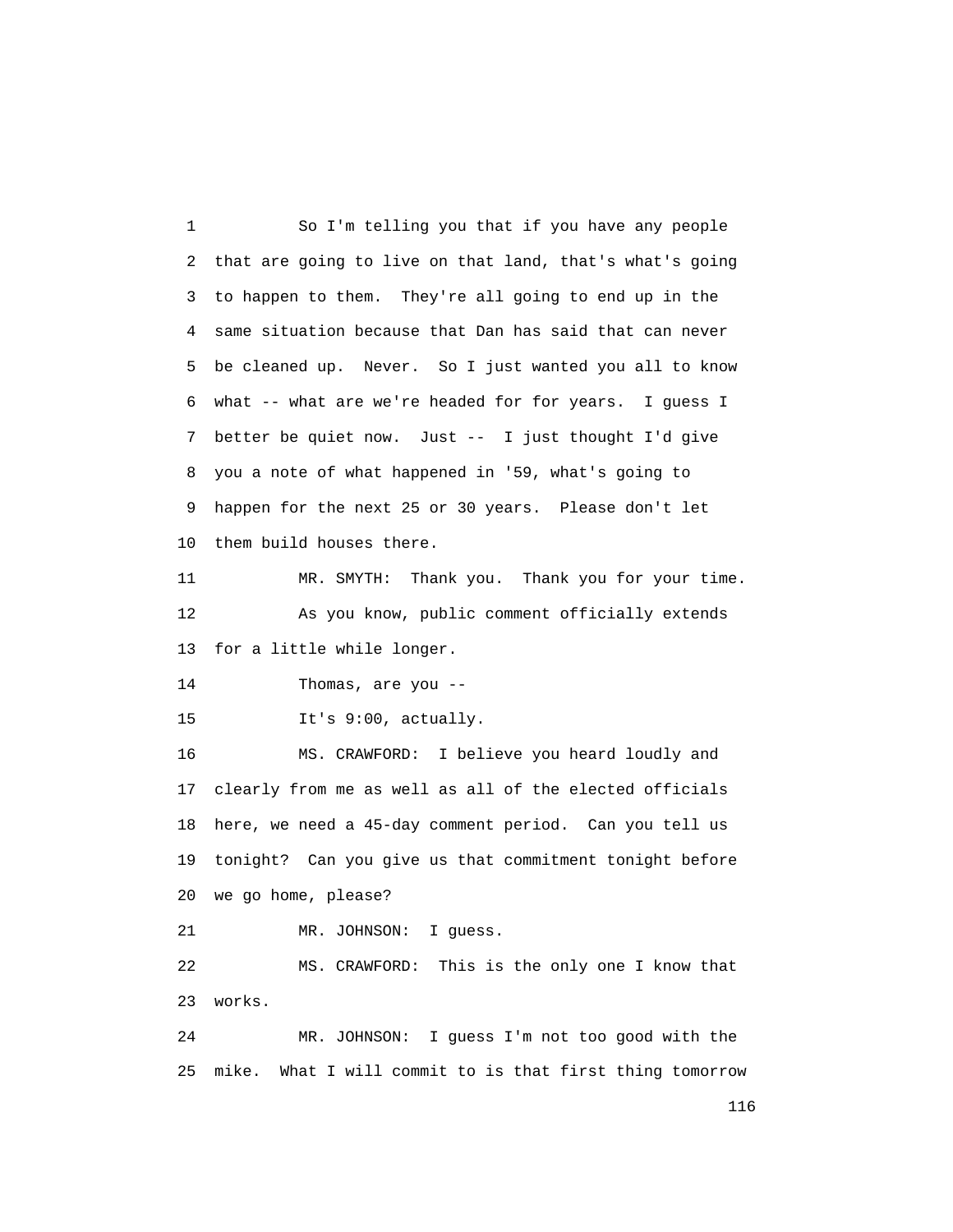So I'm telling you that if you have any people that are going to live on that land, that's what's going to happen to them. They're all going to end up in the same situation because that Dan has said that can never be cleaned up. Never. So I just wanted you all to know what -- what are we're headed for for years. I guess I better be quiet now. Just -- I just thought I'd give you a note of what happened in '59, what's going to happen for the next 25 or 30 years. Please don't let them build houses there.

MR. SMYTH: Thank you. Thank you for your time.

As you know, public comment officially extends for a little while longer.

Thomas, are you --

It's 9:00, actually.

MS. CRAWFORD: I believe you heard loudly and clearly from me as well as all of the elected officials here, we need a 45-day comment period. Can you tell us tonight? Can you give us that commitment tonight before we go home, please?

MR. JOHNSON: I guess.

MS. CRAWFORD: This is the only one I know that works.

MR. JOHNSON: I guess I'm not too good with the mike. What I will commit to is that first thing tomorrow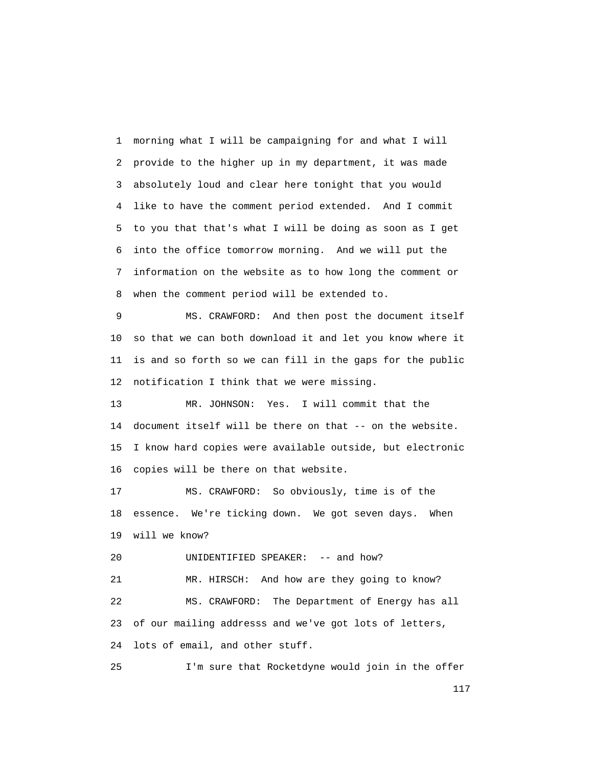morning what I will be campaigning for and what I will provide to the higher up in my department, it was made absolutely loud and clear here tonight that you would like to have the comment period extended. And I commit to you that that's what I will be doing as soon as I get into the office tomorrow morning. And we will put the information on the website as to how long the comment or when the comment period will be extended to.

MS. CRAWFORD: And then post the document itself so that we can both download it and let you know where it is and so forth so we can fill in the gaps for the public notification I think that we were missing.

MR. JOHNSON: Yes. I will commit that the document itself will be there on that -- on the website. I know hard copies were available outside, but electronic copies will be there on that website.

MS. CRAWFORD: So obviously, time is of the essence. We're ticking down. We got seven days. When will we know?

UNIDENTIFIED SPEAKER: -- and how?

MR. HIRSCH: And how are they going to know?

MS. CRAWFORD: The Department of Energy has all of our mailing addresss and we've got lots of letters, lots of email, and other stuff.

I'm sure that Rocketdyne would join in the offer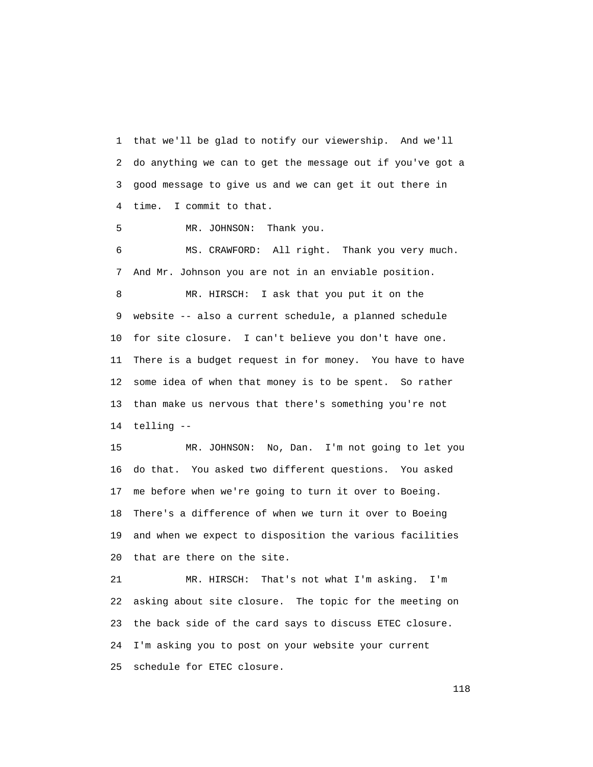1 that we'll be glad to notify our viewership. And we'll
2 do anything we can to get the message out if you've got a
3 good message to give us and we can get it out there in
4 time. I commit to that.

5 MR. JOHNSON: Thank you.

6 MS. CRAWFORD: All right. Thank you very much.
7 And Mr. Johnson you are not in an enviable position.

8 MR. HIRSCH: I ask that you put it on the
9 website -- also a current schedule, a planned schedule
10 for site closure. I can't believe you don't have one.
11 There is a budget request in for money. You have to have
12 some idea of when that money is to be spent. So rather
13 than make us nervous that there's something you're not
14 telling --

15 MR. JOHNSON: No, Dan. I'm not going to let you
16 do that. You asked two different questions. You asked
17 me before when we're going to turn it over to Boeing.
18 There's a difference of when we turn it over to Boeing
19 and when we expect to disposition the various facilities
20 that are there on the site.

21 MR. HIRSCH: That's not what I'm asking. I'm
22 asking about site closure. The topic for the meeting on
23 the back side of the card says to discuss ETEC closure.
24 I'm asking you to post on your website your current
25 schedule for ETEC closure.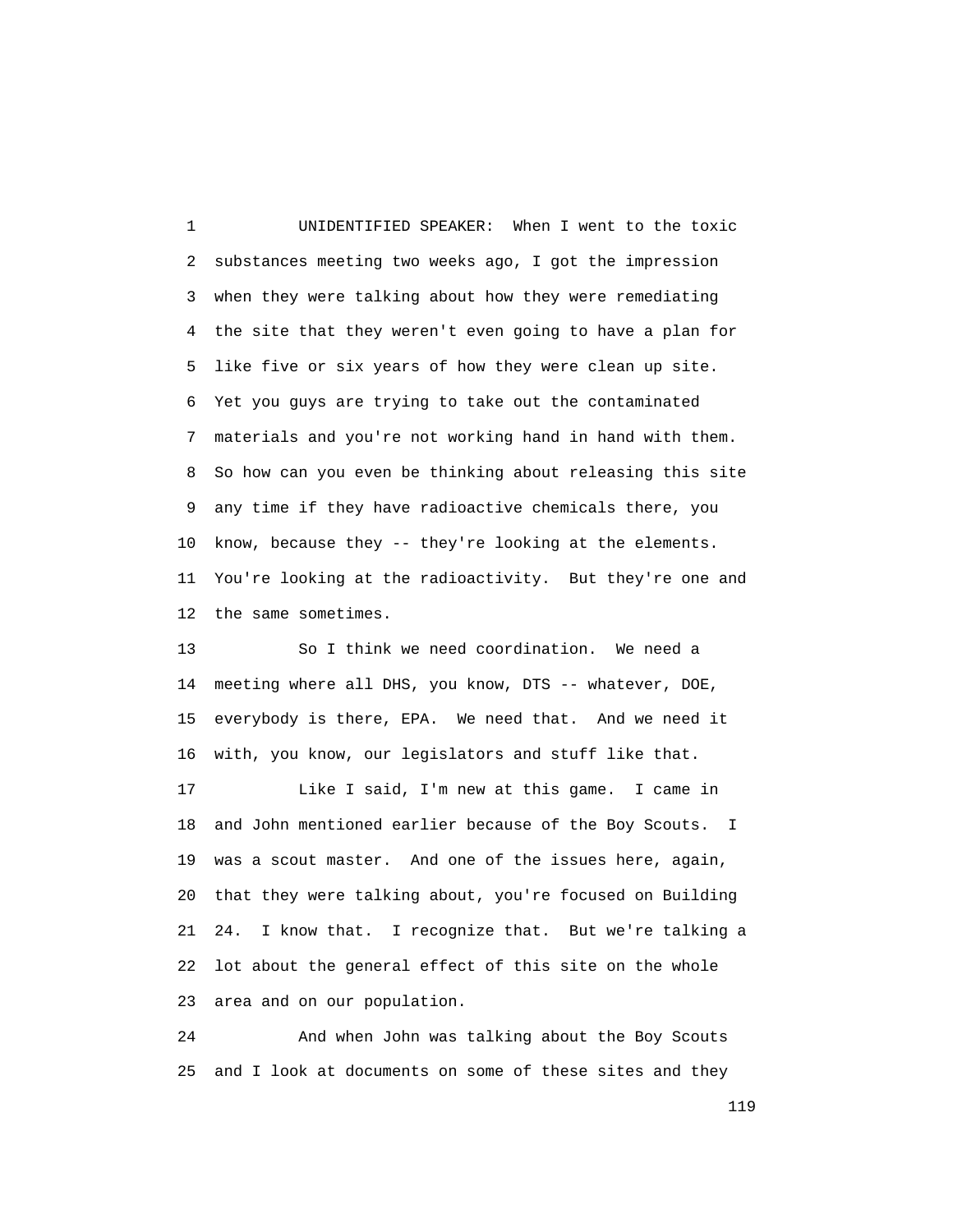UNIDENTIFIED SPEAKER: When I went to the toxic substances meeting two weeks ago, I got the impression when they were talking about how they were remediating the site that they weren't even going to have a plan for like five or six years of how they were clean up site. Yet you guys are trying to take out the contaminated materials and you're not working hand in hand with them. So how can you even be thinking about releasing this site any time if they have radioactive chemicals there, you know, because they -- they're looking at the elements. You're looking at the radioactivity. But they're one and the same sometimes.

So I think we need coordination. We need a meeting where all DHS, you know, DTS -- whatever, DOE, everybody is there, EPA. We need that. And we need it with, you know, our legislators and stuff like that.

Like I said, I'm new at this game. I came in and John mentioned earlier because of the Boy Scouts. I was a scout master. And one of the issues here, again, that they were talking about, you're focused on Building 24. I know that. I recognize that. But we're talking a lot about the general effect of this site on the whole area and on our population.

And when John was talking about the Boy Scouts and I look at documents on some of these sites and they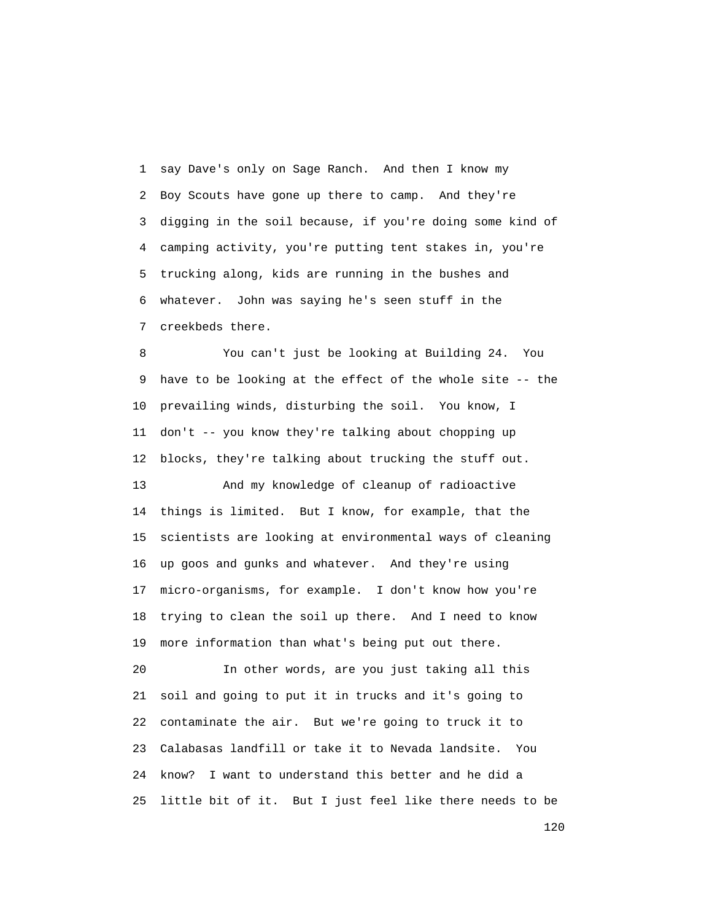say Dave's only on Sage Ranch. And then I know my Boy Scouts have gone up there to camp. And they're digging in the soil because, if you're doing some kind of camping activity, you're putting tent stakes in, you're trucking along, kids are running in the bushes and whatever. John was saying he's seen stuff in the creekbeds there.

You can't just be looking at Building 24. You have to be looking at the effect of the whole site -- the prevailing winds, disturbing the soil. You know, I don't -- you know they're talking about chopping up blocks, they're talking about trucking the stuff out.

And my knowledge of cleanup of radioactive things is limited. But I know, for example, that the scientists are looking at environmental ways of cleaning up goos and gunks and whatever. And they're using micro-organisms, for example. I don't know how you're trying to clean the soil up there. And I need to know more information than what's being put out there.

In other words, are you just taking all this soil and going to put it in trucks and it's going to contaminate the air. But we're going to truck it to Calabasas landfill or take it to Nevada landsite. You know? I want to understand this better and he did a little bit of it. But I just feel like there needs to be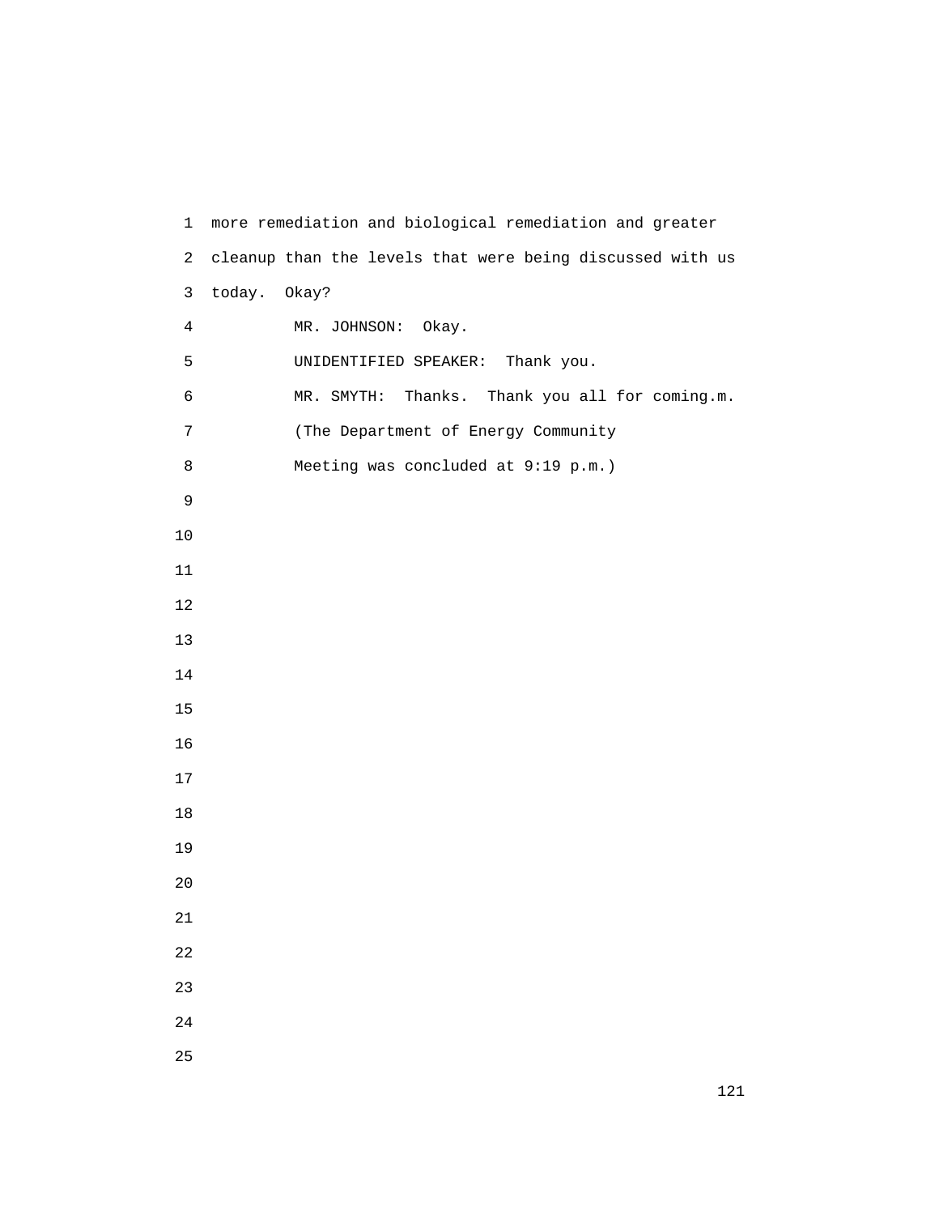more remediation and biological remediation and greater cleanup than the levels that were being discussed with us today. Okay?

MR. JOHNSON: Okay.

UNIDENTIFIED SPEAKER: Thank you.

MR. SMYTH: Thanks. Thank you all for coming.m.

(The Department of Energy Community Meeting was concluded at 9:19 p.m.)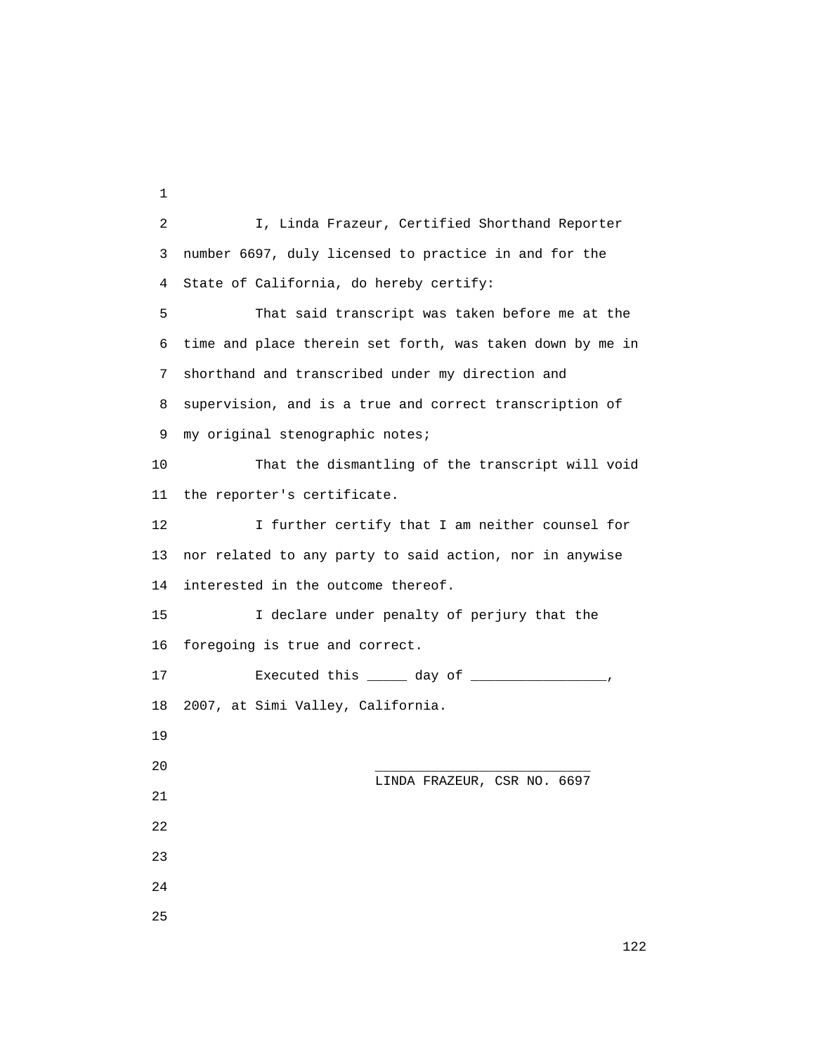I, Linda Frazeur, Certified Shorthand Reporter number 6697, duly licensed to practice in and for the State of California, do hereby certify:

That said transcript was taken before me at the time and place therein set forth, was taken down by me in shorthand and transcribed under my direction and supervision, and is a true and correct transcription of my original stenographic notes;

That the dismantling of the transcript will void the reporter's certificate.

I further certify that I am neither counsel for nor related to any party to said action, nor in anywise interested in the outcome thereof.

I declare under penalty of perjury that the foregoing is true and correct.

Executed this _____ day of _________________, 2007, at Simi Valley, California.

___________________________
LINDA FRAZEUR, CSR NO. 6697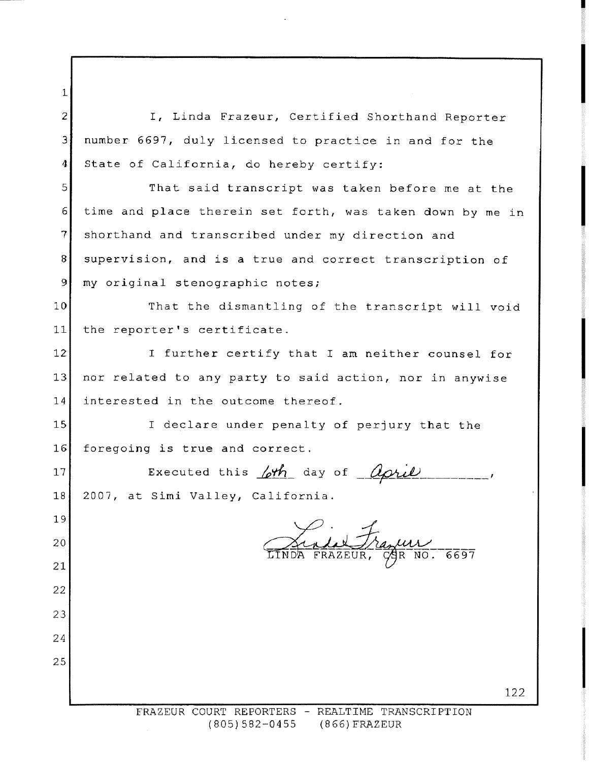I, Linda Frazeur, Certified Shorthand Reporter number 6697, duly licensed to practice in and for the State of California, do hereby certify:

That said transcript was taken before me at the time and place therein set forth, was taken down by me in shorthand and transcribed under my direction and supervision, and is a true and correct transcription of my original stenographic notes;

That the dismantling of the transcript will void the reporter's certificate.

I further certify that I am neither counsel for nor related to any party to said action, nor in anywise interested in the outcome thereof.

I declare under penalty of perjury that the foregoing is true and correct.

Executed this *6th* day of *April*, 2007, at Simi Valley, California.

*Linda Frazeur*

LINDA FRAZEUR, CSR NO. 6697

FRAZEUR COURT REPORTERS - REALTIME TRANSCRIPTION
(805)582-0455 (866)FRAZEUR